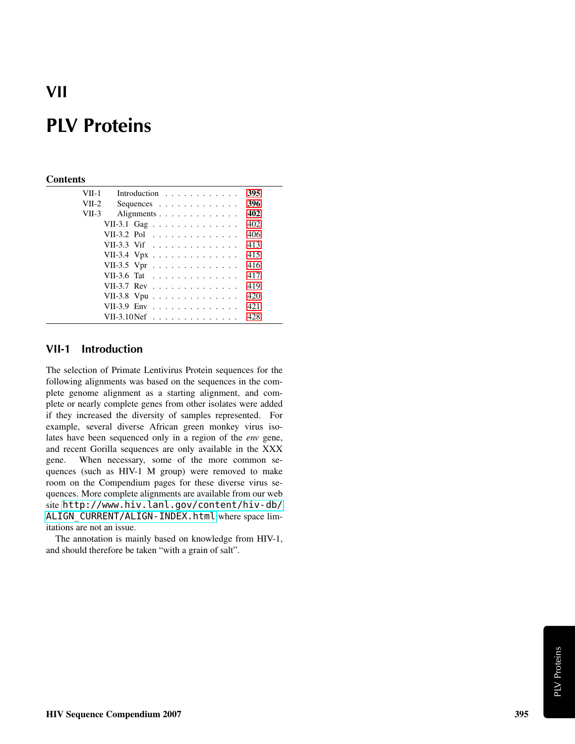# VII

# PLV Proteins

## Contents

| | | |
|---|---|---|
| VII-1 | Introduction | **395** |
| VII-2 | Sequences | **396** |
| VII-3 | Alignments | **402** |
| | VII-3.1 Gag | 402 |
| | VII-3.2 Pol | 406 |
| | VII-3.3 Vif | 413 |
| | VII-3.4 Vpx | 415 |
| | VII-3.5 Vpr | 416 |
| | VII-3.6 Tat | 417 |
| | VII-3.7 Rev | 419 |
| | VII-3.8 Vpu | 420 |
| | VII-3.9 Env | 421 |
| | VII-3.10 Nef | 428 |

## VII-1 Introduction

The selection of Primate Lentivirus Protein sequences for the following alignments was based on the sequences in the complete genome alignment as a starting alignment, and complete or nearly complete genes from other isolates were added if they increased the diversity of samples represented. For example, several diverse African green monkey virus isolates have been sequenced only in a region of the *env* gene, and recent Gorilla sequences are only available in the XXX gene. When necessary, some of the more common sequences (such as HIV-1 M group) were removed to make room on the Compendium pages for these diverse virus sequences. More complete alignments are available from our web site `http://www.hiv.lanl.gov/content/hiv-db/ALIGN_CURRENT/ALIGN-INDEX.html` where space limitations are not an issue.

The annotation is mainly based on knowledge from HIV-1, and should therefore be taken "with a grain of salt".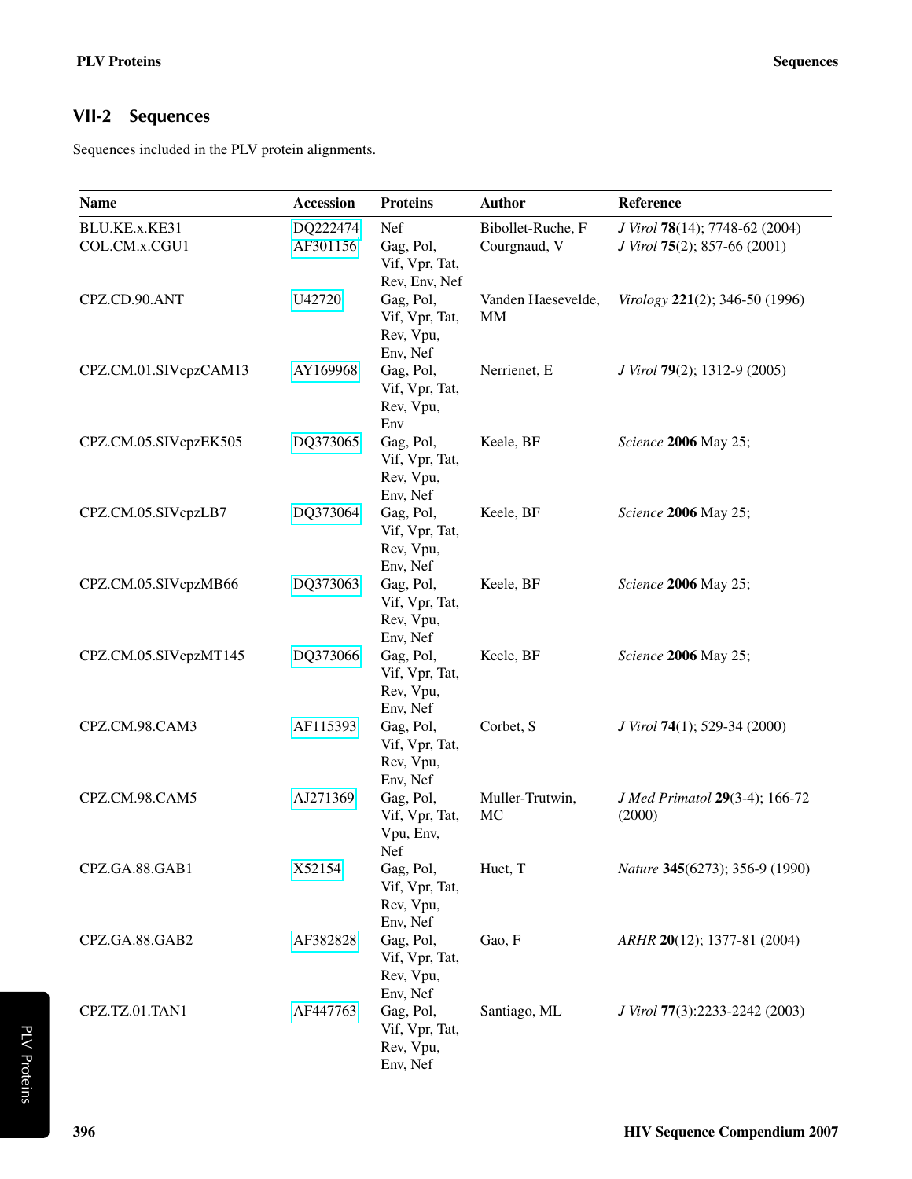## VII-2 Sequences

Sequences included in the PLV protein alignments.

| Name | Accession | Proteins | Author | Reference |
|---|---|---|---|---|
| BLU.KE.x.KE31 | DQ222474 | Nef | Bibollet-Ruche, F | *J Virol* **78**(14); 7748-62 (2004) |
| COL.CM.x.CGU1 | AF301156 | Gag, Pol, Vif, Vpr, Tat, Rev, Env, Nef | Courgnaud, V | *J Virol* **75**(2); 857-66 (2001) |
| CPZ.CD.90.ANT | U42720 | Gag, Pol, Vif, Vpr, Tat, Rev, Vpu, Env, Nef | Vanden Haesevelde, MM | *Virology* **221**(2); 346-50 (1996) |
| CPZ.CM.01.SIVcpzCAM13 | AY169968 | Gag, Pol, Vif, Vpr, Tat, Rev, Vpu, Env | Nerrienet, E | *J Virol* **79**(2); 1312-9 (2005) |
| CPZ.CM.05.SIVcpzEK505 | DQ373065 | Gag, Pol, Vif, Vpr, Tat, Rev, Vpu, Env, Nef | Keele, BF | *Science* **2006** May 25; |
| CPZ.CM.05.SIVcpzLB7 | DQ373064 | Gag, Pol, Vif, Vpr, Tat, Rev, Vpu, Env, Nef | Keele, BF | *Science* **2006** May 25; |
| CPZ.CM.05.SIVcpzMB66 | DQ373063 | Gag, Pol, Vif, Vpr, Tat, Rev, Vpu, Env, Nef | Keele, BF | *Science* **2006** May 25; |
| CPZ.CM.05.SIVcpzMT145 | DQ373066 | Gag, Pol, Vif, Vpr, Tat, Rev, Vpu, Env, Nef | Keele, BF | *Science* **2006** May 25; |
| CPZ.CM.98.CAM3 | AF115393 | Gag, Pol, Vif, Vpr, Tat, Rev, Vpu, Env, Nef | Corbet, S | *J Virol* **74**(1); 529-34 (2000) |
| CPZ.CM.98.CAM5 | AJ271369 | Gag, Pol, Vif, Vpr, Tat, Vpu, Env, Nef | Muller-Trutwin, MC | *J Med Primatol* **29**(3-4); 166-72 (2000) |
| CPZ.GA.88.GAB1 | X52154 | Gag, Pol, Vif, Vpr, Tat, Rev, Vpu, Env, Nef | Huet, T | *Nature* **345**(6273); 356-9 (1990) |
| CPZ.GA.88.GAB2 | AF382828 | Gag, Pol, Vif, Vpr, Tat, Rev, Vpu, Env, Nef | Gao, F | *ARHR* **20**(12); 1377-81 (2004) |
| CPZ.TZ.01.TAN1 | AF447763 | Gag, Pol, Vif, Vpr, Tat, Rev, Vpu, Env, Nef | Santiago, ML | *J Virol* **77**(3):2233-2242 (2003) |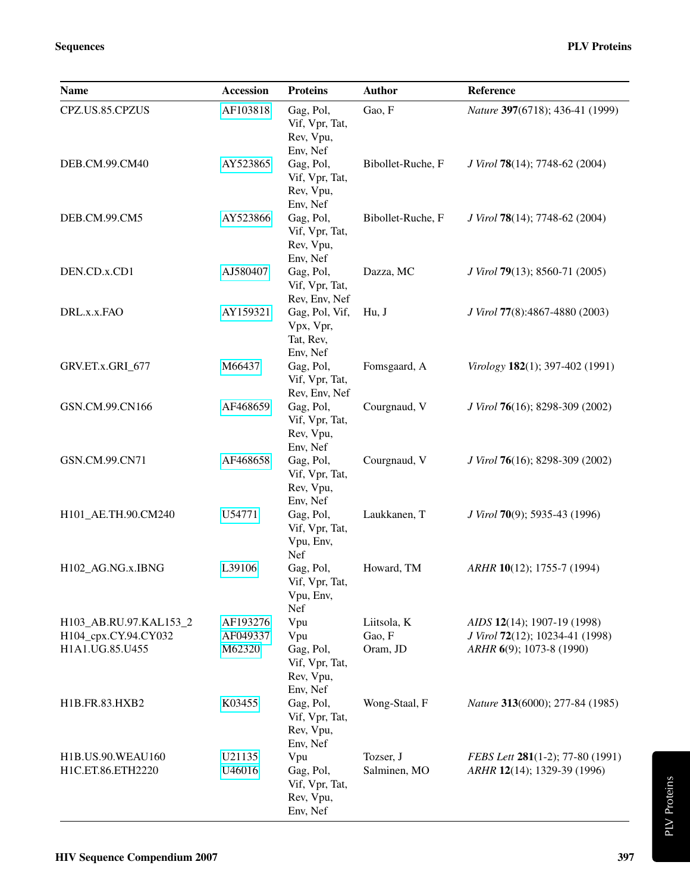| Name | Accession | Proteins | Author | Reference |
|---|---|---|---|---|
| CPZ.US.85.CPZUS | AF103818 | Gag, Pol, Vif, Vpr, Tat, Rev, Vpu, Env, Nef | Gao, F | *Nature* **397**(6718); 436-41 (1999) |
| DEB.CM.99.CM40 | AY523865 | Gag, Pol, Vif, Vpr, Tat, Rev, Vpu, Env, Nef | Bibollet-Ruche, F | *J Virol* **78**(14); 7748-62 (2004) |
| DEB.CM.99.CM5 | AY523866 | Gag, Pol, Vif, Vpr, Tat, Rev, Vpu, Env, Nef | Bibollet-Ruche, F | *J Virol* **78**(14); 7748-62 (2004) |
| DEN.CD.x.CD1 | AJ580407 | Gag, Pol, Vif, Vpr, Tat, Rev, Env, Nef | Dazza, MC | *J Virol* **79**(13); 8560-71 (2005) |
| DRL.x.x.FAO | AY159321 | Gag, Pol, Vif, Vpx, Vpr, Tat, Rev, Env, Nef | Hu, J | *J Virol* **77**(8):4867-4880 (2003) |
| GRV.ET.x.GRI_677 | M66437 | Gag, Pol, Vif, Vpr, Tat, Rev, Env, Nef | Fomsgaard, A | *Virology* **182**(1); 397-402 (1991) |
| GSN.CM.99.CN166 | AF468659 | Gag, Pol, Vif, Vpr, Tat, Rev, Vpu, Env, Nef | Courgnaud, V | *J Virol* **76**(16); 8298-309 (2002) |
| GSN.CM.99.CN71 | AF468658 | Gag, Pol, Vif, Vpr, Tat, Rev, Vpu, Env, Nef | Courgnaud, V | *J Virol* **76**(16); 8298-309 (2002) |
| H101_AE.TH.90.CM240 | U54771 | Gag, Pol, Vif, Vpr, Tat, Vpu, Env, Nef | Laukkanen, T | *J Virol* **70**(9); 5935-43 (1996) |
| H102_AG.NG.x.IBNG | L39106 | Gag, Pol, Vif, Vpr, Tat, Vpu, Env, Nef | Howard, TM | *ARHR* **10**(12); 1755-7 (1994) |
| H103_AB.RU.97.KAL153_2 | AF193276 | Vpu | Liitsola, K | *AIDS* **12**(14); 1907-19 (1998) |
| H104_cpx.CY.94.CY032 | AF049337 | Vpu | Gao, F | *J Virol* **72**(12); 10234-41 (1998) |
| H1A1.UG.85.U455 | M62320 | Gag, Pol, Vif, Vpr, Tat, Rev, Vpu, Env, Nef | Oram, JD | *ARHR* **6**(9); 1073-8 (1990) |
| H1B.FR.83.HXB2 | K03455 | Gag, Pol, Vif, Vpr, Tat, Rev, Vpu, Env, Nef | Wong-Staal, F | *Nature* **313**(6000); 277-84 (1985) |
| H1B.US.90.WEAU160 | U21135 | Vpu | Tozser, J | *FEBS Lett* **281**(1-2); 77-80 (1991) |
| H1C.ET.86.ETH2220 | U46016 | Gag, Pol, Vif, Vpr, Tat, Rev, Vpu, Env, Nef | Salminen, MO | *ARHR* **12**(14); 1329-39 (1996) |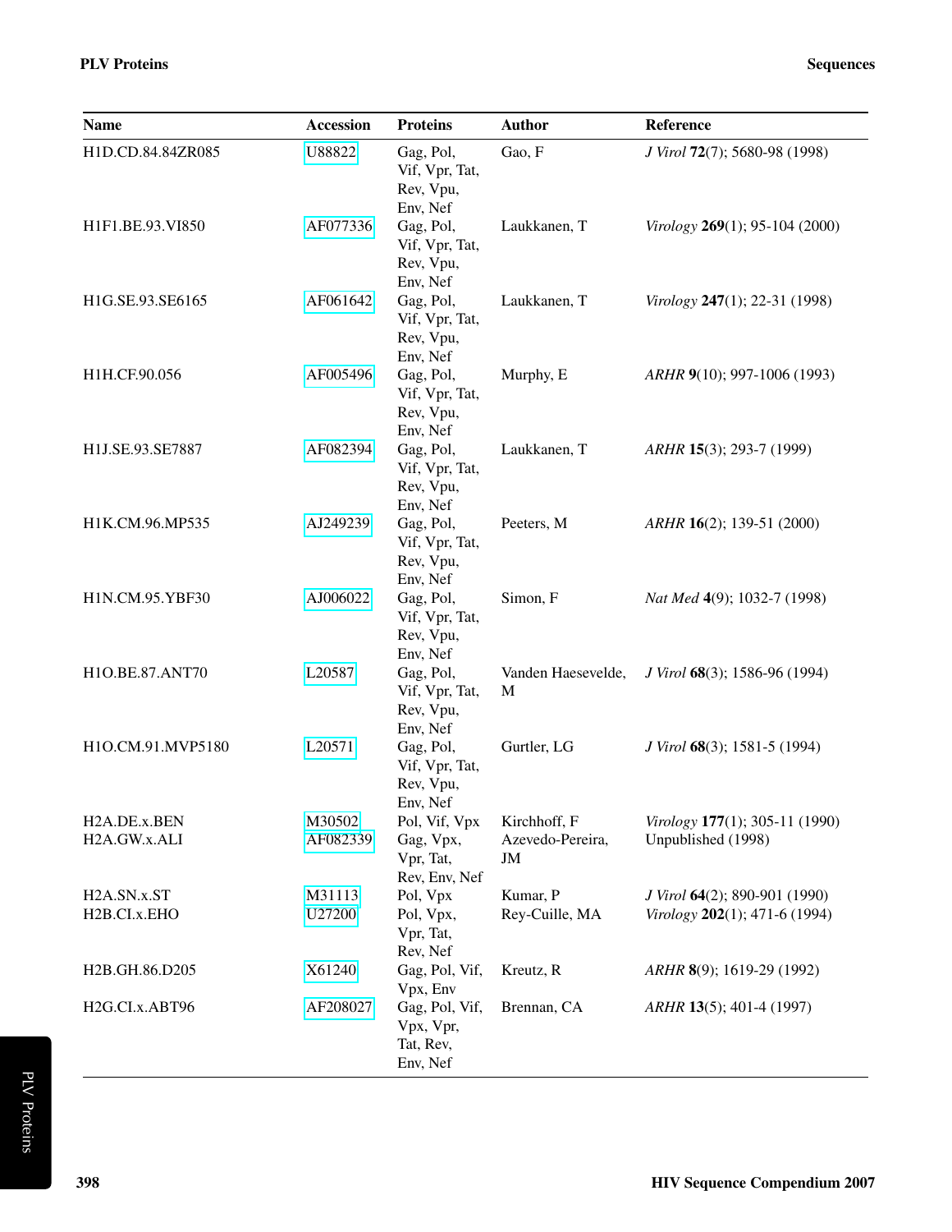| Name | Accession | Proteins | Author | Reference |
|---|---|---|---|---|
| H1D.CD.84.84ZR085 | U88822 | Gag, Pol, Vif, Vpr, Tat, Rev, Vpu, Env, Nef | Gao, F | *J Virol* **72**(7); 5680-98 (1998) |
| H1F1.BE.93.VI850 | AF077336 | Gag, Pol, Vif, Vpr, Tat, Rev, Vpu, Env, Nef | Laukkanen, T | *Virology* **269**(1); 95-104 (2000) |
| H1G.SE.93.SE6165 | AF061642 | Gag, Pol, Vif, Vpr, Tat, Rev, Vpu, Env, Nef | Laukkanen, T | *Virology* **247**(1); 22-31 (1998) |
| H1H.CF.90.056 | AF005496 | Gag, Pol, Vif, Vpr, Tat, Rev, Vpu, Env, Nef | Murphy, E | *ARHR* **9**(10); 997-1006 (1993) |
| H1J.SE.93.SE7887 | AF082394 | Gag, Pol, Vif, Vpr, Tat, Rev, Vpu, Env, Nef | Laukkanen, T | *ARHR* **15**(3); 293-7 (1999) |
| H1K.CM.96.MP535 | AJ249239 | Gag, Pol, Vif, Vpr, Tat, Rev, Vpu, Env, Nef | Peeters, M | *ARHR* **16**(2); 139-51 (2000) |
| H1N.CM.95.YBF30 | AJ006022 | Gag, Pol, Vif, Vpr, Tat, Rev, Vpu, Env, Nef | Simon, F | *Nat Med* **4**(9); 1032-7 (1998) |
| H1O.BE.87.ANT70 | L20587 | Gag, Pol, Vif, Vpr, Tat, Rev, Vpu, Env, Nef | Vanden Haesevelde, M | *J Virol* **68**(3); 1586-96 (1994) |
| H1O.CM.91.MVP5180 | L20571 | Gag, Pol, Vif, Vpr, Tat, Rev, Vpu, Env, Nef | Gurtler, LG | *J Virol* **68**(3); 1581-5 (1994) |
| H2A.DE.x.BEN | M30502 | Pol, Vif, Vpx | Kirchhoff, F | *Virology* **177**(1); 305-11 (1990) |
| H2A.GW.x.ALI | AF082339 | Gag, Vpx, Vpr, Tat, Rev, Env, Nef | Azevedo-Pereira, JM | Unpublished (1998) |
| H2A.SN.x.ST | M31113 | Pol, Vpx | Kumar, P | *J Virol* **64**(2); 890-901 (1990) |
| H2B.CI.x.EHO | U27200 | Pol, Vpx, Vpr, Tat, Rev, Nef | Rey-Cuille, MA | *Virology* **202**(1); 471-6 (1994) |
| H2B.GH.86.D205 | X61240 | Gag, Pol, Vif, Vpx, Env | Kreutz, R | *ARHR* **8**(9); 1619-29 (1992) |
| H2G.CI.x.ABT96 | AF208027 | Gag, Pol, Vif, Vpx, Vpr, Tat, Rev, Env, Nef | Brennan, CA | *ARHR* **13**(5); 401-4 (1997) |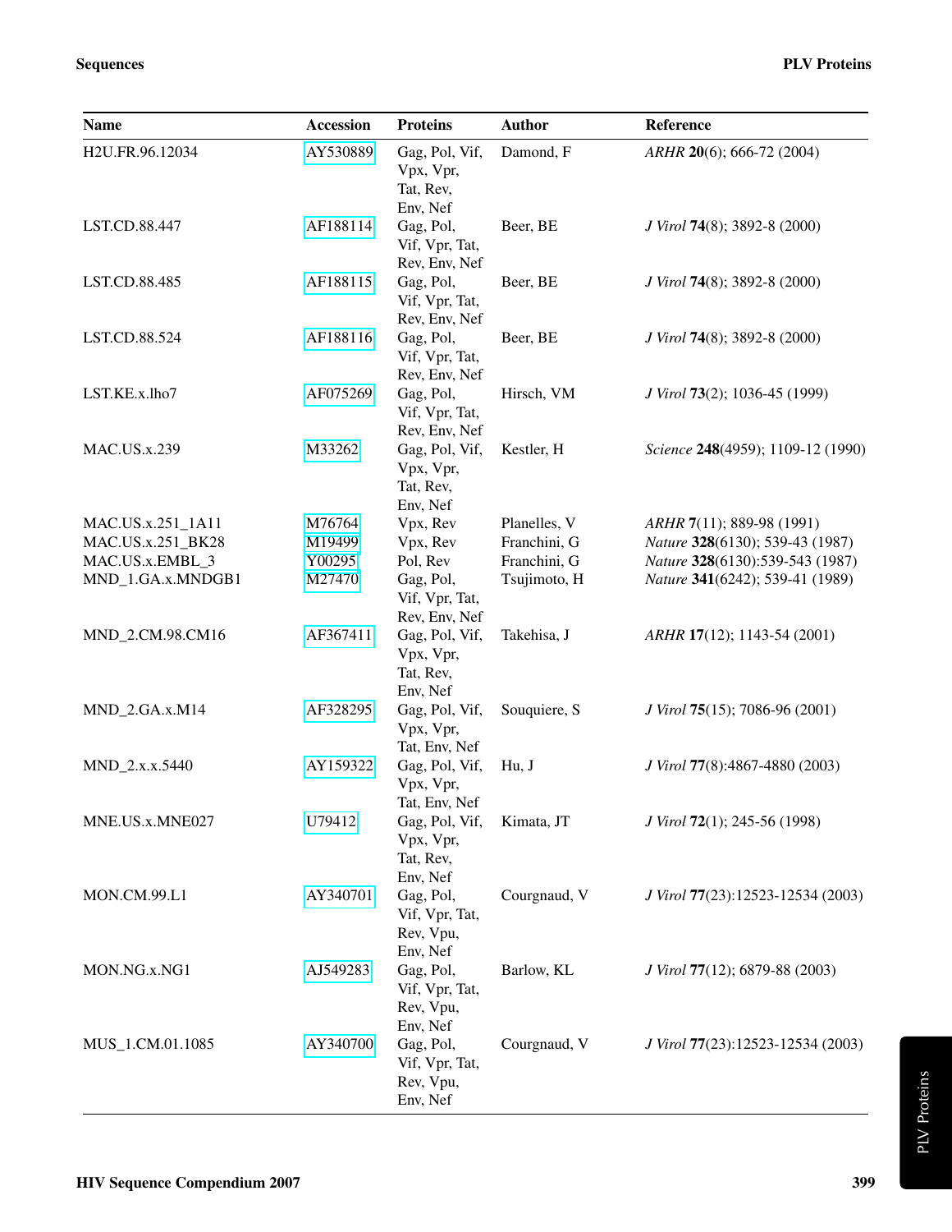| Name | Accession | Proteins | Author | Reference |
|---|---|---|---|---|
| H2U.FR.96.12034 | AY530889 | Gag, Pol, Vif, Vpx, Vpr, Tat, Rev, Env, Nef | Damond, F | *ARHR* **20**(6); 666-72 (2004) |
| LST.CD.88.447 | AF188114 | Gag, Pol, Vif, Vpr, Tat, Rev, Env, Nef | Beer, BE | *J Virol* **74**(8); 3892-8 (2000) |
| LST.CD.88.485 | AF188115 | Gag, Pol, Vif, Vpr, Tat, Rev, Env, Nef | Beer, BE | *J Virol* **74**(8); 3892-8 (2000) |
| LST.CD.88.524 | AF188116 | Gag, Pol, Vif, Vpr, Tat, Rev, Env, Nef | Beer, BE | *J Virol* **74**(8); 3892-8 (2000) |
| LST.KE.x.lho7 | AF075269 | Gag, Pol, Vif, Vpr, Tat, Rev, Env, Nef | Hirsch, VM | *J Virol* **73**(2); 1036-45 (1999) |
| MAC.US.x.239 | M33262 | Gag, Pol, Vif, Vpx, Vpr, Tat, Rev, Env, Nef | Kestler, H | *Science* **248**(4959); 1109-12 (1990) |
| MAC.US.x.251_1A11 | M76764 | Vpx, Rev | Planelles, V | *ARHR* **7**(11); 889-98 (1991) |
| MAC.US.x.251_BK28 | M19499 | Vpx, Rev | Franchini, G | *Nature* **328**(6130); 539-43 (1987) |
| MAC.US.x.EMBL_3 | Y00295 | Pol, Rev | Franchini, G | *Nature* **328**(6130):539-543 (1987) |
| MND_1.GA.x.MNDGB1 | M27470 | Gag, Pol, Vif, Vpr, Tat, Rev, Env, Nef | Tsujimoto, H | *Nature* **341**(6242); 539-41 (1989) |
| MND_2.CM.98.CM16 | AF367411 | Gag, Pol, Vif, Vpx, Vpr, Tat, Rev, Env, Nef | Takehisa, J | *ARHR* **17**(12); 1143-54 (2001) |
| MND_2.GA.x.M14 | AF328295 | Gag, Pol, Vif, Vpx, Vpr, Tat, Env, Nef | Souquiere, S | *J Virol* **75**(15); 7086-96 (2001) |
| MND_2.x.x.5440 | AY159322 | Gag, Pol, Vif, Vpx, Vpr, Tat, Env, Nef | Hu, J | *J Virol* **77**(8):4867-4880 (2003) |
| MNE.US.x.MNE027 | U79412 | Gag, Pol, Vif, Vpx, Vpr, Tat, Rev, Env, Nef | Kimata, JT | *J Virol* **72**(1); 245-56 (1998) |
| MON.CM.99.L1 | AY340701 | Gag, Pol, Vif, Vpr, Tat, Rev, Vpu, Env, Nef | Courgnaud, V | *J Virol* **77**(23):12523-12534 (2003) |
| MON.NG.x.NG1 | AJ549283 | Gag, Pol, Vif, Vpr, Tat, Rev, Vpu, Env, Nef | Barlow, KL | *J Virol* **77**(12); 6879-88 (2003) |
| MUS_1.CM.01.1085 | AY340700 | Gag, Pol, Vif, Vpr, Tat, Rev, Vpu, Env, Nef | Courgnaud, V | *J Virol* **77**(23):12523-12534 (2003) |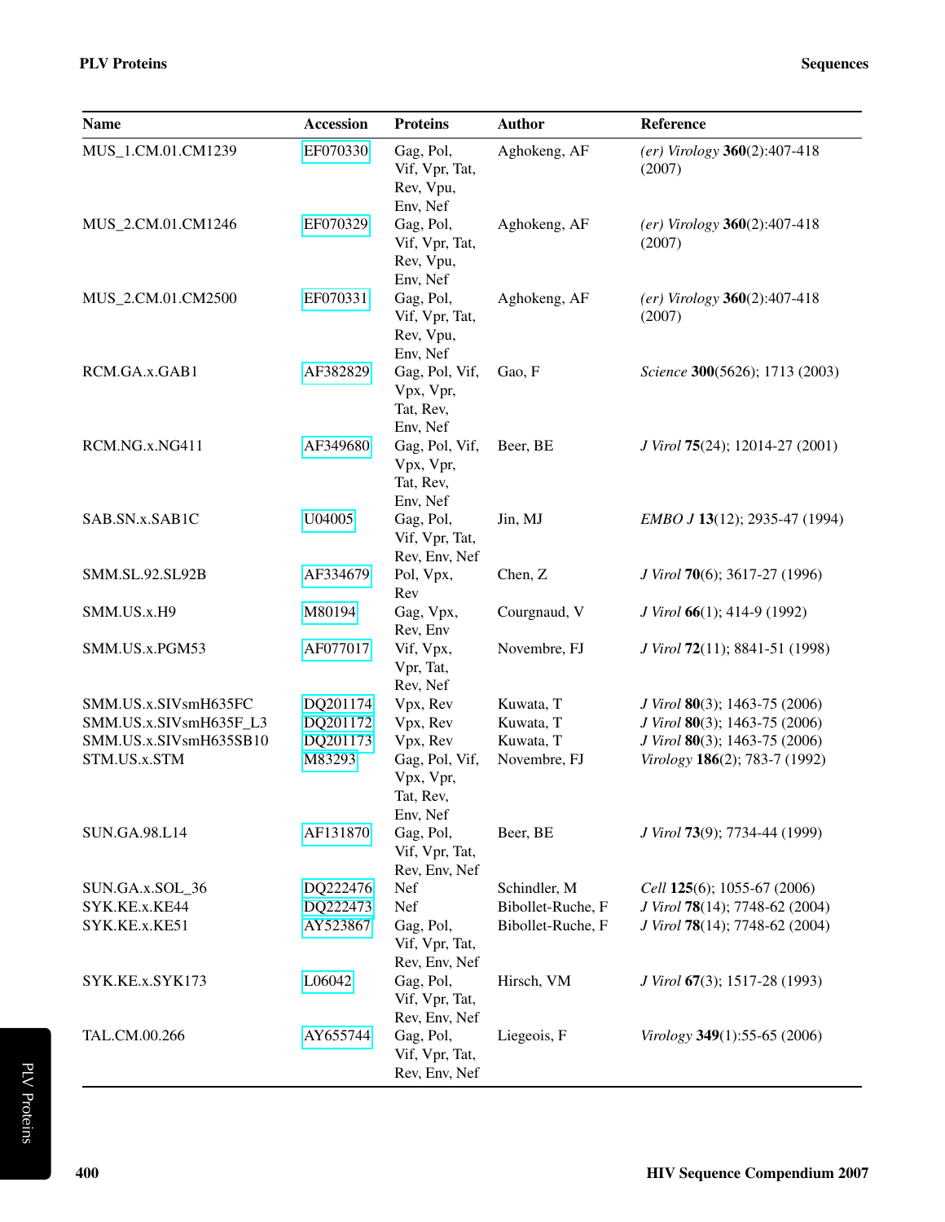| Name | Accession | Proteins | Author | Reference |
|---|---|---|---|---|
| MUS_1.CM.01.CM1239 | EF070330 | Gag, Pol, Vif, Vpr, Tat, Rev, Vpu, Env, Nef | Aghokeng, AF | *(er) Virology* **360**(2):407-418 (2007) |
| MUS_2.CM.01.CM1246 | EF070329 | Gag, Pol, Vif, Vpr, Tat, Rev, Vpu, Env, Nef | Aghokeng, AF | *(er) Virology* **360**(2):407-418 (2007) |
| MUS_2.CM.01.CM2500 | EF070331 | Gag, Pol, Vif, Vpr, Tat, Rev, Vpu, Env, Nef | Aghokeng, AF | *(er) Virology* **360**(2):407-418 (2007) |
| RCM.GA.x.GAB1 | AF382829 | Gag, Pol, Vif, Vpx, Vpr, Tat, Rev, Env, Nef | Gao, F | *Science* **300**(5626); 1713 (2003) |
| RCM.NG.x.NG411 | AF349680 | Gag, Pol, Vif, Vpx, Vpr, Tat, Rev, Env, Nef | Beer, BE | *J Virol* **75**(24); 12014-27 (2001) |
| SAB.SN.x.SAB1C | U04005 | Gag, Pol, Vif, Vpr, Tat, Rev, Env, Nef | Jin, MJ | *EMBO J* **13**(12); 2935-47 (1994) |
| SMM.SL.92.SL92B | AF334679 | Pol, Vpx, Rev | Chen, Z | *J Virol* **70**(6); 3617-27 (1996) |
| SMM.US.x.H9 | M80194 | Gag, Vpx, Rev, Env | Courgnaud, V | *J Virol* **66**(1); 414-9 (1992) |
| SMM.US.x.PGM53 | AF077017 | Vif, Vpx, Vpr, Tat, Rev, Nef | Novembre, FJ | *J Virol* **72**(11); 8841-51 (1998) |
| SMM.US.x.SIVsmH635FC | DQ201174 | Vpx, Rev | Kuwata, T | *J Virol* **80**(3); 1463-75 (2006) |
| SMM.US.x.SIVsmH635F_L3 | DQ201172 | Vpx, Rev | Kuwata, T | *J Virol* **80**(3); 1463-75 (2006) |
| SMM.US.x.SIVsmH635SB10 | DQ201173 | Vpx, Rev | Kuwata, T | *J Virol* **80**(3); 1463-75 (2006) |
| STM.US.x.STM | M83293 | Gag, Pol, Vif, Vpx, Vpr, Tat, Rev, Env, Nef | Novembre, FJ | *Virology* **186**(2); 783-7 (1992) |
| SUN.GA.98.L14 | AF131870 | Gag, Pol, Vif, Vpr, Tat, Rev, Env, Nef | Beer, BE | *J Virol* **73**(9); 7734-44 (1999) |
| SUN.GA.x.SOL_36 | DQ222476 | Nef | Schindler, M | *Cell* **125**(6); 1055-67 (2006) |
| SYK.KE.x.KE44 | DQ222473 | Nef | Bibollet-Ruche, F | *J Virol* **78**(14); 7748-62 (2004) |
| SYK.KE.x.KE51 | AY523867 | Gag, Pol, Vif, Vpr, Tat, Rev, Env, Nef | Bibollet-Ruche, F | *J Virol* **78**(14); 7748-62 (2004) |
| SYK.KE.x.SYK173 | L06042 | Gag, Pol, Vif, Vpr, Tat, Rev, Env, Nef | Hirsch, VM | *J Virol* **67**(3); 1517-28 (1993) |
| TAL.CM.00.266 | AY655744 | Gag, Pol, Vif, Vpr, Tat, Rev, Env, Nef | Liegeois, F | *Virology* **349**(1):55-65 (2006) |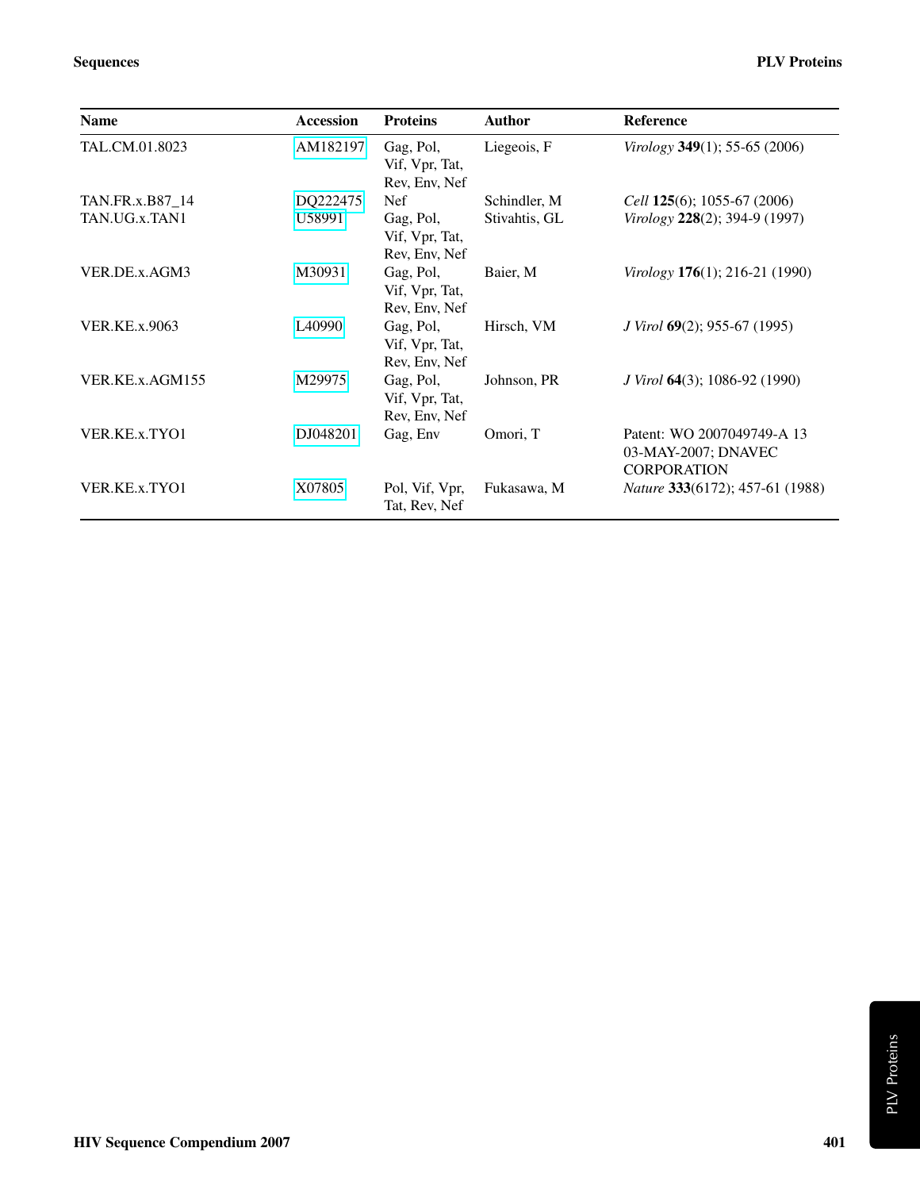| Name | Accession | Proteins | Author | Reference |
|---|---|---|---|---|
| TAL.CM.01.8023 | AM182197 | Gag, Pol, Vif, Vpr, Tat, Rev, Env, Nef | Liegeois, F | *Virology* **349**(1); 55-65 (2006) |
| TAN.FR.x.B87_14 | DQ222475 | Nef | Schindler, M | *Cell* **125**(6); 1055-67 (2006) |
| TAN.UG.x.TAN1 | U58991 | Gag, Pol, Vif, Vpr, Tat, Rev, Env, Nef | Stivahtis, GL | *Virology* **228**(2); 394-9 (1997) |
| VER.DE.x.AGM3 | M30931 | Gag, Pol, Vif, Vpr, Tat, Rev, Env, Nef | Baier, M | *Virology* **176**(1); 216-21 (1990) |
| VER.KE.x.9063 | L40990 | Gag, Pol, Vif, Vpr, Tat, Rev, Env, Nef | Hirsch, VM | *J Virol* **69**(2); 955-67 (1995) |
| VER.KE.x.AGM155 | M29975 | Gag, Pol, Vif, Vpr, Tat, Rev, Env, Nef | Johnson, PR | *J Virol* **64**(3); 1086-92 (1990) |
| VER.KE.x.TYO1 | DJ048201 | Gag, Env | Omori, T | Patent: WO 2007049749-A 13 03-MAY-2007; DNAVEC CORPORATION |
| VER.KE.x.TYO1 | X07805 | Pol, Vif, Vpr, Tat, Rev, Nef | Fukasawa, M | *Nature* **333**(6172); 457-61 (1988) |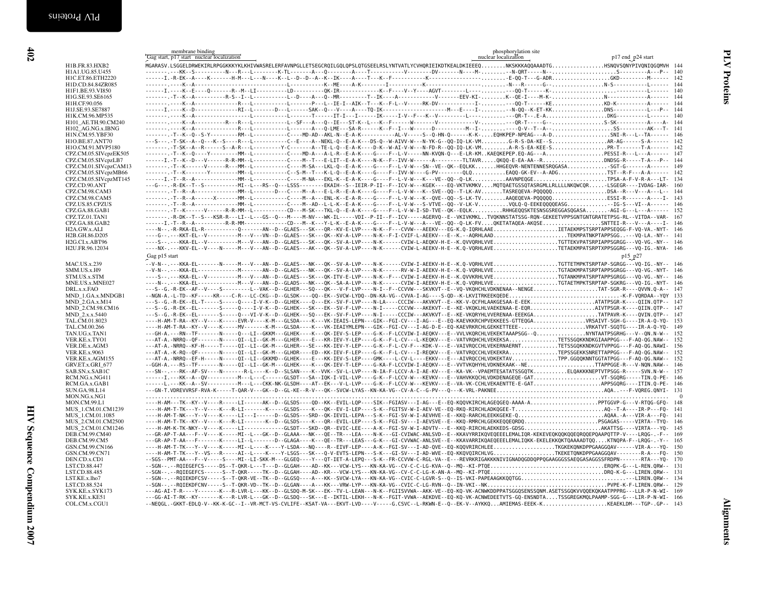```
                         membrane binding                                                                                         phosphorylation site
                         Gag start, p17 start  nuclear localization                                                               nuclear localization                          p17 end  p24 start
H1B.FR.83.HXB2            MGARASVLSGGELDRWEKIRLRPGGKKKYKLKHIVWASRELERFAVNPGLLETSEGCRQILGQLQPSLQTGSEELRSLYNTVATLYCVHQRIEIKDTKEALDKIEEEQ........NKSKKKAQQAAADTG.................HSNQVSQNYPIVQNIQGQMVH  144
H1A1.UG.85.U455           -------.---KK--S----------N---R---L--------K-TL-------A---Q---------A----T----------V-------DV-------N----M-.........--N-QRT-----N-......................S---------A---P--  140
H1C.ET.86.ETH2220         ------I.-R-EK--A----K--------H-M---L---N----K--L--D--D--A--K--IK----A----T----K--F-----------K----------------........-E-QQ-T---G-ADR...................GKD---------M------  142
H1D.CD.84.84ZR085         -------.---K--A-----------------------------L-----------K--ME----A-K--------I-----------K----------------------........--N---R------G-.......................N-S-----------L------  144
H1F1.BE.93.VI850          ------I.----K--E-----Q-------R--M--LI----------LD---------QK-IR------------K--F----V--Y----AGVT--------L---......--QQ-T------K-.......................--------------L------  140
H1G.SE.93.SE6165          -------.-T--K--A---------R-S--I--L-----------L--D-----A---Q--MR---------T--IK----A-----------V--------EEV-KI-........K--QE-I-----M-K-.....................N------------A------  144
H1H.CF.90.056             -------.----K--A-----------------R---L---------L-------P---L--IE-I--AIK--T---K--F-L--V-----RK-DV-------------I-........---QQ-T------KE.................KD-K---------A------  144
H1J.SE.93.SE7887          ------I.----K--D-------------RI--L-------D---L-------SAK--Q---V----A----TQ-IK-------------------M---E----I-........--N-QQ--K-ET-KK.................DNS-----------L---P--  144
H1K.CM.96.MP535           -------.----K--A-----------------R---L---------L-------T-------IT-I---I------IK-----I-V--F---K--V---------L----........---QR-T--.E-A.....................DKG----------L------  140
H101_AE.TH.90.CM240       -------.----K--A-----------R---R---L-----------L--SF---A---Q--IE---ST-K--L---K--F-------V--------V---------V-........---QR-T-----G-....................S-SK---------A----A-  144
H102_AG.NG.x.IBNG         -------.----K--A-----------------R---L-----------L-------A---Q-LME---SA-R-------K--F--I----W-----D----------M--I-........---Q-V--T--A-......................SS---------AK---T-  141
H1N.CM.95.YBF30           -------.-T--K--Q--S-Y----------RM--L----------C----MD-AD--AKL-N--E-A-K----------AL-V------S--Q-HN-Q------K-K-....EQHKPEP-NPEAG---A-D...................SNI-R---L--TA------  146
H1O.BE.87.ANT70           ---S---.-T-SK--A--Q---K--S-----R---L-----------C--E----A--NEKL-Q--E-A-K---DS-Q--W-AIVV-W----N-YK-G--QQ-IQ-LK-VM.........G-R-S-DA-KE--S...................AR-AG------S-A------  142
H1O.CM.91.MVP5180         -------.-T-SK--A--R------S--A-R---L----------Y-C---------A--TE-L-Q--E-A-K----D-K--W-AI-V-W---N-FD-R--QQ-IQ-LK-VM.........A-R-S-EA-KEE-S...................PR-T-------T-A------  142
CPZ.CM.05.SIVcpzEK505     -------.-T--K--Q----Y---------MM--L----------C-----MD-A---A-L-R--E-A-K-----G----F--L-V-----NN-KVQN-Q---E-LR-KM..KAEQKEPEP.EQ-AG---A...................PESSI-R----L---A------  147
CPZ.CM.05.SIVcpzLB7       ------I.-T--K--D---V------R-R-MM--L----------C-----M--T---E-LIT--E-A-K-----N---K--F--IVV-W------A--------TLTAVR....QKQQ-E-EA-AA--R.................DNDSG-R-----T-A---P--  144
CPZ.CM.01.SIVcpzCAM13     -------.-T--K------V------R---MM--L----------C-----M-SA---LKL-Q--E-A-K-----G----F--L-V-W---SN--VE--QK--EQLKK.......HHGEQVR-NENTENNESRQGASA.............-SGT-G-------A------  149
CPZ.CM.05.SIVcpzMB66      -------.-T--K-------Y---------MM--L----------C--S-M--T---K-L-Q--E-A-K-----G----F--IVV-W-----G-PV---------QLQ...........EAQQ-GK-EV--A-ADG................TST--R-F---A-A------  142
CPZ.CM.05.SIVcpzMT145     ------I.-T--R--A--------------MM--L----------C-----M-NA---EKL-K--E-A-K-----G----F--L-V-W---K---VE--QQ--Q-LK...........AAVNPEQGE.........................TPSA-A-F-V-R-A---LT-  134
CPZ.CD.90.ANT             ---G---.-R-EK--T--S-----------MI--L---RS--Q---LSSS-------EKAIH--S--IEIR-P-II--F--ICV-W---KGEK----EQ-VKTVKMKV....MQTQAETGSSQTASRGMLLRLLLLNKQWCQR.......-LSGEGR----IVDAG-IAR-  160
CPZ.CM.98.CAM3            -------.-T--R--A--------------MM--L----------D---C----M--A---E-L-R--E-A-K-----G----F--L-V-W----K--SVE--QQ--T-LK-AV.......TASREQEVA-PQQQQQ..................DSA--R---V----A---L--  144
CPZ.CM.98.CAM5            -------.-T--R--A------X-------MM--L----------C-----M--A---ENL-K--E-A-R-----G----F--L-V-W---K--QVE--QQ--S-LK-TV.......AAQEQEVA-PQQQQQ..................ESSI-R-------A----I-  143
CPZ.US.85.CPZUS           -------.-T--R--A--------------MM--L----------C-----M--AD--L-L-K--E-A-K-----G----F--L-V-W---S-VTVE--QQ--V-LK-V..........VQLQ-Q-EEKEQQQQEASG.............--IG-S---VI--A------  146
CPZ.GA.88.GAB1            -------.-T--K------V------R-R-MM--L----------CD---M-SK---TKL-Q--E-A-K-----G----F--L-V-W-I-SD-TVE--QK--EQLK.........RHHGEQQSKTESNSGSREGGASQGASA........-AGI-G---L---A------  152
CPZ.TZ.01.TAN1            -------.-R-DK--T--S---KSR-R---LI--L---GS--Q---M----M-NV---WK-IL------VDI--P-II--F--ICV-----AGERVQ--E--VKIVKMKL..TVQKNNSTATSSG-RQN-GEKEETVPPSGNTGNTGRATETPSG-RL--VITDA--VAR-  167
CPZ.GA.88.GAB2            ------I.-T--R--A----------R-R-MM--------------CD---M--K---Y-L-K--E-A-K-----G----F--L-V-W-I--A---VE--QQ--Q-LK-FV....QKETATAQEA-AKQSE....................SNTTEI-R---V---A---I-  146
H2A.GW.x.ALI              ----N--.-R-RKA-EL-R-----------Q---------AN--D--GLAES---SK---QR--KV-E-LVP----N-K--F---CVVW---AEEKV---EG-K.Q-IQRHLAAE......................IETAEKMPSTSRPTAPPSEQGG-F-VQ-VA.-NYT-  146
H2B.GH.86.D205            ---G---.--KKT-EL--V-----------M---V---VN--D--GLAES---SK---QK--KV-A-LVP----N-K--F-I-CVIF-L-AEEKV---E---K---AQRHLAAD.......................TEKMPATNKPTAPPSGG.----VQ-LA.-NY--  141
H2G.CI.x.ABT96            ----S--.----KKA-EL--V---------M---V---AN--D--GLAES---SK---QK--SV-A-LVP----N-K------CVIW-L-AEQKV-H-E--K.QVVQRHLVVE......................TGTTEKVPATSRPIAPPSGRGG---VQ-VG.-NY--  146
H2U.FR.96.12034          ----NX-.----KKV-EL--V----N----M---V---AN--D--GLAES---AK---QK--SV-A-LVP----N-K------CVIW-L-AEEKV-H-E--K.Q-VQRHLAVE......................TETAEKMPATSRPTXPPSGGRG---VQ-IG.-NYA-  146
                          Gag p15 start                                                                                                                                      p15  p27
MAC.US.x.239              --V-N--.----KKA-EL--------N-----M---V---AN--D--GLAES---NK---QK--SV-A-LVP----N-K------CVIW-I-AEEKV-H-E--K.Q-VQRHLVVE.......................TGTTETMPKTSRPTAP-SGRGG---VQ-IG.-NY--  146
SMM.US.x.H9               --V-N--.----KKA-EL--------------M-------AN--D--GLAES---NK---QK--SV-A-LVP----N-K-------RV-W-I-AEEKV-H-E--K.Q-VQRHLVVE.......................TGTADKMPATSRPTAPPSGRGG---VQ-VG.-NYT-  146
STM.US.x.STM              ----S--.----KKA-EL--V-----------M---V---AN--D--GLAES---SK---QK-ITV-E-LVP----N-K--F---CVIW-I-AEEKV-H-E--K.QVVKRHLVVE.......................TGTANKMPATSRPTAPPSGRGG---VQ-VG.-NY--  146
MNE.US.x.MNE027           ----N--.----KKA-EL--------------M---V---AN--D--GLADS---NK---QK--SA-A-LVP----N-K------CVIW-I-AEEKV-H-E--K.Q-VQRHLVVE.......................TGTAETMPKTSRPTAP-SGKRG---VQ-IG.-NYT-  146
DRL.x.x.FAO               ---S--G.-R-EK--AF--V---S---------L--VAK--D--GLHER---SQ---QK---V-F-LVP----N-I--F--CCVVW---SKVKVT--E--VQ-VKQHCHLVDKNENAA--NENGE.....................TAT-SGR-R----QVVN.Q-A--  147
MND_1.GA.x.MNDGB1         --NGN-A.-L-TD--KF-----KR-----C-R---LC-CKG--D--GLSDK----QQ--EK--SVCW-LYDQ--DN-KA-VG--CVVA-I-AG----S-QD--K-LKVITRKEEKQEDE.........................................-K-F-VQRDAA--YQY  133
MND_2.GA.x.M14            ---S--G.-R-EK--EL-T-----S-----Q----I-V-K--D--GLHEK----Q---EK--SV-F-LVP----N-LA----CCCIW---AKVKVT--E--KK-V-QCFHLAAKGESAA-E-EEK......................ATATPSGR-K----QIIN.QTP--  147
MND_2.CM.98.CM16          ---S--G.-R-EK--EL-------S-----Q-----I-V-K--D--GLHEK---SK---EK--SV-F-LVP----N-I-----CCCVW---AKEKVT--E--KE-VKQKLHLVAEKENAA-E-EQR......................AIVTPSGR-K----QIIN.QTP--  147
MND_2.x.x.5440            ---S--G.-R-EK--EL-------S-----Q----VI-V-K--D--GLHEK---SQ---EK--SV-F-LVP----N-I-----CCCIW---AKVKVT--E--KE-VKQRYHLVVERENAA-EEEKGA......................TATPAVR-K----QVIN.QTP--  147
TAL.CM.01.8023            ----H-AM-T-RA--KY--V----K-----EVR-V---K-M---GLSDA----K---VK-IEAIS-LEPN---GIK--FGI-CV---I-AG---E--EQ-KAEVKKRCHPVEKKEES-GTTEQGA..................VRSAIVT-SGH-G----IR-A-Q-YQ-  153
TAL.CM.00.266             ----H-AM-T-RA--KY--V----K-----MV-------K-M---GLSDA----K---VK-IEAIYMLEPN---GIK--FGI-CV---I-AG-D-E--EQ-KAEVRKRCHLGEKKETTEEE......................VRKATVT-SGQTG----IR-A-Q-YQ-  149
TAN.UG.x.TAN1             ---GH-A.----RN--TF------N-----Q---LI--GKKM---GLHEK----K---QK-IEV-S-LEP----G-K--F-LCCVIW-I-AEQKV---E--VVLVKQRCHLVEKEKTAAAPSGG--Q..................NYNTAATPSGRHG---V--QN.N-W--  152
VER.KE.x.TYO1             ---AT-A.-NRRQ--QF------N------QI--LI--GK-M---GLHER----E---KR-IEV-Y-LEP----G-K--F-L-CV---L-KEQKV---E--VATVRQHCHLVEKEKSA.................TETSSGQKKNDKGIAAPPGG---F-AQ-QG.NAW--  152
VER.DE.x.AGM3             ---AT-A.-NRRQ--KF-H------T----QI--LI--GK-M---GLHER---SE---KK-IEV-Y-LEP----G-K--F-L-CV-F---KDK-V---E--VAIVRQCCHLVEKERNAERNT..............TETSSGQKKNDKGVTVPPGG---F-AQ-QG.NAWI-  156
VER.KE.x.9063             ---AT-A.-K-RQ--QF-------N-----QI--LI--GK-M---GLHDR---ED--KK-IEV-F-LEP----G-K--F-L-CV---I-REQKV---E--VATVRQCCHLVEKEKRA.................TEPSSGEKKSNRETTAPPGG---F-AQ-QG.NAW--  152
VER.KE.x.AGM155           ---AT-A.-NRRQ--EF-H-----N-----QI--LI--GKKMD---GLHEK----E---KK-IEV-S-LEP----GMK----L-CV-L----EKKV---E---AIVRQCCHLVDKEKTAV..............TPP.GGQQKNNTGGTATPGG---F-AQ-QG.NAW--  152
GRV.ET.x.GRI_677          --GGH-A.---RS--TF-------N-----QI--LI--GK-M---GLHEK----E---QK-IEV-T-LEP-----G-KA-F-LCCVIW-I-AEQKV---E--VVTVKQHYHLVDKNEKAAK--NE.................TTAPPGGE-R---V-NQN.NAW--  146
SAB.SN.x.SAB1C            ---SN--.----RK--AF-SV----N-------R-L-----K--D--SLSAN---K--VVK--SV-L-LVP----N-IA-F-LCCV-A-I-AE-KV---E--KA-VK--VPAEMTESATATSSGQTK...........ELQAKKKNEPTVTPSGG-R-----SVN.N-W--  157
RCM.NG.x.NG411            ------I.----KK--A--QV---------M---L---C------GLSDT---SA--IQK-I-VIL-LVP----G-K--F-LCCV-W---KEVKV---E--VAHVKKQCHLVDKDENAGEQE-GAT......................VT-SGQRG----TIN.Q-PE-  146
RCM.GA.x.GAB1             ------L.----KK--A--SV---------M---L---CKK-NK-GLSDH----AT--EK---V-L-LVP----G-K--F-LCCV-W---KEVKV---E--VA-VK-CCHLVEKAENTTE-E-GAT......................APPSGQRG----ITIN.Q-PE-  146
SUN.GA.98.L14             ---GN-T.VDREVVRSF-RVA-K-----T-QAR-V---GK--D--GL-KE--R-V---QK--SVCW-LYAS--KN-KA-VG--CV-A-C--G-PV---Q---K-VRL-PAKNEE...................................AQA..---F-VQREG.QNYI-  131
MON.NG.x.NG1              .........................................................................................................................................................................  0
MON.CM.99.L1              ----H-AM---TK--KY--V-----R-----LI------AK--D--GLSDS----QD--KK--EVIL-LQP----SIK--FGIASV---I-AG---E--EQ-KQQVKIRCHLAGEQGEQ-AAAA-A......................PPTGGVP-G---V-RTQG-GFQ-  148
MUS_1.CM.01.CM1239        ----H-AM-T-TK---Y--V-----K--R-LI-------K-----GLSDS----K---QK--EV-I-LEP----S-K--FGITSV-W-I-AEV-VE--EQ-RKQ-RIRCHLADKQGEE-T................................AQ--T-A----IR-P---FQ-  141
MUS_1.CM.01.1085          ----H-AM-T-NK---Y--V-----K-----LI------I------D--GLSDS----SRD--QK-IEVIL-LEPA---S-K--FGI-SV-W-I-AEVHVE--E--KKQ-RARCHLEEKKGEKE-Q..........................AQAA.-A---VIR-A---FQ-  141
MUS_2.CM.01.CM2500        ----H-AM-T-TK--KY--V-----K-----LI--------C------GLSDT----IQK-I-VIL-LEP----S-K--FGI-SV---I-AEVSVE--E--KKQ-RMRCHLGEKKEQQERDQ........................PSGAGAS-----VIRTA--TYQ-  146
MUS_2.CM.01.CM1246        ----H-AM-K-TK-NKY--V-----K-----LI------------GLSDT---SKD--QK--EVIC-LEE----A-K--FGI-SV-W-I-ADVTV---E--KKQ-RIRCHLAEKKEDS-GDSG........................AKATTSG-----VIRTA---YQ-  145
DEB.CM.99.CM40            ---GR-AP-T-AA---F--V-----K-----MI--L----GK--D--GLAAA---NK---QE--TR---LEA----N-K---GI-CVIWAC-ANLSVD--E--KKAVYRRIKQVEQEEELEMALIQR-KEKEVEQKQQKQQERQQEPQAAPQTTP-V----LRQG-.F--  169
DEB.CM.99.CM5             ---GR-AP-T-AA---F-------K-----LI--L-------D--GLAGA----K---QE--TR---LEAS---G-K--GI-CVVWAC-ANLSVE--E--KKAVARRIKQAEQEEELEMALIQKK-EKELEKKQKTQAAAADTQQ....KTNQPA-F--LRQG-.-Y--  165
GSN.CM.99.CN166           ----H-AM-T-TK---Y--V-----K-----MI--L----K---Y-LSDA---NQ---R--EIVF-LEP----A-K--FGI-SV---I-AD-QVE--EQ-KQQVRIRCHLEE.................TKGEKEKQNKDPPGAAGGQAV-------VIR-A---YQ-  150
GSN.CM.99.CN71            ----H-AM-T-TK---Y--VS---R-----AI--L----K-----Y-LSGS---SK---Q-V-EVTS-LEPN---S-K---GI-SV---I-AD-WVE--EQ-KKQVQIRCHLVG....................TKEKETQNKDPPGAAGGQAV---------R-A---FQ-  150
DEN.CD.x.CD1              --SGS--PMT-AA---F--V-----S----MI--LI-SKK-M---GLGEQ----Y---QT-IET-A-LEPQ---S-K--FR-CCVVW-C-RGL-VA--E---REVRKRIGAKKKNIVIGNADQGDDQPPQGAAGGGSSAEQGASAGGSSFRDPN-------RTA---YQ-  170
LST.CD.88.447             --SGN--.--RQIEGEFCS-----DS--T-QKR-L---T---D--GLGAH----AD--KK---VCW-LYS---KN-KA-VG--CV-C-C-LG-KVA--Q--MQ--KI-PTQE.........................................ERQPK-G---L-REN.QRW--  131
LST.CD.88.485             --SGN--.--RQIEGEFCS-----S--T-QKR-----TK--D--GLGAH----AD--KR---VCW-LYS---KN-KA-VG--CV-C-C-LG-KA-N--Q--MQ--KI-PTQE.........................................DRQ-K-G---LIREN.QRW--  131
LST.KE.x.lho7             --SGN--.--RQIEKDFCSV-----S--T-QKR-VE--TK--D--GLGSQ----A---KK--SVCW-LYA---KN-KA-VG--CVIC-C-LGVR-S--Q--IS-VKI-PAPEAAGKKQQTGG.................................---LIREN.QRW--  134
LST.CD.88.524             --SGN--.--RQIEKDFCNV-----S--T-QKR-VD--TK--D--GLGAN----A---KK---VRW-LYP---KN-KA-VG--CVIC-C-LG-RVN--Q--IN-VKI--NK........................................PVPE-K-F-LIREN.QRW--  129
SYK.KE.x.SYK173           ---AG-AI-T-R----Y-------K---R-LVR-L---KK--D--GLSDQ-M-SK---EK--TV-L-LEAN---N-K--FGIISVVWA--AKK-VE--EQ-KQ-VK-ACNWKDDPPATSGGQSENSSQNM.ASETSSGQKVVQQEKQKAATPPPRG---LLR-P-N-WI-  169
SYK.KE.x.KE51             ---GG-AI-T-RK--KY-------K---R-LVR-L---GK--D--GLSDQ---SK---E--IKTIL-LEKH---N-K--FGIT-VVWA--AEKDVE--EQ-KQ-VK-ACNWEDEETVTS-GQ-ENSNDTA....TSSGREGKMQLPAAMP-SGG-G---LIR-P-N-WI-  166
COL.CM.x.CGU1             --NEQGL.-GKKT-EDLQ-V--KK-K-GC--I--VR-MCT-VS-CVLIFE--KSAT-VA---EKVT-LVD----V-----G.CSVC--L-RKWN-E--Q--EK-V--AYKKQ...AMIEMAS-EEEK-K.....................KEAEKLDM---TGP-.GP--  143
```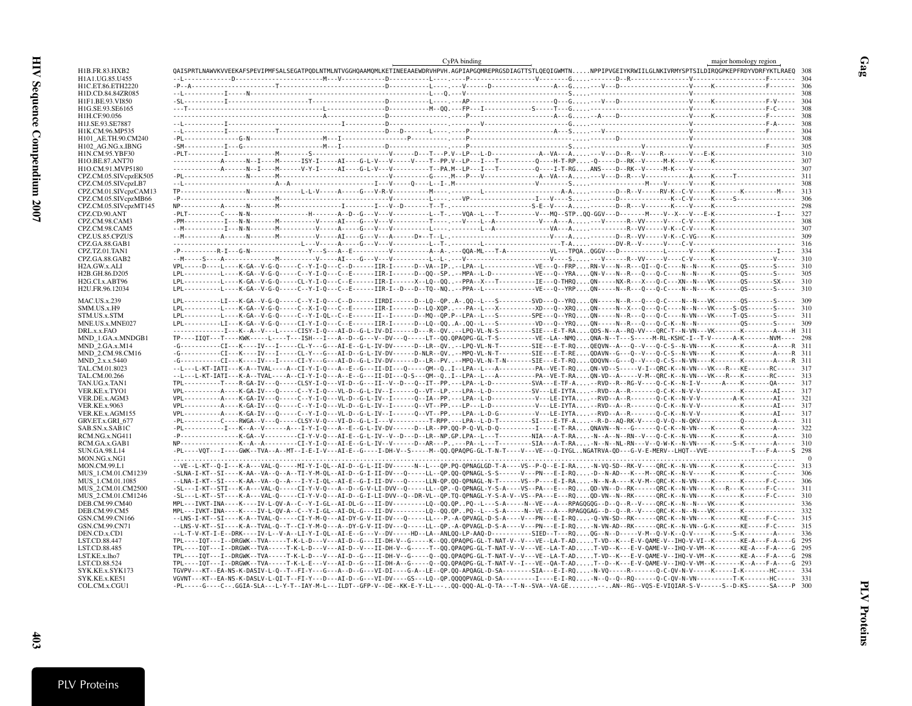```
                                                                                                                         CyPA binding                                                       major homology region
H1B.FR.83.HXB2          QAISPRTLNAWVKVVEEKAFSPEVIPMFSALSEGATPQDLNTMLNTVGGHQAAMQMLKETINEEAAEWDRVHPVH.AGPIAPGQMREPRGSDIAGTTSTLQEQIGWMTN.....NPPIPVGEIYKRWIILGLNKIVRMYSPTSILDIRQGPKEPFRDYVDRFYKTLRAEQ  308
H1A1.UG.85.U455         --L------------D--------------------------M---V------------D-----------L----.-----P-------------------V---------G.....-------D--R------------------V--------------------F-------  304
H1C.ET.86.ETH2220       -P--A---------------------T---------------------------------D-----------L----.---V------D-----------------A---G.....---V---D--RK--V------------V------K-------------F-------  306
H1D.CD.84.84ZR085       --L-----------I------N--------------------------------------D-----------L---Q----V------------------------S.....---------------------------------V--------------------------  308
H1F1.BE.93.VI850        -SL-----------I--------------------T------------------------D-----------L----.----AP--------------------Q---G.....---V---D--------------------V------K-------------F-V-----  308
H1G.SE.93.SE6165        ---T--------------------------------------L---------------D-----------M--QQ.---FP---I------------S-----T---G.....-------------------------------V--------------------F-------  308
H1H.CF.90.056           ------------------------------------------A-----------------D-----------------.-----P------------------------A---G.....-A----D------------------V------K-------------F-------  308
H1J.SE.93.SE7887        --L-----------I---------------------------------I-----------D-----------------.---------V--------------------G.....---------------------------------V-------------------F-A-----  308
H1K.CM.96.MP535         --L-----------I------------------T-------------------------D---D--------L----.-----P---------------------A---S.....---V-----------------------V--------------------F-------  304
H101_AE.TH.90.CM240     -PL----------------G-N-------------------M---I--------------------P----------.----P----------------------------.....-------D-------------------V-------------------------------  308
H102_AG.NG.x.IBNG       -SM-----------I---G----------------------M---I-------------D-----------------.-----P----------------------S.....-------------------V------------V--------------------F-------  305
H1N.CM.95.YBF30         -PLT----------I-----------M----------S-----------------------V-------D---T---P.V.-LP---L-D--------------A--VA---A.....---V---D--R---V-----R-------V---E-K------------------------  310
H1O.BE.87.ANT70         ------------A------N--I----M------ISY-I------AI----G-L-V---V------V---T--PP.V.-LP---I---T-----------Q----H-T-RP....-Q-----D--RK--V------M-K---V-----K---------------------------  307
H1O.CM.91.MVP5180       ------------A------N--I----M------V-Y-I------AI----G-L-V---V---------T--PA.M.-LP---I---T-----------Q----I-T-RG....ANS----D--RK--V------M-K---V-----------------------------------  307
CPZ.CM.05.SIVcpzEK505   -PL----------------N-------M-------------------------V-------------G----.M---P---V----------------A--VA---A.....---V---D--R---V-----------A------K------T------------------------  311
CPZ.CM.05.SIVcpzLB7     --L-----------------------A--A---------------------I---V-----Q----L--I-.M-----------------------------V---------S.....----------------M----V------V-----K---------------------------  308
CPZ.CM.01.SIVcpzCAM13   TP-----------------N-------------L-L-V-----A-----G---V-R-V------------M---.----------L----------------------A-A.....-------D--R--V-----RV-K--C-V------K-------K---------M----  313
CPZ.CM.05.SIVcpzMB66    -P----------------------------M------------------------------V----------L----.---VP---------------------I---V----S.....-------D----------------K--C-V------K------S--------------------  306
CPZ.CM.05.SIVcpzMT145   NP-----------A------N-------M------------------I---------I---V--D------T--T-.-------------------------S-E--V----A.....-------D--R---V------K----V------K---------------------------  298
CPZ.CD.90.ANT           -PLT---------C----N-N--------------H-------A--D--G---V---V-----------L--T-.---VQA--L---T-----------V---MQ--STP..QQ-GGV---D------M----V--X---V---E-K--------------------I-----  327
CPZ.CM.98.CAM3          -PM-----------I---N-N-------M--------V------AI-----G---V---V------------T----.----V---L--A-------------V---A--A.....---V------R---V------V---C-V-----K---------------------------  308
CPZ.CM.98.CAM5          --M-----------I---N-N-------M---------V------A-----G---V---V------------L-----.--------L--A-------------VA---A.....--------------R--VV------V-K--C-V-----K---------------------------  307
CPZ.US.85.CPZUS         --M-----------A------N-------M---------V------AI----G---V---A------D*--T--L-.--------------------------------V----A.....-------D--R--VV------V-K--C-VG-----K---------------------------  309
CPZ.GA.88.GAB1          ----------------------------------L---V-----A-----G---V---V----------L--T-.---------L------------------T-A.....---------DV-R--V------V-----C-V----------------------------------  316
CPZ.TZ.01.TAN1          -P----------R-I---G-N---------------Y---S---A--E-----------V-----------A--A-.---QQA-ML---T-A-------------VL---TPQA..QGGV---D-----------L------V-----K------------------I----  334
CPZ.GA.88.GAB2          --M-----S----A-------------M----------V-----AI-----G---V---V----------L--L-.---V---------------------------V----S.....---V------R---VV-----V----C-V-----K------------------V-----  310
H2A.GW.x.ALI            VPL-----D----L----K-GA--V-G-Q-----C--Y-I-Q---C--D------IIR-I------D--VA--IP..--LPA--L-----------------VE---Q--FRP....RN-V---N--R---QI--Q-C----N--N----K--------QS--------S-----  310
H2B.GH.86.D205          LPL-----------L----K-GA--V-G-Q-----C--Y-I-Q---C--E------IIR-I------D--QQ--SP..--MPA--L-D------------VE---Q--YRA....QN-V---N--R---Q---Q-C----N--N----K--------QS--------S-----  305
H2G.CI.x.ABT96          LPL-----------L----K-GA--V-G-Q-----CL-Y-I-Q---C--E------IIR-I------X--LQ--QQ..--PPA--X---T-----------IE---Q-THRQ....QN-----NX-R---X---Q-C---XN--N---VK--------QS--------SX-----  310
H2U.FR.96.12034         LPL-----------L----K-GA--V-G-Q-----C--Y-I-Q---C--E------IIR-I--D---D--TQ--NQ..--PPA--L--------------VE---Q--YRP....QN-----N--R---QV---Q-C----N--N----K--------QS--------S-----  310

MAC.US.x.239            LPL----------LI----K-GA--V-G-Q-----C--Y-I-Q---C--D------IIRDI------D--LQ--QP..A-.QQ--L---S---------SVD---Q--YRQ....QN------N--R---Q---Q-C----N--N---VK-------QS--------S-----  309
SMM.US.x.H9             LPL-----------L----K-GA--V-G-Q-----C--X-I-Q---C--E------IIR-I------D--LQ-XQP..---PA--L---X-----------XD---Q--XRQ....QN------N--X---Q---Q-C----N--N---VK-----S-QS--------S-----  310
STM.US.x.STM            LPL-----------L----K-GA--V-G-Q-----C--Y-I-QL--C--E------II--I------D--MQ--QP.P-LPA--L---S-----------SPE---Q--YRQ....QN------N--R---Q---Q-C----N--N---VN--VK-----T-QS--------S-----  311
MNE.US.x.MNE027         LPL-----------LI----K-GA--V-G-Q-----CI-Y-I-Q---C--E------IIR-I------D--LQ--QQ..A-.QQ--L---S-----------VD---Q--YRQ....QN------N--R---Q---Q-C-K--N--N---VK--------QS--------S-----  309
DRL.x.x.FAO             -------------I---K--A--V---L-----CISY-I-Q---AI-D--G-L-IV-DI------D---R--QV..--LPQ-VL-N-S---------SIE---E-T-RA....QDS-N--A--RQ-VV---QRC-T--N-VN---VK-------K--------A----H  311
MND_1.GA.x.MNDGB1       TP----IIQT---T----KWK-----L----T---ISH---I---A--D--G---V--DV---Q-----LT--QQ.QPAQPG-GL-T-S-----------VE--LA--NMQ....QNA-N--T---S-----M-RL-KSHC-I--T-V------A-K--------NVM----  298
MND_2.GA.x.M14          -G-----------CI---K----IV---I-----CL-Y---G---AI-E--G-L-IV-DV------D--LR--QV..--LPQ-VL-N-T---------SIE---E-T-RQ....QEQVN--A---Q--V---Q-C-S--N-VN----K--------K--------A----R  311
MND_2.CM.98.CM16        -G-----------CI---K----IV---I-----CL-Y---G---AI-D--G-L-IV-DV------D-NLR--QV..--MPQ-VL-N-T---------SIE---E-T-RE....QDAVN--G---Q--V---Q-C-S--N-VN----K--------K--------A----R  311
MND_2.x.x.5440          -G-----------CI---K----IV---I-----CI-Y---G---AI-D--G-L-IV-DV------D--LR--PV..--MPQ-VL-N-T-N-------SIE---E-T-RQ....QDQVN--G---Q--V---Q-C-S--N-VN----K--------K--------A----R  311
TAL.CM.01.8023          --L---L-KT-IATI---K-A--TVAL-----A--CI-Y-I-Q---A--E--G---II-DI---Q-----QM--Q..I--LPA--L----A-----------PA--VE-T-RQ....QN-VD--S-----V-I--QRC-K--N-VN---VK---R---KE-------RC-----  317
TAL.CM.00.266           --L---L-KT-IATI---K-A--TVAL-----A--CI-Y-I-Q---A--E--G---II-DI---Q-S---QM--Q..I--LPA--L----A-----------PA--VE-T-RA....QN-VD--A-----V-M--QRC-K--N-VN---VK---R---KE-------RC-----  313
TAN.UG.x.TAN1           TPL----------T----R-GA-IV----Q-----CLSY-I-Q---VI-D--G-L--II--V--D---Q--IT--PP.---LPA--L-D----------SVA---E-TF-A.....-RVD--R--RG-V----Q-C-K--N-I-V------A-----K-------QA-----  317
VER.KE.x.TYO1           VPL----------A----K-GA-IV---Q------C--Y-I-Q---VL-D--G-L-IV--I------Q--VT--LP.---LPA--L-D----------SV---LE-IYTA.....-RVD--A--R-------Q-C-K--N-V-V-----------K--------AI-----  317
VER.DE.x.AGM3           VPL----------A----K-GA-IV---Q------C--Y-I-Q---VL-D--G-L-IV--I------Q--IA--PP.---LPA--L-D----------V---LE-IYTA.....-RVD--A--R-------Q-C-K--N-V-V---------A-K-------AI-----  321
VER.KE.x.9063           VPL----------A----K-GA-IV---Q------C--Y-I-Q---VL-D--G-L-IV--I------Q--VT--PP.---LP---L-D----------V---LE-IYTA.....-RVD--A--R-------Q-C-K--N-V-V-----------K--------AI-----  317
VER.KE.x.AGM155         VPL----------A----K-GA-IV---Q------C--Y-I-Q---VL-D--G-L-IV--I------Q--VT--PP.---LPA--L-D-G---------V---LE-IYTA.....-RVD--A--R-------Q-C-K--N-V-V-----------K--------AI-----  317
GRV.ET.x.GRI_677        -PL----------C----RWGA--V---Q-----CLSY-I-Q---VI-D--G-L-I---V-------------T-RPP.---LPA--L-D-T---------SI----E-TF-A.....-R-D--AQ-RK-V----Q-V-Q--N-QKV-----------Q--------A-----  311
SAB.SN.x.SAB1C          -PL-----------I---K--A--V-------A---I-Y-I-Q---A--E--G-L-IV-DV------D--LR--PP.QQ-P-Q-VL-D-Q---------I----E-T-RA....QNAVN--N---G-----Q-C-K--N-VN----K--------K--------A-----  322
RCM.NG.x.NG411          -P---------------K-GA--V-----------CI-Y-V-Q---AI-E--G-L-IV--V--D---D--LR--NP.GP.LPA--L---T---------NIA---A-T-RA....-N--A--N--RN--V---Q-C-K--N-VN----K--------K--------A-----  310
RCM.GA.x.GAB1           NP---------------K--A--A-----------CI-Y-I-Q---AI-E--G-L-IV--V------D--AR---P.---PA--L---T---------SIA---A-T-RA....-N--N--NL-RN---V--Q-W-K--N-VN----K-----S-K-------A-----  310
SUN.GA.98.L14           -PL----VQT---I----GWK--TVA--A--MT--I-E-I-V---AI-E--G-----I-DH-V--S-----M--QQ.QPAQPG-GL-T-N-T----V---VE---Q-IYGL..NGATRVA-QD---G-V-E-MERV--LHQT--VVE-----------T---F-A----S  298
MON.NG.x.NG1            .............................................................................................................................................................................    0
MON.CM.99.L1            --VE--L-KT--Q-I---K-A---VAL-Q-----MI-Y-I-QL--AI-D--G-L-II-DV------N--L---QP.PQ-QPNAGLGD-T-A----VS--P-Q--E-I-RA....-N-VQ-SD--RK-V----QRC-K--N-VN----K--------K--------C-----  313
MUS_1.CM.01.CM1239      -SLNA-I-KT--SI----K-AA--VA--Q--A--TI-Y-M-QL--AI-D--G-I-II-DV---Q-----LL--QP.QQ-QPNAGL-S-S------V---PN---E-I-RQ....-D--N-AD---K---M--QRC-K--N-V-----K--------K--------C-----  306
MUS_1.CM.01.1085        --LNA-I-KT--SI----K-AA--VA--Q--A---I-Y-I-QL--AI-E--G-I-II-DV---Q-----LLN-QP.QQ-QPNAGL-N-T------VS---P----E-I-RA....-N--N-A----K-V-M--QRC-K--N-VN----K--------K------F-C-----  306
MUS_2.CM.01.CM2500      -SL---I-KT--STI---K-A---VAL-Q-----C--Y-V-Q---A--D--G-V-LI-DVV--Q-----LL--QP.-Q-QPNAGL-Y-S-A----VS--PA---E---RQ....QD-VN--D--RK-----QRC-K--N-VN----K---R---K--------F-C-----  311
MUS_2.CM.01.CM1246      -SL---L-KT--ST----K-A---VAL-Q-----CI-Y-V-Q---AI-D--G-I-LI-DVV--Q--DR-VL--QP.TQ-QPNAGL-Y-S-A-V--VS--PA---E---RQ....QD-VN--N--RK-----QRC-K--N-VN----K--------K------F-C-----  310
DEB.CM.99.CM40          MPL---IVKT-INA----K----IV-L-QV-A--C--Y-I-GL--AI-DL-G---II-DV---------LQ--QQ.QP..PQ--L---S-A-----N--VE---A---RPAGQGQG--D--Q--R--V----QRC-K--N--N---VK-------K------------  336
DEB.CM.99.CM5           MPL---IVKT-INA----K----IV-L-QV-A--C--Y-I-GL--AI-DL-G---II-DV---------LQ--QQ.QP..PQ--L---S-A-----N--VE---A---RPAGQGAG--D--Q--R--V----QRC-K--N--N---VK-------K------------  332
GSN.CM.99.CN166         --LNS-I-KT--SI----K-A---TVAL-Q-----CI-Y-M-Q---AI-DY-G-V-II-DV---Q-----LL---P..-A-QPVAGL-D-S-A-----V---PN---E-I-RQ....-Q-VN-SD--RK-----QRC-K--N-VN----K-------KE-----F-C-----  315
GSN.CM.99.CN71          --LNS-V-KT--SI----K-A---TVAL-Q--T--CI-Y-M-Q---A--DY-G-V-II-DV---Q-----LL--QP..-A-QPVAGL-D-S-A-----V---PN---E-I-RQ....-N-VN-AD--RK-----QRC-K--N-VN--G-K-------KE-----F-C-----  315
DEN.CD.x.CD1            --L-T-V-KT-I-E--DRK----IV-L--V-A--LI-Y-I-QL--AI-E--G---V--DV-----HD--LA--ANLQQ-LP-AAQ-D-----------SIED--T---RQ....QG--N--D------V-M--Q-V-K--Q-V-----K-----S-K--------A-----  336
LST.CD.88.447           TPL----IQT---I--DRGWK--TVA-----T-K-L-D---V---AI-D--G---II-DH-V--G-----K--QQ.QPAQPG-GL-T-NAT-V--V---VE--LA-T-AD.....T-VD--K---E-V-QAME-V--IHQ-V-VI--K-------KE-A---F-A----G  295
LST.CD.88.485           TPL----IQT---I--DRGWK--TVA-----T-K-L-D---V---AI-D--V---II-DH-V--G-----T--QQ.QPAQPG-GL-T-NAT-V--V---VE--LA-T-AD.....T-VD--K---E-V-QAME-V--IHQ-V-VM--K-------KE-A---F-A----G  295
LST.KE.x.lho7           TPL----IQT---I--DRGWK--TVA-----T-K-L-D---V---AI-D--G---II-DH-V--G-----Q--QQ.QPAQPG-GL-T-NAT-V--V---VE--LA-T-AD.....T-VD--K---E-V-QAME-V--IHQ-V-VM--K-------KE-A---F-A----G  298
LST.CD.88.524           TPL----IQT---I--DRGWK--TVA-----T-K-L-E---V---AI-D--G---II-DH-A--G-----Q--QQ.QPAQPG-GL-T-NAT-V--V---VE--QA-T-AD.....T--D--K---E-V-QAME-V--IHQ-V-VM--K-------K--A---F-A----G  293
SYK.KE.x.SYK173         TGVPV---KT--EA-NS-K-DASIV-L-Q--T--FI-Y---G---A--D--G---VI-DI----G-A--LE--QP.QQ-APQAGL-D-SA---------SIA---E-I-RQ....-N-VQ-----R-------Q-C-QV-N-V-----K-----I-K--------HC-----  334
SYK.KE.x.KE51           VGVNT---KT--EA-NS-K-DASLV-L-QI-T--FI-Y---D---AI-D--G---VI-DV----GS---LQ--QP.QQQQPVAGL-D-SA-----------I----E-I-RQ....-N--Q--Q--RQ-----Q-C-QV-N-VN----------T-K--------HC-----  331
COL.CM.x.CGU1           -PL-----G----C--.GGIA-SLA---L-Y-T--IAY-M-L---ILDT--GFP-V--DE--KK-E-Y-LL---..QQ-QQQ-AL-Q-TA---T-N--SVA--VA-GE........-...AN--RG--VQS-E-VIQIAR-S-V------S--D-KS-------SA----P  300
```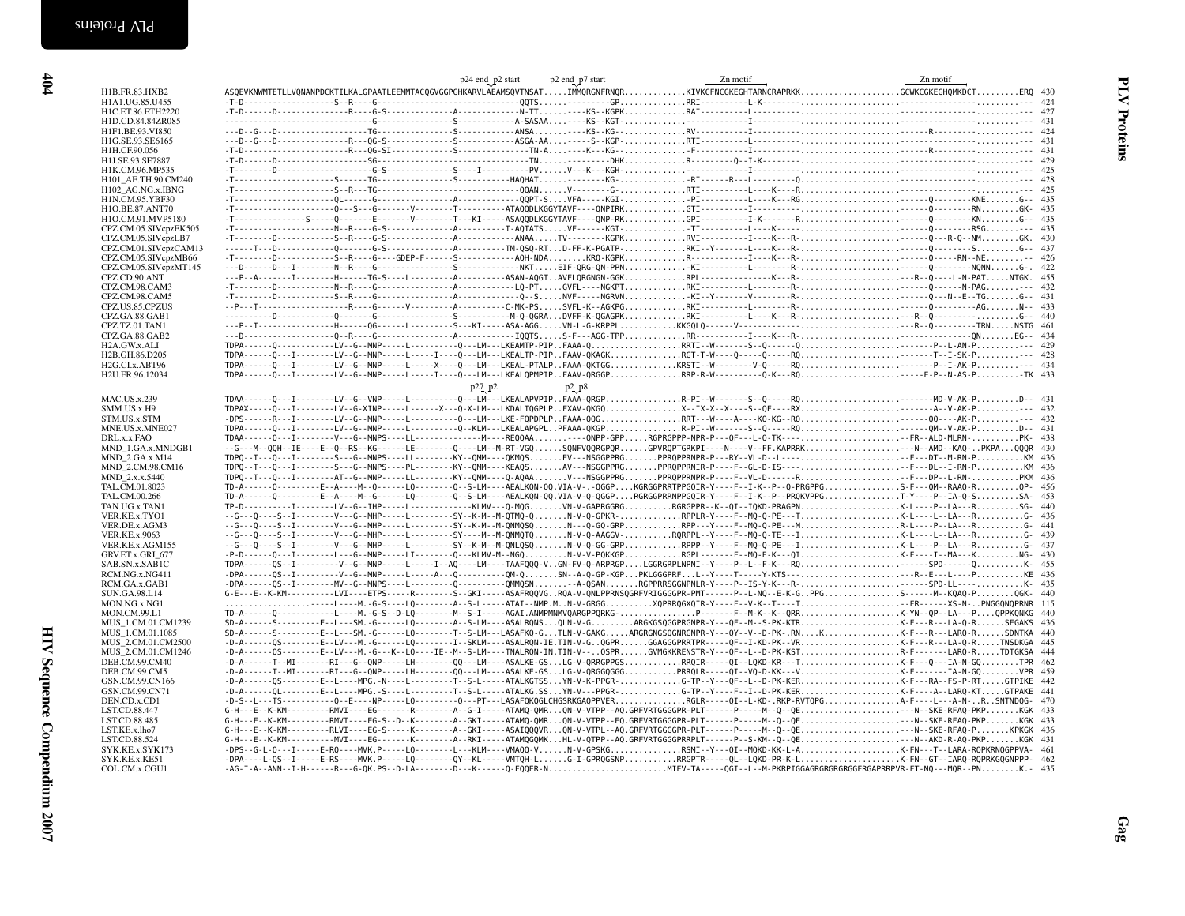```
                                          p24 end  p2 start        p2 end  p7 start              Zn motif                                   Zn motif
H1B.FR.83.HXB2        ASQEVKNWMTETLLVQNANPDCKTILKALGPAATLEEMMTACQGVGGPGHKARVLAEAMSQVTNSAT.....IMMQRGNFRNQR.............KIVKCFNCGKEGHTARNCRAPRKK.....................GCWKCGKEGHQMKDCT.........ERQ  430
H1A1.UG.85.U455       -T-D-------------------S--R----G--------------------------------QQTS......---------GP.............RRI----------L-K--------.....................-----------------..........---  424
H1C.ET.86.ETH2220     -T-D-------D-----------R----G-S--------------A------------N-TT......----KS--KGPK............RAI----------L-----------.....................-----------------..........---  427
H1D.CD.84.84ZR085     -------------------------------------------S-------------A-SASAA.....----KS--KGT-...........-------------I-----------.....................-----------------..........---  431
H1F1.BE.93.VI850      ---D---G---D-----------------TG-------------S-------------ANSA.......------KS--KG--.........RV------------I-----------.....................------R----------..........---  424
H1G.SE.93.SE6165      ---D---G---D-----------R---QG-S--------------S-----------ASGA-AA......----S--KGP-...........RTI----------L-----------.....................-----------------..........---  431
H1H.CF.90.056         -T-D-------------------R---QG-SI-------------S---------------TN-A.....----K---KG--.............-F-----------I-----------.....................------R----------..........---  431
H1J.SE.93.SE7887      -T-D------D-----------SG--------------------------------------TN......---------DHK...........R----------Q--I-K--------.....................-----------------..........---  429
H1K.CM.96.MP535       -T-------D---------------------G-S--------------S----I-----------PV......V---K---KGH-...........----------------I--------.....................-----------------..........---  425
H101_AE.TH.90.CM240   -T---------------------S------TG-----------------S-----------HAQHAT.......--------KG-..............-RI-------R---L---------Q.....................-----------------..........---  428
H102_AG.NG.x.IBNG     -T-------------------S--R---TG---------------------------------QQAN.......V--------G-.............RTI----------L----K---R.....................-----------------..........---  425
H1N.CM.95.YBF30       -T------------------QL--------G-------------A-------------QQPT-S.....VFA-----KGI-.............-PI----------L----K---RG.....................------Q--------KNE.......G--  435
H1O.BE.87.ANT70       -T-----------------Q---S---G--------V---------T----------ATAQQDLKGGYTAVF----QNPIRK............GTI-----------I--------.....................------Q--------RN........GK-  435
H1O.CM.91.MVP5180     -T--------------S-----Q-------E-------V---------T---KI-----ASAQQDLKGGYTAVF----QNP-RK............GPI----------I-K-------R.....................------Q--------KN........G--  435
CPZ.CM.05.SIVcpzEK505 -T--------------------N--R----G-S--------------A-----------T-AQTATS.....VF------KGI-.............-TI----------L----K-----.....................------Q--------RSG.........---  435
CPZ.CM.05.SIVcpzLB7   -T--------D-----------S--R----G-S--------------A-------------ANAA.....TV---------KGPK............RVI-----------I----K---R-.....................------Q---R-Q--NM........GK.  430
CPZ.CM.01.SIVcpzCAM13 ------T---D------------Q-------G-S--------------A-----------TM-QSQ-RT...D-FF-K-PGATP-.............RKI--Y-------L----K---R-.....................------Q----------S.........G--  437
CPZ.CM.05.SIVcpzMB66  -T-------D------------S--R----G----GDEP-F------S------------AQH-NDA.........KRQ-KGPK............R-----------I----K---R-.....................------Q--------RN--NE.........-  426
CPZ.CM.05.SIVcpzMT145 ---D------D---I--------N--R----G---------------S-------------NKT.....EIF-QRG-QN-PPN.............-KI----------L--------R-.....................------Q---------NQNN......G-.  422
CPZ.CD.90.ANT         ---P--A--------I--------H------TG-S----L---------A-----------ASAN-AQGT..AVFLQRGNGN-GGK.............RPL-----------------K---R-.....................---R--Q-----L-N-PAT.....NTGK.  455
CPZ.CM.98.CAM3        -T--------D-----------N--R-------G-S--------------A-------------LQ-PT......GVFL-----NGKPT.............RKI-----------I-------R-.....................------Q--------N-PAG........---  432
CPZ.CM.98.CAM5        -T--------D-----------S--R----G-S--------------A-------------Q--S.....NVF------NGRVN............-KI--Y-------V-------R-.....................------Q---N--E--TG........G--  431
CPZ.US.85.CPZUS       --P---T-------------------R----G------V----------A-----------C-MK-PS......SVFL-K--AGKPG.............RKI----------L-------R-.....................------Q----------AG........N--  433
CPZ.GA.88.GAB1        ----------D-----------Q-------G-------------------S-----------M-Q-QGRA...DVFF-K-QGAGPK.............RKI----------L----K---R-.....................---R--Q---------.........G--  440
CPZ.TZ.01.TAN1        ---P--T----------------H-------QG-------L----------S---KI-----ASA-AGG.....VN-L-G-KRPPL...............KKGQLQ-------V-------------.....................---R--Q---------TRN.....NSTG  461
CPZ.GA.88.GAB2        ---D-----------------Q--R----G--------------A----------------IQQTS.....S-F---AGG-TPP..............RR-----------I----K---R-.....................-------------QN......EG-  434
H2A.GW.x.ALI          TDPA------Q------------LV--G--MNP-----L----------Q---LM---LKEAMTP-PIP..FAAA-Q....................RRTI--W-------S--Q-------Q.....................-------P--L-AN-P.........---  429
H2B.GH.86.D205        TDPA------Q---I--------LV--G--MNP-----L-----I----Q---LM---LKEALTP-PIP..FAAV-QKAGK...............RGT-T-W----Q------Q------RQ.....................--------T--I-SK-P.........---  428
H2G.CI.x.ABT96        TDPA------Q---I--------LV--G--MNP-----L-----X----Q---LM---LKEAL-PTALP..FAAA-QKTGG...............KRSTI--W--------V-Q------RQ.....................-------P--I-AK-P.........---  434
H2U.FR.96.12034       TDPA------Q---I--------LV--G--MNP-----L-----I----Q---LM---LKEALQPMPIP..FAAV-QRGQG...............RRP-R-W---------Q-K----RQ.....................------E-P--N-AS-P.........TK  433
                                                         p27  p2        p2  p8
MAC.US.x.239          TDAA------Q---I--------LV--G--VNP-----L-----------Q---LM---LKEALAPVPIP..FAAA-QRGP.................R-PI--W-------S--Q------RQ.....................-------MD-V-AK-P.........D--  431
SMM.US.x.H9           TDPAX-----Q---I--------LV--G-XINP-----L-------X---Q-X-LM---LKDALTQGPLP..FXAV-QKGQ.................X--IX-X--X----S--QF-----RX.....................-------A--V-AK-P.........---  432
STM.US.x.STM          -DPS------R---I--------LV--G--MNP-----L-------------Q---LM---LKE-FQPDPLP..FAAA-QQG..................RRT---W----A----KQ-KG--RQ.....................-------QQ----AK-P.........---  432
MNE.US.x.MNE027       TDPA------Q---I--------LV--G--MNP-----L-------------Q---KLM---LKEALAPGPL..PFAAA-QKGP..............R-PI--W-------S--Q------RQ.....................-------QM--V-AK-P.........D--  431
DRL.x.x.FAO           TDAA------Q---I--------V---G--MNPS----LL----------------M----REQQAA.......----QNPP-GPP.....RGPRGPPP-NPR-P---QF---L-Q-TK----......................--FR--ALD-MLRN-..........PK-  438
MND_1.GA.x.MNDGB1     --G---M--QQH--IE----E--Q--RS--KG------LE--------Q-----LM--M-RT-VGQ......SQNFVQQRGPQR......GPVRQPTGRKPI----N----V--FF.KAPRRK...................----N--AMD--KAQ--PKPA....QQQR  430
MND_2.GA.x.M14        TDPQ--T---Q---I--------S---G--MNPS----LL-------KY--QMM-----QKMQS.......EV----NSGGPPRG.......PPRQPPRNPR-P----RY--VL-D--L----.....................--F---DT--M-RN-P..........KM  436
MND_2.CM.98.CM16      TDPQ--T---Q---I--------S---G--MNPS----PL-------KY--QMM-----KEAQS.......AV----NSGGPPRG.......PPRQPPRNIR-P----F--GL-D-IS----.....................--F---DL--I-RN-P..........KM  436
MND_2.x.x.5440        TDPQ--T---Q---I--------AT--G--MNPS----LL-------KY--QMM-----Q-AQAA.......V---NSGGPPRG.......PPRQPPRNPR-P----F--VL-D------R.....................--F---DP--L-RN-..........PKM  436
TAL.CM.01.8023        TD-A------Q---------E--A----M--Q------LQ--------Q--S-LM----AEALKQN-QQ.VIA-V-.-QGGP....KGRGGPRRTPPGQIR-Y----F--I-K--P--Q-PRGPPG................S-F----QM--RAAQ-R.........QP-  456
TAL.CM.00.266         TD-A------Q---------E--A----M--G------LQ--------Q--S-LM----AEALKQN-QQ.VIA-V-Q-QGGP....RGRGGPRRNPPGQIR-Y----F--I-K--P--PRQKVPPG...............T-Y----P--IA-Q-S.........SA-  453
TAN.UG.x.TAN1         TP-D-----------I--------LV--G--IHP-----L---------------KLMV---Q-MQG.......VN-V-GAPRGGRG..........RGRGPPR--K--QI--IQKD-PRAGPN.....................K-L----P--LA---R.........SG-  440
VER.KE.x.TYO1         --G---Q----S--I--------V---G--MHP-----L---------SY--K-M--M-QTMQ-Q.......N-V-Q-GPKR-..............RPPLR-Y----F--MQ-Q-PE---T.....................K-L----L--LA---R.........G-  436
VER.DE.x.AGM3         --G---Q----S--I--------V---G--MHP-----L---------SY--K-M--M-QNMQSQ.......N---Q-GQ-GRP.............RPP---Y----F--MQ-Q-PE---M.....................R-L----P--LA---R.........G-  441
VER.KE.x.9063         --G---Q----S--I--------V---G--MHP-----L---------SY----M--M-QNMQTQ.......N-V-Q-AAGGV-............RQRPPL--Y----F--MQ-Q-TE---I.....................K-L----L--LA---R.........G-  439
VER.KE.x.AGM155       --G---Q----S--I--------V---G--MHP-----L---------SY--K-M--M-QNLQSQ.......N-V-Q-GG-GRP.............RPPP--Y----F--MQ-Q-PE---I.....................K-L----P--LA---R.........G-  437
GRV.ET.x.GRI_677      -P-D------Q---I--------L---G--MNP-----LI---------Q---KLMV-M--NGQ.........N-V-V-PQKKGP.............RGPL------F--MQ-E-K---QI.....................K-F----I--MA---K.........NG-  430
SAB.SN.x.SAB1C        TDPA------QS--I--------V--G--MNP-----L-----I--AQ----LM----TAAFQQQ-V..GN-FV-Q-ARPRGP....LGGRGRPLNPNI--Y----P--L--F-K---RQ.....................------SPD------Q.........K-  455
RCM.NG.x.NG411        -DPA------QS--I--------V--G--MNP-----L------A----Q----------QM-Q.......SN--A-Q-GP-KGP...PKLGGGPRF...L--Y----T-----Y-KTS----......................---R--E---L----P.........KE  436
RCM.GA.x.GAB1         -DPA------QS--I--------MV--G--MNPS----L---------Q----------QMMQSN..........-A-QSAN.......RGPPRRSGGNPNLR-Y----P--IS-Y-K---R-......................------SPD-LL-----------.....K-  435
SUN.GA.98.L14         G-E---E--K-KM---------LVI----ETPS-----R---------S--GKI-----ASAFRQQVG..RQA-V-QNLPPRNSQGRFVRIGGGGPR-PMT------P--L-NQ--E-K-G..PPG..............S------M--KQAQ-P........QGK-  440
MON.NG.x.NG1          .......................L----M.-G-S----LQ--------A--S-L-----ATAI--NMP.M..N-V-GRGG.........XQPRRQGXQIR-Y----F--V-K--T----T.....................--FR------XS-N--PNGGQNQPRNR  115
MON.CM.99.L1          TD-A------Q------------L----M.-G-S--D-LQ--------M--S-I-----AGAI.ANMPMNMVQARGPPQRKG-.................P-------F--M-K--K--QRR.....................K-YN--QP--LA---P....QPPKQNKG  440
MUS_1.CM.01.CM1239    SD-A------S---------E--L---SM.-G-----LQ--------A--S-LM----ASALRQNS...QLN-V-G.........ARGKGSQGGPRGNPR-Y---QF--M--S-PK-KTR.....................K-F----R---LA-Q-R......SEGAKS  436
MUS_1.CM.01.1085      SD-A------S---------E--L---SM.-G-----LQ--------T--S-LM----LASAFKQ-G...TLN-V-GAKG.....ARGRGNGSQGNRGNPR-Y---QY--V--D-PK-.RN....K.................K-F----R---LARQ-R.......SDNTKA  440
MUS_2.CM.01.CM2500    -D-A------QS--------E--LV---M.-G-----LQ--------I--SKLM----ASALRQN-IE.TIN-V-G..QGPR......GGAGGGPRRTPR-----QF--I-KD-PK--VR.....................K-F----R---LA-Q-R.....TNSDKGA  445
MUS_2.CM.01.CM1246    -D-A------QS--------E--LV---M.-G---K-LQ----IE--M--S-LM----TNALRQN-IN.TIN-V-...QSPR.......GVMGKKRENSTR-Y---QF--L--D-PK-KST.....................R-F-------LARQ-R.......TDTGKSA  444
DEB.CM.99.CM40        -D-A------T--MI-------RI---G--QNP-----LH--------QQ---LM----ASALKE-GS..LG-V-QRRGPPGS..........RRQIR-----QI--LQKD-KR---T.....................K-F----Q---IA-N-GQ........TPR  462
DEB.CM.99.CM5         -D-A------T--MI-------RI---G--QNP-----LH--------QQ---LM----ASALKE-GS..LG-V-QRGGQGGG.........PRRQLR-----QI--VQ-D-KK---V.....................K-F-------IA-N-GQ........VPR  459
GSN.CM.99.CN166       -D-A------QS--------E--L---MPG.-N----L---------T--S-L-----ATALKGTSS...YN-V-K-PPGR-..............G-TP--Y---QF--L--D-PK-KER.....................K-F----RA--FS-P-RT.....GTPIKE  442
GSN.CM.99.CN71        -D-A------QL--------E--L---MPG.-S----L---------T--S-L-----ATALKG.SS...YN-V---PPGR-..............G-TP--Y---F--I--D-PK-KER.....................K-F----A--LARQ-KT.....GTPAKE  441
DEN.CD.x.CD1          -D-S--L---TS-----------Q--E----NP-----LQ--------Q---PT---LASAFQKQGLCHGSRKGAQPPVER...............RGLR-----QI--L-KD-.RKP-RVTQPG................A-F----L---A-N-..R..SNTNDQG-  470
LST.CD.88.447         G-H---E--K-KM---------RMVI----EG-------R--------A--G-I-----ATAMQ-QMR...QN-V-VTPP--AQ.GRFVRTGGGGPR-PLT------P----M--Q--QE.....................---N--SKE-RFAQ-PKP.......KGK  433
LST.CD.88.485         G-H---E--K-KM---------RMVI----EG-S--D--K--------A--GKI-----ATAMQ-QMR...QN-V-VTPP--EQ.GRFVRTGGGGPR-PLT------P----M--Q--QE.....................---N--SKE-RFAQ-PKP.......KGK  433
LST.KE.x.lho7         G-H---E--K-KM---------RLVI----EG-S-----K--------A--GKI-----ASAIQQQVR...QN-V-VTPL--AQ.GRFVRTGGGGPR-PLT------P----M--Q--QE.....................---N--SKE-RFAQ-P......KPKGK  436
LST.CD.88.524         G-H---E--K-KM---------MVI----EG-------K---------A--RKI-----ATAMQGQMK...HL-V-QTPP--AQ.GRFVRTGGGGPRRPLT------P--S-KM--Q--QE.....................---N--AKD-R-AQ-PKP.......KGK  431
SYK.KE.x.SYK173       -DPS--G-L-Q---I-----E-RQ----MVK.P-----LQ-------L---KLM----VMAQQ-V.......N-V-GPSKG..............RSMI--Y---QI--MQKD-KK-L-A.....................K-FN---T--LARA-RQPKRNQGPPVA-  461
SYK.KE.x.KE51         -DPA----L-QS--I-----E-RS----MVK.P-----LQ-------QY--KL-----VMTQH-L.......G-I-GPRQGSNP..........RRGPTR-----QL--LQKD-PR-K-L.....................K-FN---GT--IARQ-RQPRKGQGNPPP-  462
COL.CM.x.CGU1         -AG-I-A--ANN--I-H------R---G-QK.PS--D-LA---------D---K------Q-FQQER-N.........................MIEV-TA-----QGI--L--M-PKRPIGGAGRGRGRGGFRGAPRRPVR-FT-NQ---MQR--PN.........K.-  435
```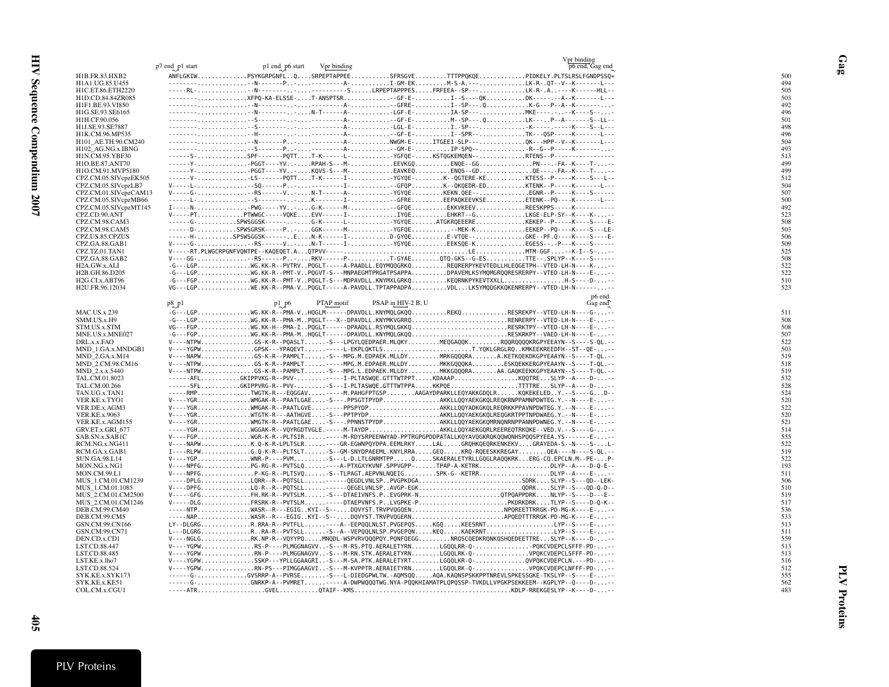```
                       p7 end  p1 start              p1 end  p6 start      Vpr binding                                                    Vpr binding
                                                                                                                                          p6 end, Gag end
H1B.FR.83.HXB2         ANFLGKIW.............PSYKGRPGNFL..Q....SRPEPTAPPEE...........SFRSGVE.........TTTPPQKQE............PIDKELY.PLTSLRSLFGNDPSSQ*   500
H1A1.UG.85.U455        --------...............--N-------.-....---------A-...........I-GM-EK.........M-S-A.--...............LK-R-.QT--V--K-------L---   494
H1C.ET.86.ETH2220      -----RL-...............--N-------.-....---------S.....LRPEPTAPPPES.....FRFEEA--SP--..............LK-R-.A.-----K------HLL--   505
H1D.CD.84.84ZR085      --------...............XFPQ-KA-ELSSE-....T-ANSPTSR...............-GF-E.........I--S----QK...........DK------.-A--K-------L---   503
H1F1.BE.93.VI850       --------...............--N-------.-....---------A-...........-GFRE-..........I--SP---.Q..........K-G---P--A--K--------.-.-   492
H1G.SE.93.SE6165       --------...............--N-------.-....N-T------A-...........-LGF-E..........IA-SP--..............MKE----.-..-K----S--.--.-   496
H1H.CF.90.056          --------...............--S-------.-....---------A-...........-GF-E...........M--SP---.Q..........LK---..P--A-------S--LL--   501
H1J.SE.93.SE7887       --------...............--S-------.-....---------A-...........-LGL-E..........I.-SP--..............-K-----.-----K----S--L---   498
H1K.CM.96.MP535        --------...............--H-------.-....---------A-...........-GF-E...........I--SPR--...........TK---QSP-----K-------L---   496
H101_AE.TH.90.CM240    --------...............--N-------P.-....---------A-...........NWGM-E-.....ITGEEI-SLP--..............QK---HPP--V--K-------L---   504
H102_AG.NG.x.IBNG      --------...............--S-------P.-....---------A-...........-GM-E-..........IP-SPQ-...............-R--G--P-----K-------.-.-   493
H1N.CM.95.YBF30        ------S-...............SPF-------PQTT...T-K------L-...........-YGFQE-.....KSTQGKEMQEN-..............RTENS--P------------------   513
H1O.BE.87.ANT70        ------Y-...............-PGGT----YV..-....RPAH-S---M-...........EEVKGQ..........ENQE--GG..............PN---.-FA--K----T--.--   499
H1O.CM.91.MVP5180      ------Y-...............-PGGT----YV..-....KQVS-S---M-...........EAVKEQ..........ENQS--GD..............QE---.-FA--K----T--.--   499
CPZ.CM.05.SIVcpzEK505  ------V-...............-LS-------PQTT...T-K------I-...........-YGYQE-.........K--QGTERE-KE...........KTESS--P-----K----S---L--   512
CPZ.CM.05.SIVcpzLB7    V-----L-...............--SQ------P.-....---------I-...........-GFQP-.........K--QKQEDR-ED...........KTENK--P-----K-------L---   504
CPZ.CM.01.SIVcpzCAM13  V-----G-...............--RS------V.-....N-T------A-...........-YGYQE-.........KEKN.QEE--..............EGNR--P-----K----S------   507
CPZ.CM.05.SIVcpzMB66   ------L-...............--S-------.-....K--------I-...........-GFRE-..........EEPAQKEEVKSE...........ETENK--PQ---K-------L---   500
CPZ.CM.05.SIVcpzMT145  I-----N-...............-PWG-----YV..-....G-K------M-...........-GFQE-..........EKKVKEEV..............REESKPPS-----K------------   492
CPZ.CD.90.ANT          V-----PT...............PTWWGC-----VQKE....EVV------I-...........IYQE-..........EHKRT--G..............LKGE-ELP-SY--K----K--.--   523
CPZ.CM.98.CAM3         ------G-...........SPWSGGSK------.-....G-K------L-...........-YGYQE-.....ATGKRQEEERE...............KEKEP--P-----K----S----E-   508
CPZ.CM.98.CAM5         ------D-...........SPWSGRSK-----P.-....GGK------M-...........-YGFQE-..........--MEK-K..............EEKEP--PQ----K----S---LE-   503
CPZ.US.85.CPZUS        ------H-.........SPSWSGGSK------.E....N-K------I-...........D-GYQE-.........E-VTQE--...............GKE--PF.Q----K----S----E-   506
CPZ.GA.88.GAB1         V-----G-...............--RS------V.-....N-T------I-...........-YGYQE-..........EEKSQE-K..............EGESS--.-P---K----S------   509
CPZ.TZ.01.TAN1         V-----RT.PLWGCRPGNFVQNTPE--KAQEQET.A...QTPVV-----.......................................LE.............MTM-GGF.....-K-I--S-..--   525
CPZ.GA.88.GAB2         V----GG-...............--RS------P.-....RKV------P-...........T-GYAE.......QTQ-GKS--G-ES...........TTE--.SPLYP--K----S------   508
H2A.GW.x.ALI           -G---LGP...............WG.KK-R--PVTRV..PQGLT-----A-PAADLL.EQYMQQGRKQ..........REQRERPYKEVTEDLLHLEQGETPH--VTED-LH-N-----K--.--   522
H2B.GH.86.D205         -G---LGP...............WG.KK-R--PMT-V..PQGVT-S---MNPAEGMTPRGATPSAPPA...........DPAVEMLKSYMQMGRQQRESRERPY--VTED-LH-N-----E--.--   522
H2G.CI.x.ABT96         -G---FGP...............WG.KK-R--PMT-V..PQGLT-S---MDPAVDLL.KNYMXLGRKQ..........KEQRNKPYKEVTXXLL...............H-S----D--.--   510
H2U.FR.96.12034        VG---LGP...............WE.KK-R--PMA-V..PQGLT-----A-PAVDLL.TPTAPPADPA..........VDL...LKSYMQQGKKQKENRERPY--VTED-LH-N--------.--   523

                       p8  p1                          p1  p6            PTAP motif        PSAP in HIV-2 B, U                            p6 end
                                                                                                                                          Gag end
MAC.US.x.239           -G---LGP...............WG.KK-R--PMA-V..HQGLM------DPAVDLL.KNYMQLGKQQ..........REKQ.............RESREKPY--VTED-LH-N-----G--.--   511
SMM.US.x.H9            -G---LGP...............WG.KK-R--PMA-M..PQGLT---X--DPAVDLL.KNYMKVGRRQ..........................RENRERPY--VTED-LH-N-----E--.--   508
STM.US.x.STM           VG---FGP...............WG.KK-H--PMA-I..PQGLT------DPAADLL.RSYMQLGKKQ..........................RESRKTPY--VTED-LH-N-----E--.--   508
MNE.US.x.MNE027        -G---FGP...............WG.KK-R--PMA-M..HQGLT------DPAVDLL.KNYMQLGKQQ..........................RESRKKPY--VAED-LH-N-----E--.--   507
DRL.x.x.FAO            V----NTPW...............GS-K-R--PQASLT.......S---LPGYLQEDPAER.MLQKY.........MEQGAQQK.........RQQRQQQQKRGPYEEAYN--S----S-QL.--   522
MND_1.GA.x.MNDGB1      V----YGPW...............GPSK---YPAQEVT.......----L-EKPLQKTLS..........................T.YQKLGRGLRQ..KMKEEKREEDFH--ST--QE-.-.-   503
MND_2.GA.x.M14         V----NAPW...............GS-K-R--PAMPLT.......S---MPG.M.EDPAEK.MLLDY.........MRKGQQQRA........A.KETKQEKDKGPYEAAYN--S----T-QL.--   519
MND_2.CM.98.CM16       V----NTPW...............GS-K-R--PAMPLT......-----MPG.M.EDPAER.MLLDY.........MKKGQQQKA........ESKQEKKERGPYEAAYN--S----T-QL.--   518
MND_2.x.x.5440         V----NTPW...............GS-K-R--PAMPLT.......S---MPG.L.EDPAEK.MLLDY.........MKKGQQQRA........AA.GAQKEEKKGPYEAAYN--S----T-QL.--   519
TAL.CM.01.8023         ------AFL...........GKIPPVKG-R--PVV--........-----I-PLTASWQE.GTTTWTPPT.....KDAAAP..................KQQTRE...SLYP--A----D--.--   532
TAL.CM.00.266          ------SFL...........GKIPPVRG-R--PVV--........S---I-PLTASWQE.GTTTWTPPA.....KKPQE...................TTTTRE...SLYP--A----D--.--   528
TAN.UG.x.TAN1          -----RMP...............TWGTK-R---EQGGAV.....-----M.PAHGFPTGSP........AAGAYDPARKLLEQYAKKGDQLR......KQKEKELED..Y.--S----G...D--   524
VER.KE.x.TYO1          V----YGR...............WMGAK-R--PAATLGAE.....S---.PPSGTTPYDP................AKKLLQQYAEKGKQLREQKRNRPPAMNPDWTEG.Y.--N----E--.--   520
VER.DE.x.AGM3          V----YGR...............WMGAK-R--PAATLGVE.....-----PPSPYDP...................AKKLLQQYADKGKQLREQRKKPPAVNPDWTEG.Y.--N----E--.--   522
VER.KE.x.9063          V----YGR...............WTGTK-R---AATHGVE.....S---PPTPYDP...................AKKLLQQYAEKGKQLREQGKRTPPTNPDWAEG.Y.--N----E--.--   520
VER.KE.x.AGM155        V----YGR...............WMGTK-R--PAATLGAE.....S---.PPNNSTPYDP................AKKLLQQYAEKGKQMRNQNRNRPPANNPDWNEG.Y.--N----E--.--   521
GRV.ET.x.GRI_677       -----YGH...............WGGAK-R--VQYRGDTVGLE.-----M-TAYDP...................AKKLLQQYAEKGQRLREEREQTRKQKE--VED.V.--S----G--.--   514
SAB.SN.x.SAB1C         V----FGP...............WGR-K-R--PLTSIR......-----M-RDYSRPEENWYAD-PPTRGPGPDDPATALLKQYAVQGKRQKQQWQNHSPQQSPYEEA.YS-------E--.--   555
RCM.NG.x.NG411         V----NAPW..............K.Q-K-R-LPLTSLR......----GR-EGWNPQYDPA.EEMLRKY.....LAL.....GRQHKQEQRKENKEKV....GRAYEDA-S--N----S---L-   522
RCM.GA.x.GAB1          I----RLPW..............G.Q-K-R--PLTSLT......S---GM-SNYDPAEEML.KNYLRRA.....GEQ.....KRQ-RQEESKKREGAY........QEA----N----S-QL.--   519
SUN.GA.98.L14          V----YGP...............WNR-P----PVM..........S---L-D.LTLGNRMTPP......Q.....SKAERALETYRLLGQGLRAQQKRK...ERG-CQ.EPCLN.M--PE---P-   522
MON.NG.x.NG1           V----NPFG..............PG-RG-R--PVTSLQ......----A-PTXGXYKVNF.SPPVGPP-......TPAP-A-KETRK...................DLYP--A----D-Q-E--   193
MON.CM.99.L1           V----NPFG..............P-KG-R--PLTSVQ.......S--TLPAGT.AEPVNLNQEIG.........SPK-G--KETRR....................DLYP--A----E--.--   511
MUS_1.CM.01.CM1239     V----DPLG..............LQRR--R--PQTSLL.......---------QEGDLVNLSP..PVGPKQGA.............................SDRK....SLYP--S---QD--LEK-  506
MUS_1.CM.01.1085       V----DPFG..............LQ-R--R--PQTSLL.......---------QEGELVNLSP..AVGP-EGK..............................QDRK....SLYP--S---QD-Q-D--  510
MUS_2.CM.01.CM2500     V----GFG...............FH.RK-R--PVTSLM.......S---DTAEIVNFS.P..EVGPRK-P.........................QTPQAPPDRK....NLYP--S----D---E--   519
MUS_2.CM.01.CM1246     V-----DLG..............FRSRK-R--PVTSLM......-----DTAEPVNFS.P..LVGPKE-P..........................PKDRKDRK....TLYP--S----D-Q-K--   517
DEB.CM.99.CM40         -----NTP...............WASR--R---EGIG..KYI--S--...DQVYST.TRVPVQGQEN...........................NPQREETTRRGK-PD-MG-K----E--.--   536
DEB.CM.99.CM5          -----NAP...............WASR--R---EGIG..KYI--S--...DQVYST.TRVPVQGERN...........................APQEDTTTRRGK-PD-MG-K----E--.--   533
GSN.CM.99.CN166        LY--DLGRG..............R.RRA-R--PVTFLL......----A--EEPQQLNLST.PVGEPQS.....KGQ.....KEESRNT...................LYP--S----E--.--   513
GSN.CM.99.CN71         L---DLGRG..............R..RA-R--PVTSLL.......S--A--VEPQQLNLSP.PVGEPQN.....KEQ.....KAEKRNT...................LYP--S----E--.--   511
DEN.CD.x.CD1           V----NGLG..............RK.NP-R--VQYYPQ......MNQDL-WSPVRVQQQPQY.PQNFQEGG.........NRQSCQEDKRQNKQSHQEDEETTRE...SLYP--K----D--.--   559
LST.CD.88.447          V----YGPW..............RS-P----PLMGGNAGVV..-S---M-RS.PTQ.AERALETYRN........LGQQLRR-Q-..............-PQKCVDEPCLSFFF-PD--.--   513
LST.CD.88.485          V----YGPW..............RN-P----PLMGGNAGVV..-S---M-RN.STK.AERALETYRN........LGQQLRK-Q-..............VPQKCVDEPCLSFFF-PD--.--   513
LST.KE.x.lho7          V----YGPW..............SSKP----YPLLGGAAGRI..-S---M-SA.PTK.AERALETYRT........LGQQLKR-Q-..............QVPQKCVDEPCLN.---PD--.--   516
LST.CD.88.524          V----YGPW..............RN-PS---PIMGGAAGVI..-S---M-KVPPTR.AERAIETYRN........LGQQLRK-Q-..............VPQKCVDEPCLNFFF-PD--.--   512
SYK.KE.x.SYK173        ------G-..............GVSRRP-A--PVRSE........S---L-DIEDGPWLTW.-AQMSQQ.....AQA.KAQNSPSKKPPTNREVLSPKESSGKE-TKSLYP--S----E--.--   555
SYK.KE.x.KE51          ------G-..............GNRKP-A--PVMRET.......-----A-DWPWQQQTWG.NYA-PQQKHIAMATPLQPQSSP-TVKDLLVPGKPSEKKEEM--KGPLYP--Q----D--.--   562
COL.CM.x.CGU1          -----ATR...................GVEL...........QTAIF--KMS.............................................KDLP-RREKGESLYP--K----D--.--   483
```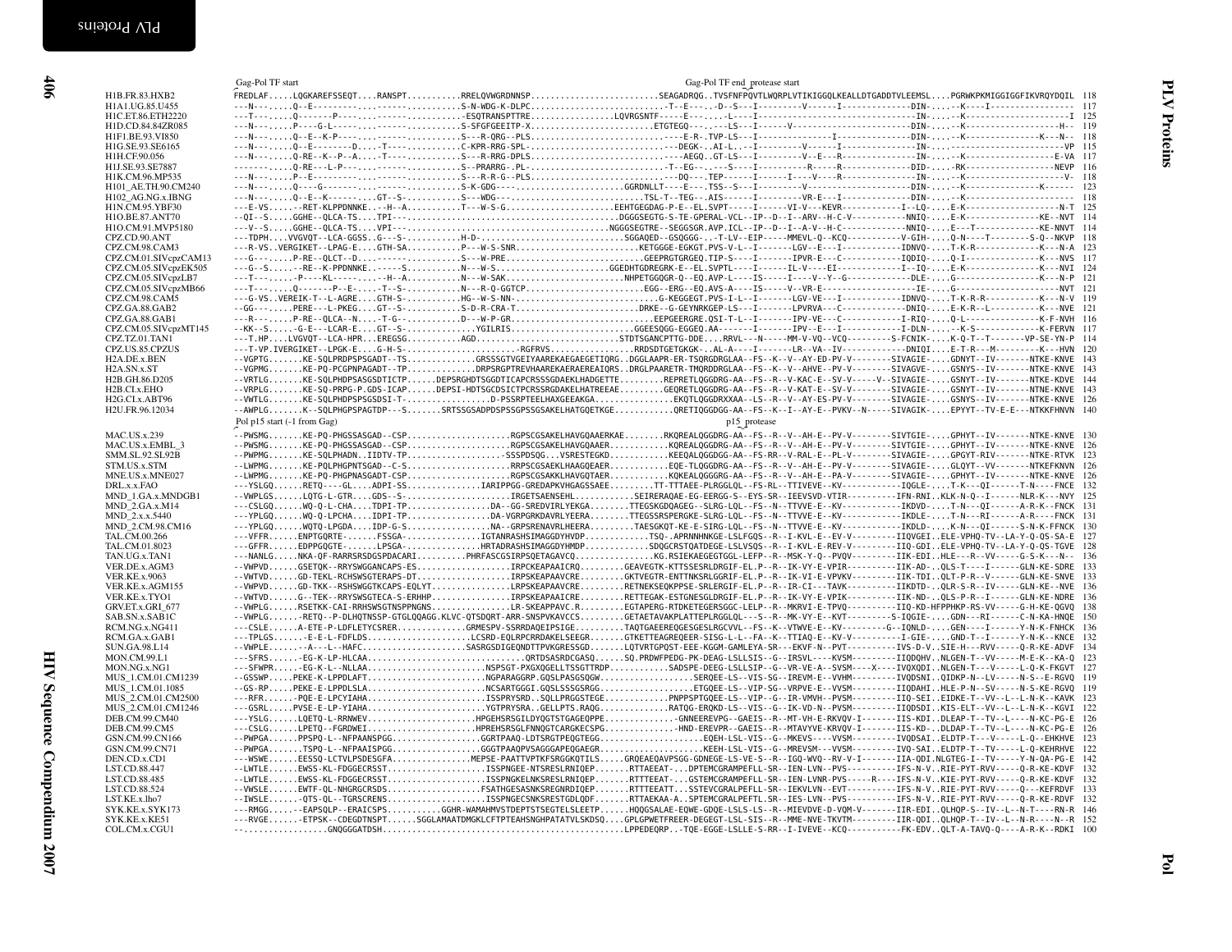```
                    Gag-Pol TF start                                                          Gag-Pol TF end  protease start
H1B.FR.83.HXB2      FREDLAF.....LQGKAREFSSEQT....RANSPT...........RRELQVWGRDNNSP.........................SEAGADRQG..TVSFNFPQVTLWQRPLVTIKIGGQLKEALLDTGADDTVLEEMSL....PGRWKPKMIGGIGGFIKVRQYDQIL  118
H1A1.UG.85.U455     ---N---.....Q--E-----------.------...........S-N-WDG-K-DLPC..........................-T--E----..-D--S---I---------V------I-------------DIN-....--K----I----------------  117
H1C.ET.86.ETH2220   ---T---.....Q-------P-----.------...........-ESQTRANSPTTRE...........LQVRGSNTF-----E---....-L----I-----------------------------IN-....--K-------------------I  125
H1D.CD.84.84ZR085   ---N---.....P----G-L-------.------...........S-SFGFGEEITP-X.........................ETGTEGQ---.....-LS---I------V-----------------DIN-....--K-------------------H--  119
H1F1.BE.93.VI850    ---N---.....Q--E--K-P------.------...........S---R-QRG--PLS..........................----E-R-.TVP-LS---I---------------I--------------DIN-....--K-----------------K---N--  118
H1G.SE.93.SE6165    ---N---.....Q--E--------D---.-T-----...........C-KPR-RRG-SPL..........................---DEGK-..AI-L..--I----------V-------------------IN-....-----------------------VP  115
H1H.CF.90.056       ---N---.....Q-RE--K--P--A....-T-----...........S---R-RRG-DPLS..........................----AEGQ..GT-LS---I---------V--E---R--------------IN-....--K-----------------E-VA  117
H1J.SE.93.SE7887    -------.....Q-RE---L-P-----.------...........S--PRARRG-.PL-..........................-T--EG--.----S----I---------R-----R-------------DID-....-RK-----------------NEVP  116
H1K.CM.96.MP535     ---N---.....P--E-----------.------...........S---R-R-G--PLS..........................---DQ---.TEP-----I------I----V----R--------------IN-....--K--------------------V-  118
H101_AE.TH.90.CM240 ---N---.....Q----G---------.------...........S-K-GDG--------------------------------GGRDNLLT----E---.TSS--S---I---------V--------------------DIN-....--K-------------K------  123
H102_AG.NG.x.IBNG   ---N---.....Q--E--K--------.GT--S-...........S---WDG---..........................TSL-T--TEG--.AIS------I---------VR-E---I--------------DIN-....--K--------------------  118
H1N.CM.95.YBF30     ---E-VS.....--RET-KLPPDNNKE.--H--A...........T---W-S-G.....................EEHTGEGDAG-P-E--EL.SVPT-----I------VI-V---KEVR-----------I--LQ-....E-K-----------------N-T  125
H1O.BE.87.ANT70     --QI--S.....GGHE--QLCA-TS....TPI---..............................................DGGGSEGTG-S-TE-GPERAL-VCL--IP--D--I--ARV--H-C-V---------NNIQ-....E-K-------------KE--NVT  114
H1O.CM.91.MVP5180   ---V--S.....GGHE--QLCA-TS....VPI---..........................................NGGGSEGTRE--SEGGSGR.AVP.ICL--IP--D--I--A-V--H-C------------NNIQ-....E---T------------KE-NNVT  114
CPZ.CD.90.ANT       ---TDPH.....VVGVQT--LCA-GGSS..G---S-..........H-D-...........................SGGAQED--GSQGGG-..-T-LV--EIP-----MMEVL-Q--KCQ-----------V-GIH-....Q-N----T--------S-Q--NKVP  118
CPZ.CM.98.CAM3      ---R-VS..VERGIKET--LPAG-E....GTH-SA...........P---W-S-SNR........................KETGGGE-EGKGT.PVS-V-L--I-------LGV--E---I-----------IDNVQ-....T-K-R-------------K---N-A  123
CPZ.CM.01.SIVcpzCAM13 ---G---.....P-RE--QLCT--D...-----.-..........S---W-PRE...........................GEEPRGTGRGEQ.TIP-S----I-------IPVR-E---C-----------IQDIQ-....Q-I-----------------K---NVS  117
CPZ.CM.05.SIVcpzEK505 ---G--S.....--RE--K-PPDNNKE..-----S...........N---W-S.............................GGEDHTGDREGRK-E--EL.SVPTL-----I------IL-V----EI-----------I--IQ-....E-K---------------K---NVI  124
CPZ.CM.05.SIVcpzLB7 ---T---.....-P----KL-------.--H--A...........N---W-SAK...........................NHPETGGQGR-Q--EQ.AVP-L----IS-----I----V--Y--G-----------DLE-....G-----------------K---N-P  121
CPZ.CM.05.SIVcpzMB66 ---T---.....Q-------P--E----.-T--S-...........N---R-Q-GGTCP..........................EGG--ERG--EQ.AVS-A---IS-----V--VR-E-----------------IE-....G-------------------NVT  121
CPZ.CM.98.CAM5      ---G-VS..VEREIK-T--L-AGRE....GTH-S-...........HG--W-S-NN..........................G-KEGGEGT.PVS-I-L--I-------LGV-VE---I-----------IDNVQ-....T-K-R-R-----------K---N-V  119
CPZ.GA.88.GAB2      --GG---.....PERE---L-PKEG....GT--S-...........S-D-R-CRA-T.........................DRKE--G-GEYNRKGEP-LS---I-------LPVRVA---C-----------DNIQ-....E-K-R--L----------K---NVE  121
CPZ.GA.88.GAB1      ---R---.....P-RE--QLCA--N....-T-G--...........D---W-P-GR..........................EEPGEERGRE.QSI-T-L--I-------IPV-VE---C-----------I-RIQ-....Q-L---------------K-F-NVH  116
CPZ.CM.05.SIVcpzMT145 --KK--S.....-G-E---LCAR-E....GT--S-...........YGILRIS..........................GGEESQGG-EGGEQ.AA-------I-------IPV--E---I-----------I-DLN-....--K-S-------------K-FERVN  117
CPZ.TZ.01.TAN1      ---T.HP....LVGVQT--LCA-HPR...EREGSG...........AGD...........................STDTSGANCPTTG-DDE....RRVL---N-----MM-V-VQ--VCQ---------S-FCNIK-....K-Q-T--T-------VP-SE-YN-P  114
CPZ.US.85.CPZUS     ---T-VP.IVERGIKET--LPGK-E....G-H-S-......................-RGFRVS..................RRDSDTGETGKGK-..AL-A----I-------LR--VA--IV----------DNIQI....E-T-R---M--------K---HVN  120
H2A.DE.x.BEN        --VGPTG.......KE-SQLPRDPSPSGADT--TS.............GRSSSGTVGEIYAAREKAEGAEGETIQRG..DGGLAAPR-ER-TSQRGDRGLAA--FS--K--V--AY-ED-PV-V--------SIVAGIE-....GDNYT--IV-------NTKE-KNVE  143
H2A.SN.x.ST         --VGPMG.......KE-PQ-PCGPNPAGADT--TP.............DRPSRGPTREVHAAREKAERAEREAIQRS..DRGLPAARETR-TMQRDDRGLAA--FS--K--V--AHVE--PV-V--------SIVAGVE-....GSNYS--IV-------NTKE-KNVE  143
H2B.GH.86.D205      --VRTLG.......KE-SQLPHDPSASGSDTICTP......DEPSRGHDTSGGDTICAPCRSSSGDAEKLHADGETTE.........REPRETLQGGDRG-AA--FS--R--V-KAC-E--SV-V-----V--SIVAGIE-....GSNYT--IV-------NTKE-KDVE  144
H2B.CI.x.EHO        --VRPLG.......KE-SQ-PRPG-P.GDS-ICAP......DEPSI-HDTSGCDSICTPCRSSRGDAKELHATREEAE.........GEQRETLQGGDRG-AA--FS--R--V-KAT-E--SV-V--------SIVAGIE-....GSNYT--IV-------NTNE-KNVE  143
H2G.CI.x.ABT96      --VWTLG.......KE-SQLPHDPSPSGDSI-T-.........D-PSSRPTEELHAXGEEAKGA.........EKQTLQGGDRXXAA--LS--R--V--AY-ES-PV-V--------SIVAGIE-....GSNYS--IV-------NTKE-KNVE  126
H2U.FR.96.12034     --AWPLG.......K--SQLPHDPSPAGTDP---S.......SRTSSGSADPDSPSSGPSSGSAKELHATGQETKGE...........QRETIQGGDGG-AA--FS--K--I--AY-E--PVKV--N-----SIVAGIK-....EPYYT--TV-E-E---NTKKFHNVN  140
                    Pol p15 start (-1 from Gag)                                               p15 protease
MAC.US.x.239        --PWSMG.......KE-PQ-PHGSSASGAD--CSP.....................RGPSCGSAKELHAVGQAAERKAE........RKQREALQGGDRG-AA--FS--R--V--AH-E--PV-V--------SIVTGIE-....GPHYT--IV-------NTKE-KNVE  130
MAC.US.x.EMBL_3     --PWSMG.......KE-PQ-PHGSSASGAD--CSP.....................RGPSCGSAKELHAVGQAAER...........KQREALQGGDRG-AA--FS--R--V--AH-E--PV-V--------SIVTGIE-....GPHYT--IV-------NTKE-KNVE  126
SMM.SL.92.SL92B     --PWPMG.......KE-SQLPHADN..IIDTV-TP.....................-SSSPDSQG...VSRESTEGKD...........KEEQALQGGDGG-AA--FS-RR--V-RAL-E--PL-V--------SIVAGIE-....GPGYT-RIV-------NTKE-RTVK  123
STM.US.x.STM        --LWPMG.......KE-PQLPHGPNTSGAD--C-S.....................RGPSCGSAEKLHAAGQEAER...........EQE-TLQGGDRG-AA--FS--R--V--AH-E--PV-V--------SIVAGIE-....GLQYT--VV-------NTKEFKNVN  126
MNE.US.x.MNE027     --LWPMG.......KE-PQ-PHGPNASGADT-CSP.....................RGPSCGSAKKLHAVGQTAER...........KQKEALQGGGRG-AA--FS--R--V--AH-E--PA-V--------SIVAGIE-....GPHYT--IV-------NTKE-KNVE  126
DRL.x.x.FAO         ---YSLGQ......RETQ----GL....ADPI-SS..............IARIPPGG-GREDAPKVHGAGSSAEE.........TT-TTTAEE-PLRGGLQL--FS-RL--TTIVEVE--KV-----------IQGLE-....T-K---QI------T-N----FNCE  132
MND_1.GA.x.MNDGB1   --VWPLGS......LQTG-L-GTR....GDS--S-.....................IRGETSAENSEHL...........SEIRERAQAE-EG-EERGG-S--EYS-SR--IEEVSVD-VTIR----------IFN-RNI..KLK-N-Q--I------NLR-K---NVY  125
MND_2.GA.x.M14      ---CSLGQ......WQ-Q-L-CHA....TDPI-TP.................DA--GG-SREDVIRLYEKGA........TTEGSKGDQAGEG--SLRG-LQL--FS--N--TTVVE-E--KV------------IKDVD-....T-N---QI------A-R-K--FNCK  131
MND_2.x.x.5440      ---YPLGQ......WQ-Q-LPCHA....IDPI-TP.................DA-VGRPGRKDAVRLYEERA........TTEGSSRSPERGKE-SLRG-LQL--FS--N--TTVVE-E--KV------------IKDLE-....T-N---RI------A-R----FNCK  131
MND_2.CM.98.CM16    ---YPLGQ......WQTQ-LPGDA....IDP-G-S.................NA--GRPSRENAVRLHEERA........TAESGKQT-KE-E-SIRG-LQL--FS--N--TTVVE-E--KV------------IKDLD-....K-N---QI------S-N-K-FNCE  130
TAL.CM.00.266       ---VFFR......ENPTGQRTE-.......FSSGA-...............IGTANRASHSIMAGGDYHVDP.............TSQ-.APRNNHNKGE-LSLFGQS--R--I-KVL-E--EV-V---------IIQVGEI..ELE-VPHQ-TV--LA-Y-Q-QS-SA-E  127
TAL.CM.01.8023      ---GFFR......EDPPGQGTE-.......LPSGA-...............HRTADRASHSIMAGGDYHMDP.............SDQGCRSTQATDEGE-LSLVSQS--R--I-KVL-E-REV-V---------IIQ-GDI..ELE-VPHQ-TV--LA-Y-Q-QS-TGVE  128
TAN.UG.x.TAN1       ---NANLG......NKA-QF-RARRSRSDGSPDACARI.........PHRFASCGSIRPSQETAGAVCQ...............KG.RSIEKAEGEGTGGL-LEFP--R--MSK-Y-Q--PVQV---------IIX-EDI..HLE---R--VV-----G-S-K---N-  136
VER.DE.x.AGM3       --VWPVD......GSETQK--RRYSWGGANCAPS-ES..................IRPCKEAPAAICRQ.........GEAVEGTK-KTTSSESRLDRGIF-EL.P--R--IK-VY-E-VPIR----------IIK-AD-..QLS-T----I-------GLN-KE-SDRE  133
VER.KE.x.9063       --VWTVD......GD-TEKL-RCHSWSGTERAPS-DT..................IRPCKEAPAAVCRE.........GKTVEGTR-ENTTNKSRLGGRIF-EL.P--R--IK-VI-E-VPVKV---------IIK-TDI..QLT-P-R--V------GLN-KE-SNVE  133
VER.KE.x.AGM155     --VWPVD......GD-TKK--RSHSWGGTKCAPS-EQLYT..............LRPSKEAPAAVCRE.........RETNEKSEQKPPSE-SRLERGIF-EL.P--R--IR-CI---TAVK----------IIKDTD-..QLR-S-R--IV-----GLN-KE--NVE  136
VER.KE.x.TYO1       --VWTVD......G--TEK--RRYSWSGTECA-S-ERHHP..............IRPSKEAPAAICRE.........RETTEGAK-ESTGNESGLDRGIF-EL.P--R--IK-VY-E-VPIK----------IIK-ND-..QLS-P-R--I-----GLN-KE-NDRE  136
GRV.ET.x.GRI_677    --VWPLG......RSETKK-CAI-RRHSWSGTNSPPNGNS...........LR-SKEAPPAVC.R.........EGTAPERG-RTDKETEGERSGGC-LELP--R--MKRVI-E-TPVQ---------IIQ-KD-HFPPHKP-RS-VV----G-H-KE-QGVQ  138
SAB.SN.x.SAB1C      --VWPLG......-RETQ--P-DLHQTNSSP-GTGLQQAGG.KLVC-QTSDQRT-ARR-SNSPVKAVCCS.........GETAETAVAKPLATTEPLRGGLQL---S--R--MK-VY-E--KVT---------S-IQGIE-....GDN---RI------C-N-KA-HNQE  150
RCM.NG.x.NG411      ---CSLE......A-ETE-P-LDFLETYCSRER.............GRMESPV-SSRRDAQEIPSIGE..........TAQTGAEEREQGESGESLRGCVVL--FS--K--VTWVE-E--KV----------G--IQNLD-....GEN----I------Y-N-K-FNHCK  136
RCM.GA.x.GAB1       ---TPLGS......-E-E-L-FDFLDS.....................LCSRD-EQLRPCRRDAKELSEEGR.........GTKETTEAGREQEER-SISG-L--L--FA--K--TTIAQ-E--KV-V----------I-GIE-....GND-T--I------Y-N-K--KNCE  132
SUN.GA.98.L14       --VWPLE........-A---L--HAFC...................SASRGSDIGEQNDTTPVKGRESSGD.........LQTVRTGPQST-EEE-KGGM-GAMLEYA-SR---EKVF-N--PVT----------IVS-D-V..SIE-H---RVV-----Q-R-KE-ADVF  134
MON.CM.99.L1        ---SFRS.......-EG-K-LP-HLCAA.................................QRTDSASRDCGASQ.......SQ.PRDWFPEDG-PK-DEAG-LSLLSIS--G--IRSVL-----KVSM---------IIQDQHV..NLGEN-T--VV-----M-E-K--KA-Q  123
MON.NG.x.NG1        ---SFWPR.......-EG-K-L--NLLAA.........................NSPSGT-PXGXQGELLTSSGTTRDP..........SADSPE-DEEG-LSLLSIP--G--VR-VE-A--VSSM----X----IVQXQDI..NLGEN-T--V-----L-Q-K-FKGVT  127
MUS_1.CM.01.CM1239  --GSSWP......PEKE-K-LPPDLAFT........................NGPARAGGRP.GQSLPASGSQGW.................SERQEE-LS--VIS-SG--IREVM-E--VVHM---------IVQDSNI..QIDKP-N--LV------N-S--E-RGVQ  119
MUS_1.CM.01.1085    --GS-RP......PEKE-E-LPPDLSLA........................NCSARTGGGI.GQSLSSSGSRGG.................ETGQEE-LS--VIP-SG--VRPVE-E--VVSM---------IIQDAHI..HLE-P-N--SV------N-S-KE-RGVQ  119
MUS_2.CM.01.CM2500  ---RFR......-PQE-E-LPCYIAHA........................ISSPRYSRD..SQLLPRGGSTEGE...........PNPPSPTGQEE-LS--VIP--G--IR-VMVH--PVSM---------IIQ-SEI..EIDKE-T--VV--L--L-N-K--KAVK  123
MUS_2.CM.01.CM1246  ---GSRL......PVSE-E-LP-YIAHA........................YGTPRYSRA..GELLPTS.RAQG.............RATQG-ERQKD-LS--VIS--G--IK-VD-N--PVSM---------IIQDSDI..KIS-ELT--VV--L--L-N-K--KGVI  122
DEB.CM.99.CM40      ---YSLG......LQETQ-L-RRNWEV........................HPGEHSRSGILDYQGTSTGAEGQPPE..............-GNNEEREVPG--GAEIS--R--MT-VH-E-RKVQV-I---------IIS-KDI..DLEAP-T--TV--L----N-KC-PG-E  126
DEB.CM.99.CM5       ---CSLG......LPETQ--FGRDWEI.....................HPREHSRSGLFNNQGTCARGKECSPG..............-HND-EREVPR--GAEIS--R--MTAVYVE-KRVQV-I-------IIS-KD-..DLDAP-T--TV--L----N-KC-PG-E  126
GSN.CM.99.CN166     --PWPGA......PPSPQ-L--NFPAANSPGG...................GGRTPAAQ-LDTSRGTPEQGTEGG....................EQEH-LSL-VIS--G--MKEVS----VVSM---------IVQDSAI..ELDTP-T---V-----L-Q--EHKHVE  123
GSN.CM.99.CN71      --PWPGA......TSPQ-L--NFPAAISPGG.................GGGTPAAQPVSAGGGAPEQGAEGR.....................KEEH-LSL-VIS--G--MREVSM---VVSM---------IVQ-SAI..ELDTP-T--TV-----L-Q-KEHRHVE  122
DEN.CD.x.CD1        ---WSWE......EESSQ-LCTVLPSDESGFA..................MEPSE-PAATTVPTKFSRGGKQTILS.......GRQEAEQAVPSGG-GDNEGE-LS-VE-S--R--IGQ-WVQ--RV-V-I---------IIA-QDI.NLGTEG-I--TV-----Y-N-QA-PG-E  142
LST.CD.88.447       --LWTLE......EWSS-KL-FDGGECRSST...................ISSPNGEE-NTSRESLRNIQEP........RTTAEEAT-...DPTEMCGRAMPEFLL-SR--IEN-LVN--PVS-----------IFS-N-V..RIE-PYT-RVV-----Q-R-KE-KDVF  132
LST.CD.88.485       --LWTLE......EWSS-KL-FDGGECRSST...................ISSPNGKELNKSRESLRNIQEP........RTTTEEAT-...GSTEMCGRAMPEFLL-SR--IEN-LVNR-PVS-----R----IFS-N-V..KIE-PYT-RVV-----Q-R-KE-KDVF  132
LST.CD.88.524       --VWSLE......EWTF-QL-NHGRGCRSDS...................FSATHGESASNKSREGNRDIQEP.......RTTTEEATT...SSTEVCGRALPEFLL-SR--IEKVLVN--EVT----------IFS-N-V..RIE-PYT-RVV-----Q---KEFRDVF  133
LST.KE.x.lho7       --IWSLE......-QTS-QL--TGRSCRENS...................ISSPNGECSNKSRESTGDLQDF.......RTTAEKAA-A..SPTEMCGRALPEFTL.SR--IES-LVN--PVS----------IFS-N-V..RIE-PYT-RVV-----Q-R-KE-RDVF  132
SYK.KE.x.SYK173     ---RMGG.....--EAPSQLP--ERAICSPS..........GGHR-WAMAHMVSTDEPTSTSEGTELSLEETP.......HQQGSALAE-EQWE-GDQE-LSLS-LS--R--MIEVDVE-D-VQM-V-------IIR-EDI..QLHQP-S--IV--L--N-T----RN-R  146
SYK.KE.x.KE51       ---RVGE......-ETPSK--CDEGDTNSPT......SGGLAMAATDMGKLCFTPTEAHSNGHPATATVLSKDSQ.....GPLGPWETFREER-DEGEGT-LSL-SIS--R--MME-NVE-TKVTM----------IIR-QDI..QLHQP-T--IV--L--N-R----N--R  152
COL.CM.x.CGU1       --......................GNQGGGATDSH.................................................LPPEDEQRP..-TQE-EGGE-LSLLE-S-RR--I-IVEVE--KCQ-----------FK-EDV..QLT-A-TAVQ-Q----A-R-K--RDKI  100
```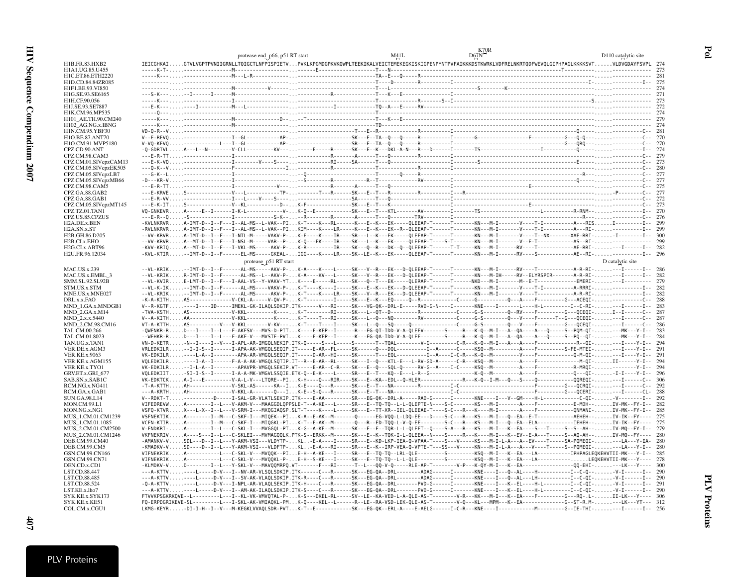```
                               protease end  p66, p51 RT start                              M41L              K70R              D110 catalytic site
                                                                                                          D67N
H1B.FR.83.HXB2              IEICGHKAI......GTVLVGPTPVNIIGRNLLTQIGCTLNFPISPIETV...PVKLKPGMDGPKVKQWPLTEEKIKALVEICTEMEKEGKISKIGPENPYNTPVFAIKKKDSTKWRKLVDFRELNKRTQDFWEVQLGIPHPAGLKKKKSVT......VLDVGDAYFSVPL  274
H1A1.UG.85.U455             -----K-T-.....-----------------M-----------------...------E-----------------T---N-------------------------------------------------------------T---------......-------------  273
H1C.ET.86.ETH2220           -----K---.....----------------M---L-R-------------...------------------TA--E---Q-----R-----------------------------------------------------------------......-------------  281
H1D.CD.84.84ZR085           ----------.....-----------------------------------...--------------------T----D-------R----------I--------------------------------------------------I-......----------I--  275
H1F1.BE.93.VI850            ----------.....--------------M-----------V-------...------------------T---L------------------------S--------K------------------------------------......-------------  274
H1G.SE.93.SE6165            ---S-K---.....-I------I------M-------------------...-----------R--------------T---K---E---------------I----------------------------------------------......-------------  271
H1H.CF.90.056               -----K---.....---------------I-------------------...-------------------------------T-----------R-------S--I-----------------------------------------S......-------------  273
H1J.SE.93.SE7887            ---E-K---.....----I----------M---L---------------...-----------I-----------TQ--A---E-----RV----------------------------------------------------------......-------------  272
H1K.CM.96.MP535             -----Q---.....-----------------------------------...---------------------T------------------------------------------------------------------------......-------------  274
H101_AE.TH.90.CM240         -----K---.....---------------M---------------D--..--T------------------------T---K---E--------------------------------------------------------------......-------------  279
H102_AG.NG.x.IBNG           ----K----.....---------------M-------------------...----------------------TD---------------------------------------------------------------------------......-------------  274
H1N.CM.95.YBF30             VD-Q-R--V.....---------------------------------------------------T---E--R---------R-------I-------------------------------------------Q-----......----------C--  281
H1O.BE.87.ANT70             V--E-REVQ.....-------------I--GL-----------AP-..-----------------SK---E--TA--Q---Q-----R----------I-------G----------------E-----------G---Q-Q---......----------C--  270
H1O.CM.91.MVP5180           V-VQ-KEVQ.....------------I--GL-----------AP-..-----------------SR---E--TA--Q---Q-----R-----------I---------------------------------------G---QRQ--......----------C--  270
CPZ.CD.90.ANT               -Q-GDRTVL.....A---L--N--------V-CLL---------KV---..-----E-----R------SK---E--K---DKL-A-N---R---D------I-------TS-------------------I-------------Q-----......----------I--  274
CPZ.CM.98.CAM3              ---E-R-TT.....----------------I------------------...-----------R-------A------T---Q---------R---------I-------------------------------------------------......----------C--  279
CPZ.CM.01.SIVcpzCAM13       ---E-K-VQ.....----------------I--------V----S-----..------------RI-----SA------T---Q-----------------I-------S---------------------------------E------......----------C--  273
CPZ.CM.05.SIVcpzEK505       ---Q-K--V.....----------------F-------------I-.-------------R------------T---------R-----------I----------------------------------------------------......----------C--  280
CPZ.CM.05.SIVcpzLB7         ---G-K--L.....----------------I------------------..--Q------------------------T------Q-----R----------------------------------------------------R---......----------C--  277
CPZ.CM.05.SIVcpzMB66        -D---KR-V.....----------------I------------------..--S-------R-----------R--T---------RV---------I-------------------------------------------Q-----......----------C--  277
CPZ.CM.98.CAM5              ---E-R-TT.....----------------I-------------V---..-----------R-------A------T---Q---------R---------I-------------------E-----------------------......----------C--  275
CPZ.GA.88.GAB2              ---E-KRVE.....S---------------V---L-----------TP-..--------T---R-----SK---E--T---R---------R----------I---R----------------------------------......-P--------C--  277
CPZ.GA.88.GAB1              ---E-R-VV.....----------------I---L-----V-----S----..------------------SA-------T---Q------------------I------------------------------------------......----------C--  272
CPZ.CM.05.SIVcpzMT145       ---E-K-IT.....S---------------V--KL-----------D--..K-F----------------SK---E--T---K-------------------I-----------------------E---------------------......----------C--  273
CPZ.TZ.01.TAN1              VQ-GNKEVR.....A-----E--I------I-K-L--------------V-..K-Q--E------------SK---E--T---KTL--------AV--------I------TS------------------L----------R-RNM--......----------I--  270
CPZ.US.85.CPZUS             ---E-R--Q.....-S--------------I-------------S-K--..--R--------R-------A------T---Q---------TRV---------I----------------------------------------R---......----------C--  276
H2A.DE.x.BEN                -KVLNKRVR.....A-IMT-D--I--F---I--AL-MS--L-VAK--PI...K-T----K--RL------K---E--K---EK-----QLEEAP-T------T--------KN---M-I-------V-----T-I---------A---RIS......I---------I--  299
H2A.SN.x.ST                 -RVLNKRVR.....A-IMT-D--I--F---I--AL-MS--L-VAK--PI...KIM----K--LR-----K---E--K---EK--R--QLEEAP-T------T--------KN---M-I-------V-----T-I---------A---RI-......----------I--  299
H2B.GH.86.D205              --VV-KRVR.....A-IMT-D--I--F---I-NTL-M-----VAKV-P-...K-E-----K----IR----SR---L--K---EK-----QLEEAP-T------T--------KN---M-I-------V-----T--NX-------XAE-RRI-......I---------I--  300
H2B.CI.x.EHO                --VV-KRVR.....A--MT-D--I--F---I-NSL-M-----VAR--P-...K-Q---EK----IR----SR---E--K---EK-----QLEEAP-T----S-T--------KN---M-I-------V--E-T------------AS--RI-......-------------  299
H2G.CI.x.ABT96              -KVV-KRIQ.....A--MT-D--I--F---I-VKL-MS-----AKV-P-...K-R---------IR----SK---Q--R---DK--Q--QLEEAP-T------T-T------KN---M-I------RV----T-----------AE-RRI-......-I------I--  282
H2U.FR.96.12034             -KVL-KTIR.....-IMT-D--I--F------EL-MS-----GKEAL-..IGG-----K----LR----SK--LE--K---EK-----QLEEAP-T------T--------KN---M-I------RV----S-----------AE--RI-......----------I--  296
                                         protease  p51 RT start                                                                                                D catalytic site
MAC.US.x.239                --VL-KRIK.....-IMT-D--I--F------AL-MS-----AKV-P-..K-A-----K-----L-----SK---V--R---EK--D-QLEEAP-T------T--------KN---M-I------RV----T-----------A-R-RI-......---I------I--  286
MAC.US.x.EMBL_3             --VL-KRIK.....R-IMT-D--I--F------AL-MS---L--AKV-P-..K-A-----KV----L-----SK---V--R---EK--D-QLEEAP-T------T--------KN---M-IH------RV--ELYRSPIR-------A-R-RI-......---I------I--  282
SMM.SL.92.SL92B             --VL-KVIR.....E-LMT-D--I--F---I-AAL-VS--Y-VAKV-YT..K-----E-----RL-----SK---Q--T---EK-----QLERAP-T------T------NKD---M-I-------M--E-T--------------EMERI-......---I---------  279
STM.US.x.STM                --VL-K-IK.....-IMT-D--I--F------AL-MS-----VAKV-P-..K-T-----K----I-----SK---E--K---EK--D-QLEEAP-T------T--------KN---M-I-------V-----T-I---------A-RRRI-......----------I--  282
MNE.US.x.MNE027             --VL-KRIK.....-IMT-D--I--F------AL-MS-----AKV-P-..K-T-----K----LR-----SK---V--R---EK--D-QLEEAP-T------T--------KN---M-I-------V-----T-----------A-R-RI-......----------I--  282
DRL.x.x.FAO                 -K-A-KITH.....AS--------------V-CKL-A------V-QV-P-..K-T---------I------SK---E--K---EQ------Q--R-----------C------G-----------Q---A-----F-----------G---ACEQI-......----------C--  288
MND_1.GA.x.MNDGB1           V--R-KGTF.....-----I-----ID----IMEKL-GK-ILAQLSDKIP.ITK------V---RI-----SK---VG-QK--DRL-E-----RVD-G-N---I--------KNE-----I---------L-----H-L-----------I--C-RI-......---I------I--  283
MND_2.GA.x.M14              -TVA-KSTH.....AS--------------V-KKL--------K-----..K-T---------RI-----SK---L--QT--D------------R----------C------G-S----------Q--RV----F-------------G---QCEQI-......I--I------C--  287
MND_2.x.x.5440              V--A-KITH.....AA--------------V-KKL---------K-----..K-T-----T---RI-----SK---L--Q---NQ--------RV------------C------G-S----------Q---V-----F------T--G---QCEQI-......---I------C--  287
MND_2.CM.98.CM16            VT-A-KTTH.....AS----------V---V-KKL--------K-KV---..K-T-----T-----I-----SK---L--Q---SQ------Q------------------C------G-S----------Q---V-----F-------------G---QCEQI-......---I------C--  286
TAL.CM.00.266               -QWENKR-R.....D---I----I--L---F-AKFSV---MVS-D-PIT...K----E-KEP--I------R---EG-QI-IDD-V-A-QLEEV-------S-----R-----K-Q--M-I---A--QA-----A---Q-----S--PQM-QI-......--MK---Y-I--  283
TAL.CM.01.8023              --WEHKR-R.....D---I----I--L---F-AKF-V---MVSTE-PVI...K----E-KEP--I------K---EG-QA-IDD-V-A-QLEE-------S-----R-----K-Q--M-I---A--QA-----A---Q-----S--PQ--QI-......--MK---Y-I--  284
TAN.UG.x.TAN1               VN-D-KETR.....-N--I----I--V---I-APL-AR-IMGQLNEKIP.ITK-Q-----S---L-----S-------T--TQAL--------V-G----------C-R---K-Q--M-I---A---A----F-------------R--QI-......---I----Y-I--  294
VER.DE.x.AGM3               VRLEDKILR.....--I-I-S--I------I-APA-AK-VMGQLSEQIP.IT-----E-AR--FL-----SK------Q---DQL-----------G--A------C-----KSQ--M---------A----F--------S-FE-MTEI-......---I----Y-I--  291
VER.KE.x.9063               VK-EDKILR.....----L-A--I--------APA-AR-VMGQLSEQIP.IT-----D-AR--HI-----SK------T---EQL-----------G--A------I-C-R---K-Q--M---------V----F-------------Q-M-QI-......---I----Y-I--  291
VER.KE.x.AGM155             VQLEDKILR.....----I-A--I------F-A-A-AK-VMGQLSQTIP.IT--R--E-AR--RL-----SK---I--Q---KTL-E---L-RV-GD-A------C-R---KSQ--M---------A----F-------------M-QI-......II------Y-I--  294
VER.KE.x.TYO1               VK-EDKILR.....--I-L-A--I--------APAVPR-VMGQLSEKIP.VT-----E-AR--C-R-----SK---E--Q---SQL-Q-----RV-G--A---I-C-----KSQ--M---------A----F-------------R-MRQI-......----------Y-I--  294
GRV.ET.x.GRI_677            VQLEDKIIT.....-SI-I-S--I------I-A-A-MK-VMGVLSSQIE.ETK-Q--E-K-----L-----SR---E--T---KQ--E---L-R--G--------------K-Q--M---------A----F------------Q---QI-......-I-I----Y-I--  296
SAB.SN.x.SAB1C              VK-EDKTCK.....A-I---E---------V-A-L-V---LTQRE--PI...K-H----Q---RIR----SK---E--KA--EDL--Q-HLER-------------R---K-Q--I-M---Q---S----Q-----------QQREQI-......---I------C--  306
RCM.NG.x.NG411              -T-A-KTTH.....AH--------------V-SKL-AS-------KA--I...K-E-----Q---R------SK---E--T---NA---------R----------I-C-------------------------------F-----------G---QCRQI-......---I------C--  292
RCM.GA.x.GAB1               ---A-KRTH.....AH--------------V-KKL-A-------Q---I...K-E--S-Q---R------SK---E--T---NA----------------------I-C-------------------------------F-----------G---QCERI-......---I------CL-  288
SUN.GA.98.L14               V--RDKT-T.....---------D-----I-SAL-GR-VLATLSEKIP.ITK----E-AA---------SR---EG-QK--DRL-A-----RAD-G------I-------KNE-----I---V--GM----H-L-----------C-QI-......-V--------I--  292
MON.CM.99.L1                VIFEDREVW.....A--------I--L---V-AKM-V---MAAGGDLQPPSLE-T--A-KE--L-----SR---E--TQ-TQ--L-L-QLEPTE-N----S-C-------KS---M-I---------A-----F-----------E-MDH--......IV-MK--FY-I--  282
MON.NG.x.NG1                VSFQ-KTVR.....X---L-X--I------V-SRM-I---MXQGIAQSP.SLT-T---K----L-----SK---E--TT-XR--IEL-QLEEAE-T----S-C----R-----K-----M-I---------A----F-------------QNMANI-......IV-MK--FY-I--  285
MUS_1.CM.01.CM1239          VSFNEKTIK.....A--------I--M---C-SKF-I---MIQEK--PI...K-A--E-AK--M-------------EG-VQQ-L-LDQ-EE---D-----S-C---R-----KS---M-I---Q--EA--E-T------------AEHEH--......IV-IK--FY----  275
MUS_1.CM.01.1085            VCFN-KTIR.....A--------I--M---C-SKF-I---MIQGKL-PI...K-T--E-AK--M-------Q---R--ED-TQQ-L-V-Q-EE--------S-C---R-----KS---M-I---Q--EA--ELA-----------IEHEH--......IV-IK--FY----  275
MUS_2.CM.01.CM2500          V-FNDKRI-.....A--------I--L---C-SKL-I---MVGGQL-PT...K-G--A-KE--M-------S----E--E--TQR-L-L-QLEET--Q-----S-A---R-----KS---M-I---K--EA----S---T-----S--S--AH--......IV-MQ--FY-I--  279
MUS_2.CM.01.CM1246          VKFNEKRIV.....A----S---I--L---C-SKLEI---MVMAGQQLK.PTK-S--ERKK--M------SK---E--K--TQK-I-L-QLEEA--N----S-----R-----K----M-I---K--EV--E-A---T-----S--AQ-AH--......IV-MQ--FY----  280
DEB.CM.99.CM40              -AMANKV-V.....SDL---D--I--L---Y-AKM-VSI---VLDYTP-...KL..-E-A----I-----SR---E--KD-LKP-IEA-Q-VPAA-T-----S---V-----KS---M-I-L-A---A--EV----T------SA-PQMEQI-......---LA---Y-IA-  280
DEB.CM.99.CM5               -KMADKV-V.....SD----D--I--L---Y-AKM-VSI---VLDFTP-...KL..-E-A----RI-----SR---E--K--IRP-VEA-Q-VPTE-T---SS---V-----KN---M-I-L-A---A----V-----T-----S--PQMEQI-......---LA---Y-I--  280
GSN.CM.99.CN166             VIFNEKRIK.....A-----------L---C-SKL-V---MVQQK--PI...E-H--A-KE---I-----SR---E--TQ-TQ--LRL-QLE--------S---------KSQ--M-I---K--EA---LA-----------IPHPAGLEQKEHVTII-MK---Y-I--  285
GSN.CM.99.CN71              VIFNEKRIK.....A-----------L---C-SKL-V---MVQQKL-P-...E-H--S-KE---I-----SR---E--T---TQ--L-L-QLE---------S---------KSQ--M-I---K--EA---LA--------------......LEQKEHVTII-MK---Y----  278
DEN.CD.x.CD1                -KLMDKV-V.....D--------I--L---Y-SKL-V---MVQQMRPQ.VT------F---RI------T--L---QQ-V-Q------RLE-AP-T-------V-P---K-QY-M-I---K--EA------------------QQ-EHI-......----LK---Y----  300
LST.CD.88.447               ---A-KTTV.....----L-----D-V---I--NV-AR-VLSQLSDKIP.ITK------C---R------SK---EG-QA---DRL-------ADAG-------I-------KNE-----I---Q--AL-----H-----------I--C-Q-......-V-I------I--  290
LST.CD.88.485               ---A-KTTV.....----L-----D-V---I--SV-AK-VLAQLSDKIP.ITK-R----C---R------SK---EG-QA---DRL---------ADAG-------I-------KNE-----I---Q--AL----LH-----------I--C-QI-......-V-I------I--  290
LST.CD.88.524               -Q-A-KTTV.....----L-----D-V---I-NPL-AR-VLAQLSDKIP.ITK-H----C---R------SK---EG-QA---DRL---------PVD-G-------I-------KNE-----I---K--EL----H-L-----------I--C-QI-......-V-I------I--  291
LST.KE.x.lho7               ---A-KTTV.....----L-----D-V---I--AM-AK-ILAQLSDKIP.ITK-S-----C---R------SK---EG-QA---DRL---------PVD-G-------I-------KNE-----I---K--EL----H-L-----------I--C-QI-......-V-I------I--  290
SYK.KE.x.SYK173             FTVVKPSGKRKQVE--L---------L---I--KL-VK-VMVQTAL-P-...K-S----DKEL-RL-----SV--LE--KA-VED-L-A-QLE-AS-T-------V-R---KK---M-I---K--EA----F---------G---RQ-.L-......II-LK---Y----  306
SYK.KE.x.KE51               FQ-ERPDGRIKEVE-SL---------L---I-SKL-AK-VMIAQKL-PM...K-Q----KEL--L-----RS--LE--RA-VSD-LEK-QLE-AS-T--------V-Q---KL----MPM---K--EA---------------G--ST-R.M-......---LK---YT---  312
COL.CM.x.CGU1               LKMG-KEYR.....-DI-I-H--I--V---M-KEGKLVVAQLSDR-PVT...K-T--E-------------SK---EG-QK--ERL-A----E-AELG------I-C-R---KNE-----I-------------M---------G--IE-THI-......---I------I--  256
```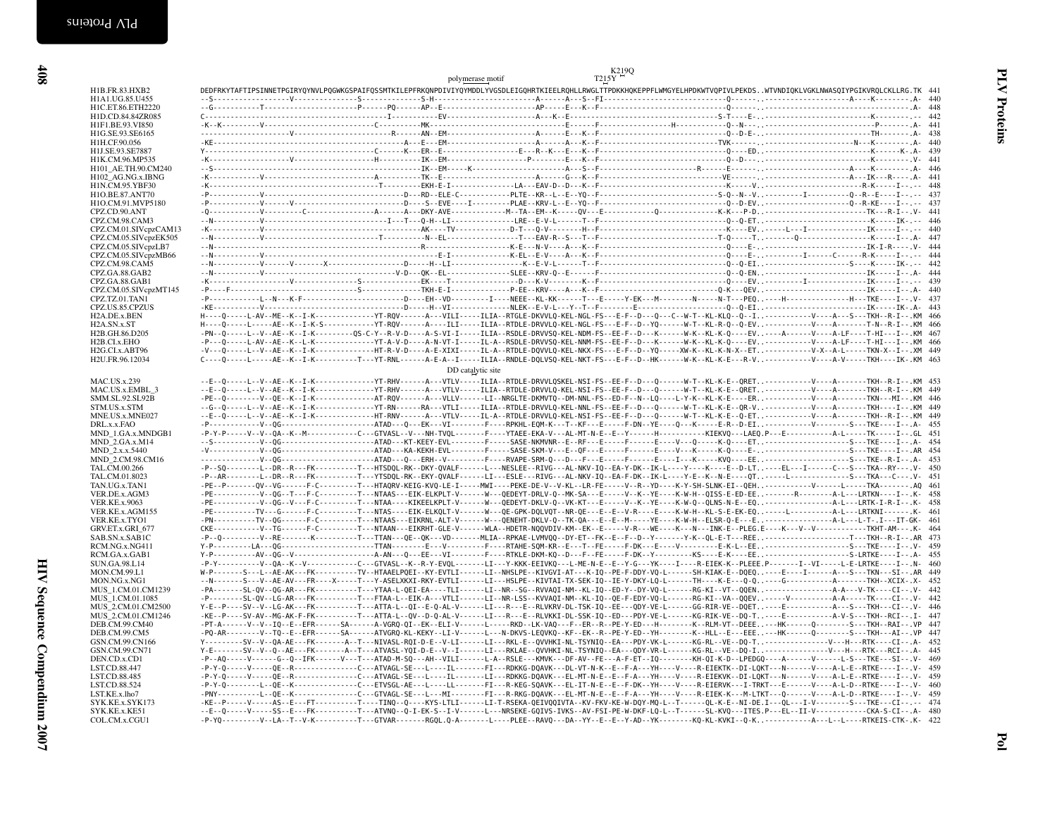```
                                                                                           polymerase motif                   T215Y  K219Q
H1B.FR.83.HXB2          DEDFRKYTAFTIPSINNETPGIRYQYNVLPQGWKGSPAIFQSSMTKILEPFRKQNPDIVIYQYMDDLYVGSDLEIGQHRTKIEELRQHLLRWGLTTPDKKHQKEPPFLWMGYELHPDKWTVQPIVLPEKDS..WTVNDIQKLVGKLNWASQIYPGIKVRQLCKLLRG.TK  441
H1A1.UG.85.U455         --S--------------------V-------------S---------------S-H--------------------------------A------A---S--FI-----------------------------Q------.----------------------A-----K---------.A-  440
H1C.ET.86.ETH2220       --G-------------T-----------------------P-------PQ-------AP--E----------------------------AP-----E---K--F-----------------------------Q------.-----------------------------------.A-  448
H1D.CD.84.84ZR085       C----------------------------------------------I----------EV-------------------------------A---K--E-----------------------------------S-T----E-.---------------------------K---------.-  442
H1F1.BE.93.VI850        -K--K---------V-----------------------------C----------MK----------------------------------E------F------------------H-------------Q--N---.------------------------------P--------.A-  441
H1G.SE.93.SE6165        --------------------V-----------------------R------AN--EM--------------------------------A------E---K--F-----------------------------Q--D-E-.-----------------------TH--------.A-  438
H1H.CF.90.056           -KE-------------------------------------------A----E---EM--------------------------------A------A---K--F--------------------------TVK-----.-----------------------N---K--------.A-  440
H1J.SE.93.SE7887        Y--------------------------------------C------K---ER--E-------------------E---R--K---E---K--F-----------------------------Q-----ED.-----------------------------K------K-.A-  439
H1K.CM.96.MP535         -K------------------V-----------------------H----------IK--EM----------------------P-------E---K--F-----------------------------Q--D---.----------------------------K---------.V-  441
H101_AE.TH.90.CM240     --S----------------------------------------------------IK--EM-----K----------------------A---S--F------------------------R------E------.-----------------------A-----K--------.A-  446
H102_AG.NG.x.IBNG       -K-------------V----------------------------A------------TK--E-----------------------------A------G---K--F-----------------------------VE------.-------------------A---IK---R---.A-  441
H1N.CM.95.YBF30         -K-----------------------------------------T--------EKH-E-I---------------LA---EAV-D--D---K--F-----------------------------K-----V.------------------------R-K-----I--.--  448
H1O.BE.87.ANT70         -P------------V--------------------------------D---RD--ELE-C------------PLTE--KR--L--E--YQ--F-----------------------------S-Q--N--V.---------I----------Q--R--E----I--.--  437
H1O.CM.91.MVP5180       -P------------V------V------------------------D----S--EVE----I---------PLAE--KRV-L--E--YQ--F-----------------------------Q--D-EV.-------------------------Q--R-KE----I--.--  437
CPZ.CD.90.ANT           -Q------------V---------C-----------------A------A---DKY-AVE--------------M--TA--EM--K-----QV---E--------------Q--------------K-K---P-D.-----------------------TK---R-I--.V-  441
CPZ.CM.98.CAM3          --N-----------V-------------------------------I---T---Q-H--LI--------------LRE--E-V-L------T--F-----------------------------Q--Q-ET.------------------------K-----IK-.--  446
CPZ.CM.01.SIVcpzCAM13   -K------------V-------------------------------------AK----TV-------------D-T---Q-V-------H--F-----------------------------K-----EV.-----L---I--------------IK-----I--.--  440
CPZ.CM.05.SIVcpzEK505   --N-----------V------------------------------T----------N--EL-------------T---EAV-R--S---T--F-----------------------------T-Q-----T.--------Q-------------K-----I--.A-  447
CPZ.CM.05.SIVcpzLB7     --N-----------------------------------------------R----------------------K-E---N-V----A---K--F-----------------------------Q-----E-.-------------------------IK-I-R-----.V-  444
CPZ.CM.05.SIVcpzMB66    --N-----------V-------------------------------------------E-I-----------K-EL--E-V----A---K--F-----------------------------Q-----E-.----------I------C-------R-K-----I--.--  444
CPZ.CM.98.CAM5          --N-----------V------V-------X-----------------D-----H--LI--------------K--E-V-L------T--F-----------------------------Q--Q-EI.-----------------------S----K-----IK-.--  442
CPZ.GA.88.GAB2          --N-----------V-------------------------------V-D---QK--EL--------------SLEE--KRV-Q--E------F-----------------------------Q--Q-EN.------------------------IK-----I--.A-  444
CPZ.GA.88.GAB1          -K-------------V---------------------------------S--------EK----T---------------D---K-V------K--F-----------------------------Q-----EV.--------I--------------IK-----I--.--  439
CPZ.CM.05.SIVcpzMT145   -P----F-------------------------------------S--------------TKH-E-I-------------P-EE--KRV----A---K--F-----------------------------Q-K---QEV.----------------------IK-----I--.A-  440
CPZ.TZ.01.TAN1          -P------------L--N---K-F---------------------------D----EH--VD----------I----NEEE--KL-KK------T---E-----Y-EK---M---------N-----N-T---PEQ.----H-----------------H---TKE----I--.V-  437
CPZ.US.85.CPZUS         -KE-----------V-------------------------------------D-----H--VI---------------NLEK--E-V-L---Y--T--F--------E---------------------Q--Q-EI.----------------------IK-----IK-.A-  443
H2A.DE.x.BEN            H----Q-----L-AV--ME--K--I-K-------------YT-RQV------A---VILI-----ILIA--RTGLE-DKVVLQ-KEL-NGL-FS---E-F--D---Q---C--W-T--KL-KLQ--Q--I.-----------V----A---S---TKH--R-I--.KM  466
H2A.SN.x.ST             H----Q-----L----AE--K--I-K-S-----------YT-RQV------A---VILI-----ILIA--RTDLE-DRVVLQ-KEL-NGL-FS---E-F--D--YQ-----W-T--KL-K-R--Q-EV.-----------V----A-------T-N--R-I--.KM  466
H2B.GH.86.D205          -PN--Q-----L--V--AE--K--I-K----------QS-C-Y--R-V-D-----A-S-VI-I-----ILIA--RSDLE-DRVVSQ-KEL-NDM-FS--EE-F--D---K------W-K--KL-K-Q----EV.-----A------V----A-LF----T-HI---I--.KM  467
H2B.CI.x.EHO            -P---Q-----L-AV--AE--K--L-K-------------YT-A-V-D-----A-N-VT-I-----IL-A--RSDLE-DRVVSQ-KEL-NGM-FS--EE-F--D---K------W-K--KL-K-Q----EV.-----------V----A-LF----T-HI---I--.KM  466
H2G.CI.x.ABT96          -V---Q-----L--V--AE--K--I-K-------------HT-R-V-D-----A-E-XIXI-----IL-A--RTDLE-DQVVLQ-KEL-NKX-FS---E-F--D--YQ-----XW-K--KL-K-N-X--ET.-----------V-X--A-L-----TKN-X--I--.XM  449
H2U.FR.96.12034         C----Q-----L------AE--K--I-K-----------T---YT-RNL------A-E-A--I-----ILIA--RNDLE-DQLVSQ-KEL-NKT-FS---E-F--D--HK------W-K--KL-K-E---R-V.-----------V----A-V-----TKH----IK-.KM  463
                                                                                           DD catalytic site
MAC.US.x.239            --E--Q-----L--V--AE--K--I-K-------------YT-RHV------A---VTLV-----ILIA--RTDLE-DRVVLQSKEL-NSI-FS--EE-F--D---Q------W-T--KL-K-E--QRET.-----------V----A-------TKH--R-I--.KM  453
MAC.US.x.EMBL_3         --E--Q-----L--V--AE--K--I-K-------------YT-RHV------A---VTLV-----ILIA--RTDLE-DRVVLQ-KEL-NSI-FS--EE-F--D---Q------W-T--KL-K-E--QRET.-----------V----A-------TKH--R-I--.KM  449
SMM.SL.92.SL92B         -PE--Q---------V--QE--K--I-K-------------AT-RQV------A---VLLV-----LI--NRGLTE-DKMVTQ--DM-NNL-FS--ED-F--N--LQ----L-Y-K--KL-K-E----ER.-----------V----A-------TKN---MI--.KM  446
STM.US.x.STM            --G--Q-----L--V--AE--K--I-K-------------YT-RN------RA---VTLI-----ILIA--RTDLE-DRVVLQ-KEL-NNL-FS--EE-F--D---Q------W-T--KL-K-E--QR-V.-----------V----A-------TKH----I--.KM  449
MNE.US.x.MNE027         --E--Q-----L--V--AE--K--I-K-------------HT-RNV------A---VTLV-----IL-A--RTDLE-DRVVLQ-KEL-NSI-FS--EE-F--D---Q------W-T--KL-K-E--Q-ET.-----------V----A-------TKH--R-I--.KM  449
DRL.x.x.FAO             -P-------------V--QG--------------------ATAD---Q---EK---VI--------F----RPKHL-EQM-K---T--KF---E-----F-DN--YE----Q---K-----E-R--D-EI.-----------V-------S---TKE----I--.A-  455
MND_1.GA.x.MNDGB1       -P-Y-P-----V--V--QA--K--M---------------C---GTVASL--V---NH-TVQL--------F----YTAEE-EKA-V---AL-MT-N-E--E--Y------H------------KIEKVQ---LAEQ.P---E-----------A-L-----TK-----I--.GL  451
MND_2.GA.x.M14          --S------------V--QG--------------------ATAD---KT-KEEY-EVL--------F-----SASE-NKMVNR--E--RF---E-----F------E----V---Q-----K-Q----ET.-------------------------S---TKE----I--.A-  454
MND_2.x.x.5440          -V-------------V--QG--------------------ATAD---KA-KEKH-EVL--------F-----SASE-SKM-V---E--QF---E-----F------E----V---K-----K-Q----E-.-------------------------S---TKE----I--.AR  454
MND_2.CM.98.CM16        ---------------V--QG--------------------ATAD---Q---ERH--V---------F----RVAPE-SRM-Q---D---F---E-----F------E----I---K-----KVQ----EE.-------------------------S---TKE--R-I--.A-  453
TAL.CM.00.266           -P--SQ---------L--DR--R---FK-----------T---HTSDQL-RK--DKY-QVALF------L---NESLEE--RIVG---AL-NKV-IQ--EA-Y-DK--IK-L----Y----K-----E--D-LT.----EL---I------C---S---TKA--RY---.V-  450
TAL.CM.01.8023          -P--AR---------L--DR--R---FK-----------T---YTSDQL-RK--EKY-QVALF------LI---ESLE---RIVG---AL-NKV-IQ--EA-F-DK--IK-L----Y-E--K--N-E----QT.-----L-----------------S---TKA----C----.V-  451
TAN.UG.x.TAN1           -PE--P-------QV--VG------F-C-----------T---HTAQRV-KEIG-KVQ-LE-I-----MWI----PEKE-DE-V--V-KL--LR-FE-----V--R--YD----K-Y-SH-SLNK-EI--QEH.-----------V-------L-----TKA--------.AQ  461
VER.DE.x.AGM3           -PE------------V--QG--T---F-C-----------T---NTAAS---EIK-ELKPLT-V------W---QEDEYT-DRLV-Q--MK-SA---E-----V--K--YE----K-W-H--QISS-E-ED-EE.---------R-----------A-L---LRTKN----I--.K-  458
VER.KE.x.9063           -PE------------V--QG--V---F-C-----------T---NTAA----KIKEELKPLT-V------W---QEDEYT-DKLV-Q--VK-KT---E-----V--K--YE----K-W-Q--QLNS-N-E--EQ.-----------------A-L---LRTK-I-R-I--.K-  458
VER.KE.x.AGM155         -PE-----------TV---G-----F-C-----------T---NTAS----EIK-ELKQLT-V------W---QE-GPK-DQLVQT--NR-QE---E--E--V-R----E----K-W-H--KL-S-E-EK-EQ.------L-----------A-L---LRTKNI-------.K-  461
VER.KE.x.TYO1           -PN-----------TV--QG------F-C-----------T---NTAAS---EIKRNL-ALT-V------W---QENEHT-DKLV-Q--TK-QA---E--E--M-----YE-----W-H--ELSR-Q-E---E.-----------------A-L---L-T-.I---IT-GK-  461
GRV.ET.x.GRI_677        CKE------------V--TG------F-C-----------T---NTAAN---EIKRHT-GLE-V------WLA--HDETR-NQQVDIV-KM--EK--E-----V-R---WE----K---N---INK-E--PLEG.E----K---V--V-----------TKHT-AM----.K-  464
SAB.SN.x.SAB1C          -P--Q----------V--RE------K-----------T---TTAN---QE--QK---VD------MLIA--RPKAE-LVMVQQ--DY-ET--FK--E--F--D--Y-------Y-K--QL-E-T---REE.------------------------T---TKH--R-I--.AR  473
RCM.NG.x.NG411          Y-P-----------LA---QG-------------------------TTAN------------E----V---------F-----RTAHE-SQM-KR--E---T--FE-----F-DK----E----V----------E-K-L--EE.-------------------------S---TKE----I--.V-  459
RCM.GA.x.GAB1           Y-P-----------AV--QG--V-------------------------A-AN---Q---EE---VI--------F-----RTKLE-DKM-KQ--D---F--FE-----F-DK--Y------KS----E-K----EE.-----------------------S-LRTKE----I--.A-  455
SUN.GA.98.L14           -P-Y-----------V--QA--K--V--------------C---GTVASL--K--R-Y-EVQL-------LI---Y-KKK-EEIVKQ---L-ME-N-E--E--Y-G---YK----I----R-EIEK-K--PLEEE.P-------I--VI-----L-E-LRTKE----I--.N-  460
MON.CM.99.L1            W-P-------S---L--AE-AK---FK----------TV--HTAAELPQEI--KY-EVTLI------LI--NHSLPE--KIVGVI-AT---K-IQ--PE-F-DDY-VQ-L------SH-KIAK-E--DQEQ.-----E----I------A---S---TKN---SI--.AR  449
MON.NG.x.NG1            --N-------S---V--AE-AV---FR----X----T---Y-ASELXKXI-RKY-EVTLI------LI--HSLPE--KIVTAI-TX-SEK-IQ--IE-Y-DKY-LQ-L-------TH-----K-E---Q-Q.---G--------------A-------TKH--XCIX-.X-  452
MUS_1.CM.01.CM1239      -PA-------SL-QV--QG-AR---FK----------T---YTAA-L-QEI-EA----TLI------LI--NR--SG--RVVAQI-NM--KL-IQ--ED-Y--DY-VQ-L------RG-KI--VT--QQEN.-----------------A-A---V-TK----CI--.V-  442
MUS_1.CM.01.1085        -P--------SL-QV--LG-AR---FK----------T---FTAA-L--EIK-A----VTLI------LI--NR-LSS--KVVAQI-NM--KL-IQ--QE-F-EDY-VQ-L------RG-KI--VA--QQEV.------V----------A-A-----TK----CI--.V-  442
MUS_2.CM.01.CM2500      Y-E--P----SV--V--LG-AK---FK----------T---ATTA-L--QI--E-Q-AL-V------LI---R---E--RLVKRV-DL-TSK-IQ--EE---QDY-VE-L------GG-RIR-VE--DQET.-----E-----------A---S---TKH---CI--.V-  446
MUS_2.CM.01.CM1246      -KE--P----SV-AV--MG-AK-F-FK----------T---ATTA-L--QV--D-Q-AL-V------LI---R---E--RLVKKI-DL-SSK-IQ--ED---PDY-VE-L------KG-RIK-VE--DQ-T.-----E-----------A-V-S---TKH--RCI--.I-  447
DEB.CM.99.CM40          -PT-A------V--IQ--E--EFR-------SA------A-VGRQ-QI--EK--ELI-V------L------RKD--LK-VAQ---F--ER--R--PE-Y-ED---H--------K--RLM-VT--DEEE.---HK------Q---------S---TKH--RAI--.VP  447
DEB.CM.99.CM5           -PQ-AR---------V--TQ--E--EFR-------SA------ATVGRQ-KL-KEY--LI-V-------L---N-DKVS-LEQVKQ--KF--EK--R--PE-Y-ED--YH--------K--HLL--E---EEE.---HK------Q---------S---TKH---AI--.VP  447
GSN.CM.99.CN166         Y---------SV--V--QA-AE---FK-------A--T---NIVASL-RQI-D-E--V-LI------LI---RKL-E--QVVHKI-NL-TSYNIQ--EA---PDY-VK-L------KG-RL--VE--DQ-T.---------------V---H---RTK----CI--.V-  452
GSN.CM.99.CN71          Y-E-------SV--V--Q--AE---FK-------A--T---ATVASL-YQI-D-E--V--I------LI---RKLAE--QVVHKI-NL-TSYNIQ--EA---QDY-VR-L------KG-RL--VE--DQ-I.---------------V---H---RTK----CI--.A-  445
DEN.CD.x.CD1            -P--AQ------V------G--Q--IFK------V---T---ATAD-M-SQ---AH--VILI------L-A--RSLE---KMVK---DF-AV--FE---A-F-ET--IQ--------KH-QI-K-D--LPEDGQ----A------V-------L-S---TKE---SI--.V-  469
LST.CD.88.447           -P-Y-Q-----V------QE--R------------------C---ATVAGL-SE----L----IL--------FI---RDKKG-DQAVK---DL-VT-N-K--E--F-A---YH-----V-----R-EIEKTK--DI-LQKT---N------V----A-L-E--RTKE----I--.V-  459
LST.CD.88.485           -P-Y-Q-----V------QE--R------------------C---ATVAGL-SE----L----IL--------LI---RDKKG-DQAVK---EL-MT-N-E--E--F-A---YH-----V-----R-EIEKVK--DI-LQKT---N------V----A-L-E--RTKE----I--.V-  459
LST.CD.88.524           -P-Y-Q---------L--QE--K------------------C---ETVSGL-AE----L----LL--------FI---R-KEG-SQAVK---EL-IT-N-E--E--F-DK--YH-----V-----R-EIERVK---I-TRKT---E------V----A-L-D--RTKE----I--.V-  460
LST.KE.x.lho7           -PNY-----------L--QE--K------------------C---GTVAGL-SE----L----MI--------FI---R-RKG-DQAVK---EL-MT-N-E--E--F-A---YH-----V-----R-EIEK-K---M-LTKT---Q------V----A-L-D--RTKE----I--.V-  459
SYK.KE.x.SYK173         -KE--P-----V------AS--E---FT-----------T----TINQ--Q----KYS-LTLI------LI-T-RSEKA-QEIVQQIVTA--KV-FKV-KE-W-DQY-MQ-L--T------QL-K-E--NI-DE.I---QL---I-V--------S---TKE---CI--.--  474
SYK.KE.x.KE51           --E--Q-----V------SS--E---FK-----------T---ATVNQ--Q-I-EK-S--I-V------L---NRSEKE-GQIVS-IVKS--AV-FSI-PE-W-DKF-LQ-L--T------SL-K-KVQ---ITES.P---EL--II-V--------------CKA-S-CI--.A-  480
COL.CM.x.CGU1           -P-YQ---------V--LA--T--V-K----------T---GTVAR-------RGQL.Q-A-------L----PLEE--RAVQ---DA--YY--E--E--Y-AD--YK---------KQ-KL-KVKI--Q-K.-----------A----L--L-----RTKEIS-CTK-.K-  422
```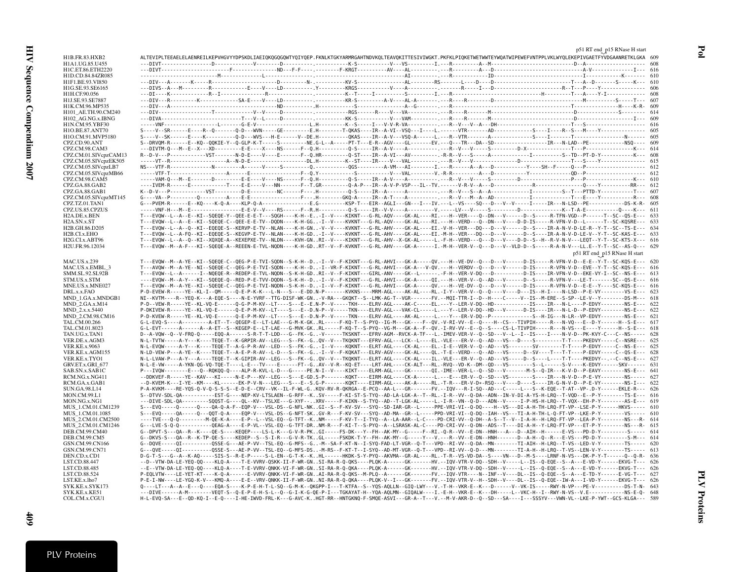```
                                                                                                                                                              p51 RT end  p15 RNase H start
H1B.FR.83.HXB2         ALTEVIPLTEEAELELAENREILKEPVHGVYYDPSKDLIAEIQKQGQGQWTYQIYQEP.FKNLKTGKYARMRGAHTNDVKQLTEAVQKITTESIVIWGKT.PKFKLPIQKETWETWWTEYWQATWIPEWEFVNTPPLVKLWYQLEKEPIVGAETFYVDGAANRETKLGKA  609
H1A1.UG.85.U455        ---DIVT-----------------D-------------V--------D----------.-----------K-S-----------V---VS---------I.---R---------A--M-----------------------------D--A-----------------  608
H1C.ET.86.ETH2220      ---DIVT---------------------F---------------ND---F-F----.--------F-KRGT----------AV---AL---------.---R---------A---D------------------------------A-V-------------I---  616
H1D.CD.84.84ZR085      ----------------------------M-----------------L----------.-----------------------AI---------.---R-------------ID---------------------------I-------------K------  610
H1F1.BE.93.VI850       ---DIV---A-------K-----R------------------------D----------N.----------KV-S-----------------AL--------RS-------L----D---D-----------------------T---A--D-------S-----K---  610
H1G.SE.93.SE6165       ---DIVS--A---M---------R------------E----V----LD----------.Y---------KRGS-----------V----A---------.-------R-----I---D-------------------------R--T---P----Y-------------  606
H1H.CF.90.056          ---DI----K-------------R--I----------------R--------------.-----------K--T-----I-----------S---------I.---R-----------------------------H---------T---A----Y-I-------------  608
H1J.SE.93.SE7887       ---DIV---R---------K-------------SA-E----V----LD----------.----------KR-S----------A-V-----AL-A-------.---R----R--------D---------------------------M----------S-----T---  607
H1K.CM.96.MP535        ---DIV---A--------------------------------------ND---------.H-----------S-----------------A--G-------.---R----------------------------------------T-----------------H----K-R-  609
H101_AE.TH.90.CM240    ---DIV------------------T------------V--V-----D----------.----------RGS------R----V---VA---------.---R----R-------D-----------------------------D-----------------S--------  614
H102_AG.NG.x.IBNG      ---DIVA---------------------------T---V--L-----D----------.-----------KK-S-----------V---VAM--------.---R----R-------M-------------------------------D-------------------I---  609
H1N.CM.95.YBF30        -----VNF----------------------L-------G-E-V------------------L.H----------K--S------I---V-V-R-VA---------.---R---V---V--A---DH-------------------------T---S-----------------  616
H1O.BE.87.ANT70        S----V--SR------E----R--Q-------Q-D---WVN-----GE--------E.H--------T-QKAS----IR--A-VI--VSQ---I----L.------VTR--------AD-------------S----I-----R--S---M----Y-------------  605
H1O.CM.91.MVP5180      S----V--SK------E----K----------Q-D---WVS---H-E------V--DE.H----------QKAS----IR--A-V---VSQ-A------L.---R--VTR--------A--------------S----I-------T-----------------N------  605
CPZ.CD.90.ANT          S--DRVQM-R------E--KQ--QQKIE-Y--Q-GLP-K-T-----S----------NE.G-L--A-----PT-T---E-R--AGV----GL-------EV.---Q---TR---DA--SD-----------------IR---N-LAD--PE------------NSQ----  609
CPZ.CM.98.CAM3         ---DIVTM-Q---M--E--X---XD---------E-E----X----NS------F--Q.H-----------Q-S------IR--A-V-----A---------.---R--V---V-----S---------D-X---------------T---P------------------K---  614
CPZ.CM.01.SIVcpzCAM13  R--D-V---P-----------VST-------N-D-E----V----E------F--Q.HR---------Q-ST----IR--A-VI---AV---------.-R-R--V---S-----A-------------I-----------S--TD--PT-D-Y-----------K---  608
CPZ.CM.05.SIVcpzEK505  -----VT--R--------------------A--N-D-E------------------DL.H---------K--ST----IR----V---VAL---------.---R--V---V-------------------D--------------T---S----Y-------------  615
CPZ.CM.05.SIVcpzLB7    NS---VTF-R-------------N-----------A------V-----S---------Q.-----------QGS---------A-VM---AI-------I.---R------A--A---D------------Y----SH--F-----Q---P------------------  612
CPZ.CM.05.SIVcpzMB66   -----VTF-T----------------A--------E---------------------F--Q.Y--------------S------------V---VAL---------.V.-R-R---------A---D----------Y--------------QD--P------------------  612
CPZ.CM.98.CAM5         -----VAM-Q---M--E------D----------E-E----V----NS------F--Q.H-----------Q-S------IR--A-V---A---------.---R--V---V-----S---------D---------------P----P------------------K---  610
CPZ.GA.88.GAB2         ----IVEM-R------E-----------T----E-E----V---NN------F--T.GR---------Q-A-P---IR--A-V-P-VSP---IL--TV.------V-R-V--A---D-------------R-----------------Q----Y-----------RR---  612
CPZ.GA.88.GAB1         K--D-V---P-----------VST-------D-E---------NC------F----.H---------Q-S------IR--A------A---------.---R--V---S--A--A-------------I----------S--T---PTTD-Y-----------T---  607
CPZ.CM.05.SIVcpzMT145  G----VA--P---------Q-------A-----E-E---------------------F---.H---------GKQ-A------IR--A-T-----A---------.---R--V---M--A--AD-------------I-----------T---E----Y-------------R---  608
CPZ.TZ.01.TAN1         G---PVEM-R------E--KQ----K-Q-A----KLP-Q-A---------------E.G---------KSP-T---EIR--AGLI---GN---I---IV.---L--VS----SQ---D---V--V-----I-----IR---N-LSD--PE------------DS-K-R-  605
CPZ.US.85.CPZUS        -----VNF-H---M--E-----------------E-E-V--V----RS------F--R.H-----------Q-S-----IR--V-V-----A---------V.-----LV---V-----S---------D---------------K--T-A-E-------------Q----K---  611
H2A.DE.x.BEN           T---EVQW--L--A--E--KI--SQEQE-Y--QEE-E-E-T---SQGH-----K-H--E..I--V----KIKNT---G-RL-AQV----GK-AL-----RI.---H--VER----Q--DN---V------D--S-----R-TFN-VGD--P------T--SC--QS-E---  633
H2A.SN.x.ST            T---EVQW--L--A--E--KI--SQEQE-C--QEE-E-E-TV--DQDN----K-H-GG..I--V----KVKNT---G-RL-AQV----GK-AL-----RI.---H--VERD---Q--DN---V----D-D-IS-----R-VFN-V-D--L------T--SC-KQSRE---  633
H2B.GH.86.D205         T---EVQW--L--A--Q--KI--EQEQE-S--KERVP-E-TV--NLAN-----K-H-GN..-V--V----KVKNT---G-RL-AHV----GK-AL-----EI.-V-H--VER---DQ---D---V------D--S-----IR-A-N-V-D-LE-R--Y-T--SC--TS-E---  634
H2B.CI.x.EHO           T---EVQW--L--A-FQ--KI--EQEQE-S--KEVP-E-TV--NLAN-----K-H-GD..I--V----KVKNT---G-RL-AHV----GK-AL-----EI.-M-H--VER---DQ---D---V------D--S-----IR-A-N-V-D-LE-V--Y-T--SC-KAS-E---  633
H2G.CI.x.ABT96         T---EVQW--L--A--Q--KI--XQXQE-A--KEXEPXE-TV--NLDN-----KVH-GN..RI--V----KIKNT---G-RL-AHV--X-GK-AL-----L.-F-H--VERD---Q---D---V----D-D--S--H--R-V-N-V---LEQT--Y-T--SC-KTS-X---  616
H2U.FR.96.12034        T---EVQW--M--A-F---KI--SQEQE-A--REEEN-E-TVL-NQDN-----K-H-GD..RT--V--F-KVKNT---G-RL-AHV----GK-A------I.-M-H--VER-V--Q---D---V--VLD-D--S-----R-A-N-V---LL.E--Y-T--SC--AS-Q---  629
                                                                                                                                                              p51 RT end  p15 RNase H start

MAC.US.x.239           T---EVQW--M--A-YE--KI--SQEQE-C--QEG-P-E-TVI-SQDN--S-K-H--D..-I--V--F-KIKNT---G-RL-AHVI---GK-A------QV.---H--VE-DV--Q---D---V------D-IS-----R-VFN-V-D--E-E--Y-T--SC-KQS-E---  620
MAC.US.x.EMBL_3        T---AVQW--M--A-YE--NI--SQEQE-C--QEG-P-E-TVI-SQDN--S-K-H--D..-I--VR-F-KIKNT---G-RL-AHVI---GK-A---V-QV.---H--VERDV--Q---D---V------D-IS-----R-VFN-V-D--EVE--Y-T--SC-KQS-E---  616
SMM.SL.92.SL92B        T---EVQW--L--A------I--NQEQE-R--REDEP-E-TVL-NQDN--S-K-H-GD..RI--V--F-KIKNT---GIRL-ANV----GK--L-------.-F-H--VER-V-DQ---D------------D-IS-----IR-VFN-V-D--EKE-VY-I--SC--NS-E---  613
STM.US.x.STM           ----EVQW--M--A-Y---KI--SQEQE-Q--RED-P-E-TVV-DQDN--S-K-H--D..-I--V--F-KIKNT---G-RL-AHVI---GK-A-----QI.---H--VER-V--Q--AD---V------D--S-----R-VFN-V----LE-T-------SC--QS-E---  616
MNE.US.x.MNE027        T---EVQW--M--A-YE--KI--SQEQE-C--QEG-P-E-TVI-NQDN--S-K-H--D..-I--V--F-KIKNT---G-RL-AHVI---GK-A-----QV.---H--VE-DV--Q---D---V------D-IS-----R-VFN-V-D--E-E--Y----SC-KQS-E---  616
DRL.x.x.FAO            P-D-EVEW-R-----YE--KL-I--QM-----Q-E-P-K-K---L-N---S---E-DD.N-P-------KVKNS----MRM-AGL----AK-AL----RL.-I-Y--VER-V--Q--Q----V----D---IS--H-I-----N-LSD--P-E-VY--------VS-E---  623
MND_1.GA.x.MNDGB1      NI--KVTM----R--YEQ-K---A-EQE-S----N-E-YVRF--TTG-DISF-WK-GN..-V-RA---GKQKT--S--LMK-AG-T--VGR-------FV.--MQI-TTR-I--D--H----C------V--IS--M-ERE--S-SP--LE-V--Y--------DS-M---  618
MND_2.GA.x.M14         P-D--VEW-R-----YE--KL-VQ-E------Q-G-P-M-KV--LT----S---E--E.N-P--V-----TKH-----ELRV-AGL----AK-C-----EL.---Y--LER-V-DQ--HD-----------IS----IR---N-L----P-EDVY--------NS-E---  622
MND_2.x.x.5440         P-DKIVEW-R-----YE--KL-VQ-E------Q-E-P-M-KV--LT----S---E--D.N-P--V-----TKN-----ELRV-AGL----VAK-CL-----L.---Y--LER-V-DQ--HD---V-------D-IS----IR---N-L-D--P-EDVY--------NS-E---  622
MND_2.CM.98.CM16       P-D-KVEW-R-----YE--KL-VQ-E------Q-E-P-M-KV--LT----S---E--D.N-P--V-----TKN-----ELRV-AGL----AK-AL-----L.---Y---ER-V-DQ--P---------------S--H-IG---N-LR--VP-EDVY--------NS-E---  621
TAL.CM.00.266          G-L-EVQ-S----A---------A-ET--T--QEGEP-E--LT-LAE---G-M-K-GK..RL-----F-KQ-T--S-PYQ--IG-M---GK----F--QV.-V-RI-VV--E--Q----H--CS---TIVPIH-----R---N-VQ---E--D-Y-------H--S-E---  617
TAL.CM.01.8023         G-L-EVT------A------A--A-ET--S--KEGEP-E--LT-LAE---G-MVK-GK..RL-----F-KQ-T--S-PYQ--VG-M---GK-A--F-QV.-I-RV-VV--E--Q---S-----CS-L-TIVPIH-----R---N-VS---E----Y-------H--S-E---  618
TAN.UG.x.TAN1          D--A-VQW--Q--V-FRQ-Q-----EQQ-A------S-R-T-T-LDD---G--FK--G..-V------TKSKNT---EFRV-AGM--RVCK-A-TF---L.-IMEV-VER-V--Q--SD---V--L--I--IS----I-----N-V-D--PK-KVY-C---C--NS-----  628
VER.DE.x.AGM3          N-L-TVTW-----A-Y---K-----TEQE-T--K-GRPIR-AV--LEG---S--FK--G..QV--V---TKQKNT---EFRV-AGL----LCK--L----EL.-VLE---ER-V--Q--AD---VS----D----S---------T-T----PKEDVY-----C--NSRE---  625
VER.KE.x.9063          N-L-EVQW-----A-Y---K----TEQE-T--A-G-P-R-AV--LED---S--FK--G..-I--V---KQKNT---ELRT-AGL----CK-AL----EL.-I-E--VER-V--Q--AD---VS---------SV---------T-T----P-EDVY-----C--NS-E---  625
VER.KE.x.AGM155        N-LD-VEW-P---A-YE--K----TEQE-T--A-E-P-R-AV--L-D---S--FK--G..I--V--F-KQKAT---ELRV-AGV----GK-AL----QL.-T-E--VERD---Q--AD---VS-----D--SV----T---T-T----P-EDVY-----C--QS-E---  628
VER.KE.x.TYO1          N-L-LVAW-P---A-Y---A----TEQE-T--K-GIPIR-AV--LEG---S--FK--G..QV--V---TKQKNT---ELRT-AGL----CK-AL----IL.-VLE---ER-V--Q--AD---VS------D--S-----L----T-T----PKEDVY--.--C--NS-E---  627
GRV.ET.x.GRI_677       N-L-E-VW-----A-YKN-QG-VQ-TQE-T----L-E---TV----E------FT--G..AV--V-R--KQ-ET----LRT-AHL----CK-ALT---RL.-RVQ--VD-K--DM--QD---VS---------S--L------S-V-----K-EDVY-------SKV-----  631
SAB.SN.x.SAB1C         P---IVQW---------E---Q--RQKQQ-Q----ALP-R-KVL-L-D---G------PE.N-I--V----KIKT----ELRM-AGL----GK--------QI.-IME--VER-L--Q--SD---V--------M-S--Q-IR---K-V-D--P-EAVY--------NS-E---  641
RCM.NG.x.NG411         --DDKVEF-R-----YE--KAV---KI-----N-E-P---KV--LEG---S---E-GD.S-P-------KQKT----EIRM-AGL----CK-A------L.---E---ER-V--Q--SD---VS--------S----IR---N-V-D--P-E-VY--------NS-----  627
RCM.GA.x.GAB1          --D-KVEM-K---I-YE--KM----KL------EK-P-V-N---LEG---S---E--S.G-P-------KQKT----EIRM-AGL----AK-A------RL.-T-R---ER-V-D*-RSQ---V----D----S----IR-G-N-V-D--P-E-VY--------NS-I---  622
SUN.GA.98.L14          P-A-KVKM----RE-YQS-Q-V-Q-S-S-S--E-D-E--CRV--VK--IL-F-WL-G..KQV-RV-R-QKRGA--E-PCQ--AA-L---GR-------FV.--IQV---R-I-SQ--AD---C-----L---S--K-EQE--T-AT--VP-.D-Y-------EKLE-R---  626
MON.CM.99.L1           S--DTVV-SDL-QA-----------EST-G----NEP-KV-LTSLAEN--G-RFF--K..SV-----F-KI-ST-S-TYQ--AD-LA-LGK-A--T--RL.-I-R--VV--Q-DA--ADN--IN-V-DI-A-YS-H-LRQ--T-VQD--E--P-Y--------TS-E---  616
MON.NG.x.NG1           ---DIVE-SDL-QA----------SQQST-G-----QL--KV--TSLXE---G-XYF--..XRV-----F-KIKN--S-TYQ--AD--T-LGK-AL-----L.-I-R--VN--Q-D---ADN--V-----I-P-HS-H-LRQ--T-VQX--EH-P-Y--------AS-E---  619
MUS_1.CM.01.CM1239     S---EVQ-----Q------Q-----QA-Q-A-F--EQP-V---VSL-DS--G-NFL-NK..GI--S--F-KV-SV---SYQ--SD-IAR-GR--L-----PPE-VRI-VI--Q-DQ----H--VS---DI-A-H-TH-LRQ-FT-VP--LSE-P-Y--------HKVS-----  610
MUS_1.CM.01.1085       S---EVQ-----QA-----Q---QQT-Q-A----EQP-V---VSL-DS--G-NFT-SK..GV-R---F-KV-SV---SYQ--AD-MA--GR--L------PPD-VRI-VI--Q-DQ--IAH--VS---TI-A-H-TH-L-Q-FT-VP--LKE-P-Y--------VS-----  610
MUS_2.CM.01.CM2500     ----TVE---Q-Q---------M-QE-K-A-----E-P--L--VSL-EQ--G-TFT--K..NM-----F-KV-T--I-TYQ--A--LA-AAR--L-C----PD-CRI-VV--Q-DH--A-S--T--V--I-A-H--H-LRQ-FT-VP--LEA-P-Y--------NS---R-  614
MUS_2.CM.01.CM1246     G---LVE-S-Q-Q-----------QEAG-A-----E-P-VL--VSL-EQ--G-TFT-DR..NM-R---F-KI-T--S-PYQ--A--LSRASK-AL-C----PD-CRI-VV--Q-DN--ADS--T----DI-A-H--Y-LRQ-FT-VP--ET-P-Y--------NS---R-  615
DEB.CM.99.CM40         G--DPVT-S---QA--R--K----QE-S----KEDEP----LS-L-K---G-V-R-PK..GI-----FS-DK---Y--FH--AK-MY--G------F--RI.-Q-R--VV--E-DN--HNH---A---D--AIH--H------E-VS---PD-D-Y---------S-----  614
DEB.CM.99.CM5          G--DKVS-S---QA--R--K-TP-QE-S----KEDEP--S--S-I-R---G-V-R-TK..GL-----FSKDK-T-Y--FH--AK-MY--G-----Y---V.---R--VV--E-DN--HNH------D--A-H--Q--R---E-VS---PD-D-Y-----------S-M---  614
GSN.CM.99.CN166        G--DQVE-----QI----------QSSE-G---AE-P-VV--TSL-EQ--G-MFS--G..-M--SA-F-KT-N--I-SYQ-FAD-LT-VGR--Q-T---VPD--RI-VV--Q-DA--MN--------TI-AIH--H-LRQ--T-VS--LED-V-Y--------TS-----  620
GSN.CM.99.CN71         G---QVE-----QI----------QSSE-S---AE-P-VV--TSL-EQ--G-MFS-DS..-M-RS--F-KT-T--I-SYQ--AD-MT-VGR--Q-T---VPD--RI-VV--Q-D--MN--------TI-A-H--H-LRQ--T-VS--LEN-V-Y--------TS-----  613
DEN.CD.x.CD1           D-G-T-S---G--A--K-AQ-----SIS-S--R-E-P-----S-L-EN--G-T-K--K..HL-----HKDK-S-Y-PYQ--AKVMA--GR-AL----RL.-T-R--VS-VD-DA--S----VN---D--M-S----LRNF-N-VS---DK-P-Y-T-----Q--Q-R-  636
LST.CD.88.447          --D--VTW-DA-LE-YEQ-QQ----KLQ-A----T-E-VVRV-QSKK-II-F-WR-GN..SI-RA-R-Q-QKS----PLQK-A------GK------HV.--IQV-VTR-V-DQ--SDH--V-----L--IS--Q-EQE--S--A---E-VD-Y------EKVG-T---  626
LST.CD.88.485          --E--VTW-DA-LE-YEQ-QQ----KLQ-A----T-E-VVRV-QNKK-II-F-WR-GN..SI-RA-R-Q-QKA----PLQK-A------GK------HV.--IQV-VTR-V-DQ--SDH--V-----L--IS--Q-EQE--S--A---E-VD-Y------EKVG-T---  626
LST.CD.88.524          P-EQLVTW----LE-YET-KT----K-Q-A------E-VVRV-QNKK-VI-F-WR-GN..AI-RA-R-Q-QKS--M-PLQ--A------GK------FV.--IQV-VTR----N--INF--V-----DL--IS--Q-EQE--S--A---E-TD-Y------E-VG-T---  627
LST.KE.x.lho7          P-E-I-NW----LE-YGQ-K-V---KMQ-A----E-E--VRV-QNKK-II-F-WR-GN..NI-RA-R-Q-QKA----PLQK-V--I---GK-------FV.--IQV-VTR-V--H--SDH--V-----DL--IS--Q-EQE--IW-A---I-VD-Y------EKVG-T---  626
SYK.KE.x.SYK173        Q----LT---A--A--E---Q----EQA-S----K-P-E-H-T-L-SQ--G-M-K--QKGPP-I---T-KTFA--S--YQS-AQLLN--GIQ-LWY---V.-T-H--VKR-E--K---D------V--VK-IS-----RWY-N-VP---PE-V----------DS-T-N-  643
SYK.KE.x.KE51          ---DIVE------A-M--------VEQT-S--Q-E-P-E-H-S-L--Q--G-I-K-G-QE-P-I---TGKAYAT-H--YQA-AQLMN--GIQALW----I.-E-H--VKR-E--K---DH-----L--VKC-H--I--RWY-N-VS--V.E------------NS-E-Q-  648
COL.CM.x.CGU1          H-L-EVQ-SA---E--QD-KQ-I--E-Q-----I-HE-IWVD-FRL-K---G-AVC-K..HGT-RR--HNTGKNQ-F-SMQE-ASVI---GR-A--T---V.--M-V-AKR-D--Q--SD---SA----I---SSSYV---VWN-VL--LKE-P-YWT--GCS-KLGA---  589
```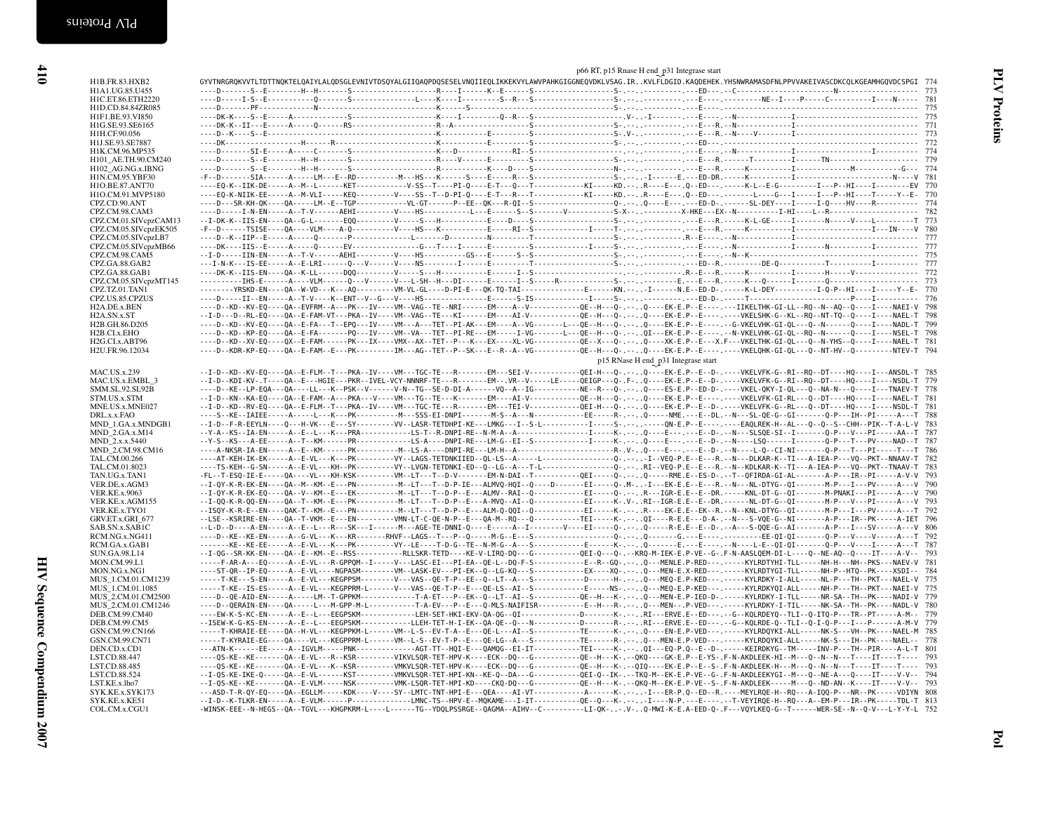p66 RT, p15 Rnase H end p31 Integrase start

```
H1B.FR.83.HXB2          GYVTNRGRQKVVTLTDTTNQKTELQAIYLALQDSGLEVNIVTDSQYALGIIQAQPDQSESELVNQIIEQLIKKEKVYLAWVPAHKGIGGNEQVDKLVSAG.IR..KVLFLDGID.KAQDEHEK.YHSNWRAMASDFNLPPVVAKEIVASCDKCQLKGEAMHGQVDCSPGI  774
H1A1.UG.85.U455         ----D-------S--E--------H--H-------S---------------------R----I------K--E------S-------------------S-.--.----------.---ED---.--C-----------------------N-------------------  773
H1C.ET.86.ETH2220       ----D-----I-S--E-----------Q-------S-------------L----K----I---------S--R---S-------------------S-.--.----------.---E-----.---------NE--I----P-----C----------I-----N-----  781
H1D.CD.84.84ZR085       ----D--------PF---------------N-------------------------K--------S--------------------------------S-.--.----------.---E-----.----------------------------------------------  775
H1F1.BE.93.VI850        ----DK-K----S--E-----A-------------S--------------------K----I---------Q--R---S-------------------.V-.-.I--------.---E-----.--N-------------I-------------------------------  775
H1G.SE.93.SE6165        ----DK-K--II---E-----A-----Q-------RS-------------------R--A-----------------S-------------------S-.--.----------.---E---R..--N-------------I-------------------------------  771
H1H.CF.90.056           ----D--K----S--E--------------------------------------K----------E--------S-------------------S-.V-.-.---------.---E---R..--N----V--------I-------------------------------  773
H1J.SE.93.SE7887        ----DK----------------H------R--------------------------K----------E--------S-------------------S-.--.---------.---ED---.----------------------------------------------------  772
H1K.CM.96.MP535         ----D-------SI-E-----A-----C-------S-------------------K---D-------------RI--S-------------------.--.----------.---E-----.--N-------------I------------------I---------  774
H101_AE.TH.90.CM240     ----D-------S--E--------H--H-------S-------------------R----V------E--------S-------------------S-.--.----------.---E---R..------T--------I------TN------------------------  779
H102_AG.NG.x.IBNG       ----D-------S--E--------H--H-------S-------------------R-----------K----D----S-------------------N-.--.----------.---E---R..-----K------------I---------------M----------G---  774
H1N.CM.95.YBF30         -F--D-------SIA------A-----LM---E--RD-----------M---HS---K-------S-----E-----R---S-------------------S-.--.-I--------E.---ED-DR.-----K-------------I----------------------N----V  781
H1O.BE.87.ANT70         ----EQ-K--IIK-DE-----A--M--L-------KET-----------V-SS--T----PI-Q----E-T---Q---T-----------KI----KD.--.R----E---.Q--ED---.-----K-L--E-G---------I---P--HI----I--------EV  770
H1O.CM.91.MVP5180       ----EQ-K-NIIK-EE-----A--M-VLI------KEQ----------V----SS--T--D-PI-Q----E-T---R---T-----------KI----KD.--.R----E---.Q--ED-----------L----G---I-----I---P--HI----T-----Y--E-  770
CPZ.CD.90.ANT           ----D---SR-KH-QK----QA------LM--E--TGP-----------VL-GT------P--EE--QK---R-QI--S---------------------Q-.--.Q----E---.---ED-D-.------SL-DEY----I-----I-Q----HV----R-----------  774
CPZ.CM.98.CAM3          ----D-----I-N-EN-----A--T-V------AEHI-----------V----HS-------------L---E------S--S--------V-----------S-X-.-.---------X-HKE---EX--N----------I-HI----L--R----------------------  782
CPZ.CM.01.SIVcpzCAM13   --I-DK-K--IIS-EN-----QA--G-L-------EQQ---------V-----S---H----------E-----D-----S-------------------S-.--.----------.---E---R..-----K-L-GE-----I------N-----V-----L---------T  773
CPZ.CM.05.SIVcpzEK505   -F--D-----TSISE-----QA-----VLM-----A-Q----------V----HS---K-----------E-----RI--S------------I-----T-.--.----------.---E---R..-----K------------I-----------------I---IN----V  780
CPZ.CM.05.SIVcpzLB7     ----D--K--IIP--E-----A-----Q-------P----------------L-------D--------N---------T---------------------S-.--.----------.R--E-----.--N-------------I-------------------------------  777
CPZ.CM.05.SIVcpzMB66    ----DK----IIS--E-----A-----Q-------EV-------------------G---T----I------E--------S------------I-----S-.--.----------.---E-----.--N-------------I------N---------I-------------  777
CPZ.CM.98.CAM5          --I-D-----IIN-EN-----A--T-V------AEHI-----------V----HS---------GS---E-------S--S-------------------S-.--.----------.---E-----.--N--K---------------------------------------  775
CPZ.GA.88.GAB2          ---I-N-K----IS-EE-----A--E-LRI------Q---V------V-----NS---------I-----E--------T---------------------S-.--.----------.---ED--R.---------DE-Q-----------T----------I----------  777
CPZ.GA.88.GAB1          ----DK-K--IIS-EN----QA--K-LL-------DQQ----------V-----S---H-----------E------I--S-------------------S-.--.----------.R--E---.-----K-----------I--------H-----V-----------------  772
CPZ.CM.05.SIVcpzMT145   ----------IHS-E------A-----VLM------Q---V------V---L-SH--H---DI-------E-----I--S------R-------------S-.--.----------.E---E---R..-----K---Q------I--------Q-------------------  773
CPZ.TZ.01.TAN1          --------YRSKD-EN----QA--W-VD---K---AQ-----------VM-VL-GL-----D-PI-E---QK-TQ-TAI--------------E------KN.--.-I-------N.E--ED-D-.-----K-L-DEY----------I-Q-P--HI----I-----Y--E-  770
CPZ.US.85.CPZUS         ----D------II--EN-----A--T-V-----K--ENT--V--G---V----HS--------------E------S-IS--------------I-----S-.--.----------.---ED-D-.-----T-------------------------P-----I---------  776
H2A.DE.x.BEN            ----D--KD--KV-EQ----QA--EVFRM--A---PK---IV----VM--VAG--TE--NRI------EM----A--V-----------QE--H---Q-.--.Q----EK-E.P--E-----.---IIKELTHK-GI-LL--RQ--N--AQ--Q-----I----NAEI-V  798
H2A.SN.x.ST             --I-D---D--RL-EQ----QA--E-FAM-VT---PKA--IV----VM--VAG--TE--KI------EM----AI-V-----------QE--H---Q-.--.Q----EK-E.P--E-----.-----VKELSHK-G--KL--RQ--NT-TQ--Q-----I----NAEL-T  798
H2B.GH.86.D205          ----D--KD--KV-EQ----QA--E-FA---T--EPQ---IV----VM---A---TET--PI-AK---EM----A--VG-------L---QE--H---Q-.--.Q----EK-E.P--E-----.--G-VKELVHK-GI-QL---Q--N-------Q----I----NADL-T  799
H2B.CI.x.EHO            ----D--KD--KP-EQ----QA--E-FA--------PQ---IV----VM--VA---TET--PI-RE---EM----I--VG------L---QE--H---Q-.--.QI---EK-E.P--E-----.--N-VKELVHK-GI-QL--RQ--N------Q----I----NSEL-T  798
H2G.CI.x.ABT96          ----D--KD--XV-EQ----QX--E-FAM------PK---IX----VMX--AX--TET--P---K---EX----XL-VG-----------QE--X---Q-.--.Q----XK-E.P--E---X.F---VKELTHK-GI-QL---Q--N-YHS--Q-----I----NAEL-T  781
H2U.FR.96.12034         ----D--KDR-KP-EQ----QA--E-FAM--E---PK---------IM---AG--TET--P--SK---E--R--A--VG-----------QE--H---Q-.--.Q----EK-E.P--E-----.----VKELQHK-GI-QL---Q--NT-HV--Q---------NTEV-T  794
```

p15 RNase H end p31 Integrase start

```
MAC.US.x.239            --I-D--KD--KV-EQ----QA--E-FLM--T---PKA--IV----VM---TGC-TE---R--------EM---SEI-V-----------QEI-H---Q-.--.Q----EK-E.P--E--D-.-----VKELVFK-G--RI--RQ--DT----HQ----I---ANSDL-T  785
MAC.US.x.EMBL_3         --I-D--KDI-KV-.T----QA--E---HGIE---PKR--IVEL-VCY-NNNRF-TE---R---------EM-..VR--V-----LE-----QEIGP---Q-.F-.Q----EK-E.P--E--D-.-----VKELVFK-G--RI--RQ--DT----HQ----I---NSDL-T  779
SMM.SL.92.SL92B         ----D--KE--LP-EQA---QA-----LL---K--PSK--V-------V-N--TG--SE-D-DI-A------VQ--A--IG-----------NE--R---Q-.--.Q----ES-E.P--ED-D-.-----VKEL-QKY-I-QL---Q--NA-N---Q----I---TNAEV-T  778
STM.US.x.STM            --I-D--KN--KA-EQ----QA--E-FAM--A---PKA--IV----VM---TG--TE---K--------EM----AI-V-----------QE--H---Q-.--.Q----EK-E.P--E-----.-----VKELVFK-GI-RL---Q--DT----HQ----I---NAEL-T  781
MNE.US.x.MNE027         --I-D--KD--RV-EQ----QA--E-FLM--T---PKA--IV----VM---TGC-TE---R--------EM---TEI-V-----------QEI-H---Q-.--.Q----EK-E.P--E--D-.-----VKELVFK-G--RL---Q--DT----HQ----I---NSDL-T  781
DRL.x.x.FAO             ----S--KE--IAIEE-----A-----L---K---PK-----------M---SSS-EI-DNPI-------M-S--A---N------------EE-----R-.--.Q-----NME.---E--DL.--N---SL-QE-G--GI-------Q-P---IH--PI-----A---T  788
MND_1.GA.x.MNDGB1       --I-D--F-R-EEYLN----Q---H-VK---E---SY-----------VV--LASR-TETDHPI-KE---LMKG---I--S-L------------I-----S-.--.-----QN-E.P--E-----.----EAQLREK-H--AL---Q--Q--S--CHH--PIK--T-A-L-V  783
MND_2.GA.x.M14          --Y-A--KS--IA-EN-----A--E--L---K---PRA-----------LS-T--R-DNPI-RE--N-M-A--A--------------I-----K-.--.Q-----E---.---E--D-.--N---SLSQE-SI--I-------Q-P---V---PI-----AA--T  787
MND_2.x.x.5440          --Y-S--KS---A-EE-----A--T--KM------PR-----------LS-A-----DNPI-RE---LM-G--EI--S-----------I-----K-.--.Q-----E---.---E--D-.--N----LSQ------I-------Q-P---T---PV-----NAD--T  787
MND_2.CM.98.CM16        ----A-NKSR-IA-EN-----A--E--KM------PK-----------M--LS-A----DNPI-RE---LM-H--A---------------------R-.V-.-.Q-----E---.---E--D-.--N----L-Q--CI-NI-------Q-P---T---PI-----T---T  786
TAL.CM.00.266           ----AT-KEH-IK-EK-----A--E-VL---K---PK-----------VY--LAGS-TETDNKIIED--QL-LS--A------L-----------------Q-.--.-I--VEQ-P.E--E---R..--N---DLKAR-K--TI---A-IEA-P---VQ--PKT--NNAAV-T  782
TAL.CM.01.8023          ----TS-KEH--G-SN-----A--E-VL---KH--PK-----------VY--LVGN-TETDNKI-ED--Q--LG--A---T-L----------------Q-.--.RI--VEQ-P.E--E---R..--N--KDLKAR-K--TI---A-IEA-P---VQ--PKT--TNAAV-T  783
TAN.UG.x.TAN1           -FL--T-ESQ-IE-E-----QA-----VL---KH-KSK-----------VM--LT---T--D-V-------EM-N-DAI--T----------QEI-----Q-.--.Q-----RME.E--ES-D-.--T--QFIRDA-GI-AL-------A-P---IR--PI-----A-V-V  793
VER.DE.x.AGM3           --I-QY-K-R-EK-EN----QA--M--KM--E---PN----------M--LT---T--D-P-IE---ALMVQ-HQI--Q----D-------EI-----Q-.M-.-.I---EK-E.E--E---R..--N---NL-DTYG--QI--------M-P---I---PV-----A---V  790
VER.KE.x.9063           --I-QY-K-R-EK-EQ----QA--V--KM--E---EK----------M--LT---T--D-P--E---ALMV--RAI--Q-----------EI-----Q-.--.R---IGR-E.E--E--DR.-----KNL-DT-G--QI-------M-PNAKI---PI-----A---V  790
VER.KE.x.AGM155         --I-QQ-K-R-QQ-EN----QA--T--KM--E---PK----------M--LT---T--D-P--E---A-MVQ--AI--Q-----------EI-----K-.V-.RI--IGR-E.E--E--DR.-----NL-DT-G--QI-------M-P---V---PI-----A---V  793
VER.KE.x.TYO1           --ISQY-K-R-E--EN----QAK-T--KM--E---PN----------M--LT---T--D-P--E---ALM-Q-QQI--Q-----------EI-----K-.--.R----EK-E.E--EK--R..--N--KNL-DTYG--QI-------M-P---I---PV-----A---T  792
GRV.ET.x.GRI_677        --LSE--KSRIRE-EN----QA--T-VKM--E---EN----------VMN-LT-C-QE-N-P--E---QA-M--RQ---Q-----------TEI-----K-.--.QI---R-E.E---D-A-.--N---S-VQE-G--NI-------A-P---IR--PK-----A-IET  796
SAB.SN.x.SAB1C          --L-D--D----A-EN-----A--E--L---R---SK---I------M---AGE-TE-DNNI-Q-----E-----A--I--------V-----EI-----Q-.--.Q-----R-E.E--E--D-.--A---S-QQE-G--AI-------A-P---I---SV-----A---V  806
RCM.NG.x.NG411          ----D--KE--KE-EN-----A--G-VL---K---KR-------RHVF--LAGS--T---P--Q-----M-G--E---S--------------------Q-.--.Q-------G.---E-----.----------EE-QI-QI-------Q-P---V-----V-----A---T  792
RCM.GA.x.GAB1           -------KE--KE-EE-----A--E-VL---K---PK-----------VY--LE----T-D-G--TE--N-M-G--A---S-------------E------K-.--.Q-------E.---E-----.--N----L-E--QI-QI-------Q-P---V-----I-----A---T  787
SUN.GA.98.L14           --I-QG--SR-KK-EN----QA--E--KM--E--RSS-----------RLLSKR-TETD----KE-V-LIRQ-DQ---G------------QEI-Q---Q-.--KRQ-M-IEK-E.P-VE--G-.F-N-AASLQEM-DI-L----Q--NE-AQ--Q----IT----A-V--  793
MON.CM.99.L1            -----F-AR-A---EQ-----A--E-VL---R-GPPQM--I-----V---LASC-EI---PI-EA--QE-L--DQ-F-S-----------E--R--GQ-.--.Q---MENLE.P-RED---.-----KYLRDTYHI-TLL-----NH-H---NH--PKS---NAEV-V  781
MON.NG.x.NG1            ----ST-QR--IP-EQ-----A--E-VL----NGPASM---------VM--LASK-EV---PI-EK--Q--LG-KQ---S-----------EX----XQ-.--.Q---MEN-E.X-RED---.-----KYLRDTYGI-TLL-----NH-P--HTQ--PK-----XSDI--  784
MUS_1.CM.01.CM1239      -----T-KE---S-EN-----A--E-VL---KEGPPSM---------V---VAS--QE-T-P--EE--Q--LT--A---S-----------D-----H-.--.Q---MEQ-E.P-KED---.-----KYLRDKY-I-ALL-----NL-P---TH--PKT---NAEL-V  775
MUS_1.CM.01.1085        -----T-KE--IS-ES-----A--E-VL---KEGPPM-L-------V---VAS--QE-T-P--E---QE-LS--AI--S-----------E-----NS-.--.Q---MEQ-E.P-KED---.-----KYLRDKYQI-ALL-----NH-P---TH--PKT-----NAEI-V  779
MUS_2.CM.01.CM2500      ----D--QE-AID-EN-----A-----LM--T-GPPKM-----------T-A-ET---P--EK--Q--LT--AI--S-----------QE--H---K-.--.Q---MEN-E.P-IED-D-.-----KYLRDKY-I-TLL-----NR-SA--TH--PK-----NADI-V  779
MUS_2.CM.01.CM1246      ----D--QERAIN-EN----QA-----L---M-GPP-M-L-----------T-A-EV---P--E---Q-MLS-NAIFISR-----------E--H---R-.--.Q---MEN--.P-VED---.-----KYLRDKY-I-TIL-----NK-SA--TH--PK-----NADL-V  780
DEB.CM.99.CM40          ----EW-K-S-KC-EN-----A--E--L---EEGPSKM-------------LEH-SET-HKI-EKV-QA-QG--QI-------------D-------K-.--.RI---ERVE.E--ED---.--G--KQLRDEYQ--TLI--Q-ITQ-P---TR--PT-----A-M--  779
DEB.CM.99.CM5           --ISEW-K-G-KS-EN-----A--E--L---EEGPSKM-------------LLEH-TET-H-I-EK--QA-QE--Q---N-----------D-------R-.--.RI---ERVE.E--ED---.--G--KQLRDE-Q--TLI--Q-I-Q-P---I---P------A-M-V  779
GSN.CM.99.CN166         -----T-KHRAIE-EE----QA--H-VL---KEGPPKM-L-------VM--L-S--EV-T-A--E---QE-L---AI--S-----------TE-------K-.--.Q----EN-E.P-VED---.-----KYLRDQYKI-ALL-----NK-S---VH--PK-----NAEL-M  785
GSN.CM.99.CN71          -----T-KYRAIE-EG----QA-----VL---KEGPPRM-L------VM--L-S--EV-T-P--E---QE-LG--A---S-----------TE------R-.--.Q---MEN-E.P-VED---.-----KYLRDQYKI-ALL-----NK-S---IH--PK-----NAEL--  778
DEN.CD.x.CD1            ---ATN-K-----EE-----A--IGVLM-----PNK---------------AGT-TT--HQI-E---QAMQG--EI-IT----------TEI-----K-.--.QI---EQ-E.P.Q--E--D-.-----KEIRDKYG--TM-----INV-P---TH--PIR-----A-L-T  801
LST.CD.88.447           ----QS-KE--KE-------QA--E-VL---R--KSR--------VIKVLSQR-TET-HPV-K----ECK--DQ---G-----------QE--H---K-.--.QKQ----GK-E.P--E-YS-.F-N-AKDLEEK-HI--M---Q--N--N---T-----IT-----T----  793
LST.CD.88.485           ----QS-KE--KE-------QA--E-VL---K--KSR--------VMKVLSQR-TET-HPV-K----ECK--DQ---G-----------QE--H---K-.--.QIQ----EK-E.P--E--S-.F-N-AKDLEEK-H---M---Q--N--N---T-----IT-----T----  793
LST.CD.88.524           --I-QS-KE-IKE-Q-----QA--E-VL------KST--------VMKVLSQR-TET-HPI-KN--KE-Q--DA---G-----------QEI-Q--IK-.--TKQ-M--EK-E.P-VE--G-.F-N-AKDLEEKYGI--M---Q--NE-A---Q-----IT-----V-V--  794
LST.KE.x.lho7           --I-QS-KE--KE-------QA--E-VLM------NSK-----------VMK-LSQR-TET-HPI-KD----CKQ-DQ---G-----------QE--H---K-.--QKQ-M--EK-E.P-VE--S-.F-N-AKDLEEK-----M---Q--ND-AN--K----IT-----V-V--  793
SYK.KE.x.SYK173         ---ASD-T-R-QY-EQ----QA--EGLLM-----KDK----V-----SY--LMTC-TNT-HPI-E---QEA----AI-VT----------A--------K-.--.-I---ER-P.Q--ED--R.-----MEYLRQE-H--RQ---A-IQQ-P----NR--PK-----VDIYN  808
SYK.KE.x.KE51           --I-D--K-TLKR-EN-----A--E-VLM------P--------------LMNC-TS--HPV-E--MQKAME---I-IT----------QE--Q---K-.--.-I-----N-P.---E-----.--T-VEYIRQE-H--RQ---A--EM-P---IR--PK-----TDL-T  813
COL.CM.x.CGU1           -WINSK-EEE--N-HEGS--QA--TGVL---KHGPKRM-L----L------TG--YDQLPSSRGE--QAGMA--AIHV--C----------LI-QK-.-.V-.Q-MWI-K-E.A-EED-Q-.F---VQYLKEQ-G--T------WER-SE--N--Q-V---L-Y-Y-L  752
```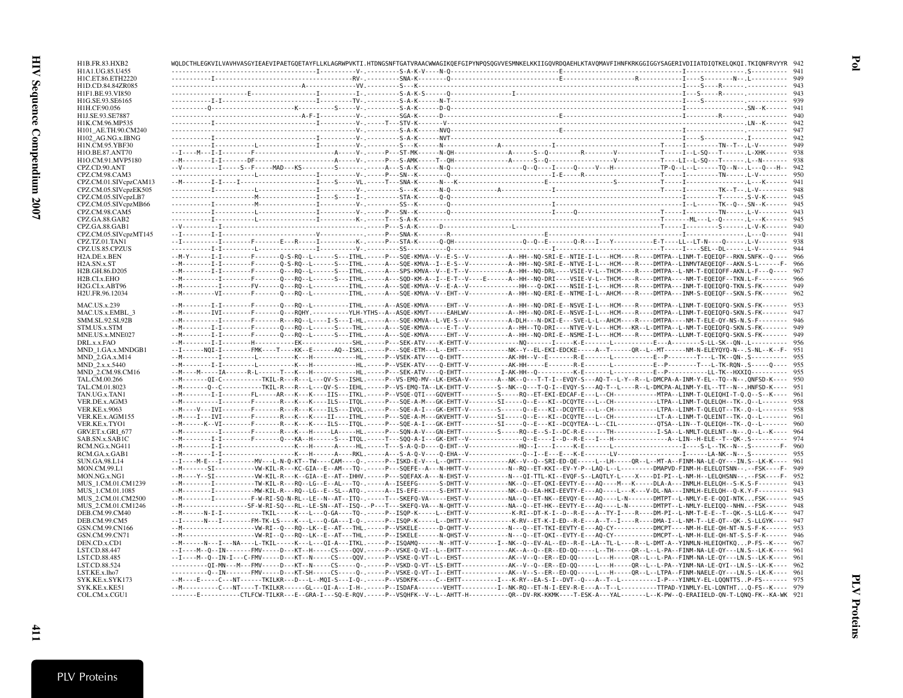```
H1B.FR.83.HXB2          WQLDCTHLEGKVILVAVHVASGYIEAEVIPAETGQETAYFLLKLAGRWPVKTI.HTDNGSNFTGATVRAACWWAGIKQEFGIPYNPQSQGVVESMNKELKKIIGQVRDQAEHLKTAVQMAVFIHNFKRKGGIGGYSAGERIVDIIATDIQTKELQKQI.TKIQNFRVYYR  942
H1A1.UG.85.U455         ---------------------------------------I----------V..---------S-A-K-V----N-Q------------------------------------------------------------I------------------.S---------  941
H1C.ET.86.ETH2220       ----------I-----------------------------------------RV-.---------SNA-K---------Q---------------------------E--------------------R------------I----S--------N---L---------  949
H1D.CD.84.ZR085         ----------------------------------------A-------------VV.---------S---K-------------------------------------------------------------------I----S----R------.----------  943
H1F1.BE.93.VI850        ----------------------E------------------I----------I-.---------S-A-K-S--------Q-----------------I------------------------------------------I---S------R------.---------  943
H1G.SE.93.SE6165        ----------I-I----------------------------I----------TV-.---------S-A-K------N-T-------------------------------------------------------------I----S------------.----------  939
H1H.CF.90.056           ----------Q---------------------------K---------S-----V-.---------S-A-K------D-Q------------------------------------------------------------I-------------------.SN--K-----  941
H1J.SE.93.SE7887        ----------------------------------------A-F-I----------V-.---------SGA-K------D-------------------------E---------------------------------------I---------R------.--------  940
H1K.CM.96.MP535         ----------I------------------------------I----------V-.-----T---STV-K-------V------------------------------------------------------------------------------.LN--K-----  942
H101_AE.TH.90.CM240     -----------------------------------------------------V-.---------S-A-K------NVQ-------------------------E--------------------------------------I-------------------------  947
H102_AG.NG.x.IBNG       ----------I------------------------------I----------V-.---------S-A-K------NVT------------------------------------------------------------I----S-----------.I---------  942
H1N.CM.95.YBF30         ----------I-----------L------------------I----------V-.---------S---K------N--------------A-------------I-------------------------------T-----I---------TN--T--.L-V--------  949
H1O.BE.87.ANT70         --I----M---I-I----------F-----------------------A------V-.-----P---ST-MK------N-QH----------------A------S--Q----------R----------V----------T-----I--L-SQ---T-------L-XHK------  938
H1O.CM.91.MVP5180       --M--------I-I---------DF-----------------------A------V-.-----P---S-AMK------T--QH----------------A------S--Q----------------V----------T-----LI--L-SQ---T-------L---N--------  938
CPZ.CD.90.ANT           --V---------I------S--F-----MAD---KS-----------S-----------A---S-A-K------N-Q------------------Q--Q----I----Q-----V---H---------TP-Q--L---L------TQ--N---L---Q---H--  942
CPZ.CM.98.CAM3          ----------------------L------------------I----------V-.-----P---SN--K-------Q--------------------I-E-----R----------------------T-----I-----------TN-----.L-V--------  950
CPZ.CM.01.SIVcpzCAM13   --M--------I-I----I--------------------------I----S-----VL.-----T---SNA-K-----N---K---------------------E-------------------S----------T-----I-----------------.L---K------  941
CPZ.CM.05.SIVcpzEK505   ----------I-----------L------------------I----------V-.---------S---K------N-------------A-----------I-----------------------------T-----I---------TK--T--.L-V--------  948
CPZ.CM.05.SIVcpzLB7     ----------------------M------------------I----S-----I-.---------STA-K------Q-Q------------------------------------------------------------I---------T------.S-V-K------  945
CPZ.CM.05.SIVcpzMB66    ----------I-----------M------------------I----------V-.---------SS--K-------Q------------------------I-----------------------------------I--L------TK--Q--.SN--K------  945
CPZ.CM.98.CAM5          ----------I-----------L------------------I----------V-.-----P---SN--K-------Q---------------------------I-----Q----------------------T-----I---------TN-----.L-V--------  943
CPZ.GA.88.GAB2          ----------I-----------L------------------I----------K-.-----T---S-A-K-------------------------------------------------------------T-------ML---L--Q-------L-V--------  945
CPZ.GA.88.GAB1          --V--------I------------------------------------V--------------P---S-A-K------D----------------------------------------------------T-----I---------S-------L-V--------  940
CPZ.CM.05.SIVcpzMT145   --I--------I-I-------------------------V----------------.-----P---SNA-K--------R-------------------------------------------------------------------------------.L---Q------  941
CPZ.TZ.01.TAN1          --I----------I----------F-------E----R------I---------K-.-----P---STA-K------Q-QH--------------Q--Q--E-------Q-R---I---Y-----------E-T----LL--LT-N----Q------.L-V--------  938
CPZ.US.85.CPZUS         ----------I-I-----------L------------------I----------V-.---------SS---------Q-----------------------I----------------------------------T-----I----SEL--DL------.L-V--------  944
H2A.DE.x.BEN            --M-Y------I-I-------F-------Q-S-RQ--L------S---ITHL.-----P---SQE-KMVA--V--E-S--V-----------A--HH--NQ-SRI-E--NTIE-I-L---HCM----R----DMTPA--LINM-T-EQEIQF--RKN.SNFK--Q----  966
H2A.SN.x.ST             --M--------I-I-------F-------Q-S-RQ--L------S---ITHL.-----A---SQE-KMVA--I--E-S--V-----------A--HH--NQ-SRI-E--NTVE-I-L---HCM----R----DMTPA--LINMVTAEQEIQF--AKN.S-L------F-  966
H2B.GH.86.D205          --M--------I-I-------F-------Q---RQ--L------S---ITHL.-----A---SPS-KMVA--V--E-T--V-----------A--HH--NQ-DRL-----VSIE-V-L--THCM----R----DMTPA--L-NM-T-EQEIQFF-AKN.L-F---Q----  967
H2B.CI.x.EHO            --M--------I---------F-------Q---RQ--L------S---ITHL.-----A---SQD-KM-A--I--E-T--V-----E------A--HH--NQ-DRI-----VSIE-V-L--THCM----R----DMTPA----NM-T-EQEIQF--TKN.L-F------  966
H2G.CI.x.ABT96          --M--------I-------FV-------Q---RQ--L---------ITHL.-----A---SQE-KMVA--V--E-A--V-----------A--HH---Q-DKI----NSIE-I-L---HCM----R----DMTPA----INM-T-EQEIQFQ-TKN.S-FK------  949
H2U.FR.96.12034         --M---------VI-------F-------Q---RQ--L------S---ITHL.-----A---SQE-KMVA--V--EHT--V-----------A--HH--NQ-ERI-E--NTME-I-L--AHCM----R----DMTPA--INM-S-EQEIQF--SKN.S-FK------  962

MAC.US.x.239            --M--------I-I-------F-------Q---RQ--L---------ITHL.-----A--ASQE-KMVA-----EHT--V-----------A--HH--NQ-DRI-E--NSVE-I-L---HCM----R----DMTPA--LINM-T-EQEIQFQ-SKN.S-FK------  953
MAC.US.x.EMBL_3         --M--------IVI-------F-------Q---RQHY.----------YLH-YTHS--A--ASQE-KMVT-----EAHLWV-----------A--HH--NQ-DRI-E--NSVE-I-L---HCM----R----DMTPA--LINM-T-EQEIQFQ-SKN.S-FK------  947
SMM.SL.92.SL92B         --M--------I---------F-------R---RQ--L-----I-S---I-HL.-----A---SQE-KMVA--L-VE-S--V-----------A-DLH---N-DKI-E---SVE-L-L--AHCM----R----DMTPA----NM-T-ELE-QY-NS-N.S-F------  946
STM.US.x.STM            --M--------I-I-------F-------Q---RQ--L------S---THL.-----A---SQE-KMVA----E-T--V-----------A--HH--TQ-DRI------NTVE-V-L---HCM----KR--L-DMTPA--L-NM-T-EQEIQFQ-SKN.S-FK------  949
MNE.US.x.MNE027         --M--------I-I-------F-------Q---RQ--L------S---ITHL.-----A---SQE-KMVA-----EHT--V-----------A--HH--NQ-DRI-E--NSME-I-L---HCM----R----DMTPA--LLNM-T-EQEIQFQ-SKN.S-FK------  949
DRL.x.x.FAO             --M--------I-I-------H-------------EK--------------SHL.-----P---SEK-ATV----K-EHTT-V--------------NQ-------I-----K-E------L-----------E---A---------S-LL-SK--QN-.L--------  956
MND_1.GA.x.MNDGB1       --I------NQI-I--------FMK----T----KK--E------AQ--ISKL.-----P---SQE-ETM---L--EHT--------------NK--Y--EL-EKI-EDCKE------A--T------QR--L--MT------NM-N-ELEYQYQ-N--.S-NL--K--F-  951
MND_2.GA.x.M14          --M-------------------L----------K---H------------HL.-----P--VSEK-ATV----Q-EHTT-------------AK-HH--V--E------R-E------L----------E--P--------T---L-TK--QN-.S---------  955
MND_2.x.x.5440          --M--------I-I--------L----------K---H------------HL.-----P--VSEK-ATV----Q-EHTT-V-----------AK-HH------E-------R-E-------L----------E--P--------T---L-TK-RQN-.S-----Q----  955
MND_2.CM.98.CM16        --M----M----IA------R-L-----T----K---H------------HL.-----P---SEK-ATV----Q-EHTT---------I-AK-HH--Q----------K-E------L----------E--P-----------LL-TK--HXXIQ---------  955
TAL.CM.00.266           --M-------QI-C-----------TKIL-R---R---L---QV-S---ISHL.-----P--VS-EMQ-MV--LK-EHSA-V---------A--NK--Q---T-T-I--EVQY-S---AQ-T--L-Y--R--L-DMCPA-A-INM-Y-EL--TQ--N--.QNFSD-K----  950
TAL.CM.01.8023          --M-------Q--C-----------TKIL-R---R---L---QV-S---IEHL.-----P--VS-EMQ-TA--LK-EHTT-V---------S--NK--Q---T-Q-I--EVQY-S---AQ-T--L-----R--L-DMCPA-ALINM-Y-EL--TT--N--.HNFSD-K----  951
TAN.UG.x.TAN1           --M--------I-I-------FL-----AR---K---K----IIS---ITKL.-----P--VSQE-QTI---GQVEHTT---------S-----RQ--ET-EKI-EDCAF-E---L--CH-----------MTPA--LINM-T-QLEIQHI-T-Q.Q--S--K----  961
VER.DE.x.AGM3           --M---------I--------F-------R---K---K----ILS---ITQL.-----P---SQE-A-M---GK-EHTT-V---------SI-----Q--E---KI--DCQYTE---L--CH-----------LTPA--LINM-T-QLELQH--TK-.Q--L-------  958
VER.KE.x.9063           --M----V---IVI-------F-------R---R---K----ILS---IVQL.-----P---SQE-A-I---GK-EHTT-V---------S-----Q--E---KI--DCQYTE---L--CH-----------LTPA--LINM-T-QLELQT--TK-.Q--L-------  958
VER.KE.x.AGM155         --M----I---IVI-------F-------R---K---K----II----ITHL.-----P---SQE-A-M---GKVEHTT-V---------SI-----Q--E---KI--DCQYTE---L--CH-----------LT-A--LINM-T-QLEINT--TK-.Q--L-------  961
VER.KE.x.TYO1           --M-------K--VI-------F-------R---K---K----ILS---ITQL.-----P---SQE-A-I---GK-EHTT-----------SI-----Q--E---KI--DCQYTEA-L--CIL-----------QTSA--LIN--T-QLEIQH--TK-.Q--L-------  960
GRV.ET.x.GRI_677        --M---------I--------F-------R---K---H--------LA------HL.-----P---SQN-A-V---GN-EHTT----------S-----RQ--E--S-I--DC-R-E-------TH-----------I-SA--L-NMLT-QLELNT--N--.Q--L--K----  964
SAB.SN.x.SAB1C          --M--------I-I-------F-------Q---KA--H-------S---ITQL.-----T---SQQ-A-I---GK-EHT--V--------------Q--E----I--D--R-E---I---H-----------------A--LIN--H-ELE--T--QK-.S----------  974
RCM.NG.x.NG411          --M--------I-I-------------------K---H------------HL.-----T---S-A-Q-D----Q-EHT--V-----------HQ--I-----I-----K-E--------L--------------------I-----S-L--TK--N--.S-------F-  960
RCM.GA.x.GAB1           --M--------I-I-------------------K---H--------A----RKL.-----A---S-A-Q-V----Q-EHA--V--------------Q--I--E---E---K-E-------LV-----------------------I---------LA-NK--N--.S---------  955
SUN.GA.98.L14           --I----M-E---I----------MV---L-N-Q-KT--TW----CAM----Q-.-----P--ISKD-E-V---L--QHTT------------AK--V--Q--SRI-ED-QE-----L--LH-----QR--L--MT-A--FINM-NA-LE-QY---IN.S--LK-K----  961
MON.CM.99.L1            --M-------SI-----------VW-KIL-R---KC-GIA--E--AM---TQ-.-----P---SQEFE--A---N-HHTT-V-----------N--RQ--ET-KKI--EV-Y-P--LAQ-L--L----------DMAPVD-FINM-H-ELELQTSNN--.--FSK----F-  949
MON.NG.x.NG1            --M----Y--SI-----------VW-KIL-R---K--GIA--E--AT---IHHV.-----P---SQEFAX-A---N-EHST-V-----------N---QI-TTL-KI--EVQF-S--LAQTLY-L----X----DI-PI--L-NM-H--LELQHSNN--.--FSK----F-  952
MUS_1.CM.01.CM1239      --M--------I-----------TW-KIL-R---RQ--LG--E--AL---TQ-.-----A--ISEEFG------S-DHTT-V-----------NK--Q--ET-QKI-EEVTY-E---AQ----M---K-----DLA-A---INMLH-ELELQH--S-K.S-F---------  943
MUS_1.CM.01.1085        --M--------I-----------MW-KIL-R---RQ--LG--E--SL--ATQ-.-----A--IS-EFE------S-EHTT-V-----------NK--Q--EA-HKI-EEVTY-E---AQ----L---K---V-DL-NA---INMLH-ELELQH--Q-K.Y-F---------  943
MUS_2.CM.01.CM2500      --M--------I-----------F-W-RI-SQ-N-RL--LE--N--AT--ITQ-.-----T---SKEFQ-VA-----EHST-V-----------NA--Q--ET-NK--EEVQY-E---AQ-----L-N-------DMTPT--L-NMLY-E-E-QQI-NTK..FSK------  945
MUS_2.CM.01.CM1246      --M-----------------SF-W-RI-SQ---RL--LE-SN--AT--ISQ-.-P---T---SKEFQ-VA---N-QHTT-V-----------NA--Q--ET-HK--EEVTY-E---AQ-----L-N-------DMTPT--L-NMLY-ELEIQQ--NHN.--FSK------  948
DEB.CM.99.CM40          --M-----N-I-I----------TKIL-----K---L---Q-GA----TQ-.-----P--ISQP-K------L--EHTT-V-----------K-RI--DT-K-I--D--R-E---A--TY-I----R-----DM-PI--L-NM-T-E-E--T--QK-.S-LLG-K----  947
DEB.CM.99.CM5           --I------N---I--------FM-TK-LS----K---L---Q-GA---I-Q-.-----P--ISQP-K------L--DHTT-V-----------K-RV--ET-K-I-ED--R-E---A--T--I----R-----DMA-I--L-NM-T--LE-QT--QK-.S-LLGYK----  947
GSN.CM.99.CN166         --M--------------------VW-RI--Q---RQ--LK--E--AT---THL.-----P--VSKELE------D-QHTT-V-----------N---Q--ET-TKI-EEVTY-E---AQ-CY-----------DMCPT----NM-H-ELE-QH-NT-N.S-F-K------  953
GSN.CM.99.CN71          --M--------------------VW-RI--Q---RQ--LK--E--AT---THL.-----P--ISKELE------N-QHST-V-----------N---Q--ET-QKI--EVTY-E---AQ-CY-----------DMCPT--L-NM-H-ELE-QH-NT-S.S-F-K------  946
DEN.CD.x.CD1            --M------N---I---NA----L-TKIL-----K---L---QI-A---ITKL.-----P--ISQAMQ------N--HTT-V--------I--NK--Q--EV-AL--ED--R-E--LA--TL-L----R--L-DMT-A--YINMLN-HLEIQHTKQ...P-FS--K----  967
LST.CD.88.447           --I----M--Q--IN--------FMV-----D---KT--H-----CS----QQV.-----P--VSKE-Q-VI--L--EHTT------------AK--A--Q--ER--ED-QQ-----L--TH-----QR--L--L-PA--FINM-NA-LE-QY---LN.S--LK-K----  961
LST.CD.88.485           --I----M--Q--IN-I---C-FMV-----D---KT--N-----CS----QQV.-----P--VSKE-Q-VT--L--EHST------------AK--V--Q--ER--ED-QQ-----L--H-----QR--L--L-PA--FINM-NA-LE-QY---LN.S--LK-K----  961
LST.CD.88.524           ----------QI-MN---M---FMV-----D---KT--N-----CS-----Q-.-----P--VSKD-Q-VT--LS-EHTT------------AK--V--Q--ER--ED-QQ-----L--H-----QR--L--L-PA--YINM-NA-LE-QYI--LN.S--LK-K----  962
LST.KE.x.lho7           ----------Q--IN-------FMV-----D---KT-SH-----CS----QQV.-----P--VSKE-Q-VT--I--EHTT------------AK--V--S--ER--ED-QQ-----L--H-----QR--L--LTPA--FINM-NAELE-QY---LN.S--LK-K----  961
SYK.KE.x.SYK173         --M----E-----C---NT------TKILKR----D---L--MQI-S---I-Q-.-----P--VSDKFK------C--EHTT----------I---K-RY--EA-S-I--DVT--Q----A--T--L----------I-P---YINMLY-EL-LQQNTTS..P-FS--------  975
SYK.KE.x.KE51           --M----------C---NT----T-TKILKR------GL---QI-A---I-H-.-----P--ISDAFA-------VEHTT----------I--NK-RQ--ET-N-I-EEV-R-E---A--T--L----------TTPAD-YINMLY-EL-LQNTHT...Q-FS--K----  979
COL.CM.x.CGU1           -------E-----------CTLFCW-TILKR---E--GRA-I---SQ-E-RQV.-----P--VSQHFK--V--L--AHTT-H-----------QR--DV-RK-KKMK----T-ESK-A---YAL-------L--K-PW--Q-ERAIIELD-QN-T-LQNQ-FK--KA-WK  921
```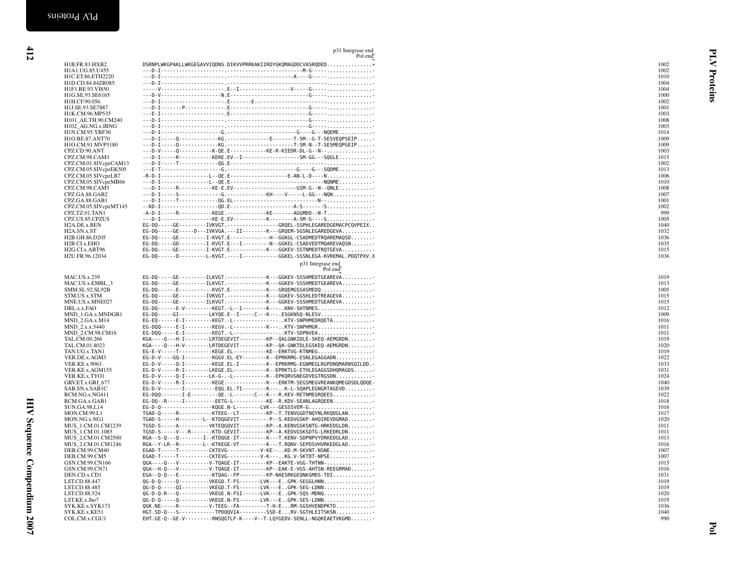```
                                                                              p31 Integrase end
                                                                                        Pol end
H1B.FR.83.HXB2              DSRNPLWKGPAKLLWKGEGAVVIQDNS.DIKVVPRRKAKIIRDYGKQMAGDDCVASRQDED...............*      1002
H1A1.UG.85.U455             ---D-I--------------------.-------------------------M-G-----...............-      1002
H1C.ET.86.ETH2220           ---D-I--------------------.---------------------A----G-----...............-      1010
H1D.CD.84.84ZR085           ---D-I--------------------.-----------------------------------...............-      1004
H1F1.BE.93.VI850            -----V--------------------.E--I-----------------V-----G-----...............-      1004
H1G.SE.93.SE6165            ---D-V-------------------N.E-------------------------G-----...............-      1000
H1H.CF.90.056               ---D-I--------------------.E-------E---------------------------...............-      1002
H1J.SE.93.SE7887            ---D-I-------P------------.E-------------------------G-----...............-      1001
H1K.CM.96.MP535             ---E-I--------------------.E-------------------------G-----...............-      1003
H101_AE.TH.90.CM240         ---D-I--------------------.-------------------------G-----...............-      1008
H102_AG.NG.x.IBNG           ---D-I--------------------.-------------------------G-----...............-      1003
H1N.CM.95.YBF30             ---D-I-------------------G.---------------------G----G---NQEME............-      1014
H1O.BE.87.ANT70             ---D-I-----Q------------KG.--------------E-------T-SM--G-T-SESVEQPSEIP.....-      1009
H1O.CM.91.MVP5180           ---D-I-----Q------------KG.---------------------T-SM-N--T-SESMEQPGEIP.....-      1009
CPZ.CD.90.ANT               ---D-V-----Q-----------K-QE.E------------KE-R-KIEDR-DL-G--N--...............-      1003
CPZ.CM.98.CAM3              ---D-I-----R-----------KERE.EV--I-------------------SM-GG---SQGLE...........-      1015
CPZ.CM.01.SIVcpzCAM13       ---D-I-----T------------QG.E-------------------------------...............-      1002
CPZ.CM.05.SIVcpzEK505       ---E-T-------------------G.---------------------G----G---SQDME...........-      1013
CPZ.CM.05.SIVcpzLB7         -R-D-I----------------L--QE.E-------------------E-AN-L-D----N...............-      1006
CPZ.CM.05.SIVcpzMB66        ---D-I----------------L--QE.N-------------------------------NQNME...........-      1010
CPZ.CM.98.CAM5              ---D-I-----R-----------KE-E.EV--------------------GSM-G--N--QNLE...........-      1008
CPZ.GA.88.GAB2              ---D-I-----S--------------G.-------------KH----V-----L-GG---NQN.............-      1007
CPZ.GA.88.GAB1              ---D-I-----T------------QG.EL---------------------------N--...............-      1001
CPZ.CM.05.SIVcpzMT145       --KD-I------------------QD.E--------------------A-S-------S...............-      1002
CPZ.TZ.01.TAN1              -A-D-I-----R-----------KEGE.-------------KE-------AGGMDD--N-T...............-       999
CPZ.US.85.CPZUS             ---D-I-----------------KE-E.EV-----------K--------A-SM-G----S...............-      1005
H2A.DE.x.BEN                EG-DQ-----GE---------IVKVGT.-----------------GRQEL-SSPHLEGAREDGEMACPCQVPEIX..      1040
H2A.SN.x.ST                 EG-DQ-----GE-----D---IVKVGA.---II--------K---GRQEM-SGSNLEGAREDGEVA..........-      1032
H2B.GH.86.D205              EG-DQ-----GE---------I-KVGT.E-------------H--GGKGL-CSADMEDTRQAREMAQSD.......-      1036
H2B.CI.x.EHO                EG-DQ-----GD---------I-KVGT.E---I---------N--GGKEL-CSADVEDTMQAREVAQSN.......-      1035
H2G.CI.x.ABT96              EG-DQ-----GE---------I-KVGT.E------------K---GGKEV-SSTNMEDTRQTGEVA..........-      1015
H2U.FR.96.12034             EG-DQ------D---------L-KVGT.----I------------GGKEL-SSSNLEGA-KVREMAL.PDQTPXV.X      1036
                                                                             p31 Integrase end
                                                                                       Pol end
MAC.US.x.239                EG-DQ-----GE---------ILKVGT.-------------K---GGKEV-SSSHMEDTGEAREVA..........-      1019
MAC.US.x.EMBL_3             EG-DQ-----GE---------ILKVGT.-------------K---GGKEV-SSSHMEDTGEAREVA..........-      1013
SMM.SL.92.SL92B             EG-DQ------E-----------KVGT.E------------K---GRQEMGSSASMEDQ.................-      1005
STM.US.x.STM                EG-DQ-----GE---------IVKVGT.-------------K---GGKEV-SGSHLEDTREAGEVA..........-      1015
MNE.US.x.MNE027             EG-DQ-----GE---------ILKVGT.-------------K---GGKEV-SSSHMEDTGEAREVA..........-      1015
DRL.x.x.FAO                 EG-DQ------E-V---------KEGT.-L--I--------K---..KNV-SHTNMES..................-      1012
MND_1.GA.x.MNDGB1           EG-DQ-----GI----------LKYQE.E--I-----C---K---.ESGKNSQ-NLESV.................-      1009
MND_2.GA.x.M14              EG-EQ------E-I---------KEGT.-L---------------..KTV-SNPHMEDRQETA.............-      1016
MND_2.x.x.5440              EG-DQQ-----E-I---------KEGV.-L-----------K---..KTV-SNPHMGR..................-      1011
MND_2.CM.98.CM16            EG-DQQ-----E-I---------KEGT.-L---------------..KTV-SDPNVEA..................-      1011
TAL.CM.00.266               KGA----Q---H-I--------LRTDEGEVIT---------KP--QALGNKIDLE-SKEQ-AEMGRDN.........-      1019
TAL.CM.01.8023              KGA----Q---H-V--------LRTDEGEVIT---------KP--QA-GNKTDLEGSKEQ-AEMGRDN.........-      1020
TAN.UG.x.TAN1               EG-E-V-----T-----------KEGE.EL-----------KE--ERKTVG-KTNMEG..................-      1019
VER.DE.x.AGM3               EG-D-V----GQ-I---------KGGV.EL-EY--------K--EPRKRMG-ESNLEGAGGADN............-      1022
VER.KE.x.9063               EG-D-V-----Q-I---------KEGE.EL-I---------K--EPRKRMG-EGNMEGLRGPDNQMARNSQILDD.-      1033
VER.KE.x.AGM155             EG-D-V-----R-I--------LKEGE.EL-----------K--EPRKTLG-ETHLEGAGGSDHQMAGDS.......-      1031
VER.KE.x.TYO1               EG-D-V-----Q-I--------LK-G-.-L-----------K--EPKQRVGNEGDVEGTRGSDN............-      1024
GRV.ET.x.GRI_677            EG-D-V-----R-I---------KEGE.-------------K---ERKTM-SEGSMEGVREANKQMEGDSDLQDQE-      1040
SAB.SN.x.SAB1C              EG-D-V-------I----------EQG.EL-TI--------K---.K-L-SQAPLEGNGRTAGEVD..........-      1039
RCM.NG.x.NG411              EG-DQQ-------I-E---------QE.-L-------C---K---R.KEV-RETNMEGRQEES.............-      1022
RCM.GA.x.GAB1               EG-DQ--R-----I----------EETG-L-----------KE--R.KDV-SEANLAGRQEEN.............-      1018
SUN.GA.98.L14               EG-D-Q-----------------KQGE.N-L---------LVK---GESSSVEM-G......................-      1016
MON.CM.99.L1                TGAD-Q-----R-----------KTEEG--LT---------KP--T.TENVGGDTNQYNLRKQDGLAN.........-      1017
MON.NG.x.NG1                TGAD-S-----H--------L--KTDQGEVIT----------P--S.KEDVGSKP-AHQIREVDGMAD.........-      1020
MUS_1.CM.01.CM1239          TGSD-S-----A-----------VKTEQGQVIT---------KP--A.KENVGSKSNTG-HRKEDGLDN.........-      1011
MUS_1.CM.01.1085            TGSD-S-----V---R-------KTD-GEVIT---------KP--A.KEDVGSKSDTG-LRKEDRLDN.........-      1011
MUS_2.CM.01.CM2500          RGA--S-Q---Q--------I--KTDQGE-IT---------K---T.KENV-SDPNPVYDRKEDGLAD.........-      1013
MUS_2.CM.01.CM1246          RGA--Y-LR--R--------L--KTKEGE-VT---------K---T.RQNV-SEPDSVHVRKEDGLAD.........-      1016
DEB.CM.99.CM40              EGAD-T-----T-----------CKTEVG-----------V-KE--.KD.M-SKVNT-NSNE...............-      1007
DEB.CM.99.CM5               EGAD-T-----T-----------CKTEVG-----------V-K---.KG.V-SKTDT-NPSE...............-      1007
GSN.CM.99.CN166             QGA----Q---V-----------V-TQAGE-IT---------KP--EAKTE-VGG-THTNN-...............-      1015
GSN.CM.99.CN71              QGA--H-Q---V-----------V-TQAGE-IT---------KP--EAK-E-VGS-AHTSN-REEGRMAD.......-      1016
DEN.CD.x.CD1                EGA--Q-Q---E-----------KTQAG--FP---------KP-NAESRKGEQNKGMDS-TDI.............-      1031
LST.CD.88.447               QG-D-Q-----Q-----------VKEGD.T-FS-------LVK---E..GPK-SEGGLHNN.................-      1019
LST.CD.88.485               QG-D-Q-----QI----------VKEGD.T-FS-------LVK---E..GPK-SEG-LDNN.................-      1019
LST.CD.88.524               QG-D-Q-R---Q-----------VKEGE.N-FSI------LVK---E..GPK-SQS-MDNQ.................-      1020
LST.KE.x.lho7               QG-D-Q-----Q-----------VKEGE.N-FS-------LVK---E..GPK-SES-LDNN.................-      1019
SYK.KE.x.SYK173             QGK.NE-----R-----------V-TEEG--FA---------T-H-E...RM-SGSHVENDPKTD............-      1036
SYK.KE.x.KE51               HGT.SD-Q---S-----------TPDQQVIA----------SSD-E...RV-SGTHLEITSKSN.............-      1040
COL.CM.x.CGU1               EHT.GE-Q--GE-V---------RNSQGTLF-K----V--T-LQYGEDV-SENLL-NGQKEAETVKGMD.......-       990
```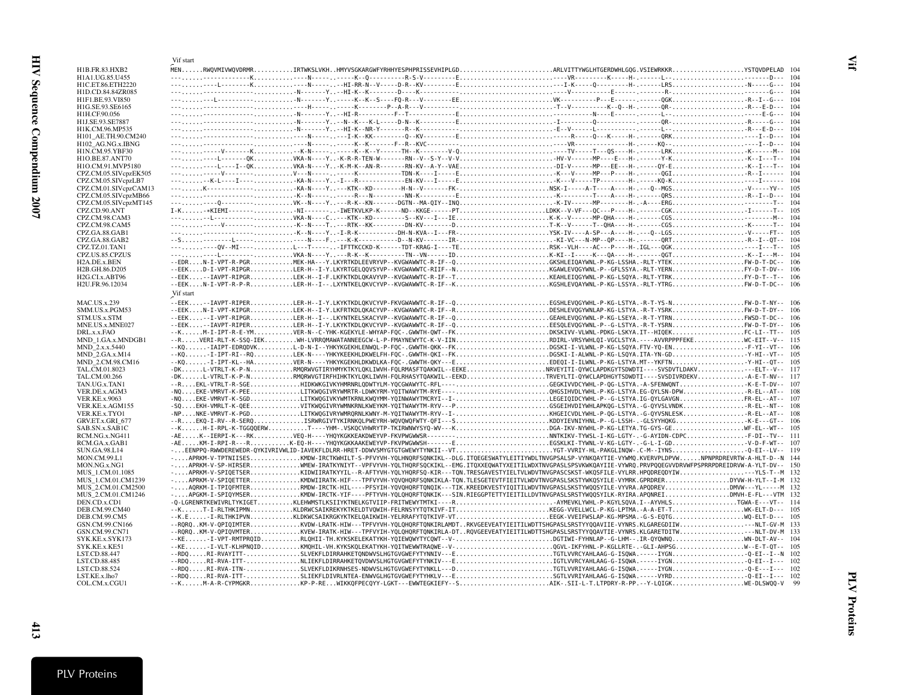```
                     Vif start
H1B.FR.83.HXB2       MEN......RWQVMIVWQVDRMR...........IRTWKSLVKH..HMYVSGKARGWFYRHHYESPHPRISSEVHIPLGD..........................ARLVITTYWGLHTGERDWHLGQG.VSIEWRKKR...................YSTQVDPELAD  104
H1A1.UG.85.U455      ---......-------------K..................-N------.------K--Q----------R-S-V---------E..............................-----VR---------K-----H-.------L----------------------.--------D---  104
H1C.ET.86.ETH2220    ---......----L--------K..................-N------.----.--HI-RR-N--V-----D-R--KV---------E..............................-----I-K-----Q---------H-.------LRS....................-N-----G---  104
H1D.CD.84.84ZR085    ---......-------------..................-N-------Y.---HI-K--K---------D----K---------..........................--------V----------E------.-------R---------------------.--------G---  104
H1F1.BE.93.VI850     ---......----L--------..................-N-------Y.---K--K--S----FQ-R---V---------EE..............................VK----------P---E-----.------QGK....................-R--I--G---  104
H1G.SE.93.SE6165     ---......-------------..................-----H------.------K-------P--A-R---V---------...........................-T--V----------K--Q--H-.------QR....................-R---E-D---  104
H1H.CF.90.056        ---......-------------..................-N-------Y.---HI-R-----------F--T-------------E..............................---------N----E------.-------L----------------------.------E-G---  104
H1J.SE.93.SE7887     ---......-------------..................-N-------Y.---N--K---K-----D-N--K----------E..............................-I----------Q------------.------QR....................-R-----G---  104
H1K.CM.96.MP535      ---......-------------..................-N-------Y.---HI-K--NR-Y-------R--K------------..........................-E--V-------L------------.-------L----------------------.-R---E-D---  104
H101_AE.TH.90.CM240  ---......-------------..................-----N------.----I-K--KK---------Q--KV---------E..............................-----R-----Q---K-----H-.------QRK....................----I--D---  104
H102_AG.NG.x.IBNG    ---......-------------..................-N------.-----K--K---------F--R--KVC---------..........................-----VR---------------H-.------KQ-----------------------.----I--D---  104
H1N.CM.95.YBF30      ---......-----V-------K.................--K-N-----.------K--K--Y------TH--K-------V-Q..............................-----TV-----T---QS----H-.------LRK....................-K------M--  104
H1O.BE.87.ANT70      ---......----L--------QK................VKA-N----Y.--K-R-R-TEN-W-------RN--V--S-Y--V-V..........................-HV-V------MP----E----H-.------Y-K....................-K--I---T--  104
H1O.CM.91.MVP5180    ---......----L----I--QK.................VKA-N----Y.--K-M-K--AN-R-------RN-KV--A-Y--VAE..........................-DI-V------MP---EE---H-.------QY-E....................-K--I---T--  104
CPZ.CM.05.SIVcpzEK505 ---......-----V-------...................V---N-----.------K-----------TDN-K----I-----E..............................-K---V-----MP---P----H-.------QGI....................-R--I------  104
CPZ.CM.05.SIVcpzLB7  ---......--K-L----I----.................-KA-N----Y.--I---R------------EN-KV---I-----E..............................-K---V-----TP--------H-.------KQ-K....................----I------  104
CPZ.CM.01.SIVcpzCAM13 ---......K-------------.................-KA-N----Y.----KTK--KD--------H-N---V------FK-..........................NSK-I-----A-T----A----H-.---Q--MGS....................-V-----YV--  105
CPZ.CM.05.SIVcpzMB66 ---......-------------..................-K--N-----.------R---N---------NN-K----------E..............................-K---------T----A----H-.------QRS....................-R--I--D---  104
CPZ.CM.05.SIVcpzMT145 ---......----Q--------..................VK--N----Y.-----R-K--KN-------DGTN--MA-QIY--INQ..........................-K-IV------MP--------H-.-A----ERG....................--------T--  104
CPZ.CD.90.ANT        I-K......+KIEMI-------..................-NI-------..-IWETKVLKP-K------ND--KKGE------PT..........................LDKK--V-VF---QC---P----H-.------CGK....................-I------T--  105
CPZ.CM.98.CAM3       ---......-L-----------..................VKA-N----C.----KTK--KD-------S--KV---I--IE..............................-K-K--V-----MP-QHA----H-.------CGS....................-------M---  104
CPZ.CM.98.CAM5       ---......-----V-------..................-K--N----T.----RTK--KK---------DN-KV--------D..........................-.T-K--V-----T--QHA----H-.------CGS....................-K------T--  104
CPZ.GA.88.GAB1       ---......-------------..................-K--N----Y.--I-R-K----------DH-N-KVA--I---FR-..........................-YSK-IV----A-SP---A----H-.---Q--LGS....................-V-----FT--  105
CPZ.GA.88.GAB2       --S......-------L-----..................-----F-----K-K----------D--N-KV------IR-..........................-KI-VC---N-MP--QP----H-.------QRT....................-R--I--QT--  104
CPZ.TZ.01.TAN1       ---......----QV--MI---..................L---T------.-IFTTKCCKD-K------TDT-KRAG-I----TE..........................-RSK--VLH----AC---P----H-.IGL---QGK....................----I---T--  105
CPZ.US.85.CPZUS      ---......----L--------..................VKA-N----Y.----R-K-----------TN--VN------ID..........................-K-KI--I-----K---QA----H-.------QGT....................-R--I---M--  104
H2A.DE.x.BEN         --EDR....N-I-VPT-R-PGR............MEK-HA---Y.LKYRTKDLEEVRYVP--KVGWAWWTC-R-IF--Q..........................GKSHLEIQAYWNL-P-KG-LSSHA.-RLT-YTEK...................FW-D-T-DC--  106
H2B.GH.86.D205       --EEK....D-I-VPT-RIPGR............LER-H--I-Y.LKYRTGELQQVSYVP--KVGWAWWTC-RIIF--N..........................KGAWLEVQGYWNL-P--GFLSSYA.-RLT-YERN...................FY-D-T-DV--  106
H2G.CI.x.ABT96       --EEK....-IAVPT-RIPGR............LER-H--I-F.LKFKTKDLQKAVYVP--KVGWAWWTC-R-IF--T..........................KEAHLEIQGYWNL-P-KG-LSQYA.-RLT-YTRK...................FY-D-T--T--  106
H2U.FR.96.12034      --EEK....N-I-VPT-R-P-R............LER-H--I-Y.LXYNTKELQKVCYVP--KVGWAWWTC-R-IF--K..........................KGSHLEVQGYWNL-P-KG-LSSYA.-RLT-YTRG...................FW-D-T-DC--  106
                     Vif start
MAC.US.x.239         --EEK....-IAVPT-RIPER............LER-H--I-Y.LKYKTKDLQKVCYVP-FKVGWAWWTC-R-IF--Q..........................EGSHLEVQGYWHL-P-KG-LSTYA.-R-T-YS-N...................FW-D-T-NY--  106
SMM.US.x.PGM53       --EEK....N-I-VPT-KIPGR............LER-H--I-Y.LKFRTKDLQKACYVP--KVGWAWWTC-R-IF--R..........................DESHLEVQGYWNLAP-KG-LSTYA.-R-T-YSRK...................FW-D-T-DY--  106
STM.US.x.STM         --EEK....-I-VPT-RIPGR............LER-H--I---.LKYNTKELSKACYVP--KVGWAWWTC-R-IF--Q..........................GEAHLEVQGYWHL-P-KG-LSEYA.-R-T-YTRN...................FWSD-T-DC--  106
MNE.US.x.MNE027      --EEK....-IAVPT-RIPER............LER-H--I-Y.LKYKTKDLQKVCYVP--KVGWAWWTC-R-IF--Q..........................EESQLEVQGYWNL-P-KG-LSTYA.-R-T-YSRN...................FW-D-T-DY--  106
DRL.x.x.FAO          --K......M-I-IPT-R-E-YM...........VER-N--C-YHK-KGEKYLE-WHYAP-FQC-.GWWTH-QWT--FK..........................DKSKIVV-VLWNL-PDKG-LSKYA.IT--HIQEK...................FC-LI--TT--  105
MND_1.GA.x.MNDGB1    --R......VERI-RLT-K-SSQ-IEK.........WH-LVRRQMAWATANNEEGCW-L-P-FMAYNEWYTC-K-V-IIN..........................RDIRL-VRSYWHLQI-VGCLSTYA.----AVVRPPPPFEKE..............WC-EIT--V--  115
MND_2.x.x.5440       --KQ......-IAIPT-EDRQDVK..........L-D-N-I--YHKYKGEKHLENWQL-P-FQC-.GWWTH-QKK--FK..........................DGSKI-I-VLWNL-P-KG-LSQYA.FTV-YQ-EN....................-F-YI--VT--  106
MND_2.GA.x.M14       --KQ......-I-IPT-RI--RQ...........LEK-N----YHKYKEEKHLDKWELFH-FQC-.GWWTH-QKI--FK..........................DGSKI-I-ALWNL-P-KG-LSQYA.ITA-YN-GD....................-Y-HI--VT--  105
MND_2.CM.98.CM16     --KQ......-I-IPT-KL--HA...........VER-N----YHKYKGEKHLDKWDLKA-FQC-.GWWTH-QKY---E..........................EDEQI-I-ILWNL-P-KG-LSQYA.MT--YKFTN....................-Y-HI--QT--  105
TAL.CM.01.8023       -DK......L-VTRLT-K-P-N............RMQRWVGTIRYHMYKTKYLQKLIWVH-FQLRMASFTQAKWIL--EEKE.....................NRVEYITI-QYWCLAPDKGYTSDWDTI----SVSDVTLDAKV..............---ELT--V--  117
TAL.CM.00.266        -DK......L-VTRLT-K-P-N............RMQRWVGTIRFHIHKTKYLQKLIWVH-FQLRHASYTQAKWIL--EEKD.....................TRVEYLTI-QYWCLAPDHGYTSDWDTI----SVSDIVRDEKV..............-A-E-T-NV--  117
TAN.UG.x.TAN1        --R....EKL-VTRLT-R-SGE.............HIDKWKGIVKYHMRNRLQDWTYLM-YQCGWAWYTC-RFL-----..........................GEGKIVVDCYWHL-P-QG-LSTYA.-A-SFENWQNT...................-K-E-T-DV--  107
VER.DE.x.AGM3        -NQ....EKE-VMRVT-K-PEE.............LITKWQGIVRYWMRTR-LDWKYRM-YQITWAWYTM-RYE-----..........................QHGSIHVDLYWHL-P-KG-LSTYA.EG-QYLSN-DPW.................-R-EL--AT--  108
VER.KE.x.9063        -NQ....EKE-VMRVT-K-SGD.............LITKWQGIVKYWMTKRNLKWQYMM-YQINWAWYTMCRYI--I-..........................LEGEIQIDCYWHL-P--G-LSTYA.IG-QYLGAVGN.................FR-EL--AT-  108
VER.KE.x.AGM155      -SQ....EKH-VMRLT-K-QEE.............VITKWQGIVRYWMNKRNLKWEYKM-YQITWAWYTM-RYV---P..........................GSGEIHVDIYWHLAPKQG-LSTYA.-G-QYVSLVNDK.................-R-EL--NT--  108
VER.KE.x.TYO1        -NP....NKE-VMRVT-K-PGD.............LITKWQGIVRYWMRQRNLKWNY-M-YQITWAWYTM-RYV--I-..........................KHGEICVDLYWHL-P-QG-LSTYA.-G-QYVSNLESK.................-R-EL--AT--  108
GRV.ET.x.GRI_677     --R....EKQ-I-RV--R-SERQ............ISRWRGIVTYKIRNKQLPWEYRH-WQVQWQFWTY-QFI---S..........................KDDYIEVNIYHNL-P--G-LSSH-.-GLSYYHQKG..................-K-E---GT--  106
SAB.SN.x.SAB1C       --K......H-I-RPL-K-TGGQQERW...........T----YHM-.VSKQCVHWRYTP-TKIRWNWYSYQ-WV---K..........................DGA-IKV-NYWHL-P-KG-LETYA.TG-GYS-GE....................WF-EL--WT--  105
RCM.NG.x.NG411       -AE......K--IERPI-K---RK...........VEQ-H----YHQYKGKKEAKDWEYVP-FKVPWGWWSR--------..........................NNTKIKV-TYWSL-I-KG-LGTY-.-G-AYIDN-CDPC..............-F-DI--TV--  111
RCM.GA.x.GAB1        -AE......KM-I-RPI-R---R...........K-EQ-H----YHQYKGKKAAKEWEYVP-FKVPWGWWSH-------E..........................EGSKLKI-TYWNL-V-KG-LGTY-.-G-L-I-GD.....................-V-D-F-WT--  107
SUN.GA.98.L14        -...EENPPQ-RWWDEREWEDR-QYKIVRIVWLID-IAVEKFLDLRR-HRET-DDWVSMYGTGTGWEWYTYNKII--VT..........................YGT-VVRIY-HL-PAKGLINQW-.C-M--IYNS....................-Q-EI--LV--  119
MON.CM.99.L1         -....APRKM-V-TPTNIISES.............KMDW-IRCTKWHILT-S-PFVYVH-YQLHNQRFSQNKIKL--DLG.ITQEGESWATYLEITIYWDLTNVGPSALSP-VYNKQAYTIE-VYWMQ.KVERVPLDPVW......NPNPRDREVRTW-A-HLT-D--N  144
MON.NG.x.NG1         -....APRKM-V-SP-HIRSER.............WMEW-IRATKYNIYT--VPFVYVH-YQLTHQRFSQCKIKL--EMG.ITQXXEQWATYXEITILWDXTNVGPASLSPSVKWKQAYIIE-VYWRQ.PRVPQQEGVVDRVWFPSPRRPDREIDRVW-A-YLT-DV--  150
MUS_1.CM.01.1085     -....APRKM-V-SPIQETSER.............KIDWIIRATKYYIL--R-AFTYVH-YQLYHQRFSQ-KIR---TQN.TRESGAVESTYIELTVLWDVTNVGPASCSKST-WKQSFILE-VYLRR.HPQDREQDYIW.................---YLS-T--M  132
MUS_1.CM.01.CM1239   -....APRKM-V-SPIQETTER.............KMDWIIRATK-HIF---TPFVYVH-YQVQHQRFSQNKIKLA-TQN.TLESGETEVTFIEITVLWDVTNVGPASLSKSTYWKQSYILE-VYMRK.GPRDRER.................DYVW-H-YLT--I-M  132
MUS_2.CM.01.CM2500   -....AQRKM-I-TPIQFMTER.............RMDW-IRCTK-HIL----PFSYIH-YQVQHQRFTQNKIK---TIK.KREEDKVESTYIQITILWDVTNVGPASLSKSTYWQQSYILE-VYVRA.APQDREV.................DMVW---YL-----M  132
MUS_2.CM.01.CM1246   -....APGKM-I-SPIQYMSER.............KMDW-IRCTK-YIF----PFTYVH-YQLQHQRFTQNKIK---SIN.RIEGGPTETTYIEITILLDVTNVGPASLSRSTYWQQSYILK-RYIRA.APQNREI.................DMVH-E-FL---VTM  132
DEN.CD.x.CD1         -Q-LGRENRTKEWIVRLTYKIGET..........KLEHWMSTLKSIIYKTNELKGTVIIP-FRITWEWYTMTKI---R..........................-AYMEVKLYWHL-P-KGYLSQVA.I--AYVHLS.................TGWA-E---VT--  114
DEB.CM.99.CM40       --K......T-I-RLTHKIPMN...........KLDRWCSAIKREKYKTKELDTVQWIH-FELRNSYYTQTKIVF-IT..........................KEGG-VVELLWCL-P-KG-LPTMA.-A-A-ET-T..................WK-ELT-D---  105
DEB.CM.99.CM5        --K.E.....-I-RLTHKIPVN...........KLDKWCSAIKRGKYKTKELQAIKWIH-YELRRAFYTQTKIVF-VT..........................EEGK-VVEIFWSLAP-KG-MPSMA.-G-S-EQTG...................WQ-ELT-D---  105
GSN.CM.99.CN166      --RQRQ..KM-V-QPIQIMTER.............KVDW-LRATK-HIW---TPFVYVH-YQLQHQRFTQNKIRLAMDT..RKVGEEVEATYIEITILWDTTSHGPASLSRSTYYQQAVIIE-VYNRS.KLGAREGDIIW.................---NLT-GV-M  133
GSN.CM.99.CN71       --RQRQ..KM-V-QPIQVMTER.............KVEW-IRATK-HIW---TPFVYIH-YQLQHQRFTQNKIRLA-DT..RQVGEEVEATYIEITILWDTTNVGPASLSRSTYYQQAVTIE-VYNRS.KLGARETDITW.................---NLT-DV-M  133
SYK.KE.x.SYK173      --KE......-I-VPT-RMTPRQID..........RLQHII-TH.KYKSKELEKATYKH-YQIEWQWYTYCQWT--V-..........................DGTIWI-FYHNLAP--G-LHM--.IR-QYQWNQ...................WN-DLT-AV--  104
SYK.KE.x.KE51        --KE......-I-VLT-KLHPNQID..........KMQHIL-VH.KYKSKQLEKATYKH-YQITWEWWTRAQWE--V-..........................QGVL-IKFYHNL-P-KGLLRTE--.-GLI-AHPSG...................W--E-T-QT--  105
LST.CD.88.447        --RDQ.....RI-RVAYITT-..............SLVEKFLDIRRAHKETQNDWVSLHGTGVGWEFYTYNNIV---E..........................TGTLVVRCYAHLAAG-G-ISQWA.-----IYGN....................-Q-EI--I--N  102
LST.CD.88.485        --RDQ.....RI-RVA-ITT-..............NLIEKFLDIRRAHKETQVDWVSLHGTGVGWEFYTYNKIV---E..........................IGTLVVRCYAHLAAG-G-ISQWA.-----IYGN....................-Q-EI--I---  102
LST.CD.88.524        --RDQ.....RI-RVA-ITN-..............SLVEKFLDIKRNHSES-NDWVSLHGTGVGWEFYTYNKLL---D..........................TGTLVVRIYAHLAAG-G-ISQWA.-----IYGN....................-Q-E---I---  102
LST.KE.x.lho7        --RDQ.....RI-RVA-ITT-..............SLIEKFLDIVRLNTEA-ENWVGLHGTGVGWEFYTYHKLV---E..........................SGTLVVRIYAHLAAG-G-ISQWA.-----VYRD....................-Q-EI--I---  102
COL.CM.x.CGU1        --K......M-A-R-CYPMGKR..............KP-P-RE...WIKKQFPECQYY-LGKT---EWWTEGKIEFY--S..........................AIK-.SII-L-T.LTPDRY-R-PP.--Y-LQIGK...................WE-DLSWQQ-V   99
```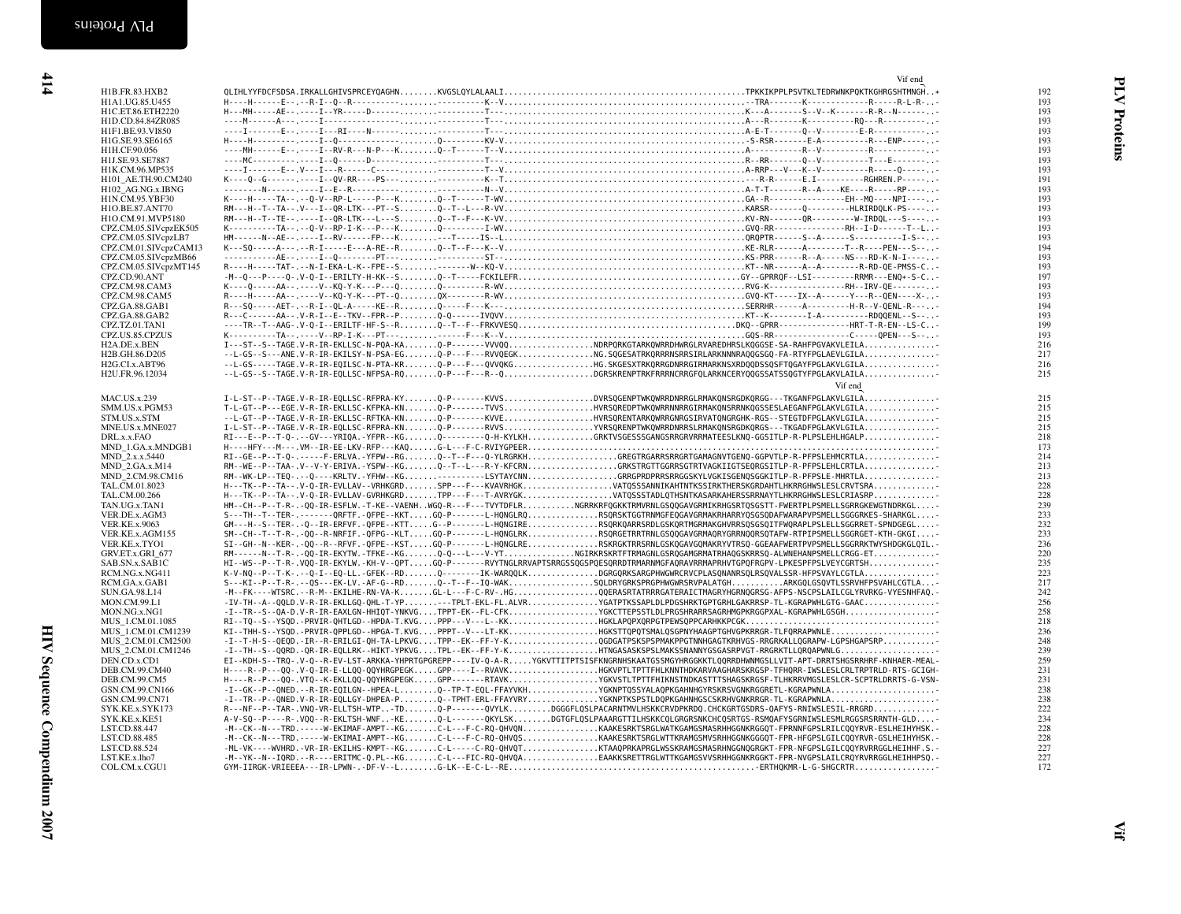```
                                                                                                                              Vif end
H1B.FR.83.HXB2           QLIHLYYFDCFSDSA.IRKALLGHIVSPRCEYQAGHN........KVGSLQYLALAALI...................................................TPKKIKPPLPSVTKLTEDRWNKPQKTKGHRGSHTMNGH..*     192
H1A1.UG.85.U455          H----H------E--.--R-I--Q--R----------........----------K--V...................................................--TRA-------K-------------R-----R-L-R-..-     193
H1C.ET.86.ETH2220        H---MH-----AE--.----I--YR-----D------........----------T--....................................................K---A-------S--V--K-------R-R--N-------.-     193
H1D.CD.84.84ZR085        ----M------A---.----I----------------........----------T--....................................................A---R-------K----------RQ---R-----------.-     193
H1F1.BE.93.VI850         ----I-------E--.----I---RI----N------........----------T--....................................................A-E-T-------Q--V---------E-R-------------.-     193
H1G.SE.93.SE6165         H----H---------.----I--Q-------------........Q---------KV-V...................................................-S-RSR------E-A----------R---ENP-------.-     193
H1H.CF.90.056            ----MH-----E--.----I--RV-R---N-P---K........Q--T-------T--V...................................................A-----------R--V----------R-------------.-     193
H1J.SE.93.SE7887         ----MC---------.----I--Q------D------........----------T--....................................................R--RR-------Q--V----------T---E--------.-     193
H1K.CM.96.MP535          ----I-------E--.V---I---R------C-----........----------T--V...................................................A-RRP---V---K--V----------R-----Q-------.-     193
H101_AE.TH.90.CM240      K----Q--G------.----I--QV-RR----PS---........----------K--T...................................................---R-R-----E.I---------RGHREN.P-------.-     191
H102_AG.NG.x.IBNG        --------N------.----I--E--R----------........----------N--V...................................................A-T-T-------R--A----KE----R-----RP-----.-     193
H1N.CM.95.YBF30          K----H-----TA--.--Q-V--RP-L-----P---K........Q--T------T-WV...................................................GA--R-----------------EH--MQ----NPI-----.-     193
H1O.BE.87.ANT70          RM---H--T--TA--.V---I--QR-LTK---PT--S........Q--T--L---R-VV...................................................KARSR-------Q---------HLRIRDQLK-PS-------.-     193
H1O.CM.91.MVP5180        RM---H--T--TE--.----I--QR-LTK---L---S........Q--T--F---K-VV...................................................KV-RN-------QR---------W-IRDQL---S-----.-     193
CPZ.CM.05.SIVcpzEK505    K----------TA--.--Q-V--RP-I-K---P---K........Q---------I-WV...................................................GVQ-RR--------------RH--I-D------T--L..-     193
CPZ.CM.05.SIVcpzLB7      HM------N--AE--.----I--RV------FP---K........---T------IS--L..................................................QRQPTR------S--A------S----------I-S---.-     193
CPZ.CM.01.SIVcpzCAM13    K---SQ-----A---.--R-I-----E---A-RE--R........Q--T--F---K--V...................................................KE-RLR------A--------T--R----PEN---S---.-     194
CPZ.CM.05.SIVcpzMB66     -----------AE--.----I--Q--------PT---........----------ST--....................................................KS-PRR------R--A------NS---RD-K-N-I-----.-     193
CPZ.CM.05.SIVcpzMT145    R----H-----TAT-.--N-I-EKA-L-K--FPE--S........-------W--KQ-V..................................................KT--NR------A--A--------R-RD-QE-PMSS-C..-     193
CPZ.CD.90.ANT            -M--Q---P----Q-.V-Q-I--ERILTY-H-KK--S........Q--T-----FCKILEFR.................................................GY--GPRRQF--LSI----------RRMR---ENQ+-S-C..-     197
CPZ.CM.98.CAM3           K-----Q-----AA--.----V--KQ-Y-K---P---Q........Q---------R-WV...................................................RVG-K------------------RH--IRV-QE--------.-     193
CPZ.CM.98.CAM5           R----H-----AA--.----V--KQ-Y-K---P---Q........QX---------R-WV...................................................GVQ-KT-----IX--A------Y---R--QEN----X---.-     193
CPZ.GA.88.GAB1           R---SQ-----AET-.--R-I--QL-A-----KE--R........Q-----F---K---....................................................SERRHR------A---------H-R--V-QENL-R-----.-     194
CPZ.GA.88.GAB2           R---C------AA--.V-R-I--E--TKV--FPR--P........Q-Q------IVQVV....................................................KT--K-------I-A----------RDQQENL--S---.-     193
CPZ.TZ.01.TAN1           ----TR--T--AAG-.V-Q-I--ERILTF-HF-S--R........Q--T--F--FRKVVESQ..............................................DKQ--GPRR--------------HRT-T-R-EN--LS-C..-     199
CPZ.US.85.CPZUS          K----------TA--.----V--RP-I-K---PT---........------F---K--V....................................................GQS-RR------------------C-----QPEN---S---.-     193
H2A.DE.x.BEN             I---ST--S--TAGE.V-R-IR-EKLLSC-N-PQA-KA.......Q-P-------VVVQQ.................NDRPQRKGTARKQWRRDHWRGLRVAREDHRSLKQGGSE-SA-RAHFPGVAKVLEILA...............-     216
H2B.GH.86.D205           --L-GS--S---ANE.V-R-IR-EKILSY-N-PSA-EG.......Q-P---F---RVVQEGK..............NG.SQGESATRKQRRRNSRRSIRLARKNNNRAQQGSGQ-FA-RTYFPGLAEVLGILA...............-     217
H2G.CI.x.ABT96           --L-GS-----TAGE.V-R-IR-EQILSC-N-PTA-KR.......Q-P---F---QVVQKG................HG.SKGESXTRKQRRGDNRRGIRMARKNSXRDQQDSSQSFTQGAYFPGLAKVLGILA...............-     216
H2U.FR.96.12034         --L-GS--S--TAGE.V-R-IR-EQLLSC-NFPSA-RQ.......Q-P---F---R--Q.................DGRSKRENPTRKFRRRNCRRGFQLARKNCERYQQGSSATSSQGTYFPGLAKVLAILA...............-     215
                                                                                                                              Vif end
MAC.US.x.239             I-L-ST--P--TAGE.V-R-IR-EQLLSC-RFPRA-KY.......Q-P-------KVVS..................DVRSQGENPTWKQWRRDNRRGLRMAKQNSRGDKQRGG---TKGANFPGLAKVLGILA...............-     215
SMM.US.x.PGM53           T-L-GT--P---EGE.V-R-IR-EKLLSC-KFPKA-KN.......Q-P-------TVVS..................HVRSQREDPTWKQWRRNNRRGIRMAKQNSRRNKQGSSESLAEGANFPGLAKVLGILA...............-     215
STM.US.x.STM             --L-GT--P--TAGE.V-R-IR-EKLLSC-RFTKA-KN.......Q-P-------KVVE..................HVRSQRENTARKQWRRGNRRGSIRVATQNGRGHK-RGS--STEGTDFPGLAKVLGILA...............-     215
MNE.US.x.MNE027          I-L-ST--P--TAGE.V-R-IR-EQLLSC-RFPRA-KN.......Q-P-------RVVS..................YVRSQRENPTWKQWRRDNRRSLRMAKQNSRGDKQRGS---TKGADFPGLAKVLGILA...............-     215
DRL.x.x.FAO              RI---E--P--T-Q-.--GV---YRIQA.-YFPR--KG.......Q---------Q-H-KYLKH.............GRKTVSGESSSGANGSRRGRVRRMATEESLKNQ-GGSITLP-R-PLPSLEHLHGALP...............-     218
MND_1.GA.x.MNDGB1        H----HFY---M---.VM--IR-EE-LKV-RFP---KAQ......G-L---F-C-RVIYGPEER.................................................................................-     173
MND_2.x.x.5440           RI--GE--P--T-Q-.-----F-ERLVA.-YFPW--RG.......Q--T--F---Q-YLRGRKH..................GREGTRGARRSRRGRTGAMAGNVTGENQ-GGPVTLP-R-PFPSLEHMCRTLA...............-     214
MND_2.GA.x.M14           RM--WE--P--TAA-.V--V-Y-ERIVA.-YSPW--KG.......Q--T--L---R-Y-KFCRN.................GRKSTRGTTGGRRSGTRTVAGKIIGTSEQRGSITLP-R-PFPSLEHLCRTLA...............-     213
MND_2.CM.98.CM16         RM--WK-LP--TEQ-.--Q----KRLTV.-YFHW--KG.......----------LSYTAYCNN.................GRRGPRDPRRSRRGGSKYLVGKISGENQSGGKITLP-R-PFPSLE-MHRTLA...............-     213
TAL.CM.01.8023           H---TK--P--TA--.V-Q-IR-EVLLAV--VRHKGRD.......SPP---F---KVAVRHGK..................VATQSSSANNIKAHTNTKSSIRKTHERSKGRDAHTLHKRRGHWSLESLCRVTSRA.............-     228
TAL.CM.00.266            H---TK--P--TA--.V-Q-IR-EVLLAV-GVRHKGRD.......TPP---F---T-AVRYGK..................VATQSSSTADLQTHSNTKASARKAHERSSRRNAYTLHKRRGHWSLESLCRIASRP.............-     228
TAN.UG.x.TAN1            HM--CH--P--T-R-.-QQ-IR-ESFLW.-T-KE--VAENH..WGQ-R---F---TVYTDFLR...........NGRRKRFQGKKTRMVRNLGSQQGAVGRMIKRHGSRTQSGSTT-FWERTPLPSMELLSGRRGKEWGTNDRKGL....-     239
VER.DE.x.AGM3            S---TH--T--TER-.-------QRFTF.-QFPE--KKT.....GQ-P-------L-HQNGLRQ...............RSQRSKTGGTNRMAGLGSRQGAVGRMAKRHARRYQSGSQDAFWARAPVPSMELLSGGGRKES-SHARKGL....-     233
VER.KE.x.9063            GM---H--S--TER-.--Q--IR-ERFVF.-QFPE--KTT.....G--P-------L-HQNGIRE...............RSQRKQARRSRDLGSKQRTMGRMAKGHVRRSQSGSQITFWQRAPLPSLELLSGGRRET-SPNDGEGL....-     232
VER.KE.x.AGM155          SM--CH--T--T-R-.-QQ--R-NRFIF.-QFPG--KLT.....GQ-P-------L-HQNGLRK...............RSQRGETRRTRNLGSQQGAVGRMAQRYGRRNQQRSQTAFW-RTPIPSMELLSGGRGET-KTH-GKGI....-     233
VER.KE.x.TYO1            SI--GH--N--KER-.-QQ--R--RFVF.-QFPE--KST.....GQ-P-------L-HQNGLRE...............RSKRGKTRRSRNLGSKQGAVGQMAKRYVTRSQ-GGEAAFWERTPVPSMELLSGGRRKTWYSHDGKGLQIL.-     236
GRV.ET.x.GRI_677         RM------N--T-R-.-QQ-IR-EKYTW.-TFKE--KG......Q-Q---L---V-YT..............NGIRKRSKRTFTRMAGNLGSRQGAMGRMATRHAQQGSKRRSQ-ALWNEHANPSMELLCRGG-ET.............-     220
SAB.SN.x.SAB1C           HI--WS--P--T-R-.VQQ-IR-EKYLW.-KH-V--QPT.....GQ-P-------RVYTNGLRRVAPTSRRGSSQGSPQESQRRDTRMARNMGFAQRAVRRMAPRHVTQPQFRGPV-LPKESPFPSLVEYCGRTSH..............-     235
RCM.NG.x.NG411           K-V-NQ--P--T-K-.--Q-I--EQ-LL.-GFEK--RD.......Q--------IK-WARQQLK..............DGRGQRKSARGPHWGWRCRVCPLASQNANRSQLRSQVALSSR-HFPSVAYLCGTLA...............-     223
RCM.GA.x.GAB1            S---KI--P--T-R-.--QS---EK-LV.-AF-G--RD.......Q--T--F--IQ-WAK.................SQLDRYGRKSPRGPHWGWRSRVPALATGH...........ARKGQLGSQVTLSSRVHFPSVAHLCGTLA...-     217
SUN.GA.98.L14            -M--FK----WTSRC.--R-M--EKILHE-RN-VA-K.......GL-L---F-C-RV-.HG.................QQERASRTATRRRGATERAICTMAGRYHGRNQGRSG-AFPS-NSCPSLAILCGLYRVRKG-VYESNHFAQ.-     242
MON.CM.99.L1             -IV-TH--A--QQLD.V-R-IR-EKLLGQ-QHL-T-YP.......---TPLT-EKL-FL.ALVR..............YGATPTKSSAPLDLPDGSHRKTGPTGRHLGAKRRSP-TL-KGRAPWHLGTG-GAAC...............-     256
MON.NG.x.NG1             -I--TR--S--QA-D.V-R-IR-EAXLGN-HHIQT-YNKVG....TPPT-EK--FL-CFK.................YGKCTTEPSSTLDLPRGSHRARRSAGRHMGPKRGGPXAL-KGRAPWHLGSGH...................-     258
MUS_1.CM.01.1085         RI--TQ--S--YSQD.-PRVIR-QHTLGD--HPDA-T.KVG....PPP----V---L--KK.................HGKLAPQPXQRPGTPEWSQPPCARHKKPCGK..........................................-     218
MUS_1.CM.01.CM1239       KI--THH-S--YSQD.-PRVIR-QPPLGD--HPGA-T.KVG....PPPT---V---LT-KK.................HGKSTTQPQTSMALQSGPNYHAAGPTGHVGPKRRGR-TLFQRRAPWNLE......................-     236
MUS_2.CM.01.CM2500       -I--T-H-S--QEQD.-IR--R-ERILGI-QH-TA-LPKVG....TPP--EK--FF-Y-K..................QGDGATPSKSPSPMAKPPGTNNHGAGTKRHVGS-RRGRKALLQGRAPW-LGPSHGAPSRP...........-     248
MUS_2.CM.01.CM1246       -I--TH--S--QQRD.-QR-IR-EQLLRK--HIKT-YPKVG....TPL--EK--FF-Y-K..................HTNGASASKSPSLMAKSSNANNYGSGASRPVGT-RRGRKTLLQRQAPWNLG.....................-     239
DEN.CD.x.CD1             EI--KDH-S--TRQ-.V-Q--R-EV-LST-ARKKA-YHPRTGPGREPP----IV-Q-A-R.....YGKVTTITPTSISFKRGNRHSKAATGSSMGYHRGGKKTLQQRRDHWNMGSLLVIT-APT-DRRTSHGSRRHRF-KNHAER-MEAL-     259
DEB.CM.99.CM40           H----R--P---QQ-.V-Q-IR-E-LLQQ-QQYHRGPEGK.....GPP----I--RVAVK..................HGKVPTLTPTTFHLKNNTHDKARVAAGHARSKRGSP-TFHQRR-IWSLESLCRLTRPTRLD-RTS-GCIGH-     231
DEB.CM.99.CM5            H----R--P---QQ-.VTQ--K-EKLLQQ-QQYHRGPEGK.....GPP------RTAVK..................YGKVSTLTPTTFHIKNSTNDKASTTTSHAGSKRGSF-TLHKRRVMGSLESLCR-SCPTRLDRRTS-G-VSN-     231
GSN.CM.99.CN166          -I--GK--P--QNED.--R-IR-EQILGN--HPEA-L.......Q--TP-T-EQL-FFAYVKH...............YGKNPTQSSYALAQPKGAHNHGYRSKRSVGNKRGGRETL-KGRAPWNLA......................-     238
GSN.CM.99.CN71           -I--TR--P--QNED.V-Q-IR-EQLLGY-DHPEA-P.......Q--TPHT-ERL-FFAYVRY...............YGKNPTKSPSTLDQPKGAHNHGSCSKRHVGNKRRGR-TL-KGRAPWNLA......................-     238
SYK.KE.x.SYK173          R---NF--P--TAR-.VNQ-VR-ELLTSH-WTP.-TD.......Q-P-------QVYLK.........DGGGFLQSLPACARNTMVLHSKKCRVDPKRDQ.CHCKGRTGSDRS-QAFYS-RNIWSLESLI-RRGRD...........-     222
SYK.KE.x.KE51            A-V-SQ--P----R-.VQQ--R-EKLTSH-WNF.-KE.......Q-L-------QKYLSK........DGTGFLQSLPAAARGTTILHSKKCQLGRGRSNKCHCQSRTGS-RSMQAFYSGRNIWSLESMLRGGSRSRRNTH-GLD....-     234
LST.CD.88.447            -M--CK--N---TRD.-----W-EKIMAF-AMPT--KG.......C-L---F-C-RQ-QHVQN................KAAKESRKTSRGLWATKGAMGSMASRHHGGNKRGGQT-FPRNNFGPSLRILCQQYRVR-ESLHEIHYHSK.-     228
LST.CD.88.485            -M--CK--N---TRD.-----W-EKIMAI-AMPT--KG.......C-L---F-C-RQ-QHVQS................KAAKESRKTSRGLWTTKRAMGSMVSRHHGGNKGGGQT-FPR-HFGPSLGILCQQYRVR-GSLHEIHYHSK.-     228
LST.CD.88.524            -ML-VK----WVHRD.-VR-IR-EKILHS-KMPT--KG.......C-L-----C-RQ-QHVQT................KTAAQPRKAPRGLWSSKRAMGSMASRHHGGNQGRGKT-FPR-NFGPSLGILCQQYRVRRGGLHEIHHF.S.-     227
LST.KE.x.lho7            -M--YK--N--IQRD.--R----ERITMC-Q.PL--KG.......C-L---FIC-RQ-QHVQA................EAAKKSRETTRGLWTTKGAMGSVVSRHHGGNKRGGKT-FPR-NVGPSLAILCRQYRVRRGGLHEIHHPSQ.-     227
COL.CM.x.CGU1            GYM-IIRGK-VRIEEEA---IR-LPWN-.-DF-V--L........G-LK--E-C-L--RE................................................-ERTHQKMR-L-G-SHGCRTR.................-     172
```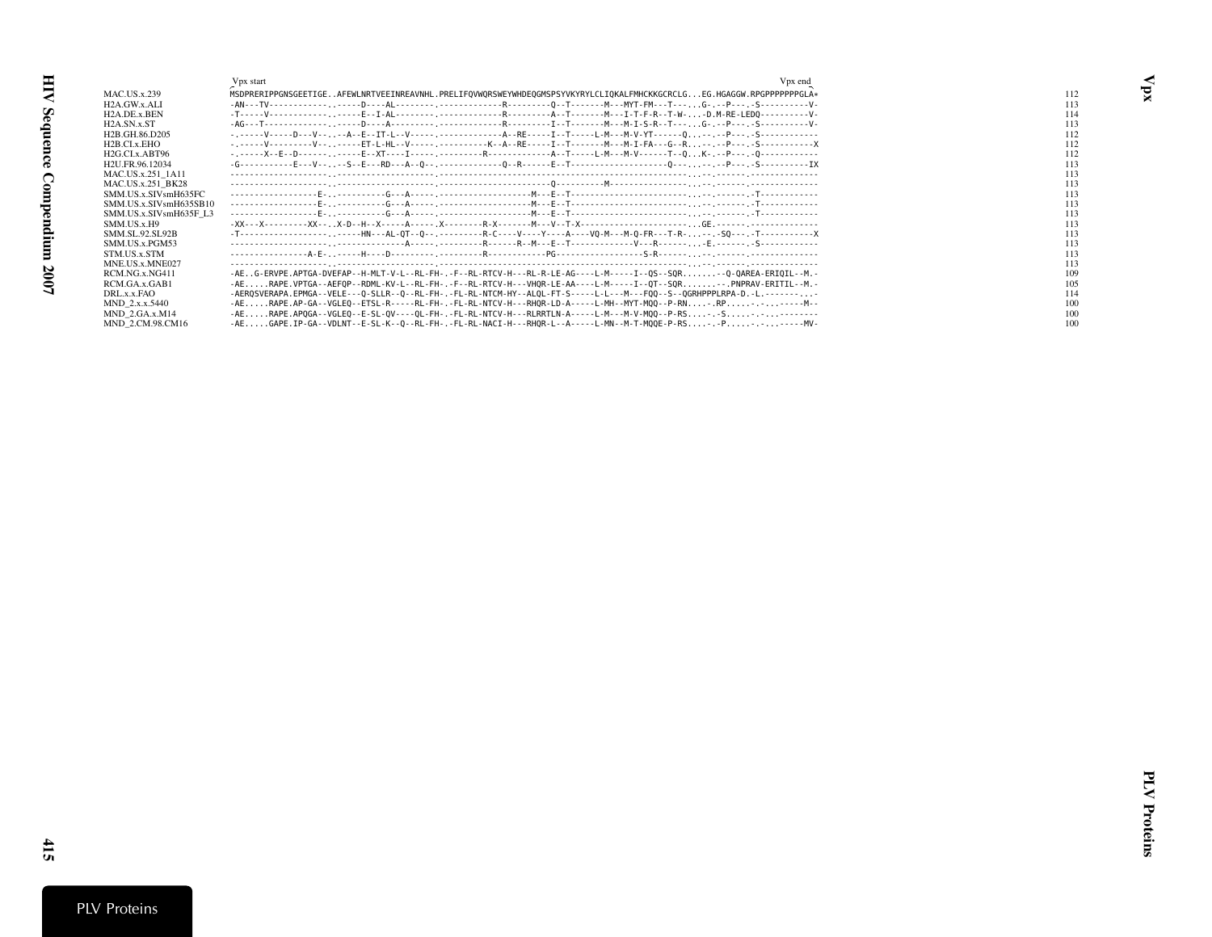```
                     Vpx start                                                                                                                   Vpx end
MAC.US.x.239         MSDPRERIPPGNSGEETIGE..AFEWLNRTVEEINREAVNHL.PRELIFQVWQRSWEYWHDEQGMSPSYVKYRYLCLIQKALFMHCKKGCRCLG...EG.HGAGGW.RPGPPPPPPPGLA*   112
H2A.GW.x.ALI         -AN---TV------------..-----D----AL--------.-------------R---------Q--T-------M---MYT-FM---T---...G-.--P---.-S----------V-   113
H2A.DE.x.BEN         -T-----V------------..-----E--I-AL--------.-------------R---------A--T-------M---I-T-F-R--T-W-....-D.M-RE-LEDQ----------V-   114
H2A.SN.x.ST          -AG---T-------------..-----D----A---------.-------------R---------I--T-------M---M-I-S-R--T---...G-.--P---.-S----------V-   113
H2B.GH.86.D205       -.-----V-----D---V--..--A--E--IT-L--V-----.-------------A--RE-----I--T-----L-M---M-V-YT------Q...--.--P---.-S-----------   112
H2B.CI.x.EHO         -.-----V---------V--..-----ET-L-HL--V-----.----------K--A--RE-----I--T-------M---M-I-FA---G--R...--.--P---.-S-----------X   112
H2G.CI.x.ABT96       -.-----X--E--D------..-----E--XT----I-----.---------R-------------A--T-----L-M---M-V------T--Q...K-.--P---.-Q-----------   112
H2U.FR.96.12034      -G-----------E---V--..--S--E---RD---A--Q--.-------------Q--R------E--T--------------------Q---...--.--P---.-S----------IX   113
MAC.US.x.251_1A11    --------------------..-----------------------.-------------------------------------------------...--.-------.-------------   113
MAC.US.x.251_BK28    --------------------..--------------------.-----------------------Q----------M----------------...--.-------.-------------   113
SMM.US.x.SIVsmH635FC ------------------E-..----------G---A-----.-------------------M---E--T-----------------------...--.-------.-T-----------   113
SMM.US.x.SIVsmH635SB10 ------------------E-..----------G---A-----.-------------------M---E--T-----------------------...--.-------.-T-----------   113
SMM.US.x.SIVsmH635F_L3 ------------------E-..----------G---A-----.-------------------M---E--T-----------------------...--.-------.-T-----------   113
SMM.US.x.H9          -XX---X---------XX--..X-D--H--X-----A-----.X--------R-X-------M---V--T-X----------------------...GE.-------.-------------   113
SMM.SL.92.SL92B      -T------------------..-----HN---AL-QT--Q--.---------R-C-----V----Y----A----VQ-M---M-Q-FR---T-R-...--.-SQ---.-T----------X   113
SMM.US.x.PGM53       --------------------..--------------A-----.---------R------R--M---E--T-------------V---R------...-E.-------.-S-----------   113
STM.US.x.STM         ----------------A-E-..-----H----D---------.---------R-----------PG------------------S-R------...--.-------.-------------   113
MNE.US.x.MNE027      --------------------..--------------------.---------------------------------------------------...--.-------.-------------   113
RCM.NG.x.NG411       -AE..G-ERVPE.APTGA-DVEFAP--H-MLT-V-L--RL-FH-.-F--RL-RTCV-H---RL-R-LE-AG----L-M-----I--QS--SQR.......--Q-QAREA-ERIQIL--M.-   109
RCM.GA.x.GAB1        -AE.....RAPE.VPTGA--AEFQP--RDML-KV-L--RL-FH-.-F--RL-RTCV-H---VHQR-LE-AA----L-M-----I--QT--SQR.......---.PNPRAV-ERITIL--M.-   105
DRL.x.x.FAO          -AERQSVERAPA.EPMGA--VELE---Q-SLLR--Q--RL-FH-.-FL-RL-NTCM-HY--ALQL-FT-S-----L-L---M---FQQ--S--QGRHPPPLRPA-D.-L.--------...-   114
MND_2.x.x.5440       -AE.....RAPE.AP-GA--VGLEQ--ETSL-R-----RL-FH-.-FL-RL-NTCV-H---RHQR-LD-A-----L-MH--MYT-MQQ--P-RN....-.RP.....-.-.......--M--   100
MND_2.GA.x.M14       -AE.....RAPE.APQGA--VGLEQ--E-SL-QV----QL-FH-.-FL-RL-NTCV-H---RLRRTLN-A-----L-M---M-V-MQQ--P-RS....-.-S.....-.-.........---   100
MND_2.CM.98.CM16     -AE.....GAPE.IP-GA--VDLNT--E-SL-K--Q--RL-FH-.-FL-RL-NACI-H---RHQR-L--A-----L-MN--M-T-MQQE-P-RS....-.-P.....-.-.......--MV-   100
```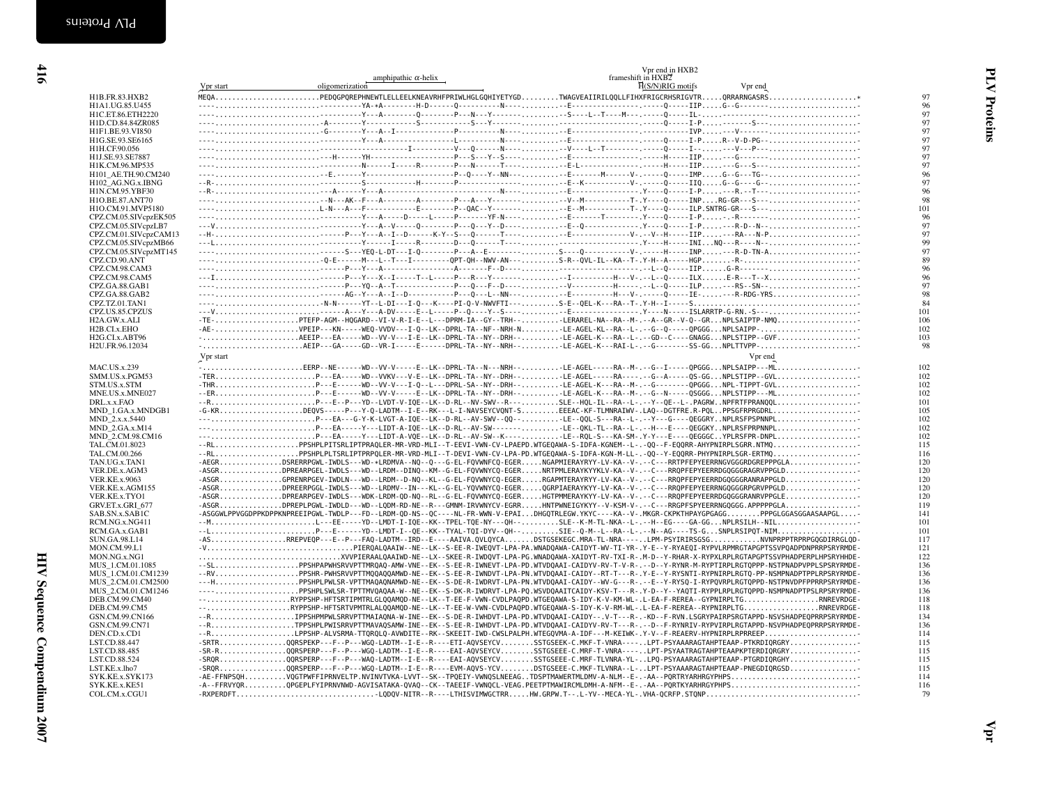```
                              Vpr start                    amphipathic α-helix                          Vpr end in HXB2
                                                     oligomerization                                    frameshift in HXB2
                                                                                                        H(S/N)RIG motifs        Vpr end
H1B.FR.83.HXB2          MEQA.......................PEDQGPQREPHNEWTLELLEELKNEAVRHFPRIWLHGLGQHIYETYGD.........TWAGVEAIIRILQQLLFIHXFRIGCRHSRIGVTR.....QRRARNGASRS......................*   97
H1A1.UG.85.U455         ---------------------------YA-*A---------H-D-------Q----------N----.........--E----------------.------Q-----IIP.....G--G--------------------------------   96
H1C.ET.86.ETH2220       ---------------------------Y---A--------Q--------P---N---Y--------.........-S----L--T----M---.------Q-----IL-------------------------------------------   97
H1D.CD.84.ZR085         ---------------------------A--------Y-----------S-----------S---Y---.........--E----------------.------Q-----I-P............S---.......................-   97
H1F1.BE.93.VI850        ---------------------------G--------Y---A--I--------------P----------N----.........-E---------------.------------IVP.........V---------------------------   97
H1G.SE.93.SE6165        ---------------------------Y---A-----------------L---------N----.........-E---------------.------Q-----I-P.....R--V-D-PG--.......................-   97
H1H.CF.90.056           ---------------------------------------I----------V---Q------N----.........-V----L--T--------.------Q-----I-..........V---P--...........................-   97
H1J.SE.93.SE7887        ---------------------------H------YH-----------------P---S---Y--S----.........-E---------------.------H-----IIP.........G-------------------------------   97
H1K.CM.96.MP535         ---------------------------------N------I-----R--------P---N------T-----.........-E-L--------------.------H-----IIP.........G---S------------------------   97
H101_AE.TH.90.CM240     ---------------------------E--------Y------------------P--Q-----Y--NN---.........-E---------M------V-.------Q-----IMP.....G--G---TG-....................-   96
H102_AG.NG.x.IBNG       --R------------------------------S------------H--------P--------------.........-E--K----------V-.------Q-----IIQ.....G--G----G-..........................-   97
H1N.CM.95.YBF30         --R------------------------A-------Y---A-------------------------N-----.........-E---------------.Y-----Q-----I-P.........R.--T----..........................-   96
H1O.BE.87.ANT70         ---------------------------N---AK--F---A---------A--------P---A---Y-------.........--V--M-----------T-.Y-----Q-----INP....RG-GR---S---------------------------   98
H1O.CM.91.MVP5180       ---------------------------L-N---A---F-----------E--------P--QAC--Y--------.........-E--M-----------T-.Y-----Q-----ILP.SNTRG-GR---S---------------------------  101
CPZ.CM.05.SIVcpzEK505   ---------------------------Y---A-----D-----L-----P-------YF-N----.........-E------T-------.Y-----Q-----I-P.......-R------------------------------------   96
CPZ.CM.05.SIVcpzLB7     ---V-----------------------Y---A--V-----Q--------P---Q---Y--D----.........-E--Q-------------.Y-----Q-----I-P.........R-D--N--........................-   97
CPZ.CM.01.SIVcpzCAM13   --H------------------------P---Y---A--I--D-----K-Y--S---Q-------T----.........-E--------------V-.--V--H-----IIP.........RA---N-P.........................-   97
CPZ.CM.05.SIVcpzMB66    ---L-----------------------Y-----I-----R-----------D---Q------T---.........---------------.Y----H-----INI....NQ---R----N--........................-   99
CPZ.CM.05.SIVcpzMT145   ---------------------------S---YEQ-L-DT---I-Q--------P---A--E-----------.........S----Q-----------V-.------H-----INP.........R-D-TN-A-.....................-   97
CPZ.CD.90.ANT           -----------------------Q-E------M---L--T---I---------QPT-QH--NWV-AN---.........S-R--QVL-IL--KA--T-.Y-H--A-----HGP........-R-...............................-   89
CPZ.CM.98.CAM3          ---------------------------P---Y---A--------------------A-------F--D----.........------------------.--L--Q-----IIP......G.R-----------------------------   96
CPZ.CM.98.CAM5          ---I-----------------------P---Y---X--I-----T--L------P---R---Y---------.........--I-----------H---V-.--L--Q-----ILX......E-R---T--X.......................-   96
CPZ.GA.88.GAB1          ---------------------------P---YQ--A--T------------P---Q----F--D----.........--V-----------H------.--L--Q-----ILP.........RS--SN-...........................-   97
CPZ.GA.88.GAB2          -----------------------AG--Y---A--I--D-----------P---Q---L--NN---.........--E-----------H---V-.------Q-----IE-.........R-RDG-YRS.......................-   98
CPZ.TZ.01.TAN1          -----------------------N-N------YT--L-DI---I-Q---K---PI-Q-V-NWVFTI---.........S-E--QEL-K---RA--T-.Y-H--I-----S............................................   84
CPZ.US.85.CPZUS         --V------------------------A---Y---A-DV-----E--L-----P--Q---Y--S---.........--E----------------.Y-----N-----ISLARRTP-G-RN.-S-------------------------------  101
H2A.GW.x.ALI            -TE----------------------PTEFP-AGM--HQGARD--VI-V-R-I-E---L---DPRM-IA--GY--TRH---.........-LERAREL-NA--RA--M-.---A--GR--V-Q--GR...NPLSAIPTP-NMQ.....................-  100
H2B.CI.x.EHO            -AE----------------------VPEIP---KN-----WEQ-VVDV---I-Q--LK--DPRL-TA--NF--NRH-N.........-LE-AGEL-KL--RA--L-.--G--Q-----QPGGG...NPLSAIPP-.........................-  102
H2G.CI.x.ABT96          -----------------------AEEIP---EA------WD--VV-V----I-E--LK--DPRL-TA--NY--DRH--.........-LE-AGEL-K---RA--L-.---GD--C-----GNAGG...NPLSTIPP--GVF....................-  103
H2U.FR.96.12034         -----------------------AEIP---GA-----GD--VR-I-----E------DPRL-TA--NY--NRH--.........-LE-AGEL-K---RAI-L-.--G--------SS-GG...NPLTTVPP-.........................-   98

                              Vpr start                                                                                          Vpr end

MAC.US.x.239            -----------------------EERP--NE-----WD--VV-V-----E--LK--DPRL-TA--N---NRH--.........-LE-AGEL-----RA--M-.---G--I-----QPGGG...NPLSAIPP---ML...................-  102
SMM.US.x.PGM53          -TER---------------------P---EA-----WD--VVKV---V-E--LK--DPRL-TA--NY--DRH--.........-LE-AGEL-----RA-----.--G--A-----QS-GG...NPLSTIPP--GVL...................-  102
STM.US.x.STM            -THR---------------------P---E------WD--VV-V---I-Q--L---DPRL-SA--NY--DRH--.........-LE-AGEL-K---RA--M-.---G--------QPGGG...NPL-TIPPT-GVL...................-  102
MNE.US.x.MNE027         --ER---------------------P---E------WD--VV-V-----E--LK--DPRL-TA--NY--DRH--.........-LE-AGEL-K---RA--M-.---G--N-----QSGGG...NPLSTIPP---ML...................-  102
DRL.x.x.FAO             --R----------------------P---E--P---YD--LVDT-V-IQE--LK--D-RL--NV-SWV--R---.........SLE--HQL-IL--RA--L-.---Y--QE--L-.PAGRW..NPFRTFPRANQQL.................-  101
MND_1.GA.x.MNDGB1       -G-KR--------------------DEQVS-----P---Y-Q-LADTM--I-E--RK---L-I-NAVSEYCVQNT-S.........EEEAC-KF-TLMNRAIWV-.LAQ--DGTFRE-R-PQL..PPSGFRPRGDRL...................-  105
MND_2.x.x.5440          ---.....................P---EA---G-Y-K-LVGT-A-IQE--LK--D-RL--AV-SWV--QQ--.........-LE--QQL-S---RA--L-.---Y---G----QEGGRY..NPLRSFPSPNNPL..................-  102
MND_2.GA.x.M14          ---.....................P---EA-----Y---LIDT-A-IQE--LK--D-RL--AV-SW--------.........-LE--QKL-TL--RA--L-.--H---E----QEGGKY..NPLRSFPRPNNPL..................-  102
MND_2.CM.98.CM16        ---.....................P---EA-----Y---LIDT-A-VQE--LK--D-RL--AV-SW--K-----.........-LE--RQL-S---KA-SM-.Y-Y---E----QEGGGC..YPLRSFPR-DNPL..................-  102
TAL.CM.01.8023          --RL.....................PPSHPLPITSRLIPTPRAQLER-MR-VRD-MLI--T-EEVI-VWN-CV-LPAEPD.WTGEQAWA-S-IDFA-KGNEM--L-.-QQ--F-EQQRR-AHYPNIRPLSGRR.NTMQ...................-  115
TAL.CM.00.266           --RL.....................PPSHPLPLTSRLIPTPRPQLER-MR-VRD-MLI--T-DEVI-VWN-CV-LPA-PD.WTGEQAWA-S-IDFA-KGN-M-LL-.-QQ--Y-EQQRR-PHYPNIRPLSGR-ERTMQ...................-  116
TAN.UG.x.TAN1           -AEGR............DSRERRPGWL-IWDLS---WD-*LRDMVA--NQ--Q---G-EL-FQVWNFCQ-EGER.....NGAPMIERAYRYY-LV-KA--V-.---C---RRTPFEPYEERRNGVGGGRDGREPPPGLA................-  120
VER.DE.x.AGM3           -ASGR............DPREARPGEL-IWDLS---WD--LRDM--DINQ--KM--G-EL-FQVWNYCQ-EGER.....NRTPMLERAYKYYKLV-KA--V-.---C---RRQPFEPYEERRDGQGGGRAGRVPPGLD................-  120
VER.KE.x.9063           -ASGR............GPRENRPGEV-IWDLN---WD--LRDM--D-NQ--KL--G-EL-FQVWNYCQ-EGER.....RGAPMTERAYRYY-LV-KA--V-.---C---RRQPFEPYEERRDGQGGGRANRAPPGLD...............-  120
VER.KE.x.AGM155         -ASGR............DPREERPGGL-IWDLS---WD--LRDMV--IN---KL--G-EL-YQVWNYCQ-EGER.....QGRPIAERAYKYY-LV-KA--V-.---C---RRQPFEPYEERRNGQGGGRPGRVPPGLD...............-  120
VER.KE.x.TYO1           -ASGR............DPREARPGEV-IWDLS---WDK-LRDM-QD-NQ--RL--G-EL-FQVWNYCQ-EGER.....HGTPMMERAYKYY-LV-KA--V-.---C---RRQPFEPYEERRDGQGGGRANRVPPGLE...............-  120
GRV.ET.x.GRI_677        -ASGR............DPREPLPGWL-IWDLD---WD--LQDM-RD-NE--R---GMNM-IRVWNYCV-EGRR.....HNTPWNEIGYKYY--V-KSM-V-.---C---RRGPFSPYEERRNGQGGG.APPPPPGLA................-  119
SAB.SN.x.SAB1C          -ASGGWLPPVGGDPPKDPPKNPREEIPGWL-TWDLP---FD--LRDM-QD-NS--QC----NL-FR-WWN-V-EPAI...DHGQTRLEGW.YKYC----KA--V-.MKGR-CKPKTHPAYGPGAGG........PPPGLGGASGGAASAAPGL....-  141
RCM.NG.x.NG411          --M......................L---EE-----YD--LMDT-I-IQE--KK--TPEL-TQE-NY---QH--.........SLE--K-M-TL-NKA--L-.--H--EG----GA-GG...NPLRSILH--NIL...................-  101
RCM.GA.x.GAB1           --L......................P---E------YD--LMDT-I--QE--KK--TYAL-TQI-DYV--QH--.........SIE--Q-M--L--RA--L-.--N--AG----TS-G...SNPLRSIPQT-NIM.................-  101
SUN.GA.98.L14           -AS.................RREPVEQP---E--P---FAQ-LADTM--IRD--E----AAIVA.QVLQYCA.......DSTGSEKEGC.MRA-TL-NRA----.LPM-PSYIRIRSGSG...........NVNPRRPPTRPRPGQGDIRRGLQD-  117
MON.CM.99.L1            -V.................................PIERQALQAAIW--NE--LK--S-EE-R-IWEQVT-LPA-PA.WNADQAWA-CAIDYT-WV-TI-YR-.Y-E--Y-RYAEQI-RYPVLRPMRGTAPGPTSSVPQADPDNPRRPSRYRMDE-  121
MON.NG.x.NG1            ...............................XVVPIERAALQAAIWD-NE--LX--SKEE-R-IWDQVT-LPA-PG.WNADQAWA-XAIDYT-RV-TXI-R-.M-D--Y-RHAR-X-RYPXLRPLRGTAPGPTSSVPHADPERPLHPSRYHHDE-  122
MUS_1.CM.01.1085        --SL.....................PPSHPAPWHSRVVPTTMRQAQ-AMW-VNE--EK--S-EE-R-IWNEVT-LPA-PD.WTVDQAAI-CAIDYV-RV-T-V-R-.--D--Y-RYNR-M-RYPTIRPLRGTQPPP-NSTPNADPVPLSPRSYRMDE-  136
MUS_1.CM.01.CM1239      --RV.....................PPSHR-PWHSRVVPTTMQQAQQAMWD-NE--EK--S-EE-R-IWNDVT-LPA-PN.WTVDQAAI-CAIDY--RT-T---R-.Y-E--Y-RYSNTI-RYPNIRPLRGTQ-PP-NSMPNADPTPPLRPSRYRMDE-  136
MUS_2.CM.01.CM2500      ---H.....................PPSHPLPWLSR-VPTTMAQAQNAMWD-NE--EK--S-DE-R-IWDRVT-LPA-PN.WTVDQAAI-CAIDY--WV-G---R-.---E--Y-RYSQ-I-RYPQVRPLRGTQPPD-NSTPNVDPFPPRRPSRYRMDE-  136
MUS_2.CM.01.CM1246      -------..................PPSHPLSWLSR-TPTTMVQAQAA-W--NE--EK--S-DK-R-IWDRVT-LPA-PA.WSVDQAAITCAIDY-KSV-T---R-.Y-D--Y--YAQTI-RYPPLRPLRGTQPPD-NSMPNADPTPSLRPSRYRMDE-  136
DEB.CM.99.CM40          --....................RYPPSHP-HFTSRTIPMTRLGLQQAMQD-NE--LK--T-EE-F-VWN-CVDLPAQPD.WTGEQAWA-S-IDY-K-V-KM-WL-.L-EA-F-REREA--GYPNIRPLTG..................RNREVRDGE-  118
DEB.CM.99.CM5           --....................RYPPSHP-HFTSRTVPMTRLAQQAMQD-NE--LK--T-EE-W-VWN-CVDLPAQPD.WTGEQAWA-S-IDY-K-V-KM-WL-.L-EA-F-REREA--RYPNIRPLTG..................RNREVRDGE-  118
GSN.CM.99.CN166         --R....................IPPSHPMPWLSRRVPTTMAIAQNA-W-INE--EK--S-DE-R-IWHDVT-LPA-PD.WTVDQAAI-CAIDY--.V-T---R-.-KD--F-RVN.LSGRYPAIRPSRGTAPPD-NSVSHADPEQPRRPSRYRMDE-  134
GSN.CM.99.CN71          --R....................TPPSHPLPWISRRVPTTMAVAQSAMW-INE--EK--S-EE-R-IWHDVT-LPA-PD.WTVDQAAI-CAIDYV-RV-T---R-.--D--F-RYNRIV-RYPVIRPLRGTAPPD-NSVPHADPEQPRRPSRYRMDE-  136
DEN.CD.x.CD1            --R....................LPPSHP-ALVSRMA-TTQRQLQ-AVWDITE--RK--SKEEIT-IWD-CWSLPALPH.WTEGQVMA-A-IDF---M-KEIWK-.Y-V--F-REAERV-HYPNIRPLRPRREEP.......................-  114
LST.CD.88.447           -SRTR.................QQRSPEKP---F--P---WGQ-LADTM--I-E--R----ETI-AQVSEYCV........SSTGSEEK-C.MKF-T-VNRA----.LPT-PSYAARAGTAHPTEAAP-PTKRDIQRGRY.................-  115
LST.CD.88.485           -SR-R.................QQRSPERP---F--P---WGQ-LADTM--I-E--R----EAI-AQVSEYCV........SSTGSEEE-C.MRF-T-VNRA----.LPT-PSYAATRAGTAHPTEAAPKPTERDIQRGRY.................-  115
LST.CD.88.524           -SRQR.................QQRSPERP---F--P---WAQ-LADTM--I-E--R----EAI-AQVSEYCV........SSTGSEEE-C.MRF-TLVNRA-YL-.LPT-PSYAAARAGTAHPTEAAP-PTGRDIQRGHY.................-  115
LST.KE.x.lho7           -SRQR.................QQRSPERP---F--P---WGQ-LADTM--I-E--R----EVM-AQVS-YCV........DSTGSEEE-C.MKF-TLVNRA--L-.LPT-PSYAAARAGTAHPTEAAP-PNEGDIQRGSD.................-  115
SYK.KE.x.SYK173         -AE-FFNPSQH...........VQGTPWFFIPRNVELTP.NVINVTVKA-LVVT--SK--TPQEIY-VWNQSLNEEAG..TDSPTMAWERTMLDMV-A-NLM--E-.-AA--PQRTRYARHRGYPHPS.............................-  114
SYK.KE.x.KE51           -A--FFRVYQR...........QPGEPLFYIPRNVNWD-AGVISATAKA-QVAQ--CK--TAEEIF-VWNQCL-VEAG.PEETPTMAWIRCMLDMH-A-NFM--E-.-AA--PQRTKYARHRGYPHPS.............................-  116
COL.CM.x.CGU1           -RXPERDFT.............................-LQDQV-NITR--R----LTHISVIMWGCTRR.....HW.GRPW.T--.L-YV--MECA-YL-.VHA-QCRFP.STQNP......................................-   79
```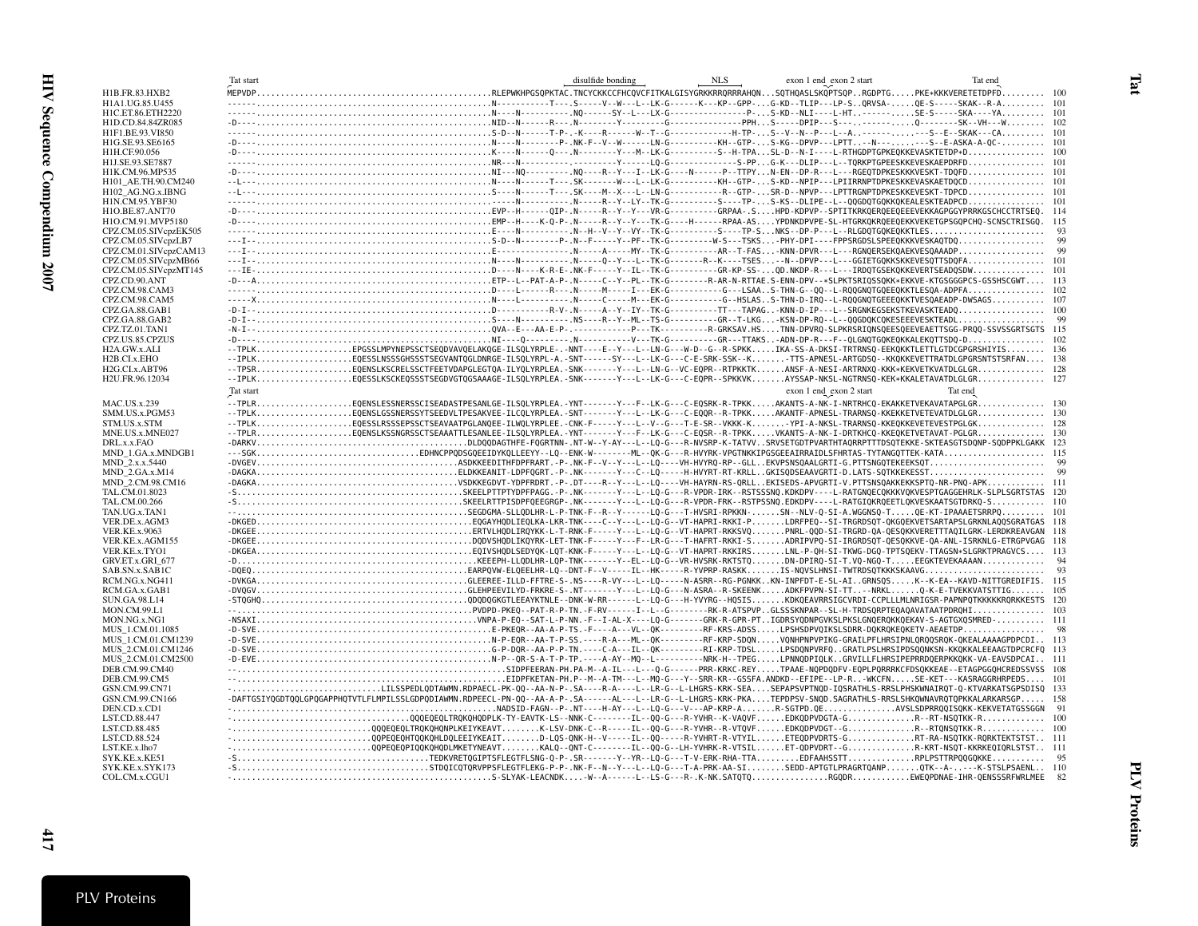```
                    Tat start                                                                    disulfide bonding         NLS          exon 1 end exon 2 start              Tat end
H1B.FR.83.HXB2       MEPVDP..............................................RLEPWKHPGSQPKTAC.TNCYCKKCCFHCQVCFITKALGISYGRKKRRQRRRAHQN...SQTHQASLSKQPTSQP..RGDPTG.....PKE*KKKVERETETDPFD........  100
H1A1.UG.85.U455      ------..............................................N----------T---.S-----V--W---L--LK-G------K---KP--GPP---G-KD--TLIP---LP-S..QRVSA-.....QE-S-----SKAK--R-A........  101
H1C.ET.86.ETH2220    ------..............................................N----N----------.NQ-----SY--L---LX-G---------------P...S-KD--NLI----L-HT..-------.....SE-S-----SKA----YA........  101
H1D.CD.84.84ZR085    -D----..............................................NID--N-----R---.N---------Y---------G--------------PPH...S-----DPIP---S---..-------.....Q--------SK--VH---W........  102
H1F1.BE.93.VI850     ------..............................................S-D--N------T-P-.-K-----R------W--T--G--------------H-TP---S--V--N--P---L--A..-------.....S--E--SKAK---CA........  101
H1G.SE.93.SE6165     -D----..............................................N----N--------P-.NK-F--V--W------LN-G----------KH--GTP---S-KG--DPVP---LPTT..--N--.......S--E-ASKA-A-QC-........  101
H1H.CF.90.056        -D----..............................................K----N------Q---.N--------Y---M--LK-G----------S--H-TPA...SL-D--N-I----L-RTHGDPTGPKEQKKEVASKTETDP*D...............  100
H1J.SE.93.SE7887     ------..............................................NR---N--------.-.--------Y------LQ-G-------------S-PP...G-K---DLIP---L--TQRKPTGPEESKKEVESKAEPDRFD...............  101
H1K.CM.96.MP535      -D----..............................................NI---NQ---------.NQ----R--Y---I--LK-G----N------P--TTPY...N-EN--DP-R---L---RGEQTDPKESKKKVESKT-TDQFD...............  101
H101_AE.TH.90.CM240  --L---..............................................N----N------T---.SK-------W---L--LK-G----------KH--GTP...S-KD--NPIP---LPIIRRNPTDPKESKKEVASKAETDQCD...............  101
H102_AG.NG.x.IBNG    --L---..............................................S----N------T---.SK----M--X---L--LN-G-----------R--GTP...SR-D--NPVP---LPTTRGNPTDPKESKKEVESKA-TDPCD...............  101
H1N.CM.95.YBF30      ------..............................................-----N----------.N-----R--Y--LY--TK-G----------S----TP...S-KS--DLIPE--L--QQGDQTGQKKQKEALESKTEADPCD...............  101
H1O.BE.87.ANT70      -D----..............................................EVP--H-----QIP-.N-----R--Y--Y---VR-G---------GRPAA-.S....HPD-KDPVP--SPTITKRKQREQEEQEEEVEKKAGPGGYPRRKGSCHCCTRTSEQ.  114
H1O.CM.91.MVP5180    -D----..............................................EMP--H----K-Q-P-.N-----R--Y--Y---TK-G----H------RPAA-AS....YPDNKDPVPE-SL-HTGRKQKRQEEQEKKVEKETGPSGQPCHQ-SCNSCTRISGQ.  115
CPZ.CM.05.SIVcpzEK505 ------..............................................E----N----------.N--H--V--Y--VY--TK-G---------S---TP-S...NKS--DP-P---L--RLGDQTGQKEQKKTLES.......................   93
CPZ.CM.05.SIVcpzLB7  ---I--..............................................S-D--N--------P-.N--F-----Y--PF--TK-G---------W-S---TSKS...-PHY-DPI----FPPSRGDSLSPEEQKKKVESKAQTDQ.................   99
CPZ.CM.01.SIVcpzCAM13 ---I--..............................................E---------------.N-----A-----MY--TK-G----------AR--T-FAS...-KNN-DPVR---L---RGNQERSEKQAEKVESQAAADP..................   99
CPZ.CM.05.SIVcpzMB66 ---I--..............................................N----N----------.N-----Q--Y---L--TK-G-------R--K----TSES...--N--DPVP---L---GGIETGQKKSKKEVESQTTSDQFA...............  101
CPZ.CM.05.SIVcpzMT145 ---IE-..............................................D----N----K-R-E-.NK-F----Y---IL--TK-G----------GR-KP-SS....QD.NKDP-R---L---IRDQTGSEKQKKEVERTSEADQSDW..............  101
CPZ.CD.90.ANT        -D---A..............................................ETP--L--PAT-A-P-.N-----C--Y--PL--TK-G--------R-AR-N-RTTAE.S-ENN-DPV--*SLPKTSRIQSSQKK*EKKVE-KTGSGGGPCS-GSSHSCGWT....  113
CPZ.CM.98.CAM3       ------..............................................D----L-------R---.N-----M-----I---EK-G------------G---LSAA..S-THN-G--QQ---L-RQQGNQTGQEEQKKTLESQA-ADPFA...............  102
CPZ.CM.98.CAM5       ----X-..............................................N----L----------.N-----C-----M---EK-G-----------G--HSLAS..S-THN-D-IRQ--L-RQQGNQTGEEEQKKTVESQAEADP-DWSAGS..........  107
CPZ.GA.88.GAB1       -D-I--..............................................D----------R-V-.N-----A--Y--IY--TK-G----------TT---TAPAG..-KNN-D-IP---L--SRGNKEGSEKSTKEVASKTEADQ.................  100
CPZ.GA.88.GAB2       -D-I--..............................................S----N----------.NS----R--Y--ML--TS-G----------AR--T-LKG...-KSN-DP-RQ--L--QQGDQKCQKESEEEVESKTEADL...................   99
CPZ.TZ.01.TAN1       -N-I--..............................................QVA--E---AA-E-P-.-------------P---TK----------R-GRKSAV.HS....TNN-DPVRQ-SLPKRSRIQNSQEESQEEVEAETTSGG-PRQQ-SSVSSGRTSGTS  115
CPZ.US.85.CPZUS      -D----..............................................NI---Q----------.N-----------V---TK-G----------GR---TTAKS..-ADN-DP-R---F--QLGNQTGQKEQKKALEKQTTSDQ-D...............  102
H2A.GW.x.ALI         --TPLK..................EPGSSLMPYNEPSSCTSEQDVAVQELAKQGE-ILSQLYRPLE-.-NNT----E--Y---L--LN-G---W-D--G--R-SPKK.....IKA-SS-A-DKSI-TRTRNSQ-EEKQKKTLETTLGTDCGPGRSHIYIS........  136
H2B.CI.x.EHO         --IPLK..................EQESSLNSSSGHSSSTSEGVANTQGLDNRGE-ILSQLYRPL-A.-SNT------SY---L--LK-G---C-E-SRK-SSK--K........TTS-APNESL-ARTGDSQ--KKQKKEVETTRATDLGPGRSNTSTSRFAN....  138
H2G.CI.x.ABT96       --TPSR..................EQENSLKSCRELSSCTFEETVDAPGLEGTQA-ILYQLYRPLEA.-SNK-------Y---L--LN-G--VC-EQPR--RTPKKTK.......ANSF-A-NESI-ARTRNXQ-KKK*KEKVETKVATDLGLGR..............  128
H2U.FR.96.12034      --IPLK..................EQESSLKSCKEQSSSTSEGDVGTQGSAAAGE-ILSQLYRPLEA.-SNK-------Y---L--LK-G---C-EQPR--SPKKVK.......AYSSAP-NKSL-NGTRNSQ-KEK*KKALETAVATDLGLGR..............  127
                    Tat start                                                                                                      exon 1 end exon 2 start              Tat end
MAC.US.x.239         --TPLR..................EQENSLESSNERSSCISEADASTPESANLGE-ILSQLYRPLEA.-YNT-------Y---F--LK-G---C-EQSRK-R-TPKK.....AKANTS-A-NK-I-NRTRHCQ-EKAKKETVEKAVATAPGLGR..............  130
SMM.US.x.PGM53       --TPLK..................EQENSLGSSNERSSYTSEEDVLTPESAKVEE-ILCQLYRPLEA.-SNT-------Y---F--LK-G---C-EQQR--R-TPKK.....AKANTF-APNESL-TRARNSQ-KKEKKETVETEVATDLGLGR..............  130
STM.US.x.STM         --TPLK..................EQESSLRSSSEPSSCTSEAVAATPGLANQEE-ILWQLYRPLEE.-CNK-F-----Y---L--V--G---T-E-SR--VKKK-K.......-YPI-A-NKSL-TRARNSQ-KKEQKKEVETEVESTPGLGK..............  128
MNE.US.x.MNE027      --TPLR..................EQENSLKSSNGRSSCTSEAAATTLESANLEE-ILSQLYRPLEA.-YNT-------Y---F--LK-G---C-EQSR--R-TPKK.....VKANTS-A-NK-I-DRTKHCQ-EKAKKEQKTVETAVAT-PGLGR.............  130
DRL.x.x.FAO          -DARKV.........................................DLDQQDAGTHFE-FQGRTNN-.NT-W--Y-AY---L--LQ-G---R-NVSRP-K-TATVV..SRVSETGDTPVARTHTAQRRPTTTDSQTEKKE-SKTEASGTSDQNP-SQDPPKLGAKK  123
MND_1.GA.x.MNDGB1    ---SGK............................EDHNCPPQDSGQEEIDYKQLLEEYY--LQ--ENK-W--------ML--QK-G---R-HVYRK-VPGTNKKIPGSGEEAIRRAIDLSFHRTAS-TYTANGQTTEK-KATA....................  115
MND_2.x.x.5440       -DVGEV.........................................ASDKKEEDITHFDPFRART.-P-.NK-F--V--Y---L--LQ----VH-HVYRQ-RP--GLL..EKVPSNSQAALGRTI-G.PTTSNGQTEKEEKSQT.......................   99
MND_2.GA.x.M14       -DAGKA.........................................ELDKKEANIT-LDPFQGRT.-P-.NK------Y---C--LQ-----H-HVYRT-RT-KRL..GKISQDSEAAVGRTI-D.LATS-SQTKKEKESST.......................   99
MND_2.CM.98.CM16     -DAGKA.........................................VSDKKEGDVT-YDPFRDRT.-P-.DT----R--Y---L--LQ----VH-HAYRN-RS-QRLL..EKISEDS-APVGRTI-V.PTTSNSQAKKEKKSPTQ-NR-PNQ-APK...........  111
TAL.CM.01.8023       -S.............................................SKEELPTTPTYDPFPAGG.-P-.NK------Y---L--LQ-G---R-VPDR-IRK--RSTSSSNQ.KDKDPV----L-RATGNQECQKKKVQKVESPTGAGGEHRLK-SLPLSGRTSTAS  120
TAL.CM.00.266        -S.............................................SKEELRTTPISDPFQEEGRGP-.NK------Y---L--LQ-G---R-VPDR-FRK--RSTPSSNQ.EDKDPV----L-RATGIQKRQEETLQKVESKAATSGTDRKQ-S..........  110
TAN.UG.x.TAN1        -..............................................SEGDGMA-SLLQDLHR-L-P-TNK-F--R--Y-------L--Q-G---T-HVSRI-RPKKN-......SN--NLV-Q-SI-A.WGGNSQ-T.....QE-KT-IPAAAETSRRPQ........  101
VER.DE.x.AGM3        -DKGED.........................................EQGAYHQDLIEQLKA-LKR-TNK----C--Y---L--LQ-G---VT-HAPRI-RKKI-P.......LDRFPEQ--SI-TRGRDSQT-QKGQEKVETSARTAPSLGRKNLAQQSGRATGAS  118
VER.KE.x.9063        -DKGEE.........................................ERTVLHQDLIRQYKK-L-T-RNK-F-----Y---L--LQ-G---VT-HAPRT-RKKSVQ......PNRL-QQD-SI-TRGRD-QA-QESQKKVERETTTAQILGRK-LERDKREAVGAN  118
VER.KE.x.AGM155      -DKGEE.........................................DQDVSHQDLIKQYRK-LET-TNK-F-----Y---F--LR-G---T-HAFRT-RKKI-S.......ADRIPVPQ-SI-IRGRDSQT-QESQKKVE-QA-ANL-ISRKNLG-ETRGPVGAG  118
VER.KE.x.TYO1        -DKGEA.........................................EQIVSHQDLSEDYQK-LQT-KNK-F-----Y---L--LQ-G---VT-HAPRT-RKKIRS.......LNL-P-QH-SI-TKWG-DGQ-TPTSQEKV-TTAGSN*SLGRKTPRAGVCS....  113
GRV.ET.x.GRI_677     -D.............................................KEEEPH-LLQDLHR-LQP-TNK-------Y--EL--LQ-G---VR-HVSRK-RKTSTQ......DN-DPIRQ-SI-T.VQ-NGQ-T.....EEGKTEVEKAAAAN............   94
SAB.SN.x.SAB1C       -DQEQ..........................................EARPQVW-ELQEELHR-LQ--DNT-F--V-----IL--HK-----R-YVPRP-RASKK.......IS-NQVSLHNSI-TWTRDSQTKKKSKAAVG.........................   93
RCM.NG.x.NG411       -DVKGA.........................................GLEEREE-ILLD-FFTRE-S-.NS----R-VY---L--LQ-----N-ASRR--RG-PGNKK..KN-INPFDT-E-SL-AI..GRNSQS.....K--K-EA--KAVD-NITTGREDIFIS.  115
RCM.GA.x.GAB1        -DVQGV.........................................GLEHPEEVILYD-FRKRE-S-.NT------Y---L--LQ-G---N-ASRA--R-SKEENK.....ADKFPVPN-SI-TT.--NRKL.......Q-K-E-TVEKKVATSTTIG......  105
SUN.GA.98.L14        -STQGHQ........................................QDQDQGKGTLEEAYKTNLE--DNK-W-RR------L--LQ-G---H-YVYRG--HQSIS.......KDKQEAVRRSIGCVRDI-CCPLLLMLNRIGSR-PAPNPQTKKKKKRQRKKESTS  120
MON.CM.99.L1         -..............................................PVDPD-PKEQ--PAT-R-P-TN.-F-RV------I--L--QG-------RK-R-ATSPVP..GLSSSKNPAR--SL-H-TRDSQRPTEQAQAVATAATPDRQHI..............  103
MON.NG.x.NG1         -NSAXI.........................................VNPA-P-EQ--SAT-L-P-NN.-F--I-AL-X----LQ-G------GRK-R-GPR-PT..IGDRSYQDNPGVKSLPKSLGNQERQKKQEKAV-S-AGTGXQSMRED..........  111
MUS_1.CM.01.1085     -D-SVE.........................................E-PKEQR--AA-A-P-TS.-F----A---VL--QK--------RF-KRS-ADSS.....LPSHSDPVQIKSLSDRR-DQKRQKEQKETV-AEAETDP.................   98
MUS_1.CM.01.CM1239   -D-SVE.........................................N-P-EQR--AA-T-P-SS.----R-A---ML--QK---------RF-KRP-SDQN.....VQNHPNPVPIKG-GRAILPFLHRSIPNLQRQQSRQK-QKEALAAAAGPDPCDI..  113
MUS_2.CM.01.CM1246   -D-SVE.........................................G-P-DQR--AA-P-P-TN.----C-A---IL--QK--------RI-KRP-TDSL.....LPSDQNPVRFQ..GRATLPSLHRSIPDSQQNKSN-KKQKKALEEAAGTDPCRCFQ  113
MUS_2.CM.01.CM2500   -D-EVE.........................................N-P--QR-S-A-T-P-TP.----A-AY--MQ--L----------NRK-H--TPEG.....LPNNQDPIQLK..GRVILLFLHRSIPEPRRDQERPKKQKK-VA-EAVSDPCAI..  111
DEB.CM.99.CM40       --.............................................SIDPFEERAN-PH.PA-M--A-IL---L---Q-G-----PRR-KRKC-REY.....TPAAE-NQPDQDFV-EQPLPQRRRKCFDSQKKEAE--ETAGPGGQHCREDSSVSS  108
DEB.CM.99.CM5        --.............................................EIDPFKETAN-PH.P--M--A-TM---L--MQ-G---Y--SRR-KR--GSSFA.ANDKD--EFIPE--LP-R..-WKCFN.....SE-KET---KASRAGGRHRPEDS.....  101
GSN.CM.99.CN71       -.............................LILSSPEDLQDTAWMN.RDPAECL-PK-QQ--AA-N-P-.SA----R-A----L--LR-G--L-LHGRS-KRK-SEA....SEPAPSVPTNQD-IQSRATHLS-RRSLPHSKWNAIRQT-Q-KTVARKATSGPSDISQ  133
GSN.CM.99.CN166      -DAFTSGSIYQGDTQQLGPQGAPPHQTVTLFLMPILSSLGDPQDIAWMN.RDPEECL-PN-QQ--AA-A-P-.SA------AL---L--LR-G--L-LHGRS-KRK-PKA....TEPDPSV-SNQD.SAGRATHLS-RRSLSHKQWNAVRQTQPKKALARKARSGP.....  158
DEN.CD.x.CD1         -..............................................NADSID-FAGN--P-.NT----H-AY---L--LQ-G---V---AP-KRP-A.......R-SGTPD.QE...............AVSLSDPRRQQISQKK-KEKVETATGSSGGN   91
LST.CD.88.447        -..............................QQQEQEQLTRQKQHQDPLK-TY-EAVTK-LS--NNK-C-------IL--QQ-G---R-YVHR--K-VAQVF......EDKQDPVDGTA-G..............R--RT-NSQTKK-R..............  100
LST.CD.88.485        -..............................QQQEQEQLTRQKQHQNPLKEIYKEAVT........K-LSV-DNK-C--R-----IL--QQ-G---R-YVHR--R-VTQVF......EDKQDPVDGT--G..............R--RTQNSQTKK-R.............  100
LST.CD.88.524        -..............................QQPEQEQHTQQKQHLDQLEEIYKEAIT........D-LQS-QNK-H--V-----IL--QQ----R-YVHRT-R-VTYIL.......ETEQDPVDRTS-G..............RT-RA-NSQTKK-RQRKTEKTSTST..  111
LST.KE.x.lho7        -..............................QQPEQEQPIQQKQHQDLMKETYNEAVT........KALQ--QNT-C--------IL--QQ-G---LH-YVHRK-R-VTSIL.......ET-QDPVDRT--G..............R-KRT-NSQT-KKRKEQIQRLSTST..  111
SYK.KE.x.KE51        -S.............................................TEDKVRETQGIPTSFLEGTFLSNG-Q-P-.SR------Y--YR--LQ-G---T-V-ERK-RHA-TTA........EDFAAHSSTT..............RPLPSTTRPQQGQKKE...........   95
SYK.KE.x.SYK173      -S.............................................STDQICQTQRVPPSFLEGTFLEKG-P-P-.NK-F--N-Y---L--LQ-G---T-A-PRK-AA-SI........SEDD-APTGTLPRAGRTQANP.......QTK--A-.---K-STSLPSAENL..  110
COL.CM.x.CGU1        -..............................................S-SLYAK-LEACNDK....-W--A------L--LS-G---R-.K-NK.SATQTQ.................RGQDR............EWEQPDNAE-IHR-QENSSSRFWRLMEE   82
```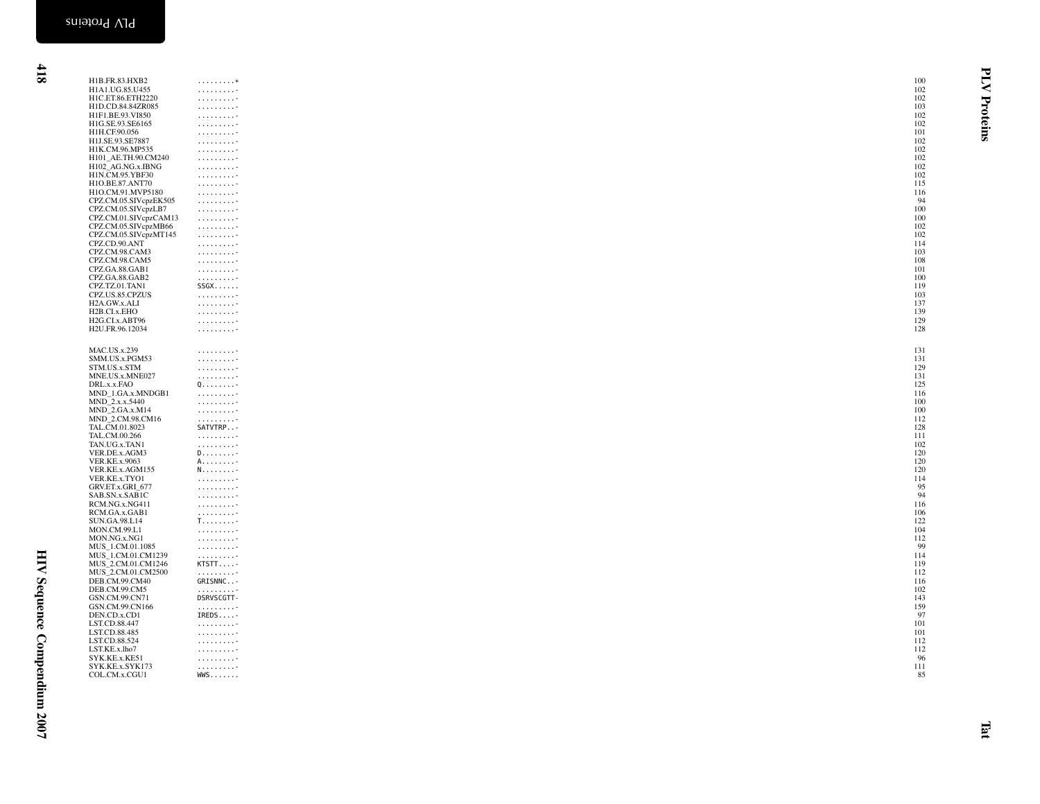| | | |
|---|---|---|
| H1B.FR.83.HXB2 | .........* | 100 |
| H1A1.UG.85.U455 | .........- | 102 |
| H1C.ET.86.ETH2220 | .........- | 102 |
| H1D.CD.84.84ZR085 | .........- | 103 |
| H1F1.BE.93.VI850 | .........- | 102 |
| H1G.SE.93.SE6165 | .........- | 102 |
| H1H.CF.90.056 | .........- | 101 |
| H1J.SE.93.SE7887 | .........- | 102 |
| H1K.CM.96.MP535 | .........- | 102 |
| H101_AE.TH.90.CM240 | .........- | 102 |
| H102_AG.NG.x.IBNG | .........- | 102 |
| H1N.CM.95.YBF30 | .........- | 102 |
| H1O.BE.87.ANT70 | .........- | 115 |
| H1O.CM.91.MVP5180 | .........- | 116 |
| CPZ.CM.05.SIVcpzEK505 | .........- | 94 |
| CPZ.CM.05.SIVcpzLB7 | .........- | 100 |
| CPZ.CM.01.SIVcpzCAM13 | .........- | 100 |
| CPZ.CM.05.SIVcpzMB66 | .........- | 102 |
| CPZ.CM.05.SIVcpzMT145 | .........- | 102 |
| CPZ.CD.90.ANT | .........- | 114 |
| CPZ.CM.98.CAM3 | .........- | 103 |
| CPZ.CM.98.CAM5 | .........- | 108 |
| CPZ.GA.88.GAB1 | .........- | 101 |
| CPZ.GA.88.GAB2 | .........- | 100 |
| CPZ.TZ.01.TAN1 | SSGX...... | 119 |
| CPZ.US.85.CPZUS | .........- | 103 |
| H2A.GW.x.ALI | .........- | 137 |
| H2B.CI.x.EHO | .........- | 139 |
| H2G.CI.x.ABT96 | .........- | 129 |
| H2U.FR.96.12034 | .........- | 128 |
| | | |
| MAC.US.x.239 | .........- | 131 |
| SMM.US.x.PGM53 | .........- | 131 |
| STM.US.x.STM | .........- | 129 |
| MNE.US.x.MNE027 | .........- | 131 |
| DRL.x.x.FAO | Q........- | 125 |
| MND_1.GA.x.MNDGB1 | .........- | 116 |
| MND_2.x.x.5440 | .........- | 100 |
| MND_2.GA.x.M14 | .........- | 100 |
| MND_2.CM.98.CM16 | .........- | 112 |
| TAL.CM.01.8023 | SATVTRP..- | 128 |
| TAL.CM.00.266 | .........- | 111 |
| TAN.UG.x.TAN1 | .........- | 102 |
| VER.DE.x.AGM3 | D........- | 120 |
| VER.KE.x.9063 | A........- | 120 |
| VER.KE.x.AGM155 | N........- | 120 |
| VER.KE.x.TYO1 | .........- | 114 |
| GRV.ET.x.GRI_677 | .........- | 95 |
| SAB.SN.x.SAB1C | .........- | 94 |
| RCM.NG.x.NG411 | .........- | 116 |
| RCM.GA.x.GAB1 | .........- | 106 |
| SUN.GA.98.L14 | T........- | 122 |
| MON.CM.99.L1 | .........- | 104 |
| MON.NG.x.NG1 | .........- | 112 |
| MUS_1.CM.01.1085 | .........- | 99 |
| MUS_1.CM.01.CM1239 | .........- | 114 |
| MUS_2.CM.01.CM1246 | KTSTT....- | 119 |
| MUS_2.CM.01.CM2500 | .........- | 112 |
| DEB.CM.99.CM40 | GRISNNC..- | 116 |
| DEB.CM.99.CM5 | .........- | 102 |
| GSN.CM.99.CN71 | DSRVSCGTT- | 143 |
| GSN.CM.99.CN166 | .........- | 159 |
| DEN.CD.x.CD1 | IREDS....- | 97 |
| LST.CD.88.447 | .........- | 101 |
| LST.CD.88.485 | .........- | 101 |
| LST.CD.88.524 | .........- | 112 |
| LST.KE.x.lho7 | .........- | 112 |
| SYK.KE.x.KE51 | .........- | 96 |
| SYK.KE.x.SYK173 | .........- | 111 |
| COL.CM.x.CGU1 | WWS....... | 85 |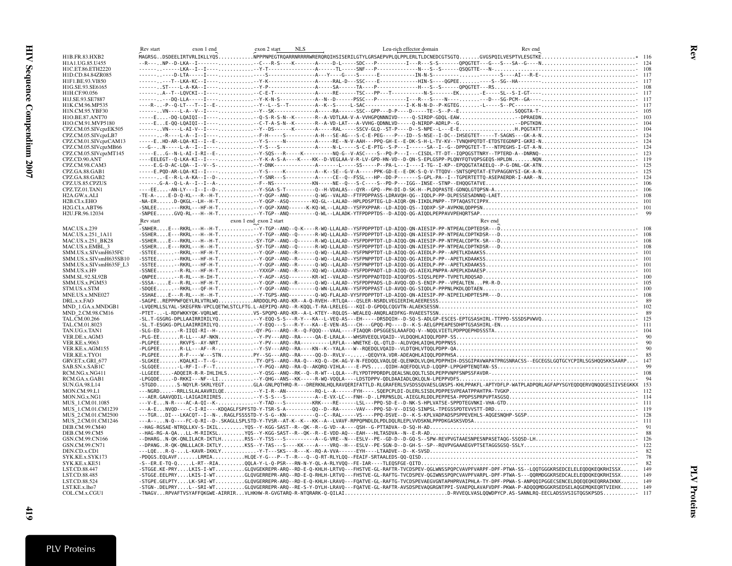```
                  Rev start        exon 1 end          exon 2 start     NLS                              Leu-rich effector domain                       Rev end
H1B.FR.83.HXB2    MAGRSG..DSDEELIRTVRLIKLLYQS...........NPPPNPEGTRQARRNRRRRWRERQRQIHSISERILGTYLGRSAEPVPLQLPPLERLTLDCNEDCGTSGTQ.......GVGSPQILVESPTVLESGTKE...............................* 116
H1A1.UG.85.U455   --R----.NP--D-LKA--I-------------------C---R-S----K-------A-----D-L-----SDC---P----------I---R---S-S-------QPQGTET---G---S---SA--G----N................................ 124
H1C.ET.86.ETH2220 ------.-------LKA--I-------------------Y-T--------------A------TL-----SNF---P-------------N---S--S-----QSQGTTE---N-..................................................... 108
H1D.CD.84.84ZR085 ------.-----D-LTA----I-------------------S-----------------A---Y----G---S-----E-----------IN-N-S---------.------S-----AI---R-E-.................................... 117
H1F1.BE.93.VI850  ------.----T--LKA-KC--I-----------------Y-K--------------A-----RAL-D---SSC----E-------------HIN-S----QGPEE.........----S--SG--HA--------............................. 117
H1G.SE.93.SE6165  -------.ST----L-A-KA--I-----------------Y-P--------------A-----SA------TA-----P--------------H---S--S-----QPQGTET---RS............................................... 108
H1H.CF.90.056     -------.A--T--LQVCKI--I-----------------C-E-T------------A-----RE------TSC---PP---T----------N-S--------EK.......-E-----SL--S-I-GT----............................ 117
H1J.SE.93.SE7887  -------.---DQ-LLA-----I-----------------Y-K-N-S----------A--N--D------PSSC---P----------I---R---S----N---------------D---SG-PCM--GA----............................ 117
H1K.CM.96.MP535   ----R--.-P--Q-LT---T--I--E--------------Y--L--S--T---------A--K--S-----L-SAC-------------I-K-N-N-D--P-KGTEG.......L-----S--PC-------................................ 117
H1N.CM.95.YBF30   -------.VN----L-A--V--I-----------------Y--SK-------------A-----RA-----SSC--GPP---D-P----D-----TE--S--P--E.........................SQQGTA-T-.......................... 105
H1O.BE.87.ANT70   -----E....-DQ-LQAIQI--I-----------------Q-S-R-S-N--K-------R--A-VDTLAA-V-A-VVHGPQNNNIVD-----Q-SIRDP-GDQL-EAW...................-DPRAEDN............................ 103
H1O.CM.91.MVP5180 -----E...E-QQ-LQAIQI--I-----------------C-T-A-S-N--K-------R--A-VD-LAT---A-VVHG-QDNNLVD-----Q-NIRDP-ADRLP--G......................-DPGTKDN............................ 104
CPZ.CM.05.SIVcpzEK505 --------.VN----L-AI-V--I------------------Y--DS------K-------A-----RAL-----SSCV-GLQ--ST-P----D--S-NPE--L---E-E.......................H.PQGTATT............................ 104
CPZ.CM.05.SIVcpzLB7   -------.-R----L-A--I--I-----------------F-H-----S-----------A-H---SE-AG---S-C-E-PEG----P---ID--S-NSE--I-DC--IHSEGTET-----T-SAGNS---GK-A-N.............................. 124
CPZ.CM.01.SIVcpzCAM13 -----E..HD-AR-LQA-KI--I--E--------------Y-S-----N----------A-----RE--N-V-AAH---PPQ-GH-E--E-DK-S-H-L-TV-KV--TVNQHPQTDT-ETDSTEGDNPI-GKRI-N.............................. 124
CPZ.CM.05.SIVcpzMB66  ---G---.N-----L-A--I--I-----------------Y-S---S------------A-----N-L-----S-C-E-PTG--S-P---I------SA--I--G--DPPQGTET-T---NTPEGHS-I-GT-A-N............................. 124
CPZ.CM.05.SIVcpzMT145 -----E...G--N-L-AI-I-RI--E--------------Y-SQS---R-----K----------NQ-G--V-ASC----S--PQ-P---I---CISDL-TT-DT--IQPQGSTTNRY--TPTERD-A--DNRNQ-............................. 123
CPZ.CD.90.ANT     ----EELEGT--Q-LKA-KI--I-----------------Y-K-A-S-A----K-----KK--D-VEGLAA-V-R-LV-GPD-HN-VD--D-QN-S-EPLGSPP-PLQNYFQTVQPSGEQS-HPLDN.......NQN............................ 119
CPZ.CM.98.CAM3    -----E.G-D-AC-LQA--I--V--S--------------Y-DNK---------------A------L-----SS-----P--PA-L---I----I-TG--I-KP--EPQQGTATAEELQ--P-G-DNL-GK-ATN............................ 125
CPZ.GA.88.GAB1    -----E.PQD-AR-LQA-KI--I-----------------Y-S-----K----------A--K--SE--G-V-A-----PPK-GD-E--E-DK-S-Q-V-TTQDV--SNTSQPQTAT-ETVPAGGNYSI-GK-A-N............................ 125
CPZ.GA.88.GAB2    -------.-E--R-L-A-KA--I--D--------------Y-SNP----S-----------A-----Q--FSSL---HP--DD-P-------S-GPL-PA--I--TGPERTETTQ-ASEPAERDR-I-AAR--N.............................. 124
CPZ.US.85.CPZUS   --------G-A--Q-L-A--I--I--A-------------F--NS------------KN------NE--Q----S-C----S--PD-P---IGG--INSE--STNP--EHQQGTATVE......................................... 106
CPZ.TZ.01.TAN1    ----EE....-AN-LY---I--I--D--------------Y-SGA-S-T----------Q--H-VDALAS---QYR--GPQ--PH-DI-D-SK-H--PLDQPASTE-GDNQLGTQPSN-A......................................... 106
H2A.GW.x.ALI      -TE-A-....E-D-Q-KL---R--H-T-------------Y-QGP--ANQ----------Q-WG--VALAD--FTFPDPPASS-LDRAVQH-QG--IQDLP-PP-DLPESSESADNNQ-LAET........................................ 108
H2B.CI.x.EHO      -NA-ER......D-QKGL--LH--H-T-------------Y-QGP--ASQ---------KQ-GL--LALAD--HPLPDSPTEG-LD-AIQR-QN-IIKDLPNPP--TPTAQASTCIPPX........................................... 101
H2G.CI.x.ABT96    -SNLEE.....---RKRL---HF-H-T-------------Y-QGP-XANQ------K-KQ-WL--LALAD--YSFPXPPAR--LD-AIQQ-QS--IQDXP-SP-APVKNLQDPPSN............................................. 101
H2U.FR.96.12034   -SNPEE......GVQ-RL---H--H-T-------------Y-TGP--ANQ---------Q-WL--LALADK-YTFPDPPTDS--D-AIQQ-QN-AIQDLPEPPAVVPEHQRTSAP................................................ 99
                  Rev start                              exon 1 end exon 2 start                                                          Rev end
MAC.US.x.239      -SNHER....E---RKRL---H--H-T.............-Y-TGP--ANQ--Q-K----R-WQ-LLALAD--YSFPDPPTDT-LD-AIQQ-QN-AIESIP-PP-NTPEALCDPTEDSR---D............................................. 108
MAC.US.x.251_1A11 -SSHER....E---RKRL---H--H-T.............-Y-TGP--ANQ--Q------R-WQ-LLALAD--YSFPDPPTDT-LD-AIQQ-QN-AIESIP-PP-NTPEALCDPTKDSR---D............................................. 108
MAC.US.x.251_BK28 -SSHEE....E---RKRL---H--H-T............-SY-TGP--ANQ--Q------R-WQ-LLALAD--YSFPDPPTDT-LD-AIQQ-QN-AIESIP-PP-NTPEALCDPTK-SR---D............................................. 108
MAC.US.x.EMBL_3   -SSHER....E---RKRL---H--H-T............-SY-TGP--ANQ--Q------R-WQ-LLALAD--YSFPDPPTDT-LD-AIQQ-QN-AIESIP-PP-NTPEALCDPTKDSR---D............................................. 108
SMM.US.x.SIVsmH635FC -SSTEE......-RKRL---HF-H-T.............-Y-QGP--ANQ--R------Q-WQ--LALAD--YSFPNPPTDT-LD-AIQQ-QG-AIEDLP-PP--APETLKDAAKSS.............................................. 101
SMM.US.x.SIVsmH635SB10 -SSTEE......-RKRL---HF-H-T.............-Y-QGP--ANQ--R------Q-WQ--LALAD--YSFPNPPTDT-LD-AIQQ-QG-AIEDLP-PP--APETLKDAAKSS.............................................. 101
SMM.US.x.SIVsmH635F_L3 -SSTEE......-RKRL---HF-H-T.............-Y-QGP--ANQ--R------Q-WQ--LALAD--YSFPNPPTDT-LD-AIQQ-QG-AIEDLP-PP--APETLKDAAKSS.............................................. 101
SMM.US.x.H9       -SSNEE......-R-RL---HF-H-T.............-YXXGP--ANQ--R------XQ-WQ--LAXAD--YSFPDPPADT-LD-AIQQ-QG-AIEXLPNPPA-APEPLKDAAESP............................................ 101
SMM.SL.92.SL92B   -QNPEE......-R-RL---H-IH-T.............-Y-AGP--ASQ---------KR-WI--VALAD--YSFPDPPADTDID-AIQQFDS-SIQSLPEPP-TVPETLRDQSAD............................................. 100
SMM.US.x.PGM53    -SSSA-....E---R-RL---HF-H-T.............-Y-QGP--ANQ--R------Q-WQ--LALAD--YSFPDPPADS-LD-AVQQ-QD-S-ENIP-PP--VPEALTEN...PR-R-D........................................ 105
STM.US.x.STM      -SDQEE......-RKRL---QF-H-T.............-Y-QGP--ANQ---------Q-WN-LLALAN--YSFPDPPAST-LD-AVQQ-QG-SIQDLP-PPPNLPKDLQDTAEN.............................................. 100
MNE.US.x.MNE027   -SSHAE....E---R-RL---H--H-T.............-Y-TGPS-ANQ--------Q-WQ-FLALAD-VYSFPDPPTDT-LD-AIQQ-QN-AIESIP-PP-NIPEILHDPTESPR---D......................................... 108
DRL.x.x.FAO       -SAGPE..REPPPWFQEYLRLVTRLWQ...........ARDDQLPQ-ARQ-KR--A-Q-RVEH--RTLQA---QSLER-NSRDLVEGIERIHLAEERESSS.............................................................. 89
MND_1.GA.x.MNDGB1 -LVQEMLLSLYAL-SKEGFRN-VPCLQETWLSTCLFTG.L-AEPIPQ-ARQ--R-KQQL-T-RA-LRELEG---KQI-D-GPDQLCQGVTN-ALAEKSESSN................................................... 102
MND_2.CM.98.CM16  -PTET-...-L-RDFWKKYQK-VQRLWE............VS-SPQPQ-ARQ-KR--A-L-KTEY--RQLQS--WEALEQ-ANQRLAEDFKG-RVAEESTSSN................................................ 89
TAL.CM.00.266     -SL.T-GSGRG-DPLLAAIRRIRILYQ.............-Y-EQQ-S-S---R-Y---KA--L-VEQ-AS---EH-----DRSDQIH--D-SQ-S-ADLGP-ESCES-EPTGSASHIRL-TTPPD-SSSDSPVWVQ......................... 125
TAL.CM.01.8023    -SL.T-ESGKG-DPLLAAIRRIRILYQ.............-Y-EQQ---S---R-Y---KA--E-VEN-AS---CH---GPQQ-PQ----D--K-S-AELGPPEAPESDHPTGSASHIRL-EN....................................... 111
TAN.UG.x.TAN1     -SLG-ED......R-IIQI-RI--H-............-QY-PG---ARQ--R--Q-FQQQ---VAAL----FIAQQR-DPSGGESLAAAFDQ-V--NQQLVIETLPDPPQEPHDSSSTA........................................... 104
VER.DE.x.AGM3     -PLG-EE.......R-LL---AF-NKN.............-Y-PV---ARQ--RA-----QA-E-LRALA---WHSRVEEQLVQAID--VLDQQHLAIQQLPDPP-SS........................................................ 90
VER.KE.x.9063     -PLGPEE.......RKVFS--AY-NRT.............-Y-PV---ARQ--RA----------LRFLA---WNETKE-QL-QTLD--ALDVQHLAIQHLPDPPNSS........................................................ 90
VER.KE.x.AGM155   -PLGPEE.......R-LL---AF--R-.............-Y-SV---ARQ--RA-----KN--K--YALA---W--RQEDQLVQAID--VLDTQHLVTQQLPDPP-QA....................................................... 90
VER.KE.x.TYO1     -PLGPEE.......R-F-----W---STN...........PY--SG---ARQ--RA-----QQ-D--RVLV-----.....-QEQVYA.VDR-ADEAQHLAIQQLPDPPHSA.................................................... 85
GRV.ET.x.GRI_677  -SLGKEE.......KQALKI--T--G--............TY-QFS--ARQ--RA-Q---KQ-Q--DK-AG-V-N-FEDQQLVAQLQE-QLENKDLVLQHLPDPPHIH-DSSGIPAVWAPATPRGSNRACSS--EGCEGSLGQTGCYCPIRLSGSHQQSKKSAARP.... 147
SAB.SN.x.SAB1C    -SLGQEE.......L-RF-I--F--T..............-Y-PGQ--ARQ--RA-Q--AKQRQ-VIHLA----E-PVS.....QIDH-AQEFDQLVLD-LQQPP-LPPGHPTENQTAN-SS.............................................. 99
RCM.NG.x.NG411    -LLGEEE.....ADQEIR-R-R-IHLIHLS...........-Y-QSG---ARQ--RK--Q--R-WT--LQLA---FLYPDTPPDRDPLQEALSNLQQLTLSDLPEPPVNPFSNPSSFAVDR.......................................... 108
RCM.GA.x.GAB1     -LPGQDE.....-D-RKKI---NF--LI.............-Y-QHG--ANS--KK-----R-WQ-VQQLA----LDSTDPPV-QDLDAAIADLQKLQLN-LPEPPVDFS....................................................... 94
SUN.GA.98.L14     -STGDD.......S-NQYLR-SKRLYEGT..........GLA-GNLPQTHRQ-R---DRERKNLHQLRAVQERIFATTLD-RLGRAFERLSVSDSSQVAESLGNSPS-KHLPPAKFL-APTYDFLP-WATPLADPQRLAGFAPYSGYEQDQERVQNQQGESIIVSEGKKX 153
MON.CM.99.L1      ---NGRD.....-RRLLSLALAAVRILQE............-Y-I-R--AN---------RQ-L--A------FYH----.SQEPCPLDI-DLERLSISDLPDPPESVPEAATPPAHTPA-TVGKP......................................... 112
MON.NG.x.NG1      ---AER.GAAVQDIL-LAIGAIRIIRES.............-Y-S-S---S---------A--E-VX-LC---FNH--D-.LPRPNSLDL-AIEGLRLDDLPEPPESA-PPDPSSPRPVPTASGSQ........................................ 114
MUS_1.CM.01.1085  ----V-E....N-R----AC-A-QI--K.............-Y-TAD---S--------KRK----RE------LSL---PPQ-SD-E--D-NK-S-HPLVATSE-SPPDTEGVNKI-VHA-GTD............................................. 111
MUS_1.CM.01.CM1239 ---A-E....NVQD----C-I-RI----KDQAGLFSPFSTD-Y-TSR-S-A---------QQ--D--RA-----VAV---PPQ-SD-V--DISQ-SINPSL-TPEGSSPDTEVVSTT-DRD........................................ 119
MUS_2.CM.01.CM2500 ---TGR...DI---LKACQT--I--N-..RAGLFSSSSTD-Y-S-G--KN---------Q--C--RAL-----VS----PPQ-DSVE--D--K-S-KPLVADPADSPSPPEVEHLS-AQGESNQHP-SGSP................................... 128
MUS_2.CM.01.CM1246 ---A-----N-Q----FC-Q-RI--D-.SKAGLLSPLSTD-Y-TVSR--AT-K--K---KK--A--LVAVF-RPPQPNDLDLPDLDQLRLEPLVVDSKNLPPPDKGASKSVDSA.................................................. 111
DEB.CM.99.CM40    --HAG-RGSAE-NTRQLLKV-S-IKIL.........YQS--Y-KGG-SAST--R--QK--R--G-VD--A----QSH--G-PTTADVA--D-SQ-H-AD.................................................................. 91
DEB.CM.99.CM5     --HAG-RG-A-QA...LL-M-RIIKSL.........YQS--Y-KGG-SAST--R--QK--R--E-VDD-AQ---EAH---HLTASDVA--N--E-R-AD................................................................ 88
GSN.CM.99.CN166   --DHARG..N-QK-QNLILACR-IKTLH.......RSS--Y-TSS---S---------A--G-VRE--N---ESLV--PE--GD-D--D-GQ-S--SPW-REVPVGTAAESNPESNPASETAQG-SSQSD-LH.................................... 126
GSN.CM.99.CN71    --DPANG..R-QK-QNLLLACR-IKTLY.......KSS--Y-TAS---S-----KK----A-----VRQ--H---ESLV--PE-SGN-D--D-GH-S--SP--RQVPVGAAAEGVPTSETAGGSGSQ-SSLY........................................ 122
DEN.CD.x.CD1      ---LQE...R-Q....L-KAVR-IKKLY...........-Y-T---SKS---R---K--RQ-A-VVA------EYH----LTAADVE--D--K-SVSD.................................................................. 82
SYK.KE.x.SYK173   -PDQGS.EQLAVF.......LRMIA...........HLQE-Y-G---P--T--R---Q--R-RLYLQQ--FEAIF-STRAALEDS-QQ-QISD........................................................................ 78
SYK.KE.x.KE51     -S--ER.E-TQ-Q.....L-RT--RIA.........QQLA-Y-L-Q-PSR---RN-N-Y-QL-A-RLYVQQ--FE-IAR----TLEQSFGE-QITD...................................................................... 82
LST.CD.88.447     -STGGE.KE-PRY....LKIS-I-WT..........GLQVGEKREPR-ARQ--RD-E-Q-KHLH-LRTVQ---FHSTVE-GL-RAFTR-TVCDSPEV-QGLWNSSPQPCVAVPFVARPF-DPF-PTWA-SS--LQQTGGGKRSEDCELELEQDQKEQKRHISSX...... 149
LST.CD.88.485     -STGGE.EELPRY....LKIS-I-WT..........GLQVGERREPR-ARQ--RD-E-Q-RHLH-LRTVQ---FHSTVE-GL-RAFTG-TVCDSPEV-QGIWNSSPQPCVAVPFVARPL-DPF-PTWA-S---QQRMDGGKRSEDCALELEQDQKEQKRHISSX...... 149
LST.CD.88.524     -STGPE.GELPTY....LK-SRI-WT..........GLQVGERREPR-ARQ--RD-E-Q-RHLH-LRAVQ---FQATVE-GL-RAFTG-TVCDSPEVAQGRGNTAPHRVAIPHLA-TY-DPF-PPWA-S-ANPQQIPGGECSENCELDQEQEQKEQRRAIKNX...... 149
LST.KE.x.lho7     -STGN-.DELPRY....L--SRI-WT..........GLQVGERREPR-ARQ--RE-S-Y-DYLH-LRAVQ---FQATVE-GL-RAFTR-AVSDSPEVAQGRGNTPPI-SVAEPQLAVAFVDPF-PKWA-P-ADQQQMDGGKRSEDSELAQGEMQKEQRTVIEHX...... 149
COL.CM.x.CGU1     -TNAGV...RPVAFTVSYAFFQKGWE-AIRRIR...VLHKHW-R-GVGTARQ-R-NTQRARK-Q-QILAI..................................D-RVVEQLVASLQQWDPYCP.AS-SANNLRQ-EECLADSSVSIGTQGSKPSDS............ 117
```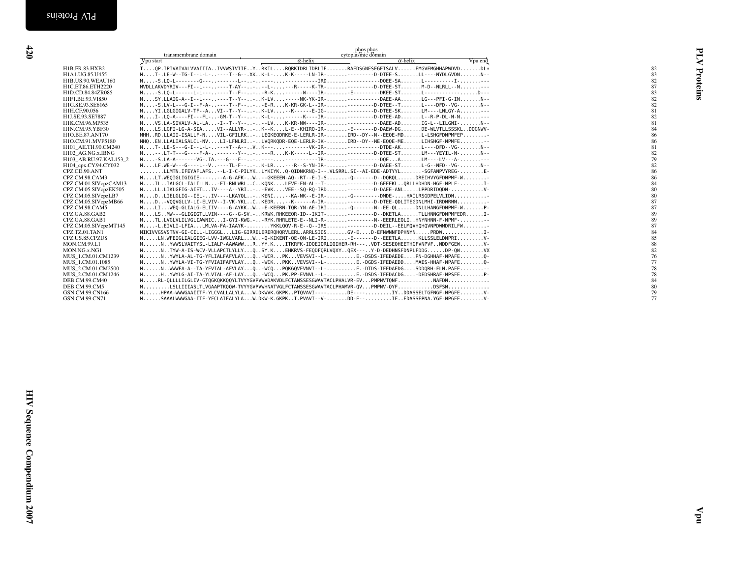```
                         transmembrane domain                              phos phos
                                                                         cytoplasmic domain
                         Vpu start                            α-helix                                α-helix            Vpu end
H1B.FR.83.HXB2           T....QP.IPIVAIVALVVAIIIA..IVVWSIVIIE..Y..RKIL....RQRKIDRLIDRLIE.......RAEDSGNESEGEISALV......EMGVEMGHHAPWDVD.......DL*     82
H1A1.UG.85.U455          M....T-.LE-W--TG-I--L-L-..----T--G--.XK..K-L-....K-K-----LN-IR-.......---------D-DTEE-S.......LL----NYDLGVDN.......N--     83
H1B.US.90.WEAU160        M....-S.LQ-L--------G---..-------L--..-.----....-----------IRD.......----------DQEE-SA.......L----------I-.......---     82
H1C.ET.86.ETH2220        MVDLLAKVDYRIV---FI--L---..----T-AY--..-.---L-....---R-----K-TR-.......---------D-DTEE-ST.......M-D--NLRLL--N.......---     87
H1D.CD.84.84ZR085        M....-S.LQ-L------L-L---..----T--F--..-.--R-K....------W----IR-.......-E---------DKEE-ST.......L------------......D---     83
H1F1.BE.93.VI850         M....SY.LLAIG-A--I--L---..----T--Y--..-..K-LV....-----NK-YK-IR-.......----------DAEE-AA.......LG---PFI-G-IN.......N--     82
H1G.SE.93.SE6165         M....-S.LV-L---G-I--F-A-..----T--F--..-..-E-R....K-KR-GK-L--IR-.......---------D-DTEE--T.......L----DFD--VG-.......N--     82
H1H.CF.90.056            M....YI.LGLGIGALV-TF--A...VI--T--Y--..-..K-LV....-K------E-IG-.......---------D-DTEE-SK.......LM----LNLGY-A.......---     81
H1J.SE.93.SE7887         M....I-.LQ-A----FI---FL-..-GM-T--Y--..-..K-L-....------K----IR-.......---------D-DTEE-AD.......L--R-P-DL-N-N.......---     82
H1K.CM.96.MP535          M....VS.LA-SIVALV-AL-LA-..-I--T--Y--..-..--LV....K-KR-NW----IR-.......----------DAEE-AD.......IG-L--LILGNI-.......N--     81
H1N.CM.95.YBF30          M....LS.LGFI-LG-A-SIA.....VI--ALLYR-..-..K--K....L-E--KHIRQ-IR-.......-E-------D-DAEW-DG.......DE-WLVTLLSSSKL..DQGNWV-     84
H1O.BE.87.ANT70          MHH..RD.LLAII-ISALLF-N....VIL-GFILRK..-..LEQKEQDRKE-E-LERLR-IR-.......IRD--DY--N--EEQE-MD......L-LSHGFDNPMFEP........-     86
H1O.CM.91.MVP5180        MHQ..EN.LLALIALSALCL-NV....LI-LFNLRI..-..LVQRKQDR-EQE-LERLR-IK-.......IRD--DY--NE-EQQE-ME......LIHSHGF-NPMFE........--     86
H101_AE.TH.90.CM240      M....T-.LE-S---G-I--L-L-..---+T--A--..V..K---....--------VK-IR-.......----------DTDE-AK.......L----DFD--VG-.......N--     81
H102_AG.NG.x.IBNG        M....--.LT-T---G----F-A-..-------Y--..-.----R....K-K-----L--IR-.......---------D-DTEE-ST.......LM---YEYIL-N-.......N--     82
H103_AB.RU.97.KAL153_2   M....-S.LA-A-------VG-.IA.---G---F--..-.-----....-----------IR-.......-----------DQE...A.......LM----LV---A-.......---     79
H104_cpx.CY.94.CY032     M....LF.WE-W---G----L--V..----TL-F--..-..K-LR....---R--S-YN-IR-.......---------D-DAEE-ST.......L-G--NFD--VG-.......N--     82
CPZ.CD.90.ANT            ........LLMTN.IFEYAFLAFS..--L-I-C-PILYK..LYKIYK..Q-QIDNKRNQ-I--.VLSRRL.SI--AI-EDE-ADTYYL........SGFANPVYREG-........E-     86
CPZ.CM.98.CAM3           M....LT.WEQIGLIGIGIE----..--A-G-AFK-..W...-GKEEEN-AQ--RT--E-I-S.......-Q-------D--DQRQL......DREIHVYGFDNPMF-W........-     86
CPZ.CM.01.SIVcpzCAM13    M....IL..IALGCL-IALILLN...-FI-RNLWRL..C..KQNK....LEVE-EN-AL--T-.......---------D-GEEEKL..QRLLHDHDN-HGF-NPLF-........I-     84
CPZ.CM.05.SIVcpzEK505    M....LL.LIKLGFIG-AIETL..IV----A--YRI..-..-EVK....VEE--SQ-RQ-IRD.......---------D-DAEE-ANL.....LPPDRIDQDN-...........V-     80
CPZ.CM.05.SIVcpzLB7      M....D..LIELGLIG--IEL-..IV----LKAYQL..-..KENI....--KA-NK--E-IR-.......-G---------DMDE-....HAILRSGDPELVLIDN...........-     80
CPZ.CM.05.SIVcpzMB66     M....D..-VQQVGLLV-LI-ELVIV--I-VK-YKL..C..KEDR....--K------A-IR-.......---------D-DTEE-QDLITEGDNLMHI-IRDNRNN..........-     87
CPZ.CM.98.CAM5           M....LI...WEQ-GLIALG-ELIIV----G-AYKK..W..-E-KEERN-TQR-YN-AE-IRI.......-Q-------N--EE-QL......DNLLHANGFDNPMF-W.......P-     87
CPZ.GA.88.GAB2           M....LS..MW---GLIGIGTLLVIN----G--G-SV.-..KRWK.RHKEEQR-ID--IKIT-.......---------D--DKETLA......TLLHNNGFDNPMFEDR.......I-     89
CPZ.GA.88.GAB1           M....TL.LVGLVLILVGLIAWNIC...I-GYI-KWG.-..-RYK.RHRLETE-E--NLI-R-.......---------N--EEERLEQLI..HNYNHNN-F-NPMF-........--     89
CPZ.CM.05.SIVcpzMT145    M....-L.EIVLI-LFIA...LMLVA-FA-IAAYK-........YKKLQQV-R-E--Q--IRS.......---------D-DEIL--EELMQVHQHQVNPDWMDRILFW........-     87
CPZ.TZ.01.TAN1           MIKIVVGSVSTNV-GI-CILL-LIGGGL...LIG-GIRRELERERQHQRVLERL.ARRLSIDS.......GV-E....D-EFNWNNFDPHNYN.....PRDW.............I-     84
CPZ.US.85.CPZUS          M.....LN.WFEIGLIALGIEG-LVV-IWGLVARL...W..-Q-KIKENT-QE-QN-LE-IRI.......-E-------D--EEETLA......KLLSSLELDNPRI.........V-     85
MON.CM.99.L1             M......N..YWWSLVAITYSL-LIALP-AAWAWW...R..YY.K....ITKRFK-IDQEIQRLIQIHER-RH----.VDT-SESEQHEETHGFVNPVF..NDDFGEW........V-     88
MON.NG.x.NG1             M......N..TYW-A-IS-WCV-VLLAPCTLYLLY...Q..SY.K....EHKRVS-FEQDFQRLVQXY..QEX----.Y-D-DEDHNSFDNPLFDDG......DP-QW........VX     82
MUS_1.CM.01.CM1239       M......N..YWYLA-AL-TG-YFLIALFAFVLAY...Q..-WCR...PK...VEVSVI--L-..........E.-DSDS-IFEDAEDE....PN-DGHHAF-NPAFE........Q-     76
MUS_1.CM.01.1085         M......N..YWYLA-VI-TG-YFVIAIFAFVLAY...Q..-WCK...PKK..VEVSVI--L-..........E.-DGDS-IFEDAEDD....MAES-HHAF-NPAFE........Q-     77
MUS_2.CM.01.CM2500       M......N..WWWFA-A--TA-YFVIAL-AFVLAY...Q..-WCQ...PQKGQVEVNVI--L-..........E.-DTDS-IFEDAEDG....SDDQRH-FLN.PAFE........--     78
MUS_2.CM.01.CM1246       M......H..YWYLG-AI-TA-YLVIAL-AF-LAY...Q..-WCQ...PK.PP-EVNVL--L-..........E.-DSDS-IFEDACDG....-DEDSHRAF-NPSFE........P-     78
DEB.CM.99.CM40           M.....RL-QLLLLILGLIV-GTQGKQKKQQYLTVYYGVPVWVDAKVDLFCTANSSESGWAVTACLPHALVR-EV...PMPNVTQNF............NAFDN..............     84
DEB.CM.99.CM5            M.........LSLLIIIASLTLVGAAPTKQQW-TVYYGVPVWHNATVGLFCTANSSESGWAVTACLPHAMVR-QV...PMPNV-QYF............DSFSN..............     80
GSN.CM.99.CN166          M......HPAA-WWWGAAIITF-YLCVALLALYLA...W.DKWVK.GKPK..PTQVAVI----.......DE-----------IY..DDASSELTGFNGF-NPGFE........V-     79
GSN.CM.99.CN71           M......SAAALWWWGAA-ITF-YFCLAIFALYLA...W.DKW-K.GKPK..I.PVAVI--V-.......DD-E--.........IF..EDASSEPNA.YGF-NPGFE........V-     77
```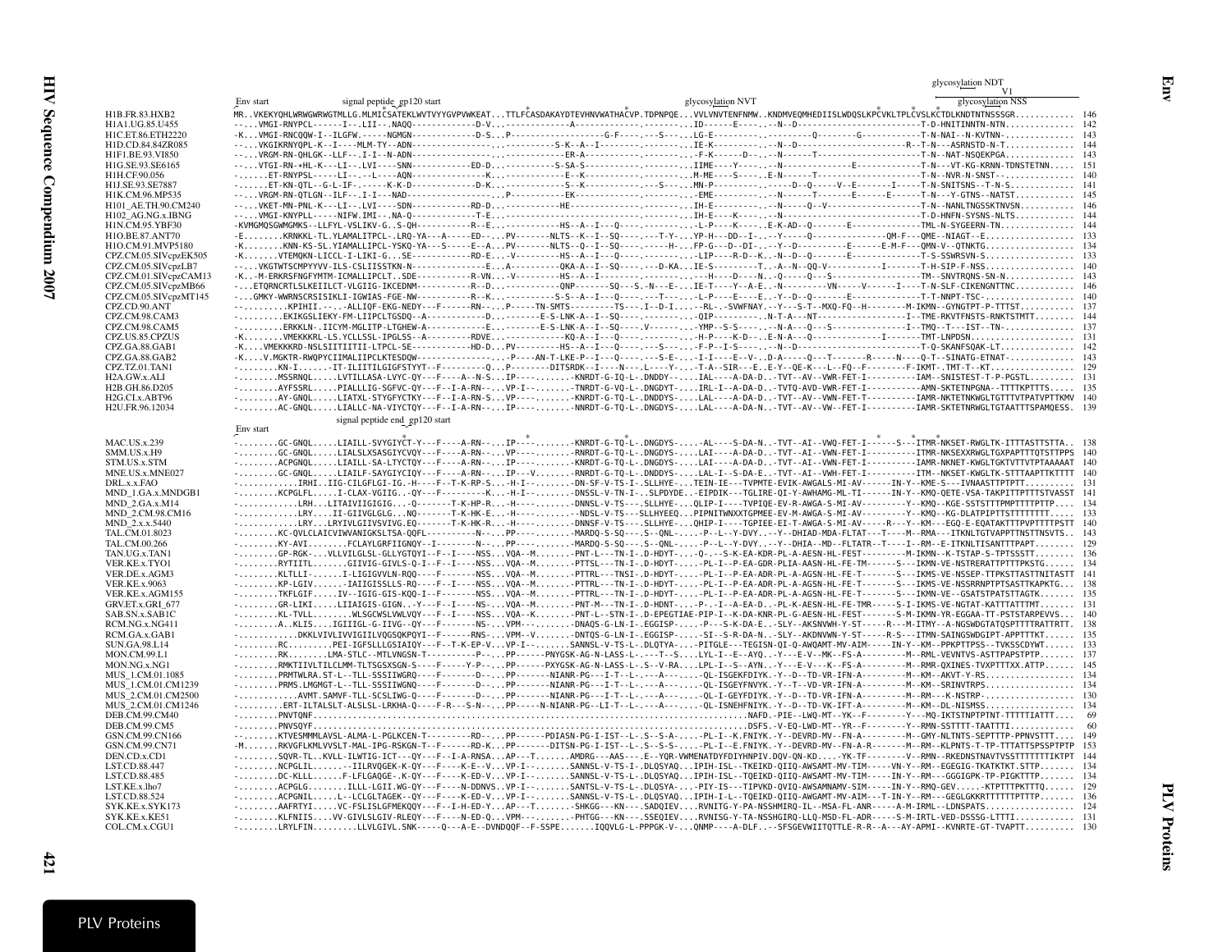```
                                                                                                                                       glycosylation NDT
                                                                                                                                                    V1
         Env start          signal peptide  gp120 start                                      glycosylation NVT                    glycosylation NSS
H1B.FR.83.HXB2          MR..VKEKYQHLWRWGWRWGTMLLG.MLMICSATEKLWVTVYYGVPVWKEAT...TTLFCASDAKAYDTEVHNVWATHACVP.TDPNPQE....VVLVNVTENFNMW..KNDMVEQMHEDIISLWDQSLKPCVKLTPLCVSLKCTDLKNDTNTNSSSGR............  146
H1A1.UG.85.U455         ----VMGI-RNYPCL------I--.LII--.NAQQ-------------D-V..-------------A------------.--------..ID------E-----.--N--D-----------------------------T-D-HNITINNTN-NTN..............  142
H1C.ET.86.ETH2220       -K...VMGI-RNCQQW-I-ILGFW.-----NGMGN-------------D-S...P------------------G-F-----.---S-----.LG-E---------.----------Q---------G------------T-N-NAI--N-KVTNN-..............  143
H1D.CD.84.ZR085         ----.VKGIKRNYQPL-K--I----MLM-TY--ADN-----------------.----------S-K--A--I---------.---------..IE-K--------.--N--D----------------------------R--T-N---ASRNSTD-N-T............  144
H1F1.BE.93.VI850        ----.VRGM-RN-QHLGK--LLF--.I-I--N-ADN----------------.-------------ER-A-----------.---------..-F-K------D---.--N------T---------------------T-N--NAT-NSQEKPGA...............  143
H1G.SE.93.SE6165        ----.VTGI-RN-+HL-K---LI--.LVI----SNN-----------ED-D..----------S-SA-S------------.---------..IIME-----Y-----.--N----------------E-------------T-N---VT-KG-KRNN-TDNSTETNN.....  151
H1H.CF.90.056           -......ET-RNYPSL-----LI--.-L----AQN-------------K..-------------E--K-------------.--------..M-ME----S-----.E-N------T---------------------T-N---NVR-N-SNST--..............  140
H1J.SE.93.SE7887        -......ET-KN-QTL--G-L-IF-.-----K-K-D-------------D-K..----------S--K------------.--S-----..MN-P---------.------D--Q-----V--E------I-----T-N-SNITSNS--T-N-S..............  141
H1K.CM.96.MP535         ----.VRGM-RN-QTLGN--ILF--.I-I----NAD------------------.P---------EK----------------.---------..-EME---------.--N------T-----E------E------T-N---Y-GTNS--NATST...........  145
H101_AE.TH.90.CM240     ----.VKET-MN-PNL-K---LI--.LVI----SDN-----------RD-D..-----------HE-----------------.---------..IH-E---------.--N------Q--V-----------------T-N--NANLTNGSSKTNVSN..........  146
H102_AG.NG.x.IBNG       ----.VMGI-KNYPLL-----NIFW.IMI--.NA-Q-----------T-E..-----------------------------.---------..IH-E----K-----.--N----------------------------T-D-HNFN-SYSNS-NLTS...........  144
H1N.CM.95.YBF30         -KVMGMQSGWMGMKS--LLFYL-VSLIKV-G..S-QH-----------R--E..------------HS--A--I---Q-----.---------..-L-P-----K-----.E-K-AD--Q-------E-------------TML-N-SYGEERN-TN...............  144
H1O.BE.87.ANT70         -E........KRNKKL-TL.YLAMALITPCL-.LRQ-YA---A-----ED--..PV--------NLTS--K--I--SQ-----.----T-Y-..YP-H---DD--I-.--Y-----Q-------------QM-F---QME--NIAGT--E..................  133
H1O.CM.91.MVP5180       -K........KNN-KS-SL.YIAMALLIPCL-YSKQ-YA---S-----E--A..PV--------NLTS--Q--I--SQ-----.----H--..FP-G---D--DI-.--Y--D----------E------E-M-F---QMN-V--QTNKTG.................  134
CPZ.CM.05.SIVcpzEK505   -K........VTEMQKN-LICCL-I-LIKI-G..SE-----------RD-E..-V--------HS--A--I---Q-----.---------..-LIP-----R-D--K..-N--D--Q--------E----------T-S-SSWRSVN-S.................  133
CPZ.CM.05.SIVcpzLB7     ----.VKGTWTSCMPYYVV-ILS-CSLIISSTKN-N-----------------E..A----------QKA-A--I--SQ-----.----D-KA..IE-S---------T...-A--N--QQ-V------------I-------T-H-SIP-F-NSS.................  140
CPZ.CM.05.SIVcpzCAM13   -K...-M-ERKRSFNGFYMTM-ICMALLIPCLT..SDE------------R-VN..--V--------HS--A--I--------.---------..--H----D----N..-Q-----Q---S---------------TM--SNVTRQNS-SN-N.............  144
CPZ.CM.05.SIVcpzMB66    -...ETQRNCRTLSLKEIILCT-VLGIIG-IKCEDNM-----------R--D..-----------QNP-------SQ---S.-N---E..IE-T----Y--A-E..-N---------VN----V-----I----T-N-SLF-CIKENGNTTNC..............  146
CPZ.CM.05.SIVcpzMT145   -...GMKY-WWRNSCRSISIKLI-IGWIAS-FGE-NW-----------R--K..-----------S-S--A--I--Q-------.T-----..-L-P----E---E..-Y--D--Q----------E------------T-T-NNPT-TSC-...............  140
CPZ.CD.90.ANT           --.........KPIHII.---.-ALLIQF-EKG-NEDY---F-------RN--..P-----TN-SMTS---------TS---.I--D-I...--RL-.-SVWFNAY.--Y---S-T--MXQ-FQ--H--------M-IKMN--GYNGTPT-P-TTTST..........  137
CPZ.CM.98.CAM3          -.........EKIKGSLIEKY-FM-LIIPCLTGSDQ--A------------D..-------E-S-LNK-A--I--SQ----.---------..-QIP----------.N-T-A---NT--------------------I--TME-RKVTFNSTS-RNKTSTMTT.......  144
CPZ.CM.98.CAM5          -.........ERKKLN-.IICYM-MGLITP-LTGHEW-A------------E..--------E-S-LNK-A--I--SQ----.V---------..-YMP--S-S----..--N-A---Q---S--------------I--TMQ--T---IST--TN-..............  137
CPZ.US.85.CPZUS         -K........VMEKKKRL-LS.YCLLSSL-IPGLSS--A---------RDVE..------------KQ-A--I---Q-----.---------..-H-P----K-D---.E-N-A---Q-------------I-------TMT-LNPDSN.....................  131
CPZ.GA.88.GAB1          -K....VMEKKKRD-NSLSIITIITII-LTPCL-SE-----------HD-D..PV--------HS--A--I---Q-----.---S-----..-F-P--I-S-----..--N--D-------------------------T-Q-SKANFSQAK-LT...............  142
CPZ.GA.88.GAB2          -K....V.MGKTR-RWQPYCIIMALIIPCLKTESDQW------------------.-P----AN-T-LKE-P--I---Q----.----S-E---..-I-I----E--V-..D-A-----Q---T-------R-----N----Q-T--SINATG-ETNAT-............  143
CPZ.TZ.01.TAN1          -........KN-I.......-IT-ILIITILGIGFSTYYT--F--------Q...P---------DITSRDK--I----N---.L----Y---.-T-A--SIR---E..E-Y--QE-K---L--FQ--F---------F-IKMT-.TMT-T--KT..............  129
H2A.GW.x.ALI            -........MSSRNQL.....LVTILLASA-LVYC-QY---F----A--N-S...IP----.......-KNRDT-G-IQ-L-.DNDDY-....IAL----A-DA-D..-TVT--AV--VWR-FET-I------------IAM--SNISTEST-T-P-PGSTL.........  131
H2B.GH.86.D205          -........AYFSSRL.....PIALLLIG-SGFVC-QY---F--I-A-RN-...VP-I-.......-TNRDT-G-VQ-L-.DNGDYT-....IRL-I--A-DA-D..-TVTQ-AVD-VWR-FET-I------------AMN-SKTETNPGNA--TTTTKPTTTS......  135
H2G.CI.x.ABT96          -........AY-GNQL.....LIATXL-STYGFYCTKY---F--I-A-RN-S...VP-----.......-KNRDT-G-TQ-L-.DNDDYS-....LAL----A-DA-D..-TVT--AV--VWR-FET-I------------IAMR-NKTETNKWGLTGTTTVTPATVPTTKMV  140
H2U.FR.96.12034         -........AC-GNQL.....LIALLC-NA-VIYCTQY---F--I-A-RN-...IP-----.......-NNRDT-G-TQ-L-.DNGDYS-....LAL----A-DA-N..-TVT--AV--VW--FET-I------------IAMR-SKTETNRWGLTGTAATTTSPAMQESS.  139
                                   signal peptide end  gp120 start
         Env start
MAC.US.x.239            -........GC-GNQL.....LIATLL-SVYGIYCT-Y---F----A-RN-...IP-----.......-KNRDT-G-TQ-L-.DNGDYS-....-AL----S-DA-N..-TVT--AI--VWQ-FET-I--------S---ITMR-NKSET-RWGLTK-ITTTASTTSTTA..  138
SMM.US.x.H9             -........GC-GNQL.....LIALSLXSASGIYCVQY---F----A-RN-...VP-----.......-RNRDT-G-TQ-L-.DNGDYS-....LAI----A-DA-D..-TVT--AI--VWN-FET-I------------ITMR-NKSEXXRWGLTGXPAPTTTQTSTTPPS  140
STM.US.x.STM            -........ACPGNQL.....LIAILL-SA-LTYCTQY---F----A-RN-...IP-----.......-KNRDT-G-TQ-L-.DNGDYS-....IAL----A-DA-D..-TVT--AI--VWR-FET-I------------ITMR-NKNET-KWGLTGKTVTTVTPTAAAAAT  140
MNE.US.x.MNE027         -........GC-GNQL.....LIALF-SAYGIYCIQY---F----A-RN-...IP---V.......-RNRDT-G-TQ-L-.DNDDYS-....LAL-I--S-DA-E..-TVT--AI--VWH-FET-I------------ITM--NKSET-KWGLTK-STTTAAPTTKTTTT  140
DRL.x.x.FAO             -...........IRHI..IIG-CILGFLGI-IG.-H----F--T-K-RP-S...-H-I--......-DN-SF-V-TS-I-.SLLHYE-...TEIN-IE---TVPMTE-EVIK-AWGALS-MI-AV-----IN-Y--KME-S---IVNAASTTPTPTT..........  131
MND_1.GA.x.MNDGB1       -........KCPGLFL.....I-CLAX-VGIIG..-QY---F--------K...-H-I--......-DNSSL-V-TN-I-..SLPDYDE..-EIPDIK---TGLIRE-QI-Y-AWHAMG-ML-TI-----IN-Y--KMQ-QETE-VSA-TAKPITTPTTTSTVASST  141
MND_2.GA.x.M14          -............LRH...LITAIVIIGIGIG...-Q------T-K-HP-R...-H----.......-DNNSL-V-TS---.SLLHYE-...QLIP-I----TVPIQE-EV-R-AWGA-S-MI-AV---------Y--KMQ--KGE-SSTSTTTPMPTTTTPTTP....  134
MND_2.CM.98.CM16        -............LRY....II-GIIVGLGLG...NQ-------T-K-HK-E...-H----.......--NDSL-V-TS---SLLHYEEQ...PIPNITWNXXTGPMEE-EV-M-AWGA-S-MI-AV---------Y--KMQ--KG-DLATPIPTTSTTTTTTTT.....  133
MND_2.x.x.5440          -............LRY...LRYIVLGIIVSVIVG.EQ-------T-K-HK-R...-H----.......-DNNSF-V-TS---.SLLHYE-...QHIP-I----TGPIEE-EI-T-AWGA-S-MI-AV-----R---Y--KM---EGQ-E-EQATAKTTTPVPTTTTPSTT  140
TAL.CM.01.8023          -........KC-QVLCLAICVIWVANIGKSLTSA-QQFL-----------N--...PP-----.......-MARDQ-S-SQ--.S-.QDNL-....-P--L--Y-DVY...--Y--DHIAD-MDA-FLTAT---T-----M--RMA---ITKNLTGTVAPPTTNSTTNSVTS..  143
TAL.CM.00.266           -........KY-AVI........FCLAYLGRFIIGNQY--I--------N--...PP-----.......-MARDQ-S-SQ--.S-.QNL-....-P--L--Y-DVY..--Y--DHIA--MD--FLTATR--T-----I--RM--E-ITKNLTISANTTTPAPT.......  129
TAN.UG.x.TAN1           -........GP-RGK-...VLLVILGLSL-GLLYGTQYI--F--I----NSS...VQA--M.......-PNT-L---TN-I-.D-HDYT-...-Q-.--S-K-EA-KDR-PL-A-AESN-HL-FEST---------M-IKMN--K-TSTAP-S-TPTSSSTT.......  136
VER.KE.x.TYO1           -........RYTIITL.......GIIVIG-GIVLS-Q-I--F--I----NSS...VQA--M.......-PTTSL---TN-H-I-.D-HDYT-...-PL-I--P-EA-GDR-PLIA-AASN-HL-FE-TM-------S---IKMN-VE-NSTRERATTPTTTPKSTG......  134
VER.DE.x.AGM3           -........KLTLLI-......I-LIGIGVVLN-RQQ----F-------NSS...VQA--M.......-PTTRL---TNSI-.D-HDYT-...-PL-I--P-EA-ADR-PL-A-AGSN-HL-FE-T--------S---IKMS-VE-NSSEP-TTPKSTTASTTNITASTT  141
VER.KE.x.9063           -........KP-LGIV......-IAIIGISSLLS-RQ---F--I----NSS...VQA--M.......-PNTRL---TN-I-.D-HDYT-...-PL-I--P-EA-ADR-PL-A-AGSN-HL-FE-T--------S---IKMS-VE-NSSRRNPTPTSASTTKAPKTG....  138
VER.KE.x.AGM155         -........TKFLGIF.....IV--IGIG-GIS-KQQ-I--F-------NSS...VQA--M.......-PTTRL---TN-I-.D-HDYT-...-PL-I--P-EA-ADR-PL-A-AGSN-HL-FE-T--------S---IKMN-VE--GSATSTPATSTTAGTK.......  135
GRV.ET.x.GRI_677        -........GR-LIKI.....LIIAIGIS-GIGN..-Y---F--I----NS-...VQA--M.......-PNT-M---TN-I-.D-HDNT-...-P-.-I--A-EA-D.-PL-K-AESN-HL-FE-TMR-----S-I-IKMS-VE-NGTAT-KATTTATTTMT.......  131
SAB.SN.x.SABIC          -........KL-TVLL.........WLSGCWSLVWLVQY---F--I----NSS...VQA--K.......-PNT-L--STN-I-.D-EPEGTIAE-PIP-I--K-DA-KNR-PL-G-AESN-HL-FEST-------S-M-IKMN-YR-EGGAA-TT-PSTSTARPEVVS...  140
RCM.NG.x.NG411          -........A..KLIS....IGIIIGL-G-IIVG--QY---F-------NS-...VQA--------.......-DNAQS-G-LN-I-.EGGISP-...-P---S-K-DA-E..-SLY--AKSNVWH-Y-ST-----R---M-ITMY--A-NGSWDGTATQSPTTTTRATTRTT.  138
RCM.GA.x.GAB1           -............DKKLVIVLIVVIGIILVQGSQKPQYI--F-------RNS-...VPM--V.......-DNTQS-G-LN-I-.EGGISP-...-SI--S-R-DA-N..-SLY--AKDNVWN-Y-ST-----R-S---ITMN-SAINGSWDGIPT-APPTTTKT.......  135
SUN.GA.98.L14           -........RC.........PEI-IGFSLLLGSIAIQY---F--T-K-EP-V...VP-I--.......SANNSL-V-TS-L-.DLQTYA-...-PITGLE---TEGISN-QI-Q-AWQAMT-MV-AIM-----IN-Y--KM--PPKPTTPSS--TVKSSCDYWT......  133
MON.CM.99.L1            -........RK........LMA-STLC--MTLVNGSN-T----------P--...PP----------PNYGXK-AG-N-LASS-L-.---T--S...LYL-I--E--AYQ..-Y---E-V--MK--FS-A---------M--RML-VEVNTVS-ASTTPAPSTPTP.......  137
MON.NG.x.NG1            -........RMKTIIVLTILCLMM-TLTSGSXSGN-S----F------Y-P--...PP-------PXYGSK-AG-N-LASS-L-.S-V-RA...LPL-I--S--AYN..-Y---E-V---K--FS-A---------M--RMR-QXINES-TVXPTTTXX.ATTP......  145
MUS_1.CM.01.1085        -........PRMTWLRA.ST-L--TLL-SSSIIWGRQ----F-------D--...PP-------NIANR-PG---I-T--L-.---A------.-QL-ISGEKFDIYK.-Y--D--TD-VR-IFN-A--------M--KM--AKVT-Y-RS...............  134
MUS_1.CM.01.CM1239      -........PRMS.LMGMGT-L--TLL-SSSIIWGNQ----F-------D--...PP-------NIANR-PG---I-T--L-.---A------.-QL-ISGEYFNVYK.-Y--T--VD-VR-IFN-A--------M--KM--SRINVTRPS..................  134
MUS_2.CM.01.CM2500      -............AVMT.SAMVF-TLL-SCSLIWG-Q----F-------D--...PP-------NIANR-PG---I-T--L-.---A------.-QL-I-GEYFDIYK.-Y--D--TD-VR-IFN-A--------M--RM---K-NSTRP-.................  130
MUS_2.CM.01.CM1246      -........ERT-ILTALSLT-ALSLSL-LRKHA-Q----F-R---S-N--...PP------N-NIANR-PG--LI-T--L-.---A------.-QL-ISNEHFNIYK.-Y--D--TD-VK-IFT-A--------M--KM--DL-NISMSS.................  134
DEB.CM.99.CM40          -........PNVTQNF..............................................................................NAFD.-PIE--LWQ-MT--YK--F--------Y---MQ-IKTSTNPTPTNT-TTTTTIATTT....   69
DEB.CM.99.CM5           -........PNVSQYF..............................................................................DSFS.-V-EQ-LWD-MT--YR--F--------Y--RMN-SSTTTT-TAATTTI..........   60
GSN.CM.99.CN166         --.......KTVESMMMLAVSL-ALMA-L-PGLKCEN-T------RD--..PP-------PDIASN-PG-I-IST--L-.S--S-A-...-PL-I--K.FNIYK.-Y--DEVRD-MV--FN-A---------M--GMY-NLTNTS-SEPTTTP-PPNVSTTT....  149
GSN.CM.99.CN71          -M.......RKVGFLKMLVVSLT-MAL-IPG-RSKGN-T--F------RD-K..PP-------DITSN-PG-I-IST--L-.S--S-S-...-PL-I--E.FNIYK.-Y--DEVRD-MV--FN-A-R-------M--RM--KLPNTS-T-TP-TTTATTSPSSPTPTP  153
DEN.CD.x.CD1            -........SQVR-TL..KVLL-ILWTIG-ICT---QY---F--I-A-RNSA...AP--T.......AMDRG---AAS---.E--YQR-VWMENATDYFDIYHNPIV.DQV-QN-KD....-YK-TF--------V--RMN--RKEDNSTNAVTVSSTTTTTTTIKTPT  144
LST.CD.88.447           -........NCPGLIL......--IILRVQGEK-K-QY---F----K-E--V...VP-I--.......SANNSL-V-TS-L-.DLQSYAQ...IPIH-ISL--TKEIKD-QIIQ-AWSAMT-MV-TIM-----VN-Y--RM--EGEGIG-TKATKTKT.STTP.......  134
LST.CD.88.485           -........DC-KLLL......F-LFLGAQGE-.K-QY---F----K-E-D-V...VP-I--.......SANNSL-V-TS-L-.DLQSYAQ...IPIH-ISL--TQEIKD-QIIQ-AWSAMT-MV-TIM-----IN-Y--RM---GGGIGPK-TP-PIGKTTTP......  134
LST.KE.x.lho7           -........ACPGLG.........ILLL-LGII.WG-QY---F----N-DDNVS..VP-I--.......SANTSL-V-TS-L-.DLQSYA-...-PIY-IS---TIPVKD-QVIQ-AWSAMNAMV-SIM-----IN-Y--RMQ-GEV-.....-KTPTTTPKTTTQ.....  129
LST.CD.88.524           -........ACPGNIL.....L--LCLGLTAGEK--QY---F----K-ED-V...VP-I--.......SANNSL-V-TS-L-.DLQSYAQ...IPIH-I-L--TQEIKD-QIIQ-AWGAMT-MV-AIM---T-IN-Y--RM---GEGLGKKRTTTTTTPTTTP......  136
SYK.KE.x.SYK173         -........AAFRTYI.....VC-FSLISLGFMEKQQY---F--I-H-ED-Y...AP---T.......-SHKGG---KN---.SSEQIEV...RVNITG-Y-PA-NSSHMIRQ-IL--MSA-FL-ANR-----A-M-IRML--LDNSPATS..................  124
SYK.KE.x.KE51           -........KLFNIIS.....VV-GIVLSLGIV-RLEQY---F----N-ED-Q...VPM---.......-PHTGG---KN---.SSEQIEV...RVNISG-Y-TA-NSSHGIRQ-LLQ-MSD-FL-ADR-----S-M-IRTL-VED-DSSSG-LTTTI...........  131
COL.CM.x.CGU1           -........LRYLFIN........LLVLGIVL.SNK-----Q---A-E--DVNDQQF--F-SSPE........IQQVLG-L-PPPGK-V-...QNMP----A-DLF..--SFSGEVWIITQTTLE-R-R--A---AY-APMI--KVNRTE-GT-TVAPTT..........  130
```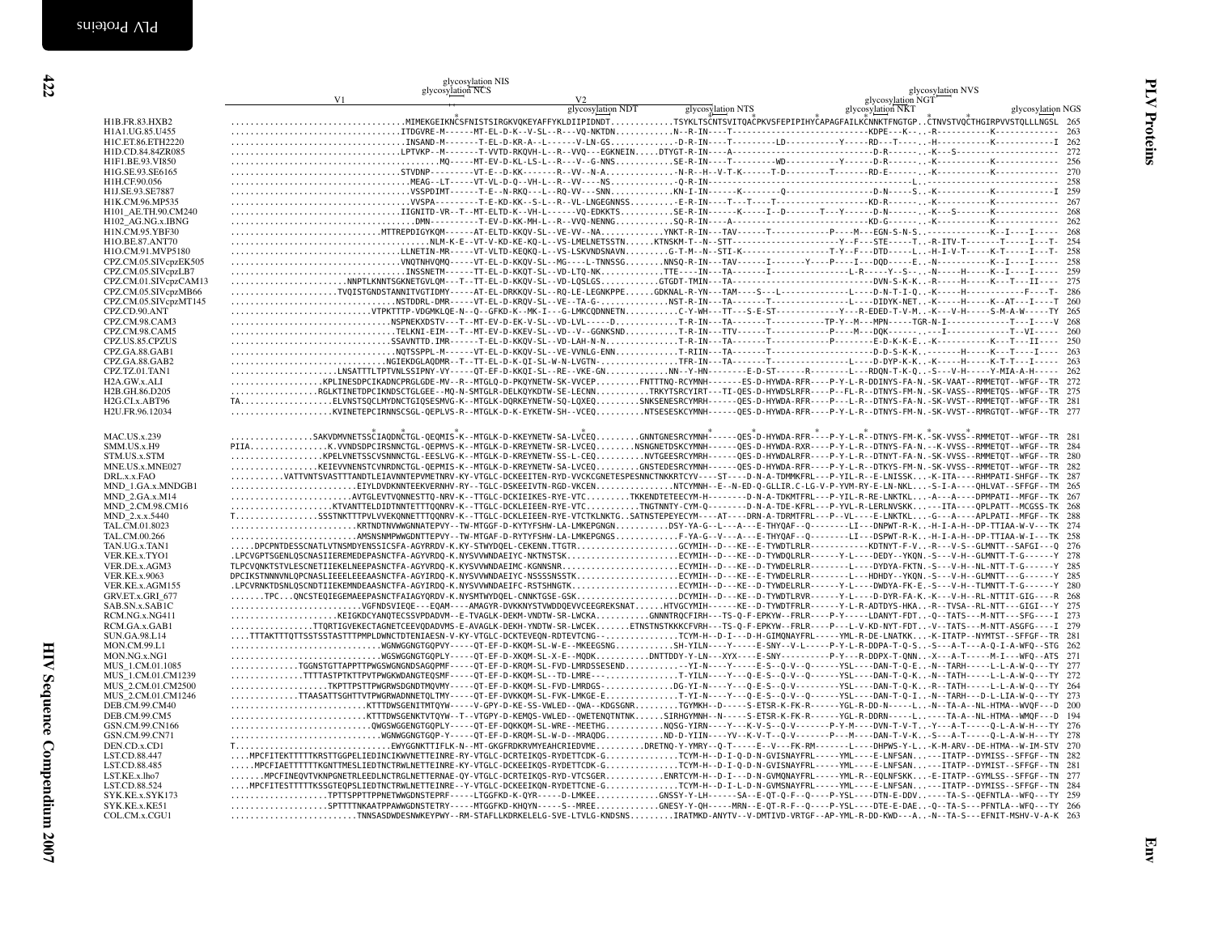```
                                          glycosylation NIS
                                          glycosylation NCS
              V1                                                   V2
                                                     glycosylation NDT          glycosylation NTS         glycosylation NKT                    glycosylation NGS
                                                                                                          glycosylation NGT
                                                                                                          glycosylation NVS
H1B.FR.83.HXB2           ....................................MIMEKGEIKNCSFNISTSIRGKVQKEYAFFYKLDIIPIDNDT.............TSYKLTSCNTSVITQACPKVSFEPIPIHYCAPAGFAILKCNNKTFNGTGP..CTNVSTVQCTHGIRPVVSTQLLLNGSL  265
H1A1.UG.85.U455          ..................................ITDGVRE-M------MT-EL-D-K--V-SL--R---VQ-NKTDN............N--R-IN----T---------------------------KDPE---K----R-----------K-------------  263
H1C.ET.86.ETH2220        ...................................INSAND-M-------T-EL-D-KR-A--L------V-LN-GS.............-D-R-IN----T---------LD----------Y-----RD---T------H-----------K-----------I  262
H1D.CD.84.84ZR085        ..................................LPTVKP--M-------T-VVTD-RKQVH-L--R--VVQ---EGKNEIN....DTYGT-R-IN----A------------------------------D-R--------K----S---------------------  272
H1F1.BE.93.VI850         ..........................................MQ-----MT-EV-D-KL-LS-L--R---V--G-NNS...........SE-R-IN----T---------WD----------Y------D-R--------K-----------K-------------  256
H1G.SE.93.SE6165         ..................................STVDNP---------VT-E--D-KK-------R--VV--N-A..............-N-R--H--V-T-K------T-D---------T-------RD-E--------K-----------K-------------  270
H1H.CF.90.056            ......................................MEAG--LT-----VT-VL-D-Q--VH-L--R--VV----NS...........-Q-R-IN---------------------------------------------L------------------------  258
H1J.SE.93.SE7887         ..................................VSSPDIMT------T-E--N-RKQ---L--RQ-VV---SNN..............KN-I-IN-------K------Q----------------------D-N------S----K-----------K-----------I  259
H1K.CM.96.MP535          ..................................VVSPA---------T-E-KD-KK--S-L--R--VL-LNGEGNNSS.........-E-R-IN----T---T----T-------------------KD-R--------K-----------K-------------  267
H101_AE.TH.90.CM240      ..................................IIGNITD-VR--T--MT-ELTD-K--VH-L------VQ-EDKKTS..........SE-R-IN------K-----I--D-------T---Y------D-N--------K----S-------K-------------  268
H102_AG.NG.x.IBNG        .....................................DMN-----------T-EV-D-KK-MH-L--R--VVQ-NENNG............SQ-R-IN----A------------------------------KD-G--------K-----------K-------------  262
H1N.CM.95.YBF30          ..............................MTTREPDIGYKQM------AT-ELTD-KKQV-SL--VE-VV--NA............YNKT-R-IN---TAV------T-----------P-----M---EGN-S-N-S.-----------K--I----I-----  268
H1O.BE.87.ANT70          ......................................NLM-K-E--VT-V-KD-KE-KQ-L--VS-LMELNETSSTN......KTNSKM-T--N--STT---------------------Y--F----STE-----T..-R-ITV-T-------T-----I---T-  254
H1O.CM.91.MVP5180        ..................................LLNETIN-MR-----VT-VLTD-KEQKQ-L--VS-LSKVNDSNAVN.........G-T-M--N--STI-K---------------T-Y--F---DTD------L..-H-I-V-T------K-T-----I---T-  258
CPZ.CM.05.SIVcpzEK505    ..................................VNQTNHVQMQ-----VT-EL-D-KKQV-SL--MG----L-TNNSSG.......NNSQ-R-IN---TAV------I-------Y-----P----I---DQD-----E..-N-----------K--I----I-----  258
CPZ.CM.05.SIVcpzLB7      ..................................INSSNETM------TT-EL-D-KKQT-SL--VD-LTQ-NK..............TTE----IN---TA-------I------------L-R------Y--S-----N-----H------K--I----I-----  259
CPZ.CM.01.SIVcpzCAM13    ......................NNPTLKNNTSGKNETGVLQM---T--TT-EL-D-KRQV-SL--VD-LQSLGS...........GTGDT-TMIN---TA------------------------------DVN-S-K-K..-R-----H-----K---T---II----  275
CPZ.CM.05.SIVcpzMB66     ......................TVQISTGNDSTANNITVGTIDMY-----AT-EL-DRKKQV-SL--RQ-LE-LEGNKPPE......GDKNAL-R-YN---TAM----S---L----------------L-----D-N-T-I-Q..-K-----H-----------F----T-  286
CPZ.CM.05.SIVcpzMT145    ..................................NSTDDRL-DMR-----VT-EL-D-KRQV-SL--VE--TA-G-...........NST-R-IN---TA-------T-----------------L-----DIDYK-NET..-K-----H-----K--AT---I----T  260
CPZ.CD.90.ANT            ............................VTPKTTTP-VDGMKLQE-N--Q--GFKD-K--MK-I---G-LMKCQDNNETN...........C-Y-WH---TT---S-E-ST------------Y---R-EDED-T-V-M..-K----V-H-----S-M-A-W-----TY  265
CPZ.CM.98.CAM3           ...................................NSPNEKXDSTV---T--MT-EV-D-EK-V-SL--VD-LVL-----D.............T-R-IN---TA-------T----------TP-Y--M---MPN-----TGR-N-I-----------T---I----V  268
CPZ.CM.98.CAM5           ...................................TELKNI-EIM---T--MT-EV-D-KKEV-SL--VD--V--GGNKSND.........T-R-IN---TTV-------T-----------P-----M---DQK---------I------------T--VI-----  260
CPZ.US.85.CPZUS          ..................................SSAVNTTD.IMR-----T-EL-D-KKQV-SL--VD-LAH-N-N..............T-R-IN---TA-------T-----------P--------E-D-K-K-E..-K-----------K---T---II----  250
CPZ.GA.88.GAB1           ..................................NQTSSPPL-M------VT-EL-D-KKQV-SL--VE-VVNLG-ENN.............T-RIIN---TA-------T-------------------D-D-S-K-K..-------H-----K---T----I----  263
CPZ.GA.88.GAB2           ............................NGIEKDGLAQDMR--T--TT-EL-D-K-QI-SL-W-N-LVGTN-.................TFR-IN---TA-------T------------------L-----D-DYP-K-K..-K-----H-----K-T-T---I----  263
CPZ.TZ.01.TAN1           ......................LNSATTTLTPTVNLSSIPNY-VY-----QT-EF-D-KKQI-SL--RE--VKE-GN.............NN--Y-HN---------E-D-ST-------R---------L-----RDQN-T-K-Q..-S----V-H-----Y-MIA-A-H-----  262
H2A.GW.x.ALI             ...................KPLINESDPCIKADNCPRGLGDE-MV--R--MTGLQ-D-PKQYNETW-SK-VVCEP.........FNTTTNQ-RCYMNH-------ES-D-HYWDA-RFR----P-Y-L-R-DDINYS-FA-N.-SK-VAAT--RMMETQT--WFGF--TR  272
H2B.GH.86.D205           .................RGLKTINETDPCIKNDSCTGLGEE--MQ-N-SMTGLR-DELKQYKDTW-SE-LECNN.........TRKYTSRCYIRT---TI-QES-D-HYWDSLRFR----P--FL-R-DTNYS-FM-N.-SK-VASS--RMMETQS--WFGF--TR  275
H2G.CI.x.ABT96           TA...................ELVNSTSQCLMYDNCTGIQSESMVG-K--MTGLK-DQRKEYNETW-SQ-LQXEQ.........SNKSENESRCYMRH------QES-D-HYWDA-RFR----P---L-R-DTNYS-FA-N.-SK-VVST--RMMETQT--WFGF--TR  281
H2U.FR.96.12034          ......................KVINETEPCIRNNSCSGL-QEPLVS-R--MTGLK-D-K-EYKETW-SH--VCEQ..........NTSESESKCYMNH------QES-D-HYWDA-RFR----P-Y-L-R-DTNYS-FA-N.-SK-VVST--RMRGTQT--WFGF--TR  277

MAC.US.x.239             .................SAKVDMVNETSSCIAQDNCTGL-QEQMIS-K--MTGLK-D-KKEYNETW-SA-LVCEQ.........GNNTGNESRCYMNH------QES-D-HYWDA-RFR----P-Y-L-R-DTNYS-FM-K.-SK-VVSS--RMMETQT--WFGF--TR  281
SMM.US.x.H9              PIIA.................K.VVNDSDPCIRSNNCTGL-QEPMVS-K--MTGLK-D-KREYNETW-SR-LVCEQ.........NSNGNETDSKCYMNH------QES-D-HYWDA-RXR----P-Y-L-R-DTNYS-FA-N.--K-VVSS--RMMETQT--WFGF--TR  284
STM.US.x.STM             ...................KPELVNETSSCVSNNCTGL-EESLVG-K--MTGLK-D-KREYNETW-SS-L-CEQ.........NVTGEESRCYMRH------QES-D-HYWDALRFR----P-Y-L-R-DTNYT-FA-N.-SK-VVSS--RMMETQT--WFGF--TR  280
MNE.US.x.MNE027          ...................KEIEVVNENSTCVNRDNCTGL-QEPMIS-K--MTGLK-D-KKEYNETW-SA-LVCEQ.........GNSTEDESRCYMNH------QES-D-HYWDA-RFR----P-Y-L-R-DTKYS-FM-N.-SK-VVSS--RMMETQT--WFGF--TR  282
DRL.x.x.FAO              ...........VATTVNTSVASTTTANDTLEIAVNNTEPVMETNRV-KY-VTGLC-DCKEEITEN-RYD-VVCKCGNETESPESNNCTNKKRTCYV----ST----D-N-A-TDMMKFRL---P-YIL-R--E-LNISSK...-K-ITA----RHMPATI-SHFGF--TK  287
MND_1.GA.x.MNDGB1        ...........................EIYLDVDKNNTEEKVERNHV-RY--TGLC-DSKEEIVTN-RGD-VKCEN..........NTCYMNH--E--N-ED-Q-GLLIR.C-LG-V-P-YVM-RY-E-LN-NKL...-S-I-A----QHLVAT--SFFGF--TM  265
MND_2.GA.x.M14           .........................AVTGLEVTVQNNESTTQ-NRV-K--TTGLC-DCKIEIKES-RYE-VTC.......TKKENDTETEECYM-H--------D-N-A-TDKMTFRL---P-YIL-R-RE-LNKTKL...-A---A-----DPMPATI--MFGF--TK  267
MND_2.CM.98.CM16         ....................KTVANTTELDIDTNNTETTTQQNRV-K--TTGLC-DCKLEIEEN-RYE-VTC...........TNGTNNTY-CYM-Q---------D-N-A-TDE-KFRL---P-YVL-R-LERLNVSKK......-ITA----QPLPATT--MCGSS-TK  268
MND_2.x.x.5440           T...................SSSTNKTTTPVLVVEKQNNETTTQQNRV-K--TTGLC-DCKLEIEEN-RYE-VTCTKLNKTG..SATNSTEPEYECYM----AT----DRN-A-TDRMTFRL---P--VL----E-LNKTKL...-G---A-----APLPATI--MFGF--TK  288
TAL.CM.01.8023           .........................KRTNDTNVWWGNNATEPVY--TW-MTGGF-D-KYTYFSHW-LA-LMKEPGNGN..........DSY-YA-G--L---A---E-THYQAF--Q---------LI---DNPWT-R-K..-H-I-A-H--DP-TTIAA-W-V---TK  274
TAL.CM.00.266            .........................AMSNSNMPWWGDNTTEPVY--TW-MTGAF-D-RYTYFSHW-LA-LMKEPGNGS.............F-YA-G--V---A---E-THYQAF--Q--------LI---DSPWT-R-K..-H-I-A-H--DP-TTIAA-W-I---TK  258
TAN.UG.x.TAN1            .....DPCPNTDESSCNATLVTNSMDYENSSICSFA-AGYRRDV-K.KY-STWYDQEL-CEKENN.TTGTR....................GCYMIH--D---KE--E-TYWDTLRLR------------KDTNYT-F-V..-R---V-S--GLMNTT--SAFGI---Q  276
VER.KE.x.TYO1            .LPCVGPTSGENLQSCNASIIEREMEDEPASNCTFA-AGYVRDQ-K.NYSVVWNDAEIYC-NKTNSTSK.......................ECYMIH--D---KE--D-TYWDQLRLR------Y-L----DEDY--YKQN.-S----V-H--GLMNTT-T-G------Y  278
VER.DE.x.AGM3            TLPCVQNKTSTVLESCNETIIEKELNEEPASNCTFA-AGYVRDQ-K.KYSVVWNDAEIMC-KGNNSNR.......................ECYMIH--D---KE--D-TYWDELRLR--------L----DYDYA-FKTN.-S----V-H--NL-NTT-T-G------Y  285
VER.KE.x.9063            DPCIKSTNNNVNLQPCNASLIEEELEEEAASNCTFA-AGYIRDQ-K.NYSVVWNDAEIYC-NSSSSNSSTK....................ECYMIH--D---KE--D-TYWDELRLR--------L----HDHDY--YKQN.-S----V-H--GLMNTT---G------Y  285
VER.KE.x.AGM155          .LPCVRNKTDSNLQSCNDTIIEKEMNDEAASNCTFA-AGYIRDQ-K.NYSVVWNDAEIFC-RSTSHNGTK......................ECYMIH--D---KE--D-TYWDELRLR------Y-L----DWDYA-FK-E.-S----V-H--TLMNTT-T-G------Y  280
GRV.ET.x.GRI_677         .......TPC...QNCSTEQIEGEMAEEPASNCTFAIAGYQRDV-K.NYSMTWYDQEL-CNNKTGSE-GSK.....................DCYMIH--D---KE--D-TYWDTLRVR------Y-L----D-DYR-FA-K..K---V-H--RL-NTTIT-GIG----R  268
SAB.SN.x.SAB1C           ...........................VGFNDSVIEQE---EQAM----AMAGYR-DVKKNYSTVWDDQEVVCEEGREKSNAT......HTVGCYMIH------KE--D-TYWDTFRLR------Y-L-R-ADTDYS-HKA..-R--TVSA--RL-NTT---GIGI---Y  275
RCM.NG.x.NG411           .......................KEIGKDCYANQTECSSVPDADVM--E-TVAGLK-DEKM-VNDTW-SR-LWCKA............GNNNTRQCFIRH---TS-Q-F-EPKYW--FRLR----P-Y-----LDANYT-FDT..-Q--TATS---M-NTT---SFG----I  273
RCM.GA.x.GAB1            ................TTQRTIGVEKECTAGNETCEEVQDADVMS-E-AVAGLK-DEKH-YNDTW-SR-LWCEK.......ETNSTNSTKKKCFVRH---TS-Q-F-EPKYW--FRLR----P---L-V-KD-NYT-FDT..-V--TATS---M-NTT-ASGFG----I  279
SUN.GA.98.L14            ....TTTAKTTTQTTSSTSSTASTTTPMPLDWNCTDTENIAESN-V-KY-VTGLC-DCKTEVEQN-RDTEVTCNG--.............TCYM-H--D-I---D-N-GIMQNAYFRL-----YML-R-DE-LNATKK...-K-ITATP--NYMTST--SFFGF--TR  281
MON.CM.99.L1             ...............................WGNWGGNGTGQPVY-----QT-EF-D-KKQM-SL-W-E--MKEEGSNG...........SH-YLN-----Y-----E-SNY--V-L-----P-Y-L-R-DDPA-T-Q-S..-S---A-T----A-Q-I-A-WFQ--STG  262
MON.NG.x.NG1             ...............................WGSWGGNGTGQPLY-----QT-EF-D-KKQM-SL-X-E--MQDK..........DNTTDDY-Y-LN----XYX-----E-SNY----------P-Y---R-DDPX-T-QNN..-X---A-T-----M-I---WFQ--ATS  271
MUS_1.CM.01.1085         ..............TGGNSTGTTAPPTTPWGSWGNGNDSAGQPMF-----QT-EF-D-KRQM-SL-FVD-LMRDSSESEND............-YI-N----Y-----E-S--Q-V--Q------YSL----DAN-T-Q-E..-N--TARH-----L-L-A-W-Q---TY  277
MUS_1.CM.01.CM1239       ..............TTTTASTPTKTTPVTPWGKWDANGTEQSMF-----QT-EF-D-KKQM-SL--TD-LMRE---...............T-YILN----Y---Q-E-S--Q-V--Q------YSL----DAN-T-Q-K..-N--TATH-----L-L-A-W-Q---TY  272
MUS_2.CM.01.CM2500       ...................TKPTTPSTTPWGRWSDGNDTMQVMY-----QT-EF-D-KKQM-SL-FVD-LMRDGS-..............DG-YI-N----Y---Q-E-S--Q-V---------YSL----DAN-T-Q-K..-R--TATH-----L-L-A-W-Q---TY  264
MUS_2.CM.01.CM1246       ..............TTAASATTSGHTTVTPWGRWADNNETQLTMY-----QT-EF-DVKKQM-SL-FVK-LMKGE-E...............T-YI-N----Y---Q-E-S--Q-V--Q------YSL----DAN-T-Q-I..-N--TARH---D-L-LIA-W-Q---TY  273
DEB.CM.99.CM40           .............................KTTTDWSGENITMTQYW-----V-GPY-D-KE-SS-VWLED--QWA--KDGSGNR.........TGYMKH--D-----S-ETSR-K-FK-R------YGL-R-DD-N-----L..-N--TA-A--NL-HTMA--WVQF---D  200
DEB.CM.99.CM5            .............................KTTTDWSGENKTVTQYW--T--VTGPY-D-KEMQS-VWLED--QWETENQTNTNK.......SIRHGYMNH--N-----S-ETSR-K-FK-R------YGL-R-DDRN-----L..-----TA-A--NL-HTMA--WMQF---D  194
GSN.CM.99.CN166          ...........................QWGSWGGENGTGQPLY-----QT-EF-DQKKQM-SL-WRE--MEETHG...........NQSG-YIRN----Y---K-V-S--Q-V--------P-Y-M----DVN-T-V-T..-Y---A-T-----Q-L-A-W-H---TY  276
GSN.CM.99.CN71           .............................WGNWGGNGTGQP-Y-----QT-EF-D-KRQM-SL-W-D--MRAQDG............ND-D-YIIN----YV--K-V-T--Q-V-------P---M-----DAN-T-V-K..-S---A-T-----Q-L-A-W-H---TY  278
DEN.CD.x.CD1             T................................EWYGGNKTTIFLK-N---MT-GKGFRDKRVMYEAHCRIEDVME.........DRETNQ-Y-YMRY--Q-T-----E--V---FK-RM-------L-----DHPWS-Y-L..-K-M-ARV--DE-HTMA--W-IM-STV  270
LST.CD.88.447            ....MPCFITEKTTTTTKRSTTGGPELIEDINCIKWVNETTEINRE-RY-VTGLC-DCRTEIKQS-RYDETTCDK-G...............TCYM-H--D-I-Q-D-N-GVISNAYFRL-----YML----E-LNFSAN......-ITATP--DYMISS--SFFGF--TN  282
LST.CD.88.485            ....MPCFIAETTTTTTKGNTTMESLIEDTNCTRWLNETTEINRE-KY-VTGLC-DCKEEIKQS-RYDETTCDK-G...............TCYM-H--D-I-Q-D-N-GVISNAYFRL-----YML----E-LNFSAN......-ITATP--DYMIST--SFFGF--TN  281
LST.KE.x.lho7            .......MPCFINEQVTVKNPGNETRLEEDLNCTRGLNETTEINRNAE-QY-VTGLC-DCRTEIKQS-RYD-VTCSGER............ENRTCYM-H--D-I---D-N-GVMQNAYFRL-----YML-R--EQLNFSKK...-E-ITATP--GYMLSS--SFFGF--TN  277
LST.CD.88.524            ....MPCFITESTTTTTKSSGTEQPSLIEDTNCTRWLNETTEINRE--Y-VTGLC-DCKEEIKQN-RYDETTCNE-G...............TCYM-H--D-I-L-D-N-GVMSNAYFRL-----YML----E-LNFSAN......-ITATP--DYMISS--SFFGF--TN  284
SYK.KE.x.SYK173          ...................TPTTSPPTTPPNETWWGDNSTEPRF-----LTGGFKD-K-QYR-----D-LMKEE..............GNSSY-Y-LH------SA--E-QT-Q-F--Q----P-YSL----DTN-E-DDV.......TA-S--QEFNTLA--WFQ---TY  259
SYK.KE.x.KE51            ...................SPTTTTNKAATPPAWWGDNSTETRY-----MTGGFKD-KHQYN-----S--MREE..............GNESY-Y-QH------MRN--E-QT-R-F--Q----P-YSL----DTE-E-DAE..-Q--TA-S---PFNTLA--WFQ---TY  266
COL.CM.x.CGU1            ..........................TNNSASDWDESNWKEYPWY--RM-STAFLLKDRKELELG-SVE-LTVLG-KNDSNS..........IRATMKD-ANYTV--V-DMTIVD-VRTGF--AP-YML-R-DD-KWD----A..-N--TA-S---EFNIT-MSHV-V-A-K  263
```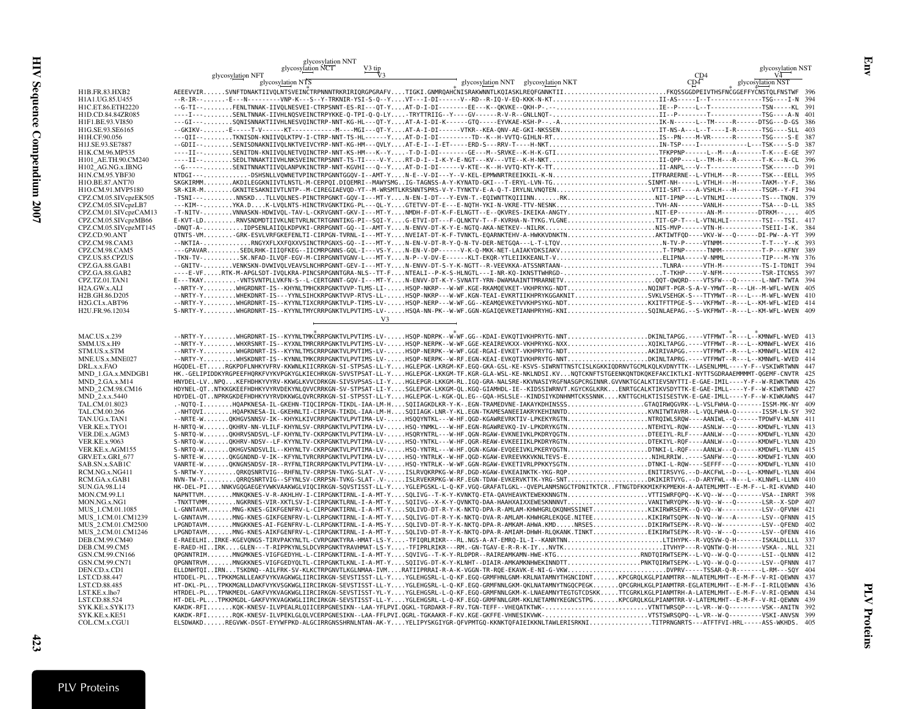```
                                                            glycosylation NNT
                                              glycosylation NCT      V3 tip
                         glycosylation NFT                            V3                                                                                                                    CD4                     glycosylation NST
                                     glycosylation NTS                                                      glycosylation NNT   glycosylation NKT                                          CD4           glycosylation NST      V4
H1B.FR.83.HXB2           AEEEVVIR......SVNFTDNAKTIIVQLNTSVEINCTRPNNNTRKRIRIQRGPGRAFV....TIGKI.GNMRQAHCNISRAKWNNTLKQIASKLREQFGNNKTII...........................FKQSSGGDPEIVTHSFNCGGEFFYCNSTQLFNSTWF  396
H1A1.UG.85.U455          --R-IR--.......-E---N---------VNP-K---S--Y-TRKNIR-YSI-S-Q--Y....VT---I-DI------V--RD--R-IQ-V-EQ-KKK-N-KT...........................II-AS-----I--T-------------TSG----I-N  394
H1C.ET.86.ETH2220        --G-TI--.........FENLTNNAK-IIVQLNESVEI-CTRPSNNT-ES-RI---QT-Y....AT-D-I-DI--------EE---K--QKVKE--QKH-P-.-............................IE--P-----L--T-------------TSN-----KL  391
H1D.CD.84.84ZR085        ----I--.........SENLTNNAK-IIVHLNQSVEINCTRPYKKE-Q-TPI-Q-Q-LY....-TRYTTRIIG--Y----GV------R-V-R--GNLLNQT-............................II--P--------T-------------TSG----A-N  401
H1F1.BE.93.VI850         ---GI--.........SQNISNNAKTIIVHLNESVQINCTRP-NNT-KG-HL---QT-Y....AT-A-I-DI-K------GTQ-----EYKAE-KSH-P--.-A...........................IK-N------L--TM-----R------DTSG---D-GS  386
H1G.SE.93.SE6165         --GKIKV-.......-E-----T-V------KT------------M----MGI---QT-Y....AT-A-I-DI------VTKR--KEA-QNV-AE-GKI-NKSSEN..........................IT-NS-A---L--T----I-R-------TSG----SLL  403
H1H.CF.90.056            ---QII--.........TKNISDN-KNIIVQLKTPV-I-CTRP-NNT-TS-HL-----Y....AT-D-I-DI---------TD--K--H-VVTQ-GIHLN-RT............................IS--PN----M-VR------R--------TSG----S-E  387
H1J.SE.93.SE7887         --GDII--.........SENISDNAKNIIVQLNKTVEIVCYRP-NNT-KG-HM---QVLY....AT-E-I--I-ET------ERD-S---RRV-T----H-NKT..........................IN-TSP-----I-------------L---TSK----S-D  387
H1K.CM.96.MP535          ----II--.........SENITDN-KNIIVQLNETVQINCTRP-NNT-KS-HM---K--Y....-T-D-I-DI-------GE---M--SRVKE--K-H-K-GTI...........................TFKPPNP------L--M---A-------T-K--E-GE  397
H101_AE.TH.90.CM240      ----II--.........SEDLTNNAKTIIVHLNKSVEINCTRPSNNT-TS-TI----V-Y....RT-D-I--I-K-Y-E-NGT---KV---VTE--K-H-NKT............................II-QPP-----L--TM-H---R-------T-K---N-CL  396
H102_AG.NG.x.IBNG        --G-----.........SENITNNAKTIIVQLANPVKINCTRP-NNT-KGVHI---Q--Y....AT-D-I-DI------V-KTE--K--H-VVTQ-KTY-K-TT............................II-ANPL---V--T-------------TSK------D  391
H1N.CM.95.YBF30          NTDGI--.............-DSHSNLLVQWNETVPINCTRPGNNTGGQV-I--AMT-Y....N-E--V-DI---Y--V-KEL-EPMWNRTREEIKKIL-K-N...........................ITFRARERNE--L-VTHLM---R-------TSK---EELL  395
H1O.BE.87.ANT70          SKGKIRMM.........AKDILEGGKNIIVTLNSTL-M-CERPQI.DIQEMRI--MAWYSMG..IG-TAGNSS-A-Y-KYNATD-GKI---T-ERYL-LVN-TG............................SINMT-NH-----L-VTHLH---H-------TAKM--Y-F.  386
H1O.CM.91.MVP5180        SR-KIR-M.........GKNITESAKNIIVTLNTP--M-CIREGIAEVQD-YT--M-WRSMTLKRSNNTSPRS-V-Y-TYNKTV-E-A-Q-T-IRYLNLVNQTEN...........................VTII-SRT----A-VSHLH---H-------TSGM--Y-FI  394
CPZ.CM.05.SIVcpzEK505    -TSNI--.........NNSKD..TLLVQLNES-PINCTRPGNKT-GQV-I---MT-Y....N-EN-I-DT---Y-EVN-T.-EQIWNTTKQIIINN.......RK............................NIT-IPNP---L-VTNLMI---------TS---TNQN.  379
CPZ.CM.05.SIVcpzLB7      ---KIM--.........YKA.D....K-LVQLNTS-HINCTRVGNKTIKG-PL---QL-Y....GTETVV-DT-E---E-NQTH-YKI-N-VKRE-TTV-NESNK............................TVH-AN-------VANLH----------TSA---D-LL  385
CPZ.CM.01.SIVcpzCAM13    -T-NITV--.........VNNASKN-HDWIVQL-TAV-L-CKRVGNNT-GKV-I---MT-Y....NMDH-F-DT-K-F-ELNGTT--E--QKVRES-IKEIKA-ANGTY...........................NIT-EP---------AN-M---------DTRKM--.....  405
CPZ.CM.05.SIVcpzMB66     E-KVT-LD.........RNVSNDMDTIIVKLNETVRLNCTRTGNNTIKG-PI--SQI-Y....G-ETVI-DT---F-QLNKTV-T--F-KVRHA-N-TYKG.YLGNE..........................TIT-GP-T---L-VTNLHLI---------TSI---TSI.  417
CPZ.CM.05.SIVcpzMT145    -DNQT-A-...........IDPSENLAIIQLKDPVKI-CRRPGNNT-GQ--I--AMT-Y....N-ENVV-DT-K-Y-E-NGTQ-AKA-NETKEV--NILRK................................NIS-MVP------VTN-H-----------TSEII-I-K.  384
CPZ.CD.90.ANT            QTNTS-VM.........-GRK-ESVLVRFGKEFENLTI-CIRPGN-TVRNL-I---MT-Y....NVEIAT-DT-K-F-TVNKTL-EQARNKTEHV-A-HWKKVDNKTN...........................AKTIWTFQD----VKV-W---Q-------DI-PW--A-YT  399
CPZ.CM.98.CAM3           --NKTIA-..............RNGYXFLXXFQXXVSINCTRPGNXS-GQ--I---MT-Y....N-EN-V-DT-R-Y-Q-N-TV-DER-NETGQA---L-T-LTQV............................N-TV-P------VTNMM---------T-T---Y--K  393
CPZ.CM.98.CAM5           ---GPAVAR.........SEDLRHK-IIIQFKEG--IICMRPGNNS-GQL-I---VS-Y....N-EN-V-DP------V-K-Q-MKK-NET-LAIAKYDKSIAKV............................T-TPNP------TNMM---------T-P---KFNY  389
CPZ.US.85.CPZUS          -TKN-TV-..........SK.NFAD-ILVQF-EGV-M-CIRPGNNTVGNV-L---MT-Y....N-P--V-DV-E------KLT-EKQR-YTLEIIKKEANLT-V............................ELIPNA-----V-NMML---------TIP---M-YN  376
CPZ.GA.88.GAB1           --GNITV-.........VENKSKN-DVWIVQLVEAVSLNCHRPGNNT-GEV-I---MT-Y....N-ENVV-DT-S-Y-K-NGTT--R-VEEVKKA-ATSSNRTAAN-...........................TLNRA------VTH-M-----------TS-I-TDNIT  394
CPZ.GA.88.GAB2           ----E-VF.......RTK-M-APGLSDT-IVQLKRA-PINCSRPGNNTGRA-NLS--TT-F....NTEALI--P-K-S-HLNGTL---I-NR-KQ-IKNSTTWHRGD-...........................T-TKHP-----V-NFM-----------TSR-ITCNSS  397
CPZ.TZ.01.TAN1           E---TKAY.........-VNTSVNTPLLVKFN-S--L-CERTGNNT-GQV-I---MT-Y....N-ENVV-DT-K-Y-SVNATT-YRN-DWAMAAINTTMRARNETV............................QQT-QWQRD----VTSFW---Q--------L-NWT-TWTA  394
H2A.GW.x.ALI             --NRTY-Y.........WHGRDNRT-IS--KHYNLTMHCKRPGNKTVVP-TLMS-LI-.....HSQP-NKRP---W-WF.KGE-RKAMQEVKET-VKHPRYKG-NDT.........................NQINFT-PGR-S-A-V-YMWT--R---LH--M-WFL-WVEN  405
H2B.GH.86.D205           --NRTY-Y.........WHEKDNRT-IS---YYNLSIHCKRPGNKTVVP-RTVS-LL-.....HSQP-NKRP---W-WF.KGN-TEAI-EVKRTIIKHPRYKGGAKNIT.......................SVKLVSEHGK-S---TTYMWT--R---L---M-WFL-WVEN  410
H2G.CI.x.ABT96           --NRTY-Y.........WHGRDNRT-IS--KYYNLTIXCRRPGNKTVLP-TIMS-LV-.....HSQP-NERP---W-WF.GG--KEAMQEVKETVVKHPSYKG-NDT.........................KXITFTTPGE-S---VKFMWT--R---L--KM-WFL-WIED  414
H2U.FR.96.12034          S-NRTY-Y.........WHGRDNRT-IS--KYYNLTMYCRRPGNKTVLPVTIMS-LV-.....HSQA-NN-PK--W-WF.GGN-KGAIQEVKETIANHPRYHG-KNI...........................SQINLAEPAG.-S-VKFMWT--R---L--KM-WFL-WVED  409

                                                        V3

                                                         *                    *                                                                                                    *         *
MAC.US.x.239             --NRTY-Y.........WHGRDNRT-IS--KYYNLTMKCRRPGNKTVLPVTIMS-LV-.....HSQP-NDRPK--W-WF.GG--KDAI-EVKQTIVKHPRYTG-NNT.........................DKINLTAPGG.----VTFMWT--R---L--KMNWFL-WVED  413
SMM.US.x.H9              --NRTY-Y.........WHXRSNRT-IS--KYXNLTMRCRRPGNKTVLPVTIMS-LV-.....HSQP-NERPK--W-WF.GGE-KEAIREVKXX-VKHPRYKG-NXX.........................XQIKLTAPGG.----VTFMWT--R---L--KMNWFL-WVEX  416
STM.US.x.STM             --NRTY-Y.........WHGRDNRT-IS--KYYNLTMSCRRPGNKTVLPVTIMS-LV-.....HSQP-NERPK--W-WF.GGE-RGAI-EVKET-VKHPRYTG-NDT.........................AKIRIVAPGG.----VTFMWT--R---L--KMNWFL-WIEN  412
MNE.US.x.MNE027          --NRTY-Y.........WHSKDNRT-IS--KYYNLTMKCRRPGNKTVLPVTIMS-LV-.....HSQP-NERPK--W-WF.EGN-KEAI-EVKQTIVKHPRYTG-NNT.........................DKINLTAPRG.----VTFMWT--R---L--KMNWFL-WVED  414
DRL.x.x.FAO              HGQDEL-ET......RGKPDFLNHKYVFRV-KKWNLKIICRRKGN-SI-STPSAS-LI-Y....HGLEPGK-LKRGM-KF.EGQ-GKA-GSL-KE-KSVS-SIWRNTTNSTCISLKGKKIQDRNVTGCMLKQLKVDNYTTK--LASENLMML----Y-F--VSKIWRTWNN  447
MND_1.GA.x.MNDGB1        HK.-GELIPIDDKYRGPEEFHQRKFVYKVPGKYGLKIECHRKGN-SVVSTPSAT-LL-Y....HGLEPGK-LKKGM-TF.KGR-GLA-WSL-KE-NKLNDSI.KV...NQTCKNFTSTGEENKQNTDKQKEFAKCIKTLKI-NYTTSGDRAAEMMMMT-QGEMF-CNVTR  425
MND_2.GA.x.M14           HNVDEL-LV..NPQ...KEFHDHKYVYRV-KKWGLKVVCDRKGN-SIVSVPSAS-LI-Y....HGLEPGR-LKKGM-RL.IGQ-GRA-NALSRE-KKVNASIYRGFNASGPCRGINNR.GVVNKTGCALKTIEVSNYTTI-E-GAE-IMIL----Y-F--W-RIWKTWNN  426
MND_2.CM.98.CM16         HDYNEL-QT..NTKKGKEEFHDHKYVYRVDEKYNLQVVCRRKGN-SV-STPSAT-LI-Y....SGLEPGK-LKKGM-QL.KGQ-GIAMHDL-IE--KIDSSIWRNVT.KGYCKGLKRK...ENRTGCALKTIKVSDYTTK-E-GAE-IMLL----Y-F--W-KIWRTWND  427
MND_2.x.x.5440           HDYDEL-QT..NPRKGKDEFHDHKYVYRVDKKWGLQVRCRRKGN-SI-STPSST-LL-Y....HGLEPGK-LKKGK-QL.EG--GQA-HSLSLE--KINDSIYKDNHNMTCKSSNNK....KNTTGCHLKTISISESTVK-E-GAE-IMLL----Y-F--W-KIWKAWNS  447
TAL.CM.01.8023           .-NQTQ-I.........HQAPKNESA-IL-GKEHN-TIQCIRPGN-TIKDL-IAA-LM-H....SQIIAGKDLKR-Y-K-.EGN-TRAMEDVNE-IAKAYKDHINSSS.....................GTAQIRWQGVRK--L-VSLFWHA-Q-------ISSM-MK-NY  409
TAL.CM.00.266            .-NHTQVI.........HQAPKNESA-IL-GKEHNLTI-CIRPGN-TIKDL-IAA-LM-H....SQIIAGK-LNR-Y-KL.EGN-TKAMESANEEIAKRYKEHINNTD.....................KVNITWTAVRR--L-VQLFWHA-Q-------ISSM-LN-SY  392
TAN.UG.x.TAN1            --NRTE-W.........QKHGVSNNSV-IK--KHYKLKIVCRRPGNKTVLPVTIMA-LV-.....HSQQYNTKL---W-HF.QGD-KGAWREVRKTIV-LPKEKYRGTN.....................NTRQIWLSRQW-----AANIWL--Q------TPDWFV-WLNN  411
VER.KE.x.TYO1            H-NRTQ-W.........QKHRV-NN-VLILF-KHYNLSV-CRRPGNKTVLPVTIMA-LV-.....HSQ-YNMKL---W-HF.EGN-RGAWREVKQ-IV-LPKDRYKGTN.....................NTEHIYL-RQW----ASNLW---Q-------KMDWFL-YLNN  413
VER.DE.x.AGM3            S-NRTQ-W.........QKHRVSNDSVL-LF-KHYNLTV-CKRPGNKTVLPVTIMA-LV-.....HSQRYNTRL---W-HF.QGN-RGAW-EVKNEIVKLPKDRYQGTN.....................DTEEIYL-RLF----AANLW---Q-------KMDWFL-YLNN  420
VER.KE.x.9063            S-NRTQ-W.........QKHRV-NDSV--LF-KYYNLTV-CKRPGNKTVLPVTIMA-LV-.....HSQ-YNTKL---W-HF.QGR-REAW-EVKEEIIKLPKDRYRGTN.....................DTEKIYL-RQF----AANLW---Q-------KMDWFL-YLNN  420
VER.KE.x.AGM155          S-NRTQ-W.........QKHGVSNDSVLIL--KHYNLTV-CKRPGNKTVLPVTIMA-LV-.....HSQ-YNTRL---W-HF.QGN-KGAW-EVQEEIVKLPKERYQGTN.....................DTNKI-L-RQF----AANLW---Q-------KMDWFL-YLNN  415
GRV.ET.x.GRI_677         S-NRTE-W.........QKGGNDND-V-IK--KFYNLTVRCRRPGNKTVLPVTIMA-LV-.....HSQ-YNTRLK--W-HF.QGD-KGAW-EVREEVKKVKNLTEVS-E......................NIHLRRIW.-----SANFW---Q-------KMDWFI-YLNN  400
SAB.SN.x.SAB1C           VANRTE-W.........QKNGNSNDSV-IR--RYFNLTIRCRRPGNKTVLPVTIMA-LV-.....HSQ-YNTRLK--W-HF.GGN-RGAW-EVKETIVRLPPKKYSGTN.....................DTNKI-L-RQW----SEFFF---Q-------KMDWFL-YLNN  410
RCM.NG.x.NG411           S-NRTW-Y.........QRKQSNRTVIG--RHFNLTV-CRRPSN-TVKG-SLAT-.V-.....ISLRVQKRPKG-W-RF.DGD-KGAW-EVKEAINKTK-YKG-RQP.....................ENITIRSVYG.--D-AKCFWL--D---L--KMNWFL-YLNN  404
RCM.GA.x.GAB1            NVN-TW-Y.........QRRQSNRTVIG--SYFNLSV-CRRPSN-TVKG-SLAT-.V-.....ISLRVEKRPKG-W-RF.EGN-TDAW-EVKERVKTTK-YRG-SNT.....................DKIKIRTVYG.--D-ARYFWL--N---L--KLNWFL-LLNN  410
SUN.GA.98.L14            HK-DEL-PI....NNKVGQGAEGEYVMKVAAKWGLVIQCIRKGN-SQVSTISST-LL-Y....YGLEPGSKL-L-Q-KF.VGQ-GRAFATLGKL--QVEPLANMSNGCTFDNITKTCR..FTNGTDFKKMIKFKPMEKH-A-AATEMLMMT--E-M-F--L-RI-KVWND  440
MON.CM.99.L1             NAPNTTVM.......MNKQKNES-V-R-AKHLHV-I-CIRPGNKTIRNL-I-A-MT-Y....SQLIVG--T-K-Y-KVNKTQ-ETA-QAVHEAVKTEWEKKNNGTN.....................VTTISWRFQPQ--K-VQ--W---Q-------VSA--INRRT  398
MON.NG.x.NG1             -TNXTTVMM.......NGKRNES-VIR-XKTLSV-I-CIRPGNKTLRNL-I-A-MT-Y....SQIIVG--X-K-Y-QVNKTQ-DAA-HAAHXAIXXEWESKNNNVT.....................VANITWRYQPK--N-VQ--W---Q-------LSR--X-SDP  407
MUS_1.CM.01.1085         L-GNNTAVM.......MNG-KNES-GIKFGENFRV-L-CIRPGNKTIRNL-I-A-MT-Y....SQLIVD-DT-R-Y-K-NKTQ-DPA-R-AMLAM-KHWHGRLQKQNHSSINET..............KIKIRWRSEPK--Q-VQ--W-----------LSV--QFVNH  421
MUS_1.CM.01.CM1239       L-GNNTAVM.......MNG-KNES-GIKFGENFRV-L-CLRPGNKTIRNL-I-A-MT-Y....SQLIVG-DT-R-Y-K-NKTQ-DVA-R-AMLAM-KHWHGRLEKQGE.NITEE..............KIKIRWTSQPK--N-VQ--W---A-------LSV--QFNNN  415
MUS_2.CM.01.CM2500       LPGNDTAVM.......MNGKKNES-AI-FGENFRV-L-CIRPGNKTIRNL-I-A-MS-Y....SQLIVD-DT-R-Y-K-NKTQ-DPA-R-AMKAM-AHWA.KMD.....NRSES..............DIKIRWTSEPK--R-VQ--W-----------LSV--QFEND  402
MUS_2.CM.01.CM1246       LPGNDTAVM.......MNG-KNES-AIKFGENFRV-L-CIRPGNKTIRNL-I-A-MT-Y....SQLIVD-DT-R-Y-K-NKTQ-DPA-R-AMIAM-DHWH-RLQKANK.TINKT..............EIKIRWTSEPK--R-VQ--W---Q-------LSV--QFENN  416
DEB.CM.99.CM40           E-RAEELHI..IRKE-KGEVQNGS-TIRVPAKYNLTL-CVRPGNKTYRA-HMAT-LS-Y....-TFIQRLRIKR---RL.NGS-A-AT-EMRQ-IL-I--KANRTNN.........................LTIHYPK--R-VQSVW-Q-H-------ISKALDLLLL  337
DEB.CM.99.CM5            E-RAED-HI..IRK....GLEN---T-RIPPKYNLSLDCVRPGNKTYRAVHMAT-LS-Y....-TFIPRLRIKR---RM.-GN-TGAV-E-R-R-K-IY..NVTK...........................ITVHYP---R-VQNTW-Q-H-------VSKA-..NLL  321
GSN.CM.99.CN166          QPGNNTRIM.......MNGMKNES-VIGFGEDYHL-L-CIRPGNKTIRNL-I-A-MT-Y....SQVIVG--T-K-Y-RLDPDR--RAIREAMKAMN-HWE-KTG......................RNDTQIRWTSEPK--L-VQ--W-Q-Q-------LSI--QLNNN  412
GSN.CM.99.CN71           QPGNNTRVM.......MNGKKNES-VIGFGEDYQLTL-CIRPGNKTLKNL-I-A-MT-Y....SQIIVG-DT-K-Y-KLNHT--DIAIR-AMKAMKNHWEKINNDTT...................PNKTQIRWTSEPK--L-VQ--W-Q-Q-------LSV--QFNNN  417
DEN.CD.x.CD1             ELLDNHTQI..IRN...TSKDNQ--AILFRK-SV-KLKCTRPGNVTLKGLNMAA-IVM....RATIIPRRAI-R-A-K-VGGN-TR-RQE-EKAVK-E-NI-G-VKW.......................DVPRV-----TSSAR-Q-R-------L-RM---SQY  404
LST.CD.88.447            HTDDEL-PL...TPKKMGNLLEAKFVYKVAGKWGLIIRCIRKGN-SEVSTISST-LL-Y....YGLEHGSRL-L-Q-KF.EGQ-GRMFHNLGNM-KRLNATAMNYTHGNCIDNT......KPCGRQLKGLPIANMTRR--NLATEMLMHT--E-M-F--V-RI-QEWNN  437
LST.CD.88.485            HT-DKL-PL...TPKKMGNLLDAKFVYKVSGKWGLIIRCIRKGN-SEVSTISST-LL-Y....YGLEHGSRL-L-Q-KF.EGQ-GRMFNNLGKM-QKLNATAMNYTNGQCPEGK.......QPCGRHLKGLPIANMTRR-EGLATEMLMHT--E-M-F--I-RILQEWNN  436
LST.KE.x.lho7            HTRDEL-PL...TPNKMEDL-GAKFVYKVAGKWGLIIRCIRKGN-SEVSTISST-YL-Y....YGLEHGSRL-Q-KF.EGQ-GRMFNNLGKM-K-LNAEAMNYTEGTGTCDSKK.....TTCGRKLKGLPIANMTRH-A-LATEMLMHT--E-M-F--V-RI-QEWNN  434
LST.CD.88.524            HT-DEL-PL...TPKKMGDL-GAKFVYKVAGKWGLIIRCIRKGN-SEVSTISST-LL-Y....YGLEHGSRL-L-Q-KF.EGQ-GRMFNNLGRM-KKLNETAMNYKEGNCSTPG.......KPCGRQLKGLPIANMTRR-V-LATEMLMHT--E-M-F--V-RI-QEWNN  439
SYK.KE.x.SYK173          KAKDK-RFI.......KQK-KNESV-ILVPEALRLQIICERPGNESIKN--LAA-YFLPVI.QGKL-TGRDAKR-F-RV.TGN-TEFF--VHEQATKTWK-...........................VTNTTWRSQP---L-VR--W-Q----------VSK--ANITN  392
SYK.KE.x.KE51            KAKDK-RFI.......RQK-KNESV-ILVPEKLGLQLVCERPGNESIKN--LAA-FFLPVI.QGRL-TGKAAKR-F-KV.KGE-GKFFE-VHNESIKVWK-............................VTSTSWRSQPQ--L-VR--W-Q--------VSKI-ANVSN  399
COL.CM.x.CGU1            ELSDWAKD......REGVWK-DSGT-EYYWFPKD-ALGCIRRGNSSHRNLNTAN-AK-Y....YELIPYSKGIYGR-QFVPMTGQ-KKNKTQFAIEIKKNLTAWLERISRKNI................TITPRNGNRTS---ATFTFVI-HRL-----ASS-WKHDS.  405
```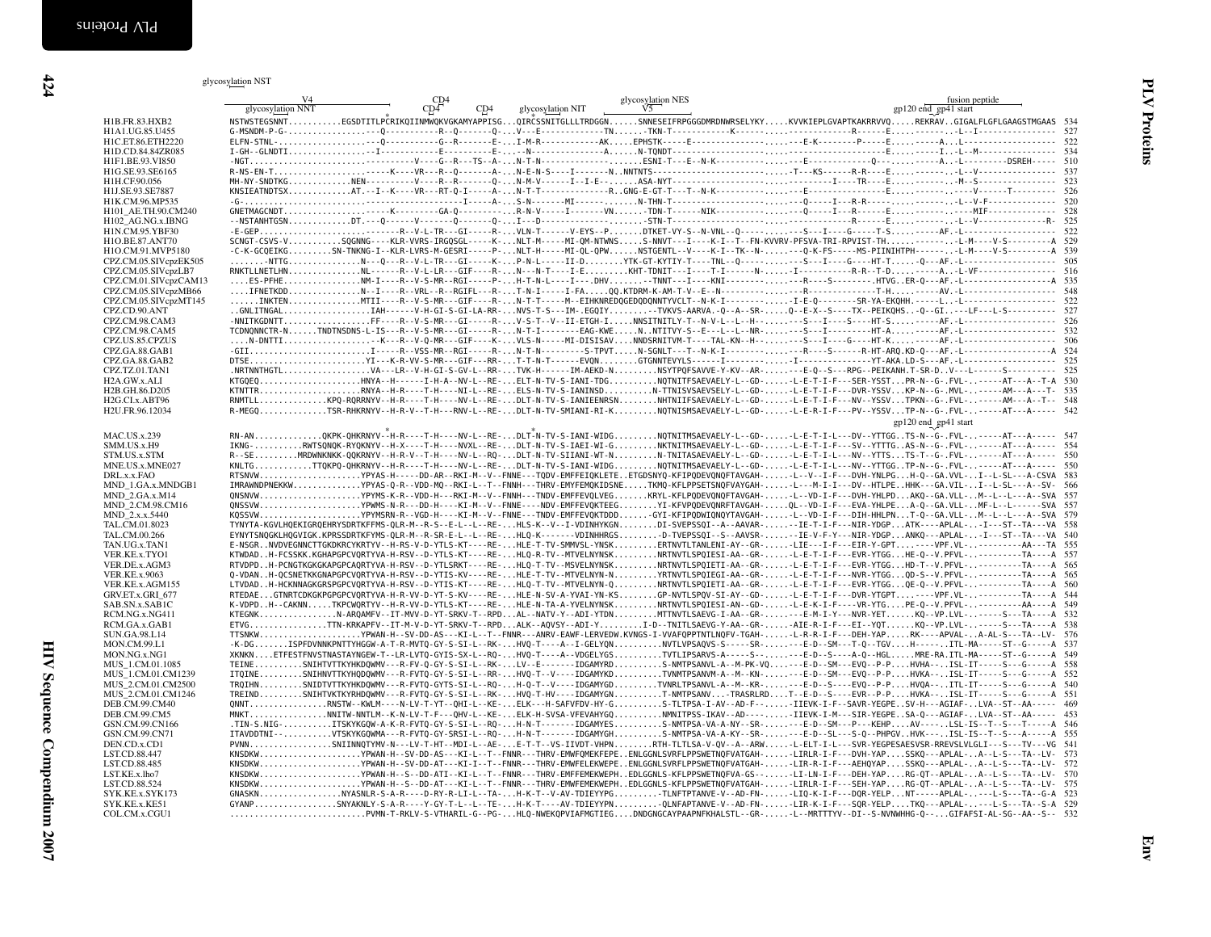```
glycosylation NST
                  V4                          CD4                               glycosylation NES                                        fusion peptide
      glycosylation NNT                  CD4      CD4      glycosylation NIT        V5                                         gp120 end gp41 start
H1B.FR.83.HXB2        NSTWSTEGSNNT..........EGSDTITLPCRIKQIINMWQKVGKAMYAPPISG...QIRCSSNITGLLLTRDGGN......SNNESEIFRPGGGDMRDNWRSELYKY.....KVVKIEPLGVAPTKAKRRVVQ.....REKRAV..GIGALFLGFLGAAGSTMGAAS  534
H1A1.UG.85.U455       G-MSNDM-P-G-..............---Q-----------R--Q-------Q-...V---E------------TN.......-TKN-T----------K------.....-------------R------E.........-..-L--I----------------  527
H1C.ET.86.ETH2220     ELFN-STNL-..................---Q-----------G--R-------E-...I-M-R-----------AK.....EPHSTK-----E----------------.....---E-K--------P-----E.........A...L-----------------  522
H1D.CD.84.84ZR085     I-GH--GLNDTI..............--I-----------E----------E-...--N---------------A.......N-TQNDT-----------------------.....-----------------------E.........I..-L--M----------------  534
H1F1.BE.93.VI850      -NGT...........................----------V----G--R---TS--A-...N-T-N------------------.......ESNI-T---E--N-K-----------.....--E------------Q---.........A..-L---------DSREH-----  510
H1G.SE.93.SE6165      R-NS-EN-T..................-----K----VR---R--Q-------A-...N-E-N-S----I-------N..NNTNTS----------------------.....-T---KS------R-R----E.........-..-L--V----------------  537
H1H.CF.90.056         MH-NY-SNDTKG............NEN-----------V----R--R-------Q-...N-M-V------I--I-E-......ASA-NYT---------------------.....----------I----TR----E.........-..-M--S----------------  523
H1J.SE.93.SE7887      KNSIEATNDTSX............AT.--I--K-----VR---RT-Q-I-----A-...N-T-T-------------R..GNG-E-GT-T---T--N-K------------.....-------------------E.........-..---V------T----------  526
H1K.CM.96.MP535       -G-..................................-----------I-----A-...S-N-------MI--------.......N-THN-T----------------------.....--Q-----I---R-R-----------------.-.-L--V-F-------------  520
H101_AE.TH.90.CM240   GNETMAGCNDT..............-----K---------GA-Q----------...R-N-V-----I--------VN......-TDN-T------NIK-----------.....--Q-----I---R-----E.........-.---MIF----------------  528
H102_AG.NG.x.IBNG     --NSTANHTGSN............DT.---Q-------V-------Q-------Q-...I---D--------------------.......-STN-T----------------------.....-------------R------E.........-..-L--V--------------R-  525
H1N.CM.95.YBF30       -E-GEP.....................-------R--V-L-TR---GI------R-...VLN-T------V-EYS--P.......DTKET-VY-S--N-VNL--Q-----.....---S---I----G-----T-S.........-----AF.-L----------------  522
H1O.BE.87.ANT70       SCNGT-CSVS-V..........SQGNNG----KLR-VVRS-IRGQSGL-----K-...NLT-M-----MI-QM-NTWNS.....S-NNVT---I----K-I--T--FN-KVVRV-PFSVA-TRI-RPVIST-TH...........-..-L-M----V-S---------A  529
H1O.CM.91.MVP5180     -C-K-GCQEIKG.........SN-TNKNG-I--KLR-LVRS-M-GESRI-----P-...NLT-H-----MI-QL-QPW......NSTGENTL--V----K-I--TK--N-.....---Q-K-FS-----MS-PIINIHTPH------.-L-M----V-S---------A  539
CPZ.CM.05.SIVcpzEK505 .......-NTTG..............N---Q---R--V-L-TR---GI-----K-...P-N-L-----II-D........YTK-GT-KYTIY-T----TNL--Q-----.....---S---I----G-----HT-T......-Q---AF.-L----------------  505
CPZ.CM.05.SIVcpzLB7   RNKTLLNETLHN..............NL-----R--V-L-LR---GIF-----R-...N---N-T---I-E.........KHT-TDNIT---I-----T-I-----N-.....-I---------R-R--T-D.........-.---A..-L-VF----------------  516
CPZ.CM.01.SIVcpzCAM13 ....ES-PFHE...............NM-I----R--V-S-MR--RGI-----P-...H-T-N-L-----I----.DHV.........TNNT---I-----KNI---------.....---R----S-----------.HTVG..ER-Q---AF.-L---------------A  535
CPZ.CM.05.SIVcpzMB66  ....IFNETKDD..............N--I----R--VRL--R--RGIFL---R-...T-N-I-----I-FA.....QQ.KTDRM-K-AM-T-V--E--N---------.....--R-------------T-H.........--AV.-L----------------  548
CPZ.CM.05.SIVcpzMT145 ......INKTEN..............MTII----R--V-S-MR---GIF----R-...N-T-T-----M--EIHKNREDQGEDQDQNNTYVCLT--N-K-I---------.....-I-E-Q--------SR-YA-EKQHH.-----L.-L-----------------  522
CPZ.CD.90.ANT         ..GNLITNGAL.................IAH------V-H-GI-S-GI-LA-RR-...NVS-T-S---IM-.EGQIY.......-TVKVS-AARVA.-Q--A--SR-.....Q--E-X--S----TX--PEIKQHS..-Q--GI..---LF---L-S----------  527
CPZ.CM.98.CAM3        -NNITKGDNTT................FF----R--V-S-MR---GI-----R-...V-S-T--V--II-ETGH-I.....NNSITNITLY-T--N-V-L--L--H--.....---S---I----S-----HT-S.........-AF.-L----------------  526
CPZ.CM.98.CAM5        TCDNQNNCTR-N.....TNDTNSDNS-L-IS---R--V-S-MR---GI-----R-...N-T-I--------EAG-KWE.....N..NTITVY-S--E---L--L--NR-.....---S---I---------HT-A.........-AF.-L----------------  532
CPZ.US.85.CPZUS       ....N-DNTTI................-K---R--V-Q-MR---GIF----K-...VLS-N-----MI-DISISAV.....NNDSRNITVM-T----TAL-KN--H--.....---S---I----G-----HT-K.........-AF.-L----------------  506
CPZ.GA.88.GAB1        -GII.........................I-----R--VSS-MR--RGI-----R-...N-T-N---------S-TPVT.....N-SGNLT---T--N-K-I--------.....--R-----S------R-HT-ARQ.KD-Q---AF.-L-----------------A  524
CPZ.GA.88.GAB2        DTSE.......................YI---K-R-VV-S-MR---GIF----RR-...T-T-N-T------EVQN.........GTGNNTEVYLS------I--------S.....-I-------------Q--YT-AKA.LD-S---AF.-L----------------  525
CPZ.TZ.01.TAN1        .NRTNNTHGTL...............VA---LR--V-H-GI-S-GV-L--RR-...TVK-H------IM-AEKD-N........NSYTPQFSAVVE-Y-KV--AR-.....--E-Q--S---RPG--PEIKANH.T-SR-D..V---L------S-----------  525
H2A.GW.x.ALI          KTGQEQ....................HNYA--H------I-H-A--NV-L--RE-...ELT-N-TV-S-IANI-TDG........NQTNITFSAEVAELY-L--GD-.....-L-E-T-I-F---SER-YSST...PR-N--G-.FVL-..-----AT---A--T-A  530
H2B.GH.86.D205        KTNTTR....................RNYA--H-R----T-H----NI-L--RE-...ELS-N-TV-S-IANINSD..........N-TTNISVSAEVSELY-L--GD-.....-L-E-T-I-F---DVR-YSSV...KP-N--G-.MVL-..-----AM---A---T-  535
H2G.CI.x.ABT96        RNMTLL.............KPQ-RQRRNYV--H-R----T-H----NV-L--RE-...DLT-N-TV-S-IANIEENRSN........NHTNIIFSAEVAELY-L--GD-.....-L-E-T-I-F---NV--YSSV...TPKN--G-.FVL-..-----AM---A--T--  548
H2U.FR.96.12034       R-MEGQ.............TSR-RHKRNYV--H-R-V--T-H---RNV-L--RE-...DLT-N-TV-S-SMIANI-RI-K.........NQTNISMSAEVAELY-L--GD-.....-L-E-R-I-F---PV--YSSV...TP-N--G-.FVL-..-----AT---A-----  542
                                                                                                                                                    gp120 end gp41 start
MAC.US.x.239          RN-AN..............QKPK-QHKRNYV--H-R----T-H----NV-L--RE-...DLT-N-TV-S-IANI-WIDG.........NQTNITMSAEVAELY-L--GD-.....-L-E-T-I-L---DV--YTTGG..TS-N--G-.FVL-..-----AT---A-----  547
SMM.US.x.H9           IKNG-..........RWTSQNQK-RYQKNYV--H-X----T-H----NVXL--RE-...DLT-N-TV-S-IAEI-WI-G.........NKTNITMSAEVAELY-L--GD-.....-L-E-T-I-F---SV--YTTTG..AS-N--G-.FVL-..-----AT---A-----  554
STM.US.x.STM          R--SE..........MRDWNKNKK-QQKRNYV--H-R-V--T-H----NV-L--RQ-...DLT-N-TV-S-SIIANI-WT-N.........N-TNITASAEVAELY-L--GD-.....-L-E-T-I-L---NV--YTTS...TS-T--G-.FVL-..-----AT---A-----  550
MNE.US.x.MNE027       KNLTG...........TTQKPQ-QHKRNYV--H-R----T-H----NV-L--RE-...DLT-N-TV-S-IANI-WIDG.........NQTNITMSAEVAELY-L--GD-.....-L-E-T-I-L---NV--YTTGG..TP-N--G-.FVL-..-----AT---A-----  550
DRL.x.x.FAO           RTSNVW....................YPYAS-H-----DD-AR--RKI-M--V--FNNE---TQDV-EMFFEIQKLETE..ETGDSNYQ-KFIPQDVEVQNQFTAVGAH-.....-L--V--I-F---DVH-YNLPG...H-Q--GA.VVL-..I--L-SL---A-CSVA  583
MND_1.GA.x.MNDGB1     IMRAWNDPNEKKW.............YPYAS-Q-R--VDD-MQ--RKI-L--T--FNNH---THRV-EMYFEMQKIDSNE......TKMQ-KFLPPSETSNQFVAVGAH-.....-L---M-I-I---DV--HTLPE..HHK---GA.VIL-..I--L-SL---A-SV-  566
MND_2.GA.x.M14        QNSNVW....................YPYMS-K-R--VDD-H---RKI-M--V--FNNH---TNDV-EMFFEVQLVEG........KRYL-KFLPQDEVQNQFTAVGAH-.....-L--VD-I-F---DVH-YHLPD...AKQ--GA.VLL-..M--L--L---A--SVA  557
MND_2.CM.98.CM16      QNSSVW....................YPWMS-N-R---DD-H----KI-M--V--FNNE----NDV-EMFFEVQKTEEG.......YI-KFVPQDEVQNRFTAVGAH-.....QL--VD-I-F---EVA-YHLPE...A-Q--GA.VLL-..MF-L--L------SVA  557
MND_2.x.x.5440        KQSSVW....................YPYMSRN-R--VGD-H----KI-M--V--FNNE---TNDV-EMFFEVQKTDDD.......-GYI-KFIPQDWIQNQYTAVGAH-.....-L--VD-I-F---DIH-HHLPN...T-Q--GA.VLL-..M--L--L---A--SVA  579
TAL.CM.01.8023        TYNYTA-KGVLHQEKIGRQEHRYSDRTKFFMS-QLR-M--R-S--E-L--L--RE-...HLS-K--V--I-VDINHYKGN........DI-SVEPSSQI--A--AAVAR-.....--IE-T-I-F---NIR-YDGP...ATK---APLAL-..-I---ST--TA---VA  558
TAL.CM.00.266         EYNYTSNQGKLHQGVIGK.KPRSSDRTKFYMS-QLR-M--R-SR-E-L--L--RE-...HLQ-K--------VDINHHRGS.........-D-TVEPSSQI--S--AAVSR-.....--IE-V-F-Y---NIR-YDGP...ANKQ---APLAL-..-I---ST--TA---VA  540
TAN.UG.x.TAN1         E-NSGR..NVDVEGNNCTTGKDKRCYKRTYV--H-RS-V-D-YTLS-KT----RE-...HLE-T-TV-SMMVSL-YNSK.........ERTNVTLTANLENI-AY--GR-.....-LIE---I-F---EIR-Y-GPT......----VPF.VL-..---------AA---TA  555
VER.KE.x.TYO1         KTWDAD..H-FCSSKK.KGHAPGPCVQRTYVA-H-RSV--D-YTLS-KT----RE-...HLQ-R-TV--MTVELNYNSK.........NRTNVTLSPQIESI-AA--GR-.....-L-E-T-I-F---EVR-YTGG...HE-Q--V.PFVL-..----------TA----A  557
VER.DE.x.AGM3         RTVDPD..H-PCNGTKGKGKAPGPCAQRTYVA-H-RSV--D-YTLSRKT----RE-...HLQ-T-TV--MSVELNYNSK.........NRTNVTLSPQIETI-AA--GR-.....-L-E-T-I-F---EVR-YTGG...HD-T--V.PFVL-..----------TA----A  565
VER.KE.x.9063         Q-VDAN..H-QCSNETKKGNAPGPCVQRTYVA-H-RSV--D-YTIS-KV----RE-...HLE-T-TV--MTVELNYN-N.........YRTNVTLSPQIEGI-AA--GR-.....-L-E-T-I-F---NVR-YTGG...QD-S--V.PFVL-..----------TA----A  565
VER.KE.x.AGM155       LTVDAD..H-HCKNNAGKGRSPGPCVQRTYVA-H-RSV--D-YTIS-KT----RE-...HLQ-T-TV--MTVELNYN-Q.........NRTNVTLSPQIETI-AA--GR-.....-L-E-T-I-F---EVR-YTGG...QE-Q--V.PFVL-..----------TA----A  560
GRV.ET.x.GRI_677      RTEDAE...GTNRTCDKGKPGPGPCVQRTYVA-H-R-VV-D-YT-S-KV----RE-...HLE-N-SV-A-YVAI-YN-KS........GP-NVTLSPQV-SI-AY--GD-.....-L-E-T-I-F---DVR-YTGPT.......---VPF.VL-..----------TA----A  544
SAB.SN.x.SAB1C        K-VDPD..H--CAKNN......TKPCWQRTYV--H-R-VV-D-YTLS-KT----RE-...HLE-N-TA-A-YVELNYNSK.........NRTNVTLSPQIESI-AN--GD-.....-L-E-K-I-F----VR-YTG....PE-Q--V.PFVL-..----------AA----A  549
RCM.NG.x.NG411        KTEGNK................N-ARQAMFV--IT-MVV-D-YT-SRKV-T--RPD...AL--NATV-Y--ADI-YTDN.........MTTNVTLSAEVG-I-AA--GR-.....---E-M-I-Y---NVR-YET.......KQ--VP.LVL-..-----S---TA----A  532
RCM.GA.x.GAB1         ETVG...............TTN-KRKAPFV--IT-M-V-D-YT-SRKV-T--RPD...ALK--AQVSY--ADI-Y.........I-D--TNITLSAEVG-Y-AA--GR-.....-AIE-R-I-F---EI--YQT......KQ--VP.LVL-..-----S---TA----A  538
SUN.GA.98.L14         TTSNKW....................YPWAN-H--SV-DD-AS---KI-L--T--FNNR---ANRV-EAWF-LERVEDW.KVNGS-I-VVAFQPPTNTLNQFV-TGAH-.....-L-R-R-I-F---DEH-YAP.....RK----APVAL-..A-AL-S---TA--LV-  576
MON.CM.99.L1          -K-DG.........ISPFDVNNKPNTTYHGGW-A-T-R-MVTQ-GY-S-SI-L--RK-...HVQ-T-----A--I-GELYQN..........NVTLVPSAQVS-S-----SR-.....---E-D--SM---T-Q--TGV.....H----..ITL-MA-----ST--G-----A  537
MON.NG.x.NG1          XKNKN.....ETFESTFNVSTNASTAYNGEW-T--LR-LVTQ-GYIS-SX-L--RQ-...HVQ-T-----A--VDGELYGS.........TVTLIPSARVS-A-----S--.....---E-D--S-----A-Q--HGL.....MRE-RA.ITL-MA-----ST--G-----A  549
MUS_1.CM.01.1085      TEINE.........SNIHTVTTKYHKDQWMV---R-FV-Q-GY-S-SI-L--RK-...LV--E-------IDGAMYRD.........S-NMTPSANVL-A--M-PK-VQ.....---E-D--SM---EVQ--P-P.....HVHA---.ISL-IT-----S---G-----A  558
MUS_1.CM.01.CM1239    ITQINE.........SNIHNVTTKYHQDQWMV---R-FVTQ-GY-S-SI-L--RK-...HVQ-T--V-----IDGAMYKD.........TVNMTPSANVM-A--M--KN-.....---E-D--SM---EVQ--P-P.....HVKA---.ISL-IT-----S---G-----A  552
MUS_2.CM.01.CM2500    TRQIHN.........SNIDTVTTKYHKDQWMV---R-FVTQ-GYTS-SI-L--RQ-...H-Q-T--V-----IDGAMYGD.........TVNRLTPSANVL-A--M--KR-.....---E-D--S-----EVQ--P-P.....HVQA---.ITL-IT-----S---G-----A  540
MUS_2.CM.01.CM1246    TREIND.........SNIHTVKTKYRHDQWMV---R-FVTQ-GY-S-SI-L--RK-...HVQ-T-HV-----IDGAMYGN..........T-NMTPSANV...-TRASRLRD....T--E-D--S-----EVR--P-P.....HVKA---.ISL-IT-----S---G-----A  551
DEB.CM.99.CM40        QNNT...............RNSTW--KWLM----N-LV-T-YT--QHI-L--KE-...ELK---H-SAFVFDV-HY-G..........S-TLTPSA-I-AV--AD-F--.....-IIEVK-I-F---SAVR-YEGPE..SV-H---AGIAF-..LVA--ST--AA-----  469
DEB.CM.99.CM5         MNKT...............NNITW-NTLM--K-N-LV-T-F---QHV-L--KE-...ELK-H-SVSA-VFEVAHYGQ.........NMNITPSS-IKAV--AD----.....-IIEVK-I-M---SIR-YEGPE..SA-Q---AGIAF-..LVA--ST--AA-----  453
GSN.CM.99.CN166       .TIN-S.NIG-.........ITSKYKGQW-A-K-R-FVTQ-GY-S-SI-L--RQ-...H-N-T-------IDGAMYES..........S-NMTPSA-VA-A-NY--SR-.....---E-D--SM---P---KEHP.....AV-----.LSL-IS--T--S---T-----A  546
GSN.CM.99.CN71        ITAVDDTNI-..........VTSKYKGQWMA---R-FVTQ-GY-SRSI-L--RQ-...H-N-T-------IDGAMYGN..........S-NMTPSA-VA-A-KY--SR-.....---E-D--SL---S-Q--PHPGV..HVK------.ISL-IS--T--S---A-----A  555
DEN.CD.x.CD1          PVNN..............SNIINNQTYMV-N---LV-T-HT--MDI-L--AE-...E-T-T--VS-IIVDT-VHPN..........RTH-TLTLSA-V-QV--A--ARW.....-L-ELT-I-L---SVR-YEGPESAESVSR-RREVSLVLGLI---S---TV---VG  541
LST.CD.88.447         KNSDKW....................YPWAN-H--SV-DD-AT---KI-I--T--FNNR---THRV-EMWFQMEKFEPE..ENLGGNLSVRFLPPSWETNQFVATGAH-.....-LIRLR-I-F---DVH-YAP....SSKQ---APLAL-..A--L-S---TA--LV-  573
LST.CD.88.485         KNSDKW....................YPWAN-H--SV-DD-AT---KI-I--T--FNNR---THRV-EMWFELEKWEPE..ENLGGNLSVRFLPPSWETNQFVATGAH-.....-LIR-R-I-F---AEHQYAP....SSKQ---APLAL-..A--L-S---TA--LV-  572
LST.KE.x.lho7         KNSDKW....................YPWAN-H--S-DD-ATI--KI-L--T--FNNR---THRV-EMWFEMEKWEPH..EDLGGNLS-KFLPPSWETNQFVA-GS--.....-LI-LN-I-F---DEH-YAP....RG-QT--APLAL-..A--L-S---TA--LV-  570
LST.CD.88.524         KNSDKW....................YPWAN-H--S--DD-AT---KI-L--T--FNNR---THRV-EMWFEMEKWEPH..EDLGGNLS-KFLPPSWETNQFVATGAH-.....-LIRLR-I-F---SEH-YAP....RG-QT--APLAL-..A--L-S---TA--LV-  575
SYK.KE.x.SYK173       GNASKN................NYASNLR-S-A-R----D-RY-R-LI-L--TA-...H-K-T--V-AV-TDIEYYPG..........-TLNFTPTANVE-V--AD-FN-.....-LIQ-K-I-F---DQR-YELP...NT-----APLAL-..---L-S---TA--G-A  523
SYK.KE.x.KE51         GYANP.................SNYAKNLY-S-A-R----Y-GY-T-L--L--TE-...H-K-T-----AV-TDIEYYPN..........-QLNFAPTANVE-V--AD-FN-.....-LIR-K-I-F---SQR-YELP...TKQ---APLAL-..---L-S---TA--S-A  529
COL.CM.x.CGU1         .........................PVMN-T-RKLV-S-VTHARIL-G--PG-...HLQ-NWEKQPVIAFMGTIEG....DNDGNGCAYPAAPNFKHALSTL--GR-.....-L--MRTTTYV--DI--S-NVNWHHG-Q--..GIFAFSI-AL-SG--AA--S--  532
```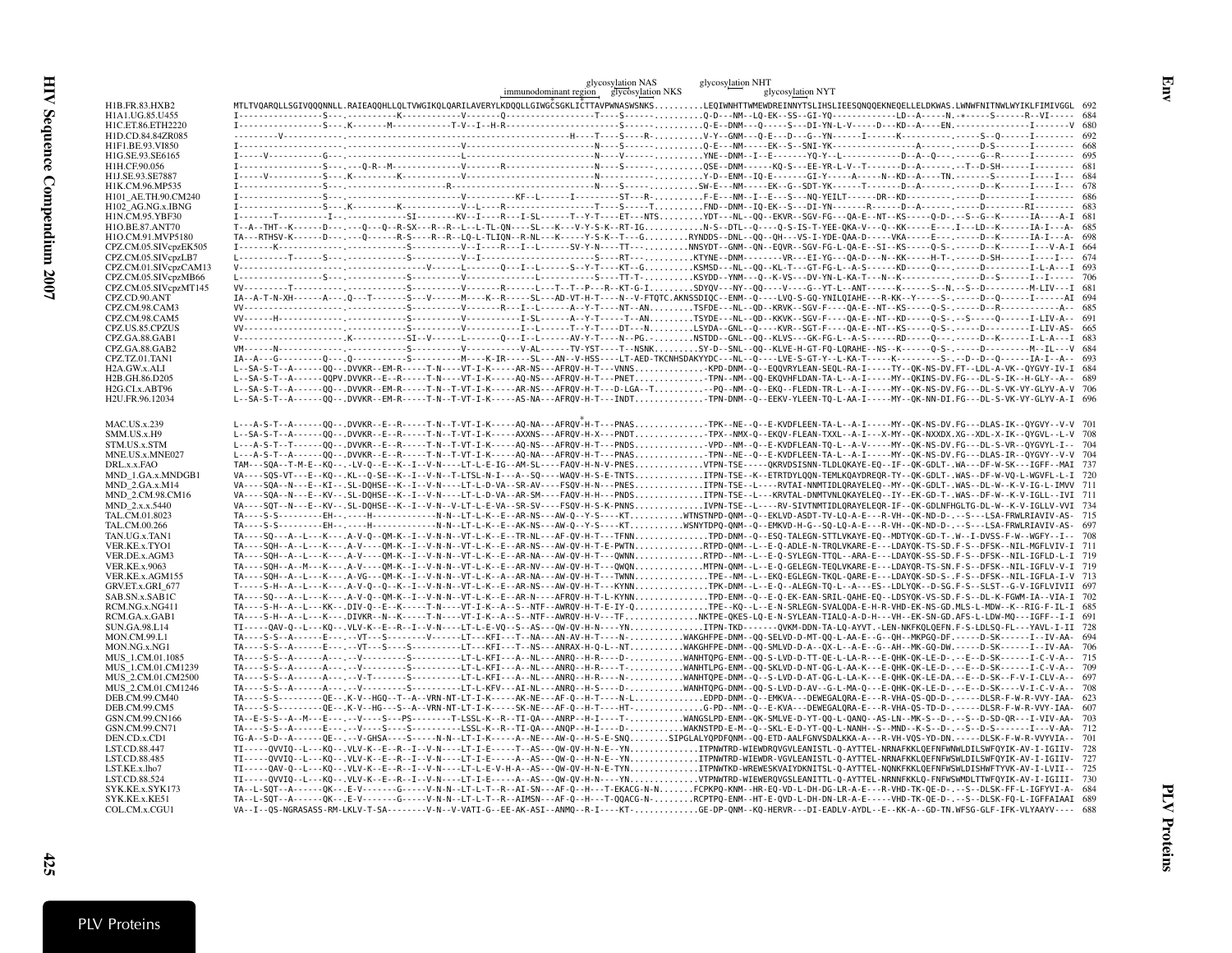```
                                                                                         glycosylation NAS          glycosylation NHT
                                                                        immunodominant region   glycosylation NKS              glycosylation NYT
H1B.FR.83.HXB2            MTLTVQARQLLSGIVQQQNNLL.RAIEAQQHLLQLTVWGIKQLQARILAVERYLKDQQLLGIWGCSGKLICTTAVPWNASWSNKS..........LEQIWNHTTWMEWDREINNYTSLIHSLIEESQNQQEKNEQELLELDKWAS.LWNWFNITNWLWYIKLFIMIVGGL  692
H1A1.UG.85.U455           I----------------S---.----------K--------------V-------Q----------------T----S-----..........Q-D---NM--LQ-EK--SS--GI-YQ-------------LD--A-----N.-*-----S------R--VI-----  684
H1C.ET.86.ETH2220         I----------------S---.K--------M-----------T-V--I--H-R-----------------------S---..........Q-E--DNM---Q-----S---DI-YN-L-V-----D---KD--A----EN.-------------I------V  680
H1D.CD.84.84ZR085         ---------V---------------------------------------------------------H----T----S----R-.........V-Y--GNM---Q-E---D---G--YN------I-----K------------.------S--Q-------I--------  692
H1F1.BE.93.VI850          I----------------.--------------------------V----------------------N----S-----------.........Q-E---NM-----EK--S--SNI-YK-----------------A------.-----D-S------I--------  668
H1G.SE.93.SE6165          I-----V-----------G---.---------------------------L--------------------N----V-----------.........YNE--DNM--I--E-------YQ-Y--L-----------D--A--Q---.-----G--R------I--------  695
H1H.CF.90.056             I----------------.----Q-R--M---------------V-------R--------------------N----S----------.........QSE--DNM------KQ-S---EE-YR-L-V--T-------D--A------.--T--D-SH------I--------  681
H1J.SE.93.SE7887          I-----V-----------S---.K--------K-------------V---------------------------N----------------.........Y-D--ENM--IQ-E-------GI-Y-----A-----N--KD--A----TN.-------S------I----I---  684
H1K.CM.96.MP535           I----------------.------------------R--------------------------------N----S-----..........SW-E---NM-----EK--G--SDT-YK------T-------D--A------.-----D--K------I----I---  678
H101_AE.TH.90.CM240       I----------------S---.---------------------------V----------KF--L------I---------ST---R-.........F-E---NM--I--E---S---NQ-YEILT------DR--KD-----------------------I--------  686
H102_AG.NG.x.IBNG         I----------------S---.K--------K---------------V--L-----R---------------------S----T---------.FND--DNM--IQ-EK--S---DI-YN-------R------D--A------.-----D--------RI--------  683
H1N.CM.95.YBF30           I-------T---------I--.-----------SI--------KV--I----R---I-SL------T--Y-T----ET----NTS.........YDT---NL--QQ--EKVR--SGV-FG---QA-E--NT--KS-----Q-D--.--S--G--K-------IA----A-I  681
H1O.BE.87.ANT70           T--A--THT--K------D---.---Q---Q--R-SX---R--R--L--L-TL-QN----SL---K---V-Y-S-K--RT-IG...........N-S--DTL--Q----Q-S-IS-T-YEE-QKA-V---Q--KK-----E---.I---LD--K-------IA-I---A-  685
H1O.CM.91.MVP5180         TA---RTHSV-K------D---.---Q------R-S----R--R--LQ-L-TLIQN--R-NL---K-----Y-S-K--T---G.......RYNDDS--DNL--QQ--QH---VS-I-YDE-QAA-D-----VKA-----E---.-----D--K-------IA-I---A-  698
CPZ.CM.05.SIVcpzEK505     I-------K--------------.----------S----------V--I----R---I--L------SV-Y-N----TT-----------NNSYDT--GNM--QN--EQVR--SGV-FG-L-QA-E--SI--KS-----Q-S-.-----D--K-------I---V-A-I  664
CPZ.CM.05.SIVcpzLB7       L----------T------S---.-----------S----------V--I---------------------S----RT---.........KTYNE--DNM--------VR---EI-YG---QA-D---N--KK-----H-T-.-----D-SH------I----I---  674
CPZ.CM.01.SIVcpzCAM13     V--------------------.--------------V------L------Q---I--L------S--Y-T----KT--G.........KSMSD---NL--QQ--KL-T---GT-FG-L--A-S-----KD-----Q---.-----D---------I-L-A---I  693
CPZ.CM.05.SIVcpzMB66      L----------------S---.----------S----------V-------------------L-----------S----TT-T-.........KSYDD--YNM---Q--K-VS---DV-YN-L-KA-T---N--K------------.-----D--S------I--I----  706
CPZ.CM.05.SIVcpzMT145     VV--------T-----------.----------S----------V-------K--------L---T--T--P---R--KT-G-I.........SDYQV---NY--QQ-----V----G--YT-L--ANT------K-----S--N.--S--D--------M-LIV---I  681
CPZ.CD.90.ANT             IA--A-T-N-XH------A---.Q---T-----S---V------M----K--R-----SL---AD-VT-H-T----N--V-FTQTC.AKNSSDIQC--ENM--Q----LVQ-S-GQ-YNILQIAHE---R-KK--Y------S-.-----D--Q------I------AI  694
CPZ.CM.98.CAM3            VV--------------------.----------S----------V-------R---I--L-------A--Y-T----NT--AN.........TSFDE---NL--QD--KRVK--SGV-F----QA-E--NT--KS-----Q-S-.-----D--R-------------A--  685
CPZ.CM.98.CAM5            VV------H-------------.----------S----------V-----------I-SL-------A--Y-T----T--AN.........TSYDE---NL--QD--KKVK--SGV-F----QA-E--NT--KD-----Q-S-.--S-----Q-------I-LIV-A--  691
CPZ.US.85.CPZUS           VV--------------------.----------S----------V-----------I--L-------T--Y-T----DT---N.........LSYDA--GNL--Q----KVR--SGT-F----QA-E--NT--KS-----Q-S-.-----D--------I-LIV-AS-  665
CPZ.GA.88.GAB1            V---------------------.K----------SI--V------L-------Q---I--L------AV-Y-T----N--PG.........NSTDD--GNL--QQ--KLVS---GK-FG-L--A-S-------RD-----Q---.-----D--K-------I-L-A---I  683
CPZ.GA.88.GAB2            VM--------N-----------.----------S----------V-------------V-AL------TV-YST----T--NSNK.........SY-D--SNL--QQ--KLVE-H-GT-FQ-LQRAHE--NS--K------Q-S-.-----D--------M--IL---V  684
CPZ.TZ.01.TAN1            IA--A---G---------Q---.Q----------S----------M----K-IR-----SL---AN--V-HSS----LT-AED-TKCNHSDAKYYDC---NL--Q----LVE-S-GT-Y--L-KA-T------K---------S-.--D--D--Q-------IA-I--A-  693
H2A.GW.x.ALI              L--SA-S-T--A------QQ--.DVVKR--EM-R-----T-N---VT-I-K-----AR-NS---AFRQV-H-T---VNNS..............-KPD-DNM--Q--EQQVRYLEAN-SEQL-RA-I-----TY--QK-NS-DV.FT--LDL-A-VK--QYGVY-IV-I  684
H2B.GH.86.D205            L--SA-S-T--A------QQPV.DVVKR--E--R-----T-N---VT-I-K-----AQ-NS---AFRQV-H-T---PNET..............-TPN--NM--QQ-EKQVHFLDAN-TA-L--A-I-----MY--QKINS-DV.FG---DL-S-IK--H-GLY--A--  689
H2G.CI.x.ABT96            L--SA-S-T--A------QQ--.DVVKR--EM-R-----T-N--T-VT-I-K-----AR-NS---AFRQV-H-T---D-LGA--T.............-PQ--NM--Q--EKQ--FLEDN-TR-L--A-I-----MY--QK-NS-DV.FG---DL-S-VK-VY-GLYV-A-V  706
H2U.FR.96.12034           L--SA-S-T--A------QQ--.DVVKR--EM-R-----T-N--T-VT-I-K-----AS-NA---AFRQV-H-T---INDT..............-TPN-DNM--Q--EEKV-YLEEN-TQ-L-AA-I-----MY--QK-NN-DI.FG---DL-S-VK-VY-GLYV-A-I  696

MAC.US.x.239              L---A-S-T--A------QQ--.DVVKR--E--R-----T-N--T-VT-I-K-----AQ-NA---AFRQV*H-T---PNAS..............-TPK--NE--Q--E-KVDFLEEN-TA-L--A-I-----MY--QK-NS-DV.FG---DLAS-IK--QYGVY--L-V  701
SMM.US.x.H9               L--SA-S-T--A------QQ--.DVVKR--E--R-----T-N--T-VT-I-K-----AXXNS---AFRQV-H-X---PNDT..............-TPX--NMX-Q--EKQV-FLEEN-TXXL--A-I-----X-MY--QK-NXXDX.XG--XDL-X-IK--QYGVL--L-V  708
STM.US.x.STM              L---A-S-T--T------QQ--.DVVKR--E--R-----T-N--T-VT-I-K-----AQ-NS---AFRQV-H-T---PNDS..............-VPD--NM--Q--E-KVDFLEEN-TQ-L--A-V-----MY--QK-NS-DV.FG---DL-S-VR--QYGVYL-I--  704
MNE.US.x.MNE027           L---A-S-T--A------QQ--.DVVKR--E--R-----T-N--T-VT-I-K-----AQ-NS---AFRQV-H-T---PNAS..............-TPN--NE--Q--E-KVDFLEEN-TA-L--A-I-----MY--QK-NS-DV.FG---DLAS-IR--QYGVY--V-V  704
DRL.x.x.FAO               TAM---SQA--T-M-E--KQ--.-LV-Q--E--K--I--V-N----LT-L-E-IG--AM-SL----FAQV-H-N-V-PNES..............VTPN-TSE-----QKRVDSISNN-TLDLQKAYE-EQ--IF--QK-GDLT-.WA---DF-W-SK---IGFF--MAI  737
MND_1.GA.x.MNDGB1         VA----SQS-VT---E--KQ--.KL--Q-SE--K--I--V-N--V-LTSL-N-I---A--SQ----WAQV-H-S-E-TNTS..............ITPN-TSE--K--ETRTDYLQQN-TEMLKQAYDREQR-TY--QK-GDLT-.WAS--DF-W-VQ-L-WGVFL-L-I  720
MND_2.GA.x.M14            VA----SQA--N---E--KI--.SL-DQHSE--K--I--V-N----LT-L-D-VA--SR-AV----FSQV-H-N---PNES..............ITPN-TSE--L----RVTAI-NNMTIDLQRAYELEQ--MY--QK-GDLT-.WAS--DL-W--K-V-IG-L-IMVV  711
MND_2.CM.98.CM16          VA----SQA--N---E--KV--.SL-DQHSE--K--I--V-N----LT-L-D-VA--SR-SM----FSQV-H-H---PNDS..............ITPN-TSE--L---KRVTAL-DNMTVNLQKAYELEQ--IY--EK-GD-T-.WAS--DF-W--K-V-IGLL--IVI  711
MND_2.x.x.5440            VA----SQT--N---E--KV--.SL-DQHSE--K--I--V-N--V-LT-L-E-VA--SR-SV----FSQV-H-S-K-PNNS..............IVPN-TSE--L----RV-SIVTNMTIDLQRAYELEQR-IF--QK-GDLNFHGLTG-DL-W--K-V-IGLLV-VVI  734
TAL.CM.01.8023            TA----S-S---------EH--.-----H-------------N-N--LT-L-K--E--AR-NS---AW-Q--Y-S---KT..........WTNSTNPD-QNM--Q--EKLVD-ASDT-TV-LQ-A-E---R-VH--QK-ND-D-.--S---LSA-FRWLRIAVIV-AS-  715
TAL.CM.00.266             TA----S-S---------EH--.-----H-------------N-N--LT-L-K--E--AK-NS---AW-Q--Y-S---KT..........WSNYTDPQ-QNM--Q--EMKVD-H-G--SQ-LQ-A-E---R-VH--QK-ND-D-.--S---LSA-FRWLRIAVIV-AS-  697
TAN.UG.x.TAN1             TA----SQ---A--L---K---.A-V-Q--QM-K--I--V-N-N--VT-L-K--E--TR-NL---AF-QV-H-T---TFNN..............TPD-DNM--Q--ESQ-TALEGN-STTLVKAYE-EQ--MDTYQK-GD-T-.W--I-DVSS-F-W--WGFY--I--  708
VER.KE.x.TYO1             TA----SQH--A--L---K---.A-V----QM-K--I--V-N-N--VT-L-K--E--AR-NS---AW-QV-H-T-E-PWTN..............RTPD-QNM--L--E-Q-ADLE-N-TRQLVKARE-E---LDAYQK-TS-SD.F-S--DFSK--NIL-MGFLVIV-I  711
VER.DE.x.AGM3             TA----SQH--A--L---K---.A-V----QM-K--I--V-N-N--VT-L-K--E--AR-NS---AW-QV-H-T---QWNN..............RTPD--NM--L--E-Q-SYLEGN-TTQL--ARA-E---LDAYQK-SS-SD.F-S--DFSK--NIL-IGFLD-L-I  719
VER.KE.x.9063             TA----SQH--A--M---K---.A-V----QM-K--I--V-N-N--VT-L-K--E--AR-NV---AW-QV-H-T---QWQN..............MTPN-QNM--L--E-Q-GELEGN-TEQLVKARE-E---LDAYQR-TS-SN.F-S--DFSK--NIL-IGFLV-V-I  719
VER.KE.x.AGM155           TA----SQH--A--L---K---.A-VG---QM-K--I--V-N-N--VT-L-K--E--AR-NA---AW-QV-H-T---TWNN..............TPE--NM--L--E-KQ-EGLEGN-TKQL-QARE-E---LDAYQK-SD-S-.F-S--DFSK--NIL-IGFLA-I-V  713
GRV.ET.x.GRI_677          T-----S-H--A--L---K---.A-V-Q---Q--K--I--V-N-N--VT-L-K--E--AR-NS---AW-QV-H-T---KYNN..............TPK-DNM--L--E-Q--ALEGN-TQ-L--A---ES--LDLYQK--D-SG.F-S--SLST--G-V-IGFLVIVII  697
SAB.SN.x.SAB1C            TA----SQ---A--L---K---.A-V-Q---QM-K--I--V-N-N--VT-L-K--E--AR-N----AFRQV-H-T-L-KYNN..............TPD-ENM--Q--E-Q-EK-EAN-SRIL-QAHE-EQ--LDSYQK-VS-SD.F-S--DL-K-FGWM-IA--VIA-I  702
RCM.NG.x.NG411            TA----S-H--A--L---KK--.DIV-Q--E--K-----T-N----VT-L-K--A--S--NTF--AWRQV-H-T-E-IY-Q..............TPE--KQ--L--E-N-SRLEGN-SVALQDA-E-H-R-VHD-EK-NS-GD.MLS-L-MDW--K--RIG-F-IL-I  685
RCM.GA.x.GAB1             TA----S-H--A--L---K---.DIVKR--N--K-----T-N----VT-I-K--A--S--NTF--AWRQV-H-V---TF..............NKTPE-QKES-LQ-E-N-SYLEAN-TIALQ-A-D-H---VH--EK-SN-GD.AFS-L-LDW-MQ---IGFF--I-I  691
SUN.GA.98.L14             TI----QAV-Q--L---KQ--.VLV-K--E--R--I--V-N----LT-L-E-VQ--S--AS---QW-QV-H-N----YN..............ITPN-TKD-------QVKM-DDN-TA-LQ-AYVT.-LEN-NKFKQLQEFN.F-S-LDLSQ-FL---YAVL-I-II  728
MON.CM.99.L1              TA----S-S--A------E---.-VT---S--------V-------LT---KFI---T--NA---AN-AV-H-T----N-...........WAKGHFPE-DNM--QQ-SELVD-D-MT-QQ-L-AA-E--G--QH--MKPGQ-DF.------D-SK------I--IV-AA-  694
MON.NG.x.NG1              TA----S-S--A------E---.-VT---S----S------------LT---KFI---T--NS---ANRAX-H-Q-L--NT..........WAKGHFPE-DNM--QQ-SMLVD-D-A--QX-L--A-E--G--AH--MK-GQ-DW.------D-SK------I--IV-AA-  706
MUS_1.CM.01.1085          TA----S-S--A------A---.--V----------S----------LT-L-KFI---A--NL---ANRQ--H-R----D-..........WANHTQPG-ENM--QQ-S-LVD-D-TT-QE-L-LA-R---E-QHK-QK-LE-D-.---E--D-SK------I-C-V-A--  715
MUS_1.CM.01.CM1239        TA----S-S--A------A---.--V----------S----------LT-L-KFI---A--NL---ANRQ--H-R----T-..........WANHTLPG-ENM--QQ-SKLVD-D-NT-QG-L-AA-K---E-QHK-QK-LE-D-.---E--D-SK------I-C-V-A--  709
MUS_2.CM.01.CM2500        TA----S-S--A------A---.--V-T--------S----------LT-L-KFI---A--NL---ANRQ--H-R----N-..........WANHTQPE-DNM--Q--S-LVD-D-AT-QG-L-LA-K---E-QHK-QK-LE-DA.---E--D-SK---F-V-I-CLV-A--  697
MUS_2.CM.01.CM1246        TA----S-S--A------A---.--V----------S----------LT-L-KFV---AI-NL---ANRQ--H-S----D-..........WANHTQPG-DNM--QQ-S-LVD-D-AV--G-L-MA-Q---E-QHK-QK-LE-D-.---E--D-SK-----V-I-C-V-A--  708
DEB.CM.99.CM40            TA----S-S---------QE--.K-V--HGQ--T--A--VRN-NT-LT-I-K-----AK-NE---AF-Q--H-T----N-L.............EDPD-DNM--Q--EMKVA---DEWEGALQRA-E---R-VHA-QS-QD-D-.------DLSR-F-W-R-VVY-IAA-  623
DEB.CM.99.CM5             TA----S-S---------QE--.K-V--HG---S--A--VRN-NT-LT-I-K-----SK-NE---AF-Q--H-T----HT-.............G-PD--NM--Q--E-KVA---DEWEGALQRA-E---R-VHA-QS-TD-D-.------DLSR-F-W-R-VVY-IAA-  607
GSN.CM.99.CN166           TA--E-S-S--A--M---E---.-V----S----PS-------T-LSSL-K--R--TI-QA---ANRP--H-I----T-..........WANGSLPD-ENM--QK-SMLVE-D-YT-QQ-L-QANQ--AS-LN--MK-S--D-.--S--D-SD-QR---I-VIV-AA-  703
GSN.CM.99.CN71            TA----S-S--A------E---.--V----S----S----------LSSL-K--R--TI-QA---ANQP--H-I----D-..........WAKNSTPD-E-M--Q--SKL-E-D-YT-QQ-L-NANH--S--MND--K-S--D-.--S--D-S-------I---V-AA-  712
DEN.CD.x.CD1              TG-A--S-D--A------QE--.--V-GHSA-----S-----N-N--LT-I-K-----A--NE---AW-Q--H-S-E-SNQ........SIPGLALYQPDFQNM--QQ-ETD-AALFGNVSDALKKA-A---R-VH-VQS-YD-DN.-----DLSK-F-W-R-VVYVIA--  701
LST.CD.88.447             TI-----QVVIQ--L---KQ--.VLV-K--E--R--I--V-N----LT-I-E-----T--AS---QW-QV-H-E--YN..............ITPNWTRD-WIEWDRQVGVLEANISTL-Q-AYTTEL-NRNAFKKLQEFNFWNWLDILSWFQYIK-AV-I-IGIIV-  728
LST.CD.88.485             TI-----QVVIQ--L---KQ--.VLV-K--E--R--I--V-N----LT-I-E-----A--AS---QW-QV-H-E--YN..............ITPNWTRD-WIEWDR-VGVLEANISTL-Q-AYTTEL-NRNAFKKLQEFNFWSWLDILSWFQYIK-AV-I-IGIIV-  727
LST.KE.x.lho7             TI-----QAV-Q--L---KQ--.VLV-K--E--R--I--V-N----LT-L-E-V-H-A--AS---QW-QV-H-E-TYN..............ITPNWTKD-WREWESKVAIYDKNITSL-Q-AYTTEL-NQNKFKKLQEFNFWSWLDISHWFTYVK-AV-I-LVII--  725
LST.CD.88.524             TI-----QVVIQ--L---KQ--.VLV-K--E--R--I--V-N----LT-I-E-----A--AS---QW-QV-H-N----YN..............VTPNWTRD-WIEWERQVGSLEANITTL-Q-AYTTEL-NRNNFKKLQ-FNFWSWMDLTTWFQYIK-AV-I-IGIII-  730
SYK.KE.x.SYK173           TA--L-SQT--A------QK--.E-V-------G-----V-N-N--LT-L-T--R--AI-SN---AF-Q--H---T-EKACG-N-N.......FCPKPQ-KNM--HR-EQ-VD-L-DH-DG-LR-A-E---R-VHD-TK-QE-D-.--S--DLSK-FF-L-IGFYVI-A-  684
SYK.KE.x.KE51             TA--L-SQT--A------QK--.E-V-------G-----V-N-N--LT-L-T--R--AIMSN---AF-Q--H---T-QQACG-N-........RCPTPQ-ENM--HT-E-QVD-L-DH-DN-LR-A-E-----VHD-TK-QE-D-.--S--DLSK-FQ-L-IGFFAIAAI  689
COL.CM.x.CGU1             VA--I--QS-NGRASASS-RM-LKLV-T-SA--------V-N--V-VATI-G--EE-AK-ASI--ANMQ--R-I----KT-.............GE-DP-QNM--KQ-HERVR---DI-EADLV-AYDL--E--KK-A--GD-TN.WFSG-GLF-IFK-VLYAAYV----  688
```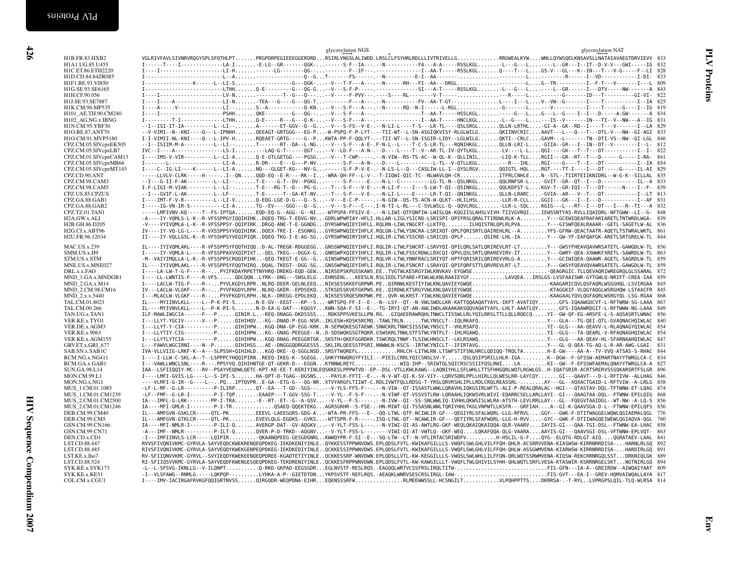```
                                                                                          glycosylation NGS                                                                                 glycosylation NAT
                                                                                                   *
H1B.FR.83.HXB2          VGLRIVFAVLSIVNRVRQGYSPLSFQTHLPT.......PRGPDRPEGIEEEGGERDRD...RSIRLVNGSLALIWDD.LRSLCLFSYHRLRDLLLIVTRIVELLG.............RRGWEALKYW....WNLLQYWSQELKNSAVSLLNATAIAVAEGTDRVIEVV  833
H1A1.UG.85.U455         I------T----I--------------LA-I........-E-LG--GR-------QGK-..------S-F--IA---.--N-----------FA---A-A-----RSSLKGL........-L---G---L....----L--GR---I--IT--D-V-V---GWI-----IG  832
H1C.ET.86.ETH2220       I----I---------------------LI-H........------LG-------QG---..--------F--IF---.---------------I--AA-T-----RSSLKGL........Q-----T---L....GS-V---GL---K--IN---T----V-G-----F--LI  828
H1D.CD.84.84ZR085       I--------------------------L--A........------------------Q--G...T--------FS------.--N-----------E-I--AA----.----------.....--------R-----I--VD-------------I-DI-  833
H1F1.BE.93.VI850        I----------------K-----L--LI-S........------------G---QGK-..--V---T-F---A---.--N------RH---FI--AA---DRGL.............---------L....G--TR----------I--F-T---V------I---L  809
H1G.SE.93.SE6165        I--------------------------LTHH........Q-E---------G---QG-G...--V---S-F-P------.--------------SI---A-T-----RSSLKGL........-L---G---L....----L--GR-------I---DTV-----NW--------A  843
H1H.CF.90.056           I----I---------------------LV-N........---------T--G---Q----..--V-----F-PVV---.-----S----RL--------V-T-----..............---R-----L....-------G--------ID---T-----------GI-VI-  822
H1J.SE.93.SE7887        I----I----A----------------LI-N........-TEA---G----G---QG-T..---------F---A---.--N-----------FV---AA-T-GT--.............L----I---L....V--VW--G-------I----T-----------I--IA  825
H1K.CM.96.MP535         I-----A-----V--------------LI--........S--A-----------Q-KN...--V---S-F---A---.--N------RQ--N-I------L-RGL..............-G-------L....---V-----------I----T------G----I--IG  819
H101_AE.TH.90.CM240     I----I---------------------PSHH........QKE---------G---QG-..--V---S-F---A---.-------------T--AA-T-----HSSLKGL........-----G---L....G---L--G----I--I---D-----A-GW-------A  834
H102_AG.NG.x.IBNG       I---------T-I--------------LTHH........Q-E-----R---G---Q-K-..--V---S-F---A---.--------------I--AA-T-----HNCLKGL........-L--G----L....---IS--V-------IN---TI--V--NW---A--IG  831
H1N.CM.95.YBF30         --I--ISI-IT-IA-------------L--LI-......A---------ET-GGV--Q--G...--V---S-FS--V-E-.--N-LI-L----T-S---LR-TL-----QSLSRGL.......QLLN-LRTHL....-GI-A--GK--RD--I----T---V-------I--LA  829
H1O.BE.87.ANT70         --V-VIMI--N--KNI----Q---L-IPNHH........QEEAGT-GRTGGG---EG-P...-W-PSPQ-F-P-LYT-.--TII-WT--L-SN-ASGIQKVISY-RLGLWILG........QKIINVCRIC....AAVT---L----Q---T---DTL-V---NW--GI-AGI  833
H1O.CM.91.MVP5180       I-I-VIMII-NL-KNI----Q---L-IPV-H........RQEAET-GRTG-----G--P...KWTA-PP-F-QQLYT-.--TII-WT--L-SN-ISGIR-LIDY--LGLWILG........QKTI--CRLC....GAVM---L--------TN--DTI-VS--NW--GI-LGL  846
CPZ.CM.05.SIVcpzEK505   --I--ISIIM-M-A---------L--LI--........T-------RT--DA--L-NG...--V---S-F---A-E-.F-N-L--L-----T-C-S-LR-TL---RQNIHKGL.......QLLN-LRI-L....-GIIA--GR---I--IN--DT--V--------I--L-  812
CPZ.CM.05.SIVcpzLB7     IVC--I----A----------------LS-I........----LAQ-G-T-------QGT-..--V--LD-F---A-N-.--D-----L-----T--V--AR-TL-IV-QYTLKGL.......-LV----L-L....QGI----GK---T--T---DT-----------I--I-  822
CPZ.CM.01.SIVcpzCAM13   I----IMS-V-VIR----------L--LI-A........Q-E-GTLGETGG----PGSG...--V---T-CWP------.--N-VIW--RS-TS-AC--W-QL-K--QLLINIL.......-LIQ-K-TLL....RGII---GR--RT--T---D------G-----I-RA-  841
CPZ.CM.05.SIVcpzMB66    I--------L-----------------LI-A........R-DR----E---G---P-NV...------S-F---A-N-.--D-----L-----------L-TL--V-QTLLKGL.......---R---IHL....RGI----G----T--I---DT-----------I--IA  854
CPZ.CM.05.SIVcpzMT145   I----C--IG-LI----K------L--LI-A........NQ---GLGET-KG---NV-G...------S-F-P-V-E-.--N-LS-L--Q---CASLIW-LL-I--QYSLRGV.......QQIGTL-HQL....RGT----TT-I----I---DT-----G-----IL-AI  829
CPZ.CD.90.ANT           -----LLVLV-CLRK-----H-----.I--QN......QQD-EQ--E-R----RK--I...-WRA-QH-FF--L-V-.-T-IIQWI-QIC-TC--NLWAVLQH-CR.............ITFRLCNHLE....N--STL-.TIIRTEIIKNIDRL--W-G-K--SILLAL  835
CPZ.CM.98.CAM3          I---G-II-F-AK----------L--LI--........T-E----G-T--DV--PGKG...------S-F----E-.--N-L--C---------LG-TL-N--QSLNKGL.......QQLRNFSR-L....-GVIT--GR--QT--I---D------------IL--A  833
CPZ.CM.98.CAM5          I-F-LIGI-M-VAK---------L--LI--........T-E---RG-T--D---PG-G...-T---S-F---V-E-.--N-LI-F----I---S-LW-T-QI--QSINKGL.......QQLKDFST-L....KGV-T--GR-IQI--T---DT------N----I--F-  839
CPZ.US.85.CPZUS         --I---GVIF-L-AK--------L--LF--........T-E------T--GA-KT-NV...--T---S-F---V-E-.--N-LI-L----E-----LR-T-QI--QNINKGL.......QLLN-LRARC....-GVIA--AR---V--T---DT-----------I--LT  813
CPZ.GA.88.GAB1          I----IMT-F-V-R---------L--LI-V........Q-EQG-LGE-D-G---Q--S...--V---E-C-P------.--N-GIW--QS-TS-ACN-W-QLKT--HLILHSL.......-LLR-R-CLL....GGII---GK---I--I---D------------I--AF  831
CPZ.GA.88.GAB2          I-----IG-VN-IR-S-----------LI-A........TG--EV----GGG---Q--G...--V---S-F---C---.I-N-TI-L-RL---C-SVLWSLL-Q--QQVLRGL.......-LLR-L-SQL....KGIG---L---RT--I---DT---I---R--TI---A  832
CPZ.TZ.01.TAN1          -----LMFIVNV-KQ-----T--FS-IPTQA........EQD-EQ-G--AGG--G--NI...-WTPSPA-FFSIV-E-.--N-LIWI-QTFQNFIW-LWISLQA-KQGIISLAHSLVIVH-TIIVGVRQI....IEWSSNTYAS-RVLLIQAIDRL-NFTGWW--LI--G-  848
H2A.GW.x.ALI            -A----IY-VQMLS-L-K--R-VFSSPPGYIQQIHIHK..DQEQ-TRG-T-EDVG-NV...GDRLWPWPIAY-HFLI.HLLAR-LIGLYSICRD-LSRISPI-QPIFRSLQRALTTIRDWLRLK-A.........Y---GCEWIQEAFRAFARIARETLTNTWRDLWGA-  839
H2B.GH.86.D205          -V----VYIVQMLA-L-K--R-VFSSPPSY-QQIPIRK..DRGQ-ANE-T-E-GGNDG...DYRSWPWQIEYIHFLL.RQLRN-LIWLYNGCRT-LLKTFQ........ILHQISTNLQPLRLPVA.........Y---GISWFQEALRAAAR--GETL-SAGETLW-AL  836
H2G.CI.x.ABT96          IV----IY-VQ-LG-L----R-VXSSPPSYVQQIHIRK..DQEX-TKE-I--ESGNKG...GYRSWPWQIEYIHFLX.RQLGN-LIWLYSNCRA-LSRIXQT-QPLFQRISRTLQAIREHLRL--A.........YFS-GFRW-QEACTAATR-AQETLTSTWRALWKTL  861
H2U.FR.96.12034         II----IY-VQLLGSL-K--R-VFSSHPSYVEQIPIQR..DQEQ-TKG-I-E-AG-SG...GYRSWPWQIRYIHFLL.HQLIR-LTWLYSSCRD-LSRICQS-QPLF.......QSIRE-LHL-IA.........Y---GW-YF-EAFQAFGK-ARETLSRTGRELW-TL  844

MAC.US.x.239            IL----IYIVQMLAKL----R-VFSSPPSYFQQTHIQQ..D-AL-TREGK-RDGGEGG...GNSSWPWQIEYIHFLI.RQLIR-LTWLFSNCRT-LSRVYQI-QPILQRLSATLQRIREVLRT-LT.........Y---GWSYFHEAVQAVWRSATETL-GAWGDLW-TL  856
SMM.US.x.H9             I-----IY-VQMLA-L----R-VFSSPPAXVXQIPIXT..-QEL-TKEG---DGGX-G...GNRSWPXQIEYIHFLI.RQLIR-LTWLFSSCRDWLLRXCQI-QPVLQSLSRTLQRAREVIRV-IT.........Y---GWRY-QEA-XXWWKFXRETL-SAWRDLW-TL  863
STM.US.x.STM            -M--VAIYIMQLLA-L-K--R-VFSSPPSCRQQIPIHK..-QEQ-TKEGT-E-GG--G...GINSWPWQIEYIHFLI.RQLVR-LTWLYNNFRACLSRIYQT-HPTFQRISRILQRIREVVRLG-A.........Y---GCIWIQEA-QAAWR-AGETL-SAGRDLW-TL  859
MNE.US.x.MNE027         IL----IYIVQMLAKL----R-VFSSPPSYFQQTHIRQ..DQAL-TKEGT--DGG-SG...GNSSWPWQIEYIHFLI.RQLIR-LTWLFSNCRT-LSRAYQI-QPIFQRFSTTLQRVREVLRT-LT.........Y---GWSYFQEAVQVAWRSATETL-GAWGDLW-TL  859
DRL.x.x.FAO             I----LA-LW-T-G-F----R-...PYIFKDAYRPETTNYHRQ-DREKG-EQD-GEW...NIRSEPSKPGSSKAWS.EE..TVGTWLKESRGYIWLKNVKAV-EYGWSE.......................-QEAGRGIC.TLLQEVAQRIWREGRQLGLSSARAL  872
MND_1.GA.x.MNDGB1       I----LL-LWNTIS-F----R-VFS......QDCQQN..LYRK--DNG---SNSLELG...EHNSENL...KEESLN.RSLIEDLTSFARE*PIWLWLKNLRAAIEYGF............LAVQEA...IRSLGS-LVSFAAISWR-GYTGWLQ-NRIFT-CREA-IAA  859
MND_2.GA.x.M14          I----LACLW-TIG-F----R--...PYVLKGDYLRPR..NLRQ-DEER-GELNLEEQ...NIKSESSKKEFGRPWR.PE..QIRNWLKESTIYIWLKNLQAVIEYGWQE........................-KAAGARICQVLQSFAQRLWSGGHQL-LSVIRGAA  845
MND_2.CM.98.CM16        IV---LACLW-VLGKF----R--...PYVFKGDYLRPH..NLKQ-GKER--EPDSEKQ...STKSDSSKVEFGKPWS.KE..QIRDWLKTSRGYVWLKNLQAVIEYGWQE........................-KTAGGKIF-VLQGYAQGLWSGRHQW-LSTAACFR  845
MND_2.x.x.5440          I---MLACLW-VLGKF----R--...PYVFKGDYLRPH..NLK--DREGG-EPDLEKQ...NIKSESSRQESRKPWK.PE..QVR-WLKRST-YIWLKNLQAVIEYGWQE........................-KAAGAALYQVLQGFAQRLWSGRYQL-LSG-RGAA  868
TAL.CM.01.8023          IL----MYIINVLKLL----L--P-K-PI-S........N-E-GV--EEGT---KP--S...-WRTSPQ-FF-I--E-.-N--LSY--QT--N-VWLSWDLLKR-KATTQQAAQATYAYL-IKFT-AVATIQY.......GFS-IQAAWGDCVT-L-RFTWRW-SG-LAAA  867
TAL.CM.00.266           IL----MYIVNVLKLL----L--P-K-PI-S........N-D-EA-G-DAT---KQGSY...KWN-SQA-F-SI--E-.-TG-IRYI-QT-AN-AWLIWDLAKAAKAKSQQVAQATYAFL-LHLT-AAATLQY.......GFS-IQAAWRDGIT-L-RFTWWW-NG-LAAA  849
TAN.UG.x.TAN1           ILF-MAWLIWGCIA------F---P......QINIR.L..-REQ-DNAGG-DKDSSSS....RDKSPPSVKESLLPN.RG...GIQAEERAWRQHLTNWCLTISSWLLRLYQILRRSLTTLLQLRQECQ.....YI--GW-QF-EG-ARSFE-L-S-AQSASRTLWNAC  856
VER.KE.x.TYO1           I---LLYT-YGCIV------V---P......QIHIHQV..-KG--DNAD-P-EGG-NSR..IKLESW*KDSKSRCMQ.-TAWLTRLN.......TWLYNSCLT--IQLRKAFQ.......................Y---GLA---TG-QEI-QTL-GVAQNACHQIWLAC  840
VER.DE.x.AGM3           I---LLYT-Y-CIA----------P......QIHIHPW..KGQ-DNA-GP-EGG-KRK..N-SEPWQKESGTAEWK.SNWCKRLTNWCSISSIWLYNSCLT--VHLRSAFQ.......................YI--GLG---AA-QEAVV-L-RLAQNAGYQIWLAC  854
VER.KE.x.9063           I---LLYTIY-CIG----------P......QIHIHPW..KG--GNAG-PEEGGE--N..D-SDSWQKGSGTRQKR.GSWSKRLTNWLSTFSTWLYNTFLT--IHLRGAWQ.......................YI--GLG---TA-QEARL-V-RFAQNAGHQIWLAC  854
VER.KE.x.AGM155         I---LLYTLYTCIA----------P......QIHIHPW..KGQ-DNAG-PEEGGRTGK..SKSTH*QKEFGGRDKR.TSWCRQLTNWF-TLSIWLHNSCLT--LKLRSAWQ.......................Y---GLG---AA-QEAV-HL-SFARNAAHQIWLAC  847
GRV.ET.x.GRI_677        L---FAWVLWGCIRNI----N--P.......QIHISS...AE--DNGGGQDRGGESSS..SKLIRLQEESSTPSRI.NNWWLN-KSCS--IRTWCYNICLT--IFIRTAVG.......................Y---GL-Q-QEA-TG-AQ-L-R-AR-AWG-LGAI-  831
SAB.SN.x.SAB1C          IVA-VLLVIIG-LRKF-K--A---SLPSSH*QIHIHLD...KGQ-DKE--Q-SGGLNSD..SRSYTWQREFL............RHLCH-LITWLRN.LTSWFSTIFSNLHRCLQDIQQ-TRQLTA.........H-E-GW----AA-A--TV-VVQ-ATSAS-S-RHAC  844
RCM.NG.x.NG411          I-----I-LLW-C-SKL-A--T--LSPPPCYHQQIPIRN..REEQ-IKEG-K--SGEGG...GHKYYNWQRGYFYILI.--PIEILCRRLYQICSNSLSV-Y.......QSLQSIPSRILLHLR-IGA.........K--DGW--F-GFSSW-AEMARTNAYYTWRGLCA-C  834
RCM.GA.x.GAB1           I---VAWLLWNCLSNL----R---.PPSYVQ.QIHIHNTGE-QT-GEKR-D---EGGN...KYNNWLREYC...............WIQ-IHP--SRIWTQLSQICRSCSSIIFQSLRWI....LA.........KI--GW--F-EFSSWFAEMALQNAYYTWRGLCA-A  827
SUN.GA.98.L14           IAA--LSFIIQQIY-MC---RV--PSAYVEQDWLQETC-KPT-KE-EE-T-KERIYINLEQSKKESLPPPWTVD--EP--DSL-VTLLKWLKAWG--LAQNIYHLLSFLWHLLTTSFHHGQRLWQTLRGWLGS..H-IQATSRIR-ACRTSRERVSSSQKARSRTFSLGR  896
MON.CM.99.L1            I-----LMFI-GVIS-LG----L--S-IPI-S........HA-QPT-D-TGAG--DGSNS...--PAYLK-FFTI--E-.--N-V-WT-QI-K-SV-VIY--LQRVSQRLPPLLHIRLLQLWESLRR-LAYCQY.......GI---QAAVT---D-L-RFTIVW--ALLHAG  846
MON.NG.x.NG1            ----VLMFI-G-IR--G----L--..PQ...IPTQVPR..E-GA--ETG-G---QG-NR..XTVYARGFLTIIWT-C.RDLIVWTFQLLRDSG-T-YRSLQRVRSHLIPLLRDLCRQLREASSRL-.........AY---GL--XQXACTGAID-L-RFTVIW--A-LRLG  858
MUS_1.CM.01.1085        -LF-L-MF--G-LR-----------P-ILIRP........QT--EA---T-GD--SGS--..--V-YLS-FFS-F---.--N-VIW--QT-ISSASTLWWLLQRAVHLIQKGSIRLWFTL-ALI-P-REALQRALAC--HGI---QTASTAV-DQL-TFTWNW-ET-LQAG  874
MUS_1.CM.01.CM1239      -LF--FMF--G-LR-I---------P-I-TQP........EAAEP---T-GGV-SSG-T...--V-YL--F-S-F---.--N-VIWF-QT-VSSVSTLRW-LQRAAHLIQKWSVRLWIVI-EQARRCSELLARLAYI--GI---QAAGTAA-DQL--FTWNW-EPILQIG  868
MUS_2.CM.01.CM2500      IA---IMFL-G-LRK--------PP-I-TRA........-E--RT--ET--G--A-GSV...--V-YL--F-S-----.--N-IVW--QI--SS-SNLWWLIQ-IVHHLQKWSISLWLRA-ATSTH-LEVLRRLLAY---GL--FQEGVTAAIDGL--WT-NW--A-LQ-S  856
MUS_2.CM.01.CM1246      IA----MFI-GMLR-I---------P-I-TR.............QSAEQ-QQEKTEKG...AGRSGRHR--S-FSE-.-HN-MIWT-QI-TSSASNLWWLTQRIYHHLTKGLVNPWTLLKSFR---GRFIAH....A--GI-K-QAAVSGA-D-L--FTWNW-EPILQFS  856
DEB.CM.99.CM40          IL---AMFGVN-GSKLCR-----QTL-PK.........EEEVL-LAEEGGRS-GDG-A...-WTA-PR-FFS---E-.-QQ-LTWL-QTF-NCIWLIR-GF---QEGIYRLSFALWQRL-LLG-RFRVL....GGY---GWK-F-DTIIWAGGELWQWLQGIAEMALQGL  776
DEB.CM.99.CM5           IL---AMFGVN-GTKLCR-----QTL-PK.........EVEVLQLG-EGDKS--GVKS...-WTTSPR-F-R-----.ISQ-LTWL-QT--NCAWLIR-GF---QETIYRLSFAFWQRL-LLG-H-RVV....-GYC--GWK-F-DTIIWAGQEIWEWLQGIAQVA-QGL  760
GSN.CM.99.CN166         IA----MFI-NMLR-I---------P-ILI-Q........AVERGP-DAT--GV-AQGKV...--V-YLT-FSS-L---.--N-VIWI-QI-AS-AWTLRG-GKF-WEQLQKAIQKAIQQA-QLR-VAARV....IAYIS-GI---QAA-TGI-DSL--FTWNW-EA-LHAC  858
GSN.CM.99.CN71          -A---IMF--NMLR-----------P-ILT-Q........QVER-P-D-TRKD--AQGNV...--V-YLT-FSS-L---.----VIWI-QI-AT-VWTLQ--GKF-WEQ....LQKAFQQA-QLG-VAARA....AAYIS-GI---QAAVSGI-DSL-VFTWNW-EPLVQT-  863
DEN.CD.x.CD1            -I---IMFIINVLS-LCR-----LQIPIR.........-QKAANQPEEG-GESGDGNRL...KWWQYPR-F-SI--E-.-SQ-LTW--LT--N-VFLIRTACSRIWDFV..........H-HSLIL-G-F....QYG--ELQTG-RDLGT-AIQ....QGRATAEV-LAAL  841
LST.CD.88.447           RVVSFIVQNIVKMC-GYRVLA-SAYVEQDCKWEKRENQEQPDKEG-IEKDKENIYINLE..QYKKESSTPPWNVDWS.EPLQDSLFVTL-KWIKAFGILLLS-VWQFLSWLGHLVILFFQH-QHLR-ACSRRVVENA-KIASWSW-KIRRNRRDISA-...HARNLRLGQ  892
LST.CD.88.485           RIVSFIVQNIVKMC-GYRVLA-SAYVEQDYKWEKGENPEQPDKEG-IEKDKEDIYINLE..QCKKESSIPPWNVDWS.EPLQDSLFVTL-KWIKAFGILLLS-VWQFLSWLGHLVILFFQH-QHLW-ASSGWMVENA-KIARWSW-KIRRNRRDISA-...HARDIRLGQ  891
LST.KE.x.lho7           RV-SFIIQNVVKMC-GYRVL--SVYIEQDYKWEKEENQEQPDREE-KGADTETIYINLE..QCKKESSRP-WNVDWN.EPLQDSLLVTL-KW-KEGGILLLS-VWQSLSWLWHLLILFFQN-QRLWQTSSRWMVENA-KIQSW-REKCRRNRGQLSST...DRKNIQLGK  889
LST.CD.88.524           RI-SFIIQSVVKMC-GYRVLA-SAYVEQDFKWENGESQEQPDKEG-TEKDRENIYINLE..QCKKESFRPPWNVDWN.EPLQDSLFVTL-KW-KAWGILLLT-VWQFLTWLGHIVILSYHH-QHLWQTLSRFLVESA-KTASWIR-KSRRNRGELSKT...NGTNIRLGQ  894
SYK.KE.x.SYK173         -L--L-SFSVG-IKNLLG--V-ILQNPT...........Q-RKD-GKPAD-EEGSGDR...EGLNVSTF-RESLRQS.-EAGQQLWRTVCSSFRSLIRQLTITW-.............................FIS-GFN---IA-A--GREIRDW--AIWQAIYAAT  809
SYK.KE.x.KE51           -I--VLSFAWG--RNMLG-----LQKPQP-.........LYHKA-A-P--GIETDTDN...YKPSVSTF-REFLRQS.-AEAQKLWNRVSESCRSLIRGL-IAW-.............................FIS-GVT---EA-I--GREV-HQMVAIWQALLAYA  817
COL.CM.x.CGU1           I----IMV-IACIRGAFRVKGFQQIGRTNVSS......QIRGQDR-WEQPDNA-EIHR...EQENSSSRFW................RLMEEWWSSLL-HCSNGILT............VLPQHPPTTS....DKRRSA-.-T-RYL..LVPRGPSLQIL-TLQ-WLRSA  814
```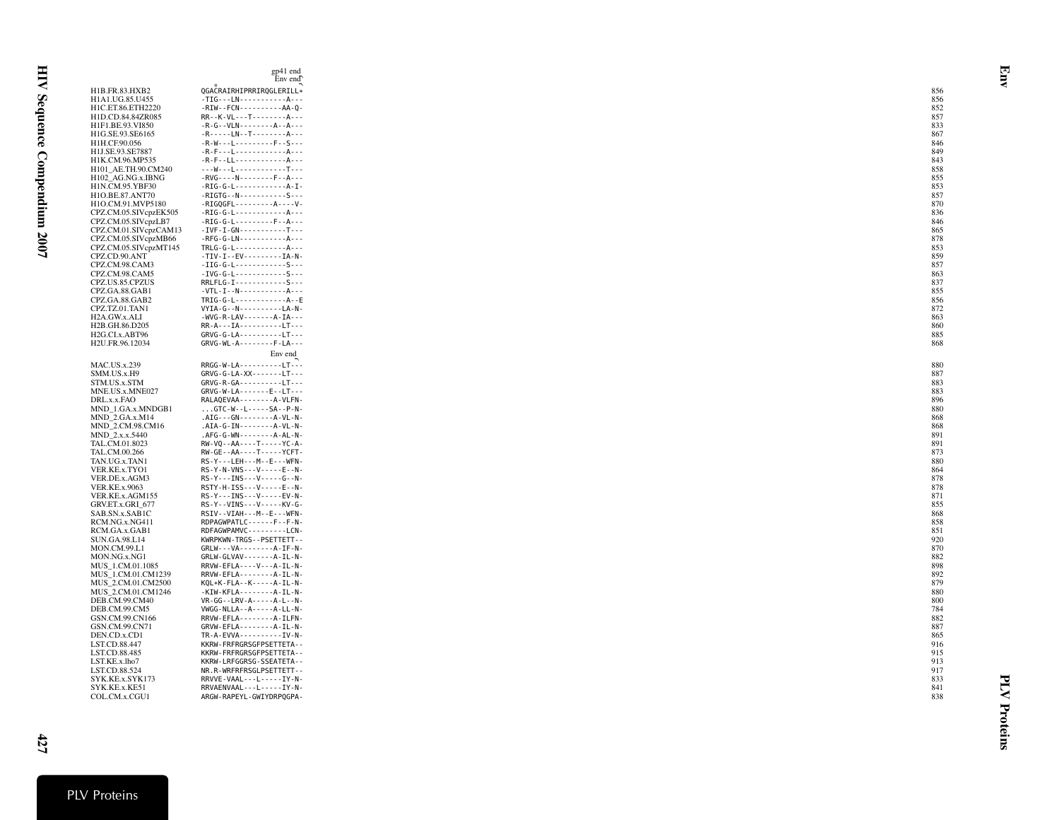```
                              gp41 end
                               Env end
                    *
H1B.FR.83.HXB2          QGACRAIRHIPRRIRQGLERILL*          856
H1A1.UG.85.U455         -TIG---LN-----------A---          856
H1C.ET.86.ETH2220       -RIW--FCN-----------AA-Q-         852
H1D.CD.84.84ZR085       RR--K-VL---T--------A---          857
H1F1.BE.93.VI850        -R-G--VLN--------A--A---          833
H1G.SE.93.SE6165        -R-----LN--T--------A---          867
H1H.CF.90.056           -R-W---L---------F--S---          846
H1J.SE.93.SE7887        -R-F---L------------A---          849
H1K.CM.96.MP535         -R-F--LL------------A---          843
H101_AE.TH.90.CM240     ---W---L------------T---          858
H102_AG.NG.x.IBNG       -RVG----N--------F--A---          855
H1N.CM.95.YBF30         -RIG-G-L------------A-I-          853
H1O.BE.87.ANT70         -RIGTG--N-----------S---          857
H1O.CM.91.MVP5180       -RIGQGFL---------A----V-          870
CPZ.CM.05.SIVcpzEK505   -RIG-G-L------------A---          836
CPZ.CM.05.SIVcpzLB7     -RIG-G-L---------F--A---          846
CPZ.CM.01.SIVcpzCAM13   -IVF-I-GN-----------T---          865
CPZ.CM.05.SIVcpzMB66    -RFG-G-LN-----------A---          878
CPZ.CM.05.SIVcpzMT145   TRLG-G-L------------A---          853
CPZ.CD.90.ANT           -TIV-I--EV---------IA-N-          859
CPZ.CM.98.CAM3          -IIG-G-L------------S---          857
CPZ.CM.98.CAM5          -IVG-G-L------------S---          863
CPZ.US.85.CPZUS         RRLFLG-I------------S---          837
CPZ.GA.88.GAB1          -VTL-I--N-----------A---          855
CPZ.GA.88.GAB2          TRIG-G-L------------A--E          856
CPZ.TZ.01.TAN1          VYIA-G--N----------LA-N-          872
H2A.GW.x.ALI            -WVG-R-LAV-------A-IA---          863
H2B.GH.86.D205          RR-A---IA----------LT---          860
H2G.CI.x.ABT96          GRVG-G-LA----------LT---          885
H2U.FR.96.12034         GRVG-WL-A--------F-LA---          868
                                  Env end
MAC.US.x.239            RRGG-W-LA----------LT---          880
SMM.US.x.H9             GRVG-G-LA-XX-------LT---          887
STM.US.x.STM            GRVG-R-GA----------LT---          883
MNE.US.x.MNE027         GRVG-W-LA-------E--LT---          883
DRL.x.x.FAO             RALAQEVAA--------A-VLFN-          896
MND_1.GA.x.MNDGB1       ...GTC-W--L-----SA--P-N-          880
MND_2.GA.x.M14          .AIG---GN--------A-VL-N-          868
MND_2.CM.98.CM16        .AIA-G-IN--------A-VL-N-          868
MND_2.x.x.5440          .AFG-G-WN--------A-AL-N-          891
TAL.CM.01.8023          RW-VQ--AA----T-----YC-A-          891
TAL.CM.00.266           RW-GE--AA----T-----YCFT-          873
TAN.UG.x.TAN1           RS-Y---LEH---M--E---WFN-          880
VER.KE.x.TYO1           RS-Y-N-VNS---V-----E--N-          864
VER.DE.x.AGM3           RS-Y---INS---V-----G--N-          878
VER.KE.x.9063           RSTY-H-ISS---V-----E--N-          878
VER.KE.x.AGM155         RS-Y---INS---V-----EV-N-          871
GRV.ET.x.GRI_677        RS-Y--VINS---V-----KV-G-          855
SAB.SN.x.SAB1C          RSIV--VIAH---M--E---WFN-          868
RCM.NG.x.NG411          RDPAGWPATLC------F--F-N-          858
RCM.GA.x.GAB1           RDFAGWPAMVC---------LCN-          851
SUN.GA.98.L14           KWRPKWN-TRGS--PSETTETT--          920
MON.CM.99.L1            GRLW---VA--------A-IF-N-          870
MON.NG.x.NG1            GRLW-GLVAV-------A-IL-N-          882
MUS_1.CM.01.1085        RRVW-EFLA----V---A-IL-N-          898
MUS_1.CM.01.CM1239      RRVW-EFLA--------A-IL-N-          892
MUS_2.CM.01.CM2500      KQL*K-FLA--K-----A-IL-N-          879
MUS_2.CM.01.CM1246      -KIW-KFLA--------A-IL-N-          880
DEB.CM.99.CM40          VR-GG--LRV-A-----A-L--N-          800
DEB.CM.99.CM5           VWGG-NLLA--A-----A-LL-N-          784
GSN.CM.99.CN166         RRVW-EFLA--------A-ILFN-          882
GSN.CM.99.CN71          GRVW-EFLA--------A-IL-N-          887
DEN.CD.x.CD1            TR-A-EVVA----------IV-N-          865
LST.CD.88.447           KKRW-FRFRGRSGFPSETTETA--          916
LST.CD.88.485           KKRW-FRFRGRSGFPSETTETA--          915
LST.KE.x.lho7           KKRW-LRFGGRSG-SSEATETA--          913
LST.CD.88.524           NR.R-WRFRFRSGLPSETTETT--          917
SYK.KE.x.SYK173         RRVVE-VAAL---L-----IY-N-          833
SYK.KE.x.KE51           RRVAENVAAL---L-----IY-N-          841
COL.CM.x.CGU1           ARGW-RAPEYL-GWIYDRPQGPA-          838
```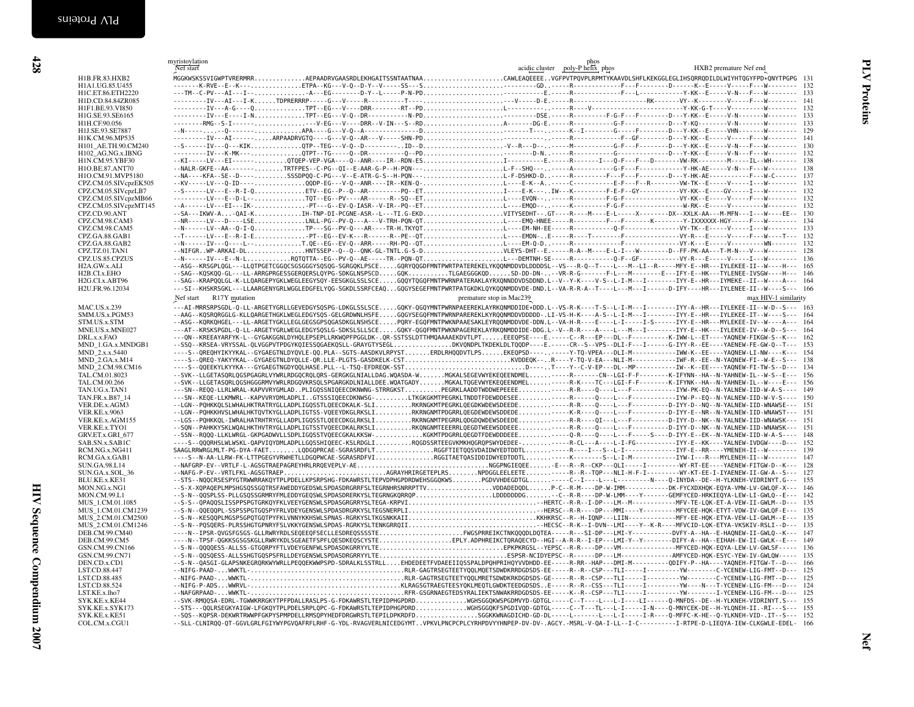```
                         myristoylation                                                                                                   phos
                         Nef start                                                                          acidic cluster   poly-P helix  phos                  HXB2 premature Nef end

H1B.FR.83.HXB2           MGGKWSKSSVIGWPTVRERMRR.............AEPAADRVGAASRDLEKHGAITSSNTAATNAA......................CAWLEAQEEEE..VGFPVTPQVPLRPMTYKAAVDLSHFLKEKGGLEGLIHSQRRQDILDLWIYHTQGYFPD*QNYTPGPG  131
H1A1.UG.85.U455          -------K-RVE--E--K---..............ETPA--KG---V-Q--D-Y--V-----SS---S.......................................GD..-----R-------------F---F---------D------K--E-----V-----F---W-------  132
H1C.ET.86.ETH2220        ---TM--C-PV---AI---I--............-A---EG-------D-Y--L-----P-N-PD..................................E.-----R------------F---L-----------Y-KK--E-----V-N---F---W--------  133
H1D.CD.84.84ZR085        ---------IV---AI---I-K......TDPRERRRP-----G---V-----R---------T-----..................................---V-----D-E.-----R--------------------RK-------VY--K-------V-----F---W-------  141
H1F1.BE.93.VI850         ---------IV---A-G----Q.............TPT--EG----V----DRR--------RT--PD.......................L----------.-----R----V-----------------------Y-KK-G-T----V---------W-------  132
H1G.SE.93.SE6165         ---------IV---E----I-N.............TPT--EG---V-Q--DR-----------N-PD.............................DSE.-----R---------F-G-F---F-------D---Y-KK--E-----V-N-------W-------  133
H1H.CF.90.056            ---------RMG--S-I-------.............---V-EG----V----DRR--V-IN---S--RD.......................A-------DG-E.-----R-----------G-F-----------D---Y-KQ-------V-N-------W-------  133
H1J.SE.93.SE7887         --N-----.....--Q-----------........APA----G---V-Q--A----------------D.........................T---.------K--I---------G-----F---------D---Y-KK--E-----VHN-------W-------  129
H1K.CM.96.MP535          ---------IV---AI---------.ARPAADRVGTQ----G---V-Q--AR---V-----SHN-PD..................................-----R-----------F--GF---------D---Y-KK--E-----V-----F---W-------  141
H101_AE.TH.90.CM240      --S------IV---Q---KIK.............QTP--TEG---V-Q--D---------..ID--D.........................-V--R---D--.------M------------G-F---F-------D---Y-KK--E-----V-N---F---W-------  130
H102_AG.NG.x.IBNG        ---------IV---K-MK---..............QTPT--TG-----Q--DR---------Q--PD..................................D-N.-----R------------G-----------D---Y-KK--E-----V-N---F---W-------  132
H1N.CM.95.YBF30          --KI-----LV---EI-----...........QTQEP-VEG-VGA----Q--ANR----IR--RDN-ES..........................I---------E.-----R---------I---Q-F---F---D------VW-RK---------M-----IL--WH-------  138
H1O.BE.87.ANT70          --NALR-GKFE--AA-------.........TRTFPES--C-PG--QI--E-AAR-G-P--H-PQN---.......................L-F--SHQ--.------A-----------G-F---F-----------Y-HK-AE-----V-N---F---W-------  138
H1O.CM.91.MVP5180        --NA----KFA--SE--D----.........SSSDPQQ-C-PG---V--E-ATR-G-S--H-PQN---.......................L-F-DSHKD-D.------R---------F---F---F---------D---Y-HK-AE----------F---W-C-------  137
CPZ.CM.05.SIVcpzEK505    --KV-----LV---Q-ID----..............QQDP-EG---V-Q--ANR----IR--KEN-Q-.......................L-----E-K--A.------C-----------E-F---F--R--------VW-TK--E-----V-----I---W-------  132
CPZ.CM.05.SIVcpzLB7      --S------LV---E--R-I-Q.............ETV--EG--P--Q--AR---------PQ--ET.......................I-----E-K---.IW---K---------F-E-F--GY------------VY-KK--E----GV-----I---W-------  132
CPZ.CM.05.SIVcpzMB66     ---------LV---E--D-L-..............TQT--EG--PV----AR------R--SQ--ET.......................L-----EVQN--.------R-----------F-G-F---------------VY-KK--E-----V-----F---W-------  132
CPZ.CM.05.SIVcpzMT145    --A------LV---EI---IK-.............-PT---G--EV-Q-IASR--V-IR--PQ--ET.......................L-----EMQD--.------K-----------F-G-F---------------W-RK--E-----V---------W-------  132
CPZ.CD.90.ANT            --SA---IKWV-A....QAI-K.............IH-TNP-DI-PCGNE-ASR--L---TI.G-EKD........................VITYSEDHT--.GT----R----M----E-L-----X--------DX--XXLK-AA---M-MFN---I---W----EE--  130
CPZ.CM.98.CAM3           --NR-----LV---D----LSE.............LNLL-PG--PV-Q---A---V-TRH-PQN-QT.......................L----EMQ-HNEE-----R-----------F----F----K---------Y-IXXXXX-HGY-----F---W-------  134
CPZ.CM.98.CAM5           --N------LV--AA--Q-I-Q.............TP---SG--PV-Q---AR----TR-H.TKYQT.......................L----EM-NH-EE-----R-----------Q-F---------------VY-TK--E-----V-----I---W-------  133
CPZ.GA.88.GAB1           --T------LV---E--R-I-E.............-PT--EG--EV-K---R------R--PE--QT.......................L----EMDN--.E-----R----T--------F---------------VY-R---E-----V-----F---W-----T---  132
CPZ.GA.88.GAB2           --N------IV---Q----L--.............T.QE--EG--EV-Q--ARR-----RH-PQ--QT.......................L----EM-Q-D.------R-----------F---------------VY-K---E-----V---------WN-------  132
CPZ.TZ.01.TAN1           --NIFGR..WP-ARKAI-DL................HNTSSEP--Q--Q--QNK-GL-TNTL.G-S-D.......................VLEYS-DHT--E.-----R-A--M----E-L-I---W--------D--FF-PK-AA---T-M-N---V---W-------  128
CPZ.US.85.CPZUS          --N------IV---E--N-L...........RQTQTTA--EG--PV-Q--AE-----TR--PQN-QT.......................L----DEMTNH-SE-----R-----------Q-F---------------VY-R---E-----V-----I---W-------  136
H2A.GW.x.ALI             --ASG--KRSGPLQGL---LLQTPGETCGGQCSGSGGGYSQSQG-SGRGQKLPSCE.....GQRYQQGDFMNTPWRTPATEREKELYKQQNMDDVDLDDDDSL--VS---R-Q--T----L---M--LI--R-----MFY-E--HR---IYLEKEE-II--W----H---  165
H2B.CI.x.EHO             --SAG--KQSKQQ-GL---LL-ARRGPRGESSGERQERSLQYPG-SDKGLNSPSCD....GQK..........TLGAEGGGKQD.....SD-DD-DN-..--VR-R-G-------F-L---M--------E---IFY-E--HK---TYLENEE-IVSGW----H---  146
H2G.CI.x.ABT96           --SAG--KRAPQQLGL-K-LLQARGEPYGKLWEGLEEGYSQY-EESGKGLSSLSCE....GQQYTQGDFMNTPWRNPATERAKLAYKQQNMDDVDSDDND.L--V---K-K----V-S---L-I-M---I------IYY-E--HR---IYMEKE--II--W----H---  164
H2U.FR.96.12034          ---SI--KHSKRSGKL---LLAARGENYGRLWGGLEDGFELYQG-SGKDLSSRFCEAQ...GQGYSEGEFMNTPWRTPATGKDKLQYKQQNMDDVDE-DND.L--VA-R-R-A--T----L---M---I------D-IFY----HR---IYLENEE-II--W----S---  166

                         Nef start    R17Y mutation                                                    premature stop in Mac239                                             max HIV-1 similarity

MAC.US.x.239             ---AI-MRRSRPSGDL-Q-LL-ARGETYGRLLGEVEDGYSQSPG-LDKGLSSLSCE.....GQKY-QGQYMNTPWRNPAEEREKLAYRKQNMDDIDE*DDD.L--VS-R-K----T-S--L-I-M---I--------IYY-A--HR---IYLEKEE-II--W-D--S---  163
SMM.US.x.PGM53           --AAG--KQSRQRGGLG-KLLQARGETHGKLWEGLEDGYSQS-GELGRDWNLHSFE.....GQGYSEGQFMNTPWRNPAREREKLKYRQQNMDDVDDDD-.LI-VS-H----A-S---L-I-M---I--------IYY-A--HR---IYLEKEE-IT--W----S---  164
STM.US.x.STM             --ASG--KQRKQHGEL---LL-ARGETYGKLLEGLGEGSGPSQGASDKGLNSHSCE.....PQRY-EGQFMNTPWKNPAAESAKLEYRQQNMDDVDE-DDN.L--VA-H-R----E----L-I-----I-S------IYY-E--HR---MYLEKEE-IV--W----A---  164
MNE.US.x.MNE027          ---AT--KRSKSPGDL-Q-LL-ARGETYGRLLEGLEDGYSQSLG-SDKSLSLLSCE.....GQKY-QGQFMNTPWRNPAEEREKLAYRKQNMDDIDE-DDG.L--V--R-R----A----L---M---I--------IYY-E--HK---IYLEKEE-IV--W-D--S---  165
DRL.x.x.FAO              ---QN--KREEAYARFYK-L--GYGAKGGNLDYHQLEPSEPLLRKWQPFPGGLDK-.QR-SSTSSLDTTHMQAAAAEKDVTLPT......EEEQPSE----E.-----C--R---EP---DL--F------------K-IWW-L--ET----YAQNEW-FIKGW-S--K---  162
MND_1.GA.x.MNDGB1        --SSQ--KRSEA-VRYSSAL-QLVGGPVTPDGYKQIESSQGAEKQSLL-GRAYGTYSEGL................DKVQNDPLTKDEKLDLTQQDP----E.-----CR--S--VPS--DLI-F---I------G-IYY-R--EE----YAENEW-FE-GW-Q--T---  153
MND_2.x.x.5440           ----S--QREQHYIKYYKAL--GYGAEGTNLDYQVLE-QQ.PLA--SGTS-AASDKVLRPYST......ERDLRHQQDVTLPS......EKEQPSD----.-----Y-TQ-VPEA---DLI-M-------------IWW-K--EE----YAQNEW-LI-NW----K---  154
MND_2.GA.x.M14           ----S--QREQ-YAKYYKAL--GYGAEGTNLDYLLE-QR.LLE-PLGTS-GASDKELK-TS......................KVDDEQK--.R-----Y-TQ-V-EA---NLI-M-------------IWF-R--EE--N-YAQNEW-FI--W-E--S---  138
MND_2.CM.98.CM16         ----S--QQEEKYLKYYKA---GYGAEGTNGDYQQLHASE.PLL--L-TSQ-EFDREQK-SST...........................D----.-T----Y--C-V-EP---DL--MP-------------IW--K--EE----YAQNEW-FI-TW-S--D---  134
TAL.CM.01.8023           --SVK--LLGETASQRLQGSPGAGRLVYWRLRDGQCRQLQRS-GERGKGLNIALLDAG.WQASDA-W.......MGKALSEGEVWYEKEQEENDMEL........------R---------CN--LGI-F-F--------K-IFYNN--HA--N-YALNEW-IL--W-S--E---  156
TAL.CM.00.266            --SVK--LLGETASQRLQGSHGGGRMVYWRLRDGQVKRSQLSPGARGKDLNIALLDEE.WQATGADY.......MGKALTQGEVWYEKEQEENDMEL........------R-K----TC---LGI-F-F--------K-IFYNK--HA--N-YAHNEW-IL--W----E---  156
TAN.UG.x.TAN1            ---SN--REQQ-LLRLWRAL-KAPVVRYGMLAD..PLIGQSSNIQEECDKNWNG-STRRGKST..........PEGRKLAADDTWDDWEPEEEE.........------R-R----Q-----L---F------------IYW-PK-EQ--N-YALNEW-IID-W-A-S----  149
TAN.FR.x.B87_14          ---SN--KEQE-LLKMWRL--KAPVVRYDMLADPLI..GTSSSIQEECDKNWSG-........LTKGKGKMTPEGRKLTNDDTFDEWDDESEE.........------R-----Q-----L---F------------IYW-P--EQ--N-YALNEW-IID-W-V-S----  150
VER.DE.x.AGM3            --LGN--PQHKKQLSLWHALHKTRATRYGLLADPLIGQSSTLQEECDKALK-SLI..........RKRNGKMTPEGRKLQEGDKWDEWSDEEDE..........------R-R----Q-----L---F-----------D-IYY-D--NQ--N-YALNEW-IID-WNAWSE---  151
VER.KE.x.9063            --LGN--PQHKKHVSLWHALHKTQVTKYGLLADPLIGTSS-VQEEYDKGLRKSLI..........RKRNGNMTPDGRRLQEGDEWDEWSDDEDE.........------K-R----Q-----L---F-----------D-IYY-E--NR--N-YALNEW-IID-WNAWST---  151
VER.KE.x.AGM155          --LGS--PQHKKQL-IWRALHATRHTRYGLLADPLIGQSSTLQEECDKGLRKSLI..........RKRNGNMTPEGRRLQDGDQWDEWSDEEDE.........------R-R----QI---L---F-----------D-IYY-D--NK--N-YALNEW-IID-WNAWSK---  151
VER.KE.x.TYO1            --SQN--PAHKKYSKLWQALHKTHVTRYGLLADPLIGTSSTVQEECDKALRKSLI..........RKQNGNMTEEERRLQEGDTWEEWSDDEEE.........------R-R----Q-----L---F-----------D-IYY-D--NK--N-YALNEW-IID-WNAWSK---  151
GRV.ET.x.GRI_677         --SSN--RQQQ-LLKLWRGL-GKPGADWVLLSDPLIGQSSTVQEECGKALKKSW-.............KGKMTPDGRRLQEGDTFDEWDDDEEE.........------Q-R----Q-----L---F-------S----D-IYY-E--EK--N-YALNEW-IID-W-A-S----  148
SAB.SN.x.SAB1C           ----S--QQQRHSLWLWSKL-QAPVIQYDMLADPLLGQSSHIQEEC-KSLRDGLI..........RQGDSSRTEEGVKMKHQGRQPSWYDEDEE.........------R-CL---A----L-I-FG-----------IYY-E--KK----YALNEW-IVDGW----D---  152
RCM.NG.x.NG411           SAAGLRRWRGLMLT-PG-DYA-FAET........LQDGQPRCAE-SGRASRDFLT..............RGGFTIETQQSVDAIDWYEDTDDTL.........------R----I---S--L-I-------------IYF-E--RR----YMENEH-II--W--------  139
RCM.GA.x.GAB1            ----S--N-AA-LLRW-FK-LTTPGEGYVRWHETLLDGQPWCAE-SGRASRDFVI................RGGITAETQASIDDIDWYEDTDDTL.......------K--------S--L-I-M-----------IYW-I---R----MYLENEH-II--W--------  147
SUN.GA.98.L14            --NAFGRP-EV--VRTLF-K-AGSGTRAEPAGREYHRLRRQEVEPLV-AE....................................NGGPNGIEQEE.....-E---R--R--CKP---QLI-----I--------WY-RT-EE----YAENEW-FITGW-D--K---  128
SUN.GA.x.SOL_36          --NAFG-P-EV--VRTLFKL-AGSGTRAEP...........................AGRAYHRIRGETEPLRS........NPDGGLEELEETE.......-----R--R--TQP---NLI-H-F-I---------WY-KT-EE-I-IYAENEW-II-GW-A--S---  127
BLU.KE.x.KE31            --STS--NQQCRSESPYGTRWWRRAKQYTPLPDELLKPSRPSHG-FDKAWRSTLTEPVDPHGPDRDWEHSGGQKWS.......PGDVVHDEGDTGL......-----C--I----L---L---------N----Q-INYDA--DE--H-YLKNEH-VIDRINYT.G----  155
MON.NG.x.NG1             --S-X-XQPAQEPLMPSHGSQSSGQTRSFAWEDDYGEDSWLSPDASDRGRRFSLTEGRNHRSNRRPTTV.................VDDADEDQDL.....P-C--R-M----DP-W-IMM------------DK-FYCXDXHQK-EQYA-VMW-LV-GWLQF-X----  146
MON.CM.99.L1             --S-N--QQSPLSS-PLLGSQSSGRMRYFMLEDDYGEQSWLSPDASDRERKYSLTEGRNGKQRRQP....................LDDDDDDDG.......-C--R-R----DP-W-LMM----Y----------GEMFYCED-HRKIEQYA-LEW-LI-GWLQ--E----  142
MUS_1.CM.01.1085         --S-S--QPAQQSLISSPPSPGTGRKQYFKLVEEYGENSWLSPDASGRGRRYSLTEGA-KRPVI......................................HERTC--R-R--I-DP---LM--M-------------MFV-TE-LQK-ET-A-VEW-II-GWLM--D----  135
MUS_1.GA.01.CM1239        --S-N--QQEQQPL-SSPSSPGTGQSPYFRLVDEYGENSWLSPDASDRGRKYSLTEGSNERPLI........................................HERSC--R-R----DP---MMI----Y---------MFYCEE-HQK-ETYT-VDW-IV-GWLQF-E----  135
MUS_2.CM.01.CM2500       --S-N--KESQQPLMGSPSGPQTGQTPYFKLVNNYKKHSWLSPNAS-RGRKYSLTKGSNKKAII..........................................KKHKRSC--R--H-IQNP----LIIN--------------MFY-EE-HQK-ETYA-VEW-LI-GWLM--E----  135
MUS_2.CM.01.CM1246       --S-N--PQSQERS-PLRSSHGTGPNRYFSLVKKYGENSWLSPDAS-RGRKYSLTENKGRRQII.........................................HECSC--R-K--I-DVN--LMI----Y--K-R----MFVCID-LQK-ETYA-VKSKIV-RSLI--D----  135
DEB.CM.99.CM40           ----N--IPSR-QVGSFGSGS-GLLRWRYRDLSEQEEQFSECLLESDREQSSSCE........................FWGSPRREIKCTNKQQQDLDQTEA-----R---SI-DP---LMI-Y-----------DVFY-A--HA--E-HAQNEW-II-GWLQ--K----  147
DEB.CM.99.CM5            ----N--TPSF-QGKKSGSGSKGLLRWRYKDLSGEAETFSPFLQESDKEQSCSYTE..................EPLY.ADPHREIKCTQRAQECYD--HGI--A-R-R--I-EP---LMI-Y--Y----------DIFY-A--HA--E-EIHAH-EW-II-GWLK--E----  149
GSN.CM.99.CN166          --S-N--QQQQESS-ALLSS-GTGQRPYFTLVDEYGENFWLSPDASDGRRYYLTE.................................EPKPKRGSL--YEPSC--R-R----DP---VM----------------MFYCED-HQK-EQYA-LEW-LV-GWLSF-----  136
GSN.CM.99.CN71           --S-N--QQSQESS-ALLSSHGTGQSPSFRLLDEYGENSWLSPDASDGRRYYLTE.................................ESPSR-NCIDYEPSC--R------DP---LM--------------AMFYCED-HQK-ESYC-YEW-IV-GWLQW-----  135
DEN.CD.x.CD1             --S-N--QASGI-GLAPSNKEGRQRKWYWRLLPEQQEKWWPSPD-SDRALKLSSTRLL....EHDEDEEFTVDAEEIIQSSPALDPQHPRIHQYVVDHDD-EE-----R-RR--HAP---DMI-M-----------QDIFY-P--HA----YAQNEH-FITGW-T--D----  166
LST.CD.88.447            --NIFG-PAAD-...WWKTL-.........................................RLR-GAGTRSEGTEETYQQLMQETSDWDKRRDGDSDS-EE-----R--R--CSP---TLI-----I---------YW--------C-YCENEW-LIG-FMT--D----  125
LST.CD.88.485            --NIFG-PAAD-...WWKTL-.........................................RLR-GAGTRSEGTEETYQQLMRETSDWDKRKDGDSDS-GE-----R--R--CSP---TLI-----I---------YW--------C-YCENEW-LIG-FMT--D----  125
LST.CD.88.524            --NIFG-P-ADS...WWRVL-.........................................KLRAGSTRAEGTEESYQKLMEQTLGWDKTEEDGDSDS..E-----R--R--CSS---TLI-----I---------YW-----N---T-YCENEW-LIG-FM---D----  124
LST.KE.x.lho7            --NAFGRPAAD-...WWKTL-.........................................RFR-GSGRNAEGTEDSYRALIEKTSNWAKRRDGDSDS-EE-----K--R--CSP---TLI-----I---------YW--------I-YCENEW-LIG-FM---D----  125
SYK.KE.x.KE44            --SVK-RMQQSA-EDRL-TGWWKRRGKYTPFPDALLRASLPS-G-FDKAWRSTLTEPIDPHGPDRD..............WGHSGGQKWSPGDMVYD-GDTGL-----C--T----L---L---LI-----Q-MNFDS--DE--H-YLKNEH-VIDRINYT.S----  155
SYK.KE.x.SYK173          --STS---QQLRSEGKYAIGW-LFGKQYTPLPDELSRPLQPC-G-FDKAWRSTLTEPIDPHGPDRD..............WGHSGGQKFSPGDIVQD-GDTGL-----C--T---TL---L-I-----I-N----Q-MNYCEK-DE--H-YLQNEH-II.-RI---S----  155
SYK.KE.x.KE51            --SQS--KQPSR-DEKWRTRWWPFGKPYSPMPDELLRKSRPQYHEDFDRGWRSTLTEPILDPKRDFD..............SGGKKWNAGDICHD-GD-DL-----L-------L---L-I-----I-R----Q-MFFC-K-HE--Q-YLKNEH-VID-.IT--S----  152
COL.CM.x.CGU1            --SLL-CLNIRQQ-QT-GGVLGRLFGIYWYPGVQAFRFLRHF-G-YDL-RVAGVERLNICEDGYMT..VPKVLPNCPCPLCYRHPDVYYHNPEP-DV-DV-.AGCY.-MSRL-V-QA-I-LL--I-C---------I-RTPE-D-LIEQYA-IEW-CLKGWLE-EDEL-  166
```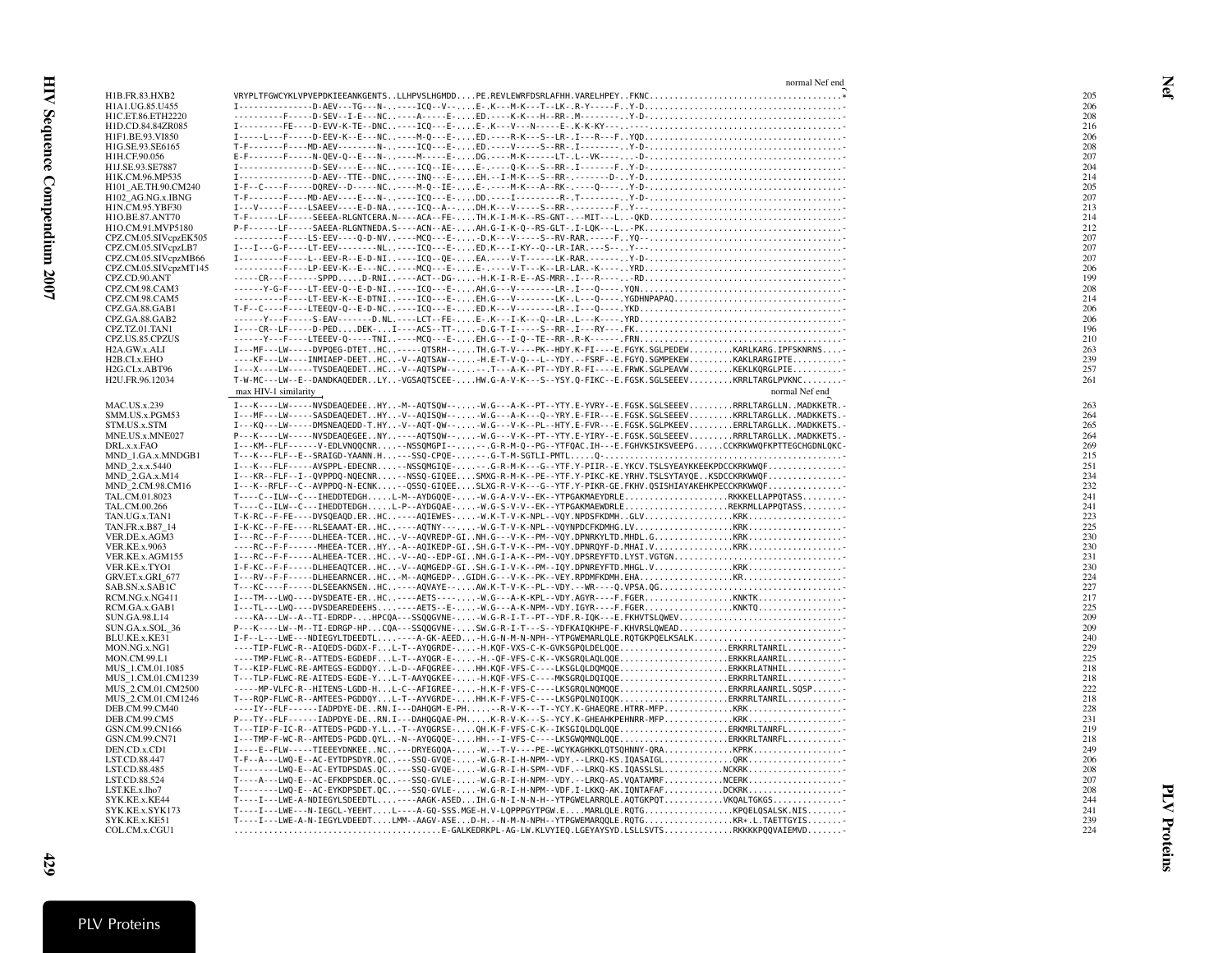```
                                                                                                          normal Nef end
H1B.FR.83.HXB2              VRYPLTFGWCYKLVPVEPDKIEEANKGENTS..LLHPVSLHGMDD....PE.REVLEWRFDSRLAFHH.VARELHPEY..FKNC.......................................*   205
H1A1.UG.85.U455             I---------------D-AEV---TG---N-..----ICQ--V-.....E-.K---M-K---T--LK-.R-Y-----F..Y-D........................................-   206
H1C.ET.86.ETH2220           ----------F-----D-SEV--I-E---NC..----A-----E.....ED.----K-K---H--RR-.M--------..Y-D........................................-   208
H1D.CD.84.84ZR085           I---------FE----D-EVV-K-TE--DNC..----ICQ---E.....E-.K---V---N-----E-.K-K-KY-----.----......................................-   216
H1F1.BE.93.VI850            I------L---F----D-EEV-K--E---NC..----M-Q---E.....ED.----R-K---S--LR-.I---R---F..YQD.......................................-   206
H1G.SE.93.SE6165            T-F-------F----MD-AEV--------N-..----ICQ---E.....ED.----V-----S--RR-.I---------..Y-D........................................-   208
H1H.CF.90.056               E-F-------F-----N-QEV-Q--E---N-..----M-----E.....DG.----M-K------LT-.L--VK-------D-........................................-   207
H1J.SE.93.SE7887            I---------------D-SEV---E---NC..----ICQ--IE-.....E-.----Q-K---S--RR-.I---------F..Y-D......................................-   204
H1K.CM.96.MP535             I---------------D-AEV--TTE--DNC..----INQ---E-....EH.--I-M-K---S--RR-.-------D-..Y-D........................................-   214
H101_AE.TH.90.CM240         I-F--C----F-----DQREV--D-----NC..----M-Q--IE-....E-.----M-K---A--RK-.----Q-----..Y-D.......................................-   205
H102_AG.NG.x.IBNG           T-F-------F----MD-AEV---E---N-..----ICQ---E-.....DD.----I--------R-.T---------..Y-D........................................-   207
H1N.CM.95.YBF30             I---V-----F----LSAEEV----E-D-NA..----ICQ--A---...DH.K---V--------S--RR----------F..Y----...................................-   213
H1O.BE.87.ANT70             T-F------LF-----SEEEA-RLGNTCERA.N----ACA--FE-....TH.K-I-M-K--RS-GNT-.--MIT---L..-QKD......................................-   214
H1O.CM.91.MVP5180           P-F------LF-----SAEEA-RLGNTNEDA.S----ACN--AE-....AH.G-I-K-Q--RS-GLT-.I-LQK---L..-PK.......................................-   212
CPZ.CM.05.SIVcpzEK505       ----------F----LS-EEV----Q-D-NV..----MCQ---E-....-D.K---V-----S--RV-RAR.------F..YQ-......................................-   207
CPZ.CM.05.SIVcpzLB7         I---I---G-F----LT-EEV---------NL..----ICQ---E-...ED.K---I-KY--Q--LR-IAR.---S---..Y---......................................-   207
CPZ.CM.05.SIVcpzMB66        I---------F----L--EEV-R--E-D-NI..----ICQ--QE-....EA.----V-T------LK-RAR.-------..Y-D.......................................-   207
CPZ.CM.05.SIVcpzMT145       ----------F----LP-EEV-K--E---NC..----MCQ---E-....E-.----V-T---K--LR-LAR.-K-----.YRD.......................................-   206
CPZ.CD.90.ANT               -----CR---F------SPPD.....D-RNI..----ACT--DG-....-H.K-I-R-E--AS-MRR-.I---R-----..-RD......................................-   199
CPZ.CM.98.CAM3              ------Y-G-F----LT-EEV-Q--E-D-NI..----ICQ---E-....AH.G---V--------LR-.I---Q-----.YQN.......................................-   208
CPZ.CM.98.CAM5              ----------F----LT-EEV-K--E-DTNI..----ICQ---E-....EH.G---V--------LK-.L---Q-----.YGDHNPAPAQ................................-   214
CPZ.GA.88.GAB1              T-F--C----F----LTEEQV-Q--E-D-NC..----ICQ---E-....ED.K---V--------LR-.I---Q-----.YKD.......................................-   206
CPZ.GA.88.GAB2              ------Y---F-----S-EAV-------D.NL..----LCT--FE-...E-.K---I-K---Q--LR-.L---K-----.YRD.......................................-   206
CPZ.TZ.01.TAN1              I----CR--LF-----D-PED....DEK-..I----ACS--TT-.....-D.G-T-I-----S--RR-.I---RY----.FK........................................-   196
CPZ.US.85.CPZUS             ------Y---F----LTEEEV-Q-----TNI..----MCQ---E-....EH.G---I-Q--TE--RR-.R-K-------.FRN.......................................-   210
H2A.GW.x.ALI                I---MF---LW-----DVPQEG-DTET..HC..-----QTSRH--....TH.G-T-V----PK--HDY.K-FI----E.FGYK.SGLPEDEW.........KARLKARG.IPFSKNRNS....-   263
H2B.CI.x.EHO                ----KF---LW----INMIAEP-DEET..KC..-V--AQTSAW--....-H.E-T-V-Q---L--YDY.--FSRF--E.FGYQ.SGMPEKEW.........KAKLRARGIPTE..........-   239
H2G.CI.x.ABT96              I---X----LW-----TVSDEAQEDET..HC..-V--AQTSPW--....--.T---A-K--PT--YDY.R-FI----E.FRWK.SGLPEAVW.........KEKLKQRGLPIE..........-   257
H2U.FR.96.12034             T-W-MC---LW--E--DANDKAQEDER..LY..-VGSAQTSCEE-....HW.G-A-V-K---S--YSY.Q-FIKC--E.FGSK.SGLSEEEV.........KRRLTARGLPVKNC........-   261
                            max HIV-1 similarity                                                                                 normal Nef end
MAC.US.x.239                I---K----LW-----NVSDEAQEDEE..HY..-M--AQTSQW--....-W.G---A-K--PT--YTY.E-YVRY--E.FGSK.SGLSEEEV.........RRRLTARGLLN..MADKKETR.-   263
SMM.US.x.PGM53              I---MF---LW-----SASDEAQEDET..HY..-V--AQISQW--....-W.G---A-K---Q--YRY.E-FIR---E.FGSK.SGLSEEEV.........RRRLTARGLLK..MADKKETS.-   264
STM.US.x.STM                I---KQ---LW-----DMSNEAQEDD-T.HY..-V--AQT-QW--....-W.G---V-K--PL--HTY.E-FVR---E.FGSK.SGLPKEEV.........ERRLTARGLLK..MADKKETS.-   265
MNE.US.x.MNE027             P---K----LW-----NVSDEAQEGEE..HY..----AQTSQW--....-W.G---V-K--PT--YTY.E-YIRY--E.FGSK.SGLSEEEV.........RRRLTARGLLK..MADKKETS.-   264
DRL.x.x.FAO                 I---KM--FLF------V-EDLVNQQCNR....--NSSQMGPI--....--.G-R-M-Q--PG--YTFQAC.IH---E.FGHVKSIKSVEEPG......CCKRKWWQFKPTTEGCHGDNLQKC-   269
MND_1.GA.x.MNDGB1           T---K---FLF--E--SRAIGD-YAANN.H...---SSQ-CPQE-....--.G-T-M-SGTLI-PMTL.....Q-...............................................-   215
MND_2.x.x.5440              I---K---FLF-----AVSPPL-EDECNR....--NSSQMGIQE-....--.G-R-M-K---G--YTF.Y-PIIR--E.YKCV.TSLSYEAYKKEEKPDCCKRKWWQF...............-   251
MND_2.GA.x.M14              I---KR--FLF--I--QVPPDQ-NQECNR....--NSSQ-GIQEE....SMXG-R-M-K--PE--YTF.Y-PIKC-KE.YRHV.TSLSYTAYQE..KSDCCKRKWWQF...............-   234
MND_2.CM.98.CM16            I---K--RFLF--C--AVPPDQ-N-ECNK....--QSSQ-GIQEE....SLXG-R-V-K---G--YTF.Y-PIKR-GE.FKHV.QSISHIAYAKEHKPECCKRKWWQF...............-   232
TAL.CM.01.8023              T----C--ILW--C---IHEDDTEDGH.....L-M--AYDGQQE-....-W.G-A-V-V--EK--YTPGAKMAEYDRLE...................RKKKELLAPPQTASS........-   241
TAL.CM.00.266               T----C--ILW--C---IHEDDTEDGH.....L-P--AYDGQAE-....-W.G-S-V-V--EK--YTPGAKMAEWDRLE...................REKRMLLAPPQTASS........-   241
TAN.UG.x.TAN1               T-K-RC--F-FE----DVSQEAQD.ER..HC..----AQIEWES-....-W.K-T-V-K-NPL--VQY.NPDSFKDMH..GLV..................KRK..................-   223
TAN.FR.x.B87_14             I-K-KC--F-FE----RLSEAAAT-ER..HC..----AQTNY---....-W.G-T-V-K-NPL--VQYNPDCFKDMHG.LV....................KRK..................-   225
VER.DE.x.AGM3               I---RC--F-F-----DLHEEA-TCER..HC..-V--AQVREDP-GI..NH.G---V-K--PM--VQY.DPNRKYLTD.MHDL.G................KRK..................-   230
VER.KE.x.9063               ----RC--F-F-----MHEEA-TCER..HY..-A--AQIKEDP-GI..SH.G-T-V-K--PM--VQY.DPNRQYF-D.MHAI.V................KRK..................-   230
VER.KE.x.AGM155             I---RC--F-F-----ALHEEA-TCER..HC..-V--AQ--EDP-GI..NH.G-I-A-K--PM--VQY.DPSREYFTD.LYST.VGTGN.................................-   231
VER.KE.x.TYO1               I-F-KC--F-F-----DLHEEAQTCER..HC..-V--AQMGEDP-GI..SH.G-I-V-K--PM--IQY.DPNREYFTD.MHGL.V................KRK..................-   230
GRV.ET.x.GRI_677            I---RV--F-F-----DLHEEARNCER..HC..-M--AQMGEDP-..GIDH.G---V-K--PK--VEY.RPDMFKDMH.EHA...................KR...................-   224
SAB.SN.x.SAB1C              T---KC----F-----DLSEEAKNSEN..HC..----AQVAYE--....AW.K-T-V-K--PL--VDY.--WR----Q.VPSA.QG....................................-   227
RCM.NG.x.NG411              I---TM---LWQ----DVSDEATE-ER..HC..----AETS----....-W.G---A-K-KPL--VDY.AGYR----F.FGER..................KNKTK................-   217
RCM.GA.x.GAB1               I---TL---LWQ----DVSDEAREDEEHS....----AETS--E-....-W.G---A-K-NPM--VDY.IGYR----F.FGER..................KNKTQ................-   225
SUN.GA.98.L14               ----KA---LW--A--TI-EDRDP-...HPCQA---SSQQGVNE-....-W.G-R-I-T--PT--YDF.R-IQK---E.FKHVTSLQWEV................................-   209
SUN.GA.x.SOL_36             P---K----LW--M--TI-EDRGP-HP..CQA---SSQQGVNE-....SW.G-R-I-T---S--YDFKAIQKHPE-F.KHVRSLQWEAD.................................-   209
BLU.KE.x.KE31               I-F--L---LWE---NDIEGYLTDEEDTL....----A-GK-AEED...-H.G-N-M-N-NPH--YTPGWEMARLQLE.RQTGKPQELKSALK.............................-   240
MON.NG.x.NG1                ----TIP-FLWC-R--AIQEDS-DGDX-F...L-T--AYQGRDE-....-H.KQF-VXS-C-K-GVKSGPQLDELQQE......................ERKRRLTANRIL..........-   229
MON.CM.99.L1                ----TMP-FLWC-R--ATTEDS-EGDEDF...L-T--AYQGR-E-....-H.-QF-VFS-C-K--VKSGRQLAQLQQE......................ERKKRLAANRIL..........-   225
MUS_1.CM.01.1085            T---KIP-FLWC-RE-AMTEGS-EGDDQY...L-D--AFQGREE-....HH.KQF-VFS-C----LKSGLQLDQMQQE......................ERKKRLATNHIL..........-   218
MUS_1.CM.01.CM1239          T---TLP-FLWC-RE-AITEDS-EGDE-Y...L-T-AAYQGKEE-....-H.KQF-VFS-C----MKSGRQLDQIQQE......................ERKRRLTANRIL..........-   218
MUS_2.CM.01.CM2500          -----MP-VLFC-R--HITENS-LGDD-H...L-C--AFIGREE-....-H.K-F-VFS-C----LKSGRQLNQMQQE......................ERKRRLAANRIL.SQSP......-   222
MUS_2.CM.01.CM1246          T---RQP-FLWC-R--AMTEES-PGDDQY...L-T--AYVGRDE-....HH.K-F-VFS-C----LKSGPQLNQIQQK......................ERKRRLTANRIL..........-   218
DEB.CM.99.CM40              ----IY--FLF------IADPDYE-DE..RN.I---DAHQGM-E-PH.....--R-V-K---T--YCY.K-GHAEQRE.HTRR-MFP..............KRK..................-   228
DEB.CM.99.CM5               P---TY--FLF------IADPDYE-DE..RN.I---DAHQGQAE-PH.....K-R-V-K---S--YCY.K-GHEAHKPEHNRR-MFP..............KRK..................-   231
GSN.CM.99.CN166             T---TIP-F-IC-R--ATTEDS-PGDD-Y.L..-T--AYQGRSE-....QH.K-F-VFS-C-K--IKSGIQLDQLQQE......................ERKMRLTANRFL..........-   219
GSN.CM.99.CN71              I---TMP-F-WC-R--AMTEDS-PGDD.QYL..-N--AYQGQQE-....HH.--I-VFS-C----LKSGWQMNQLQQE......................ERKKRLTANRFL..........-   218
DEN.CD.x.CD1                I----E--FLW-----TIEEEYDNKEE..NC..---DRYEGQQA-....-W.--T-V----PE--WCYKAGHKKLQTSQHNNY-QRA..............KPRK.................-   249
LST.CD.88.447               T-F--A---LWQ-E--AC-EYTDPSDYR.QC..---SSQ-GVQE-....-W.G-R-I-H-NPM--VDY.--LRKQ-KS.IQASAIGL..............QRK..................-   206
LST.CD.88.485               T---------LWQ-E--AC-EYTDPSDAS.QC..---SSQ-GVQE-....-W.G-R-I-H-SPM--VDF.--LRKQ-KS.IQASSLSL.............NCKRK................-   208
LST.CD.88.524               T----A---LWQ-E--AC-EFKDPSDER.QC..---SSQ-GVLE-....-W.G-R-I-H-NPM--VDY.--LRKQ-AS.VQATAMRF.............NCERK................-   207
LST.KE.x.lho7               T---------LWQ-E--AC-EYKDPSDET.QC..---SSQ-GVLE-....-W.G-R-I-H-NPM--VDF.I-LRKQ-AK.IQNTAFAF.............DCKRK................-   208
SYK.KE.x.KE44               T----I---LWE-A-NDIEGYLSDEEDTL....----AAGK-ASED...IH.G-N-I-N-N-H--YTPGWELARRQLE.AQTGKPQT............VKQALTGKGS..............-   244
SYK.KE.x.SYK173             T----I---LWE---N-IEGCL-YEEHT....L----A-GQ-SSS.MGE-H.V-LQPPPGYTPGW.E....MARLQLE.RQTG.................KPQELQSALSK.NIS........-   241
SYK.KE.x.KE51               T----I---LWE-A-N-IEGYLVDEEDT....LMM--AAGV-ASE....D-H.--N-M-N-NPH--YTPGWEMARQQLE.RQTG.................KR*.L.TAETTGYIS.......-   239
COL.CM.x.CGU1               .........................................E-GALKEDRKPL-AG-LW.KLVYIEQ.LGEYAYSYD.LSLLSVTS.............RKKKKPQQVAIEMVD.......-   224
```